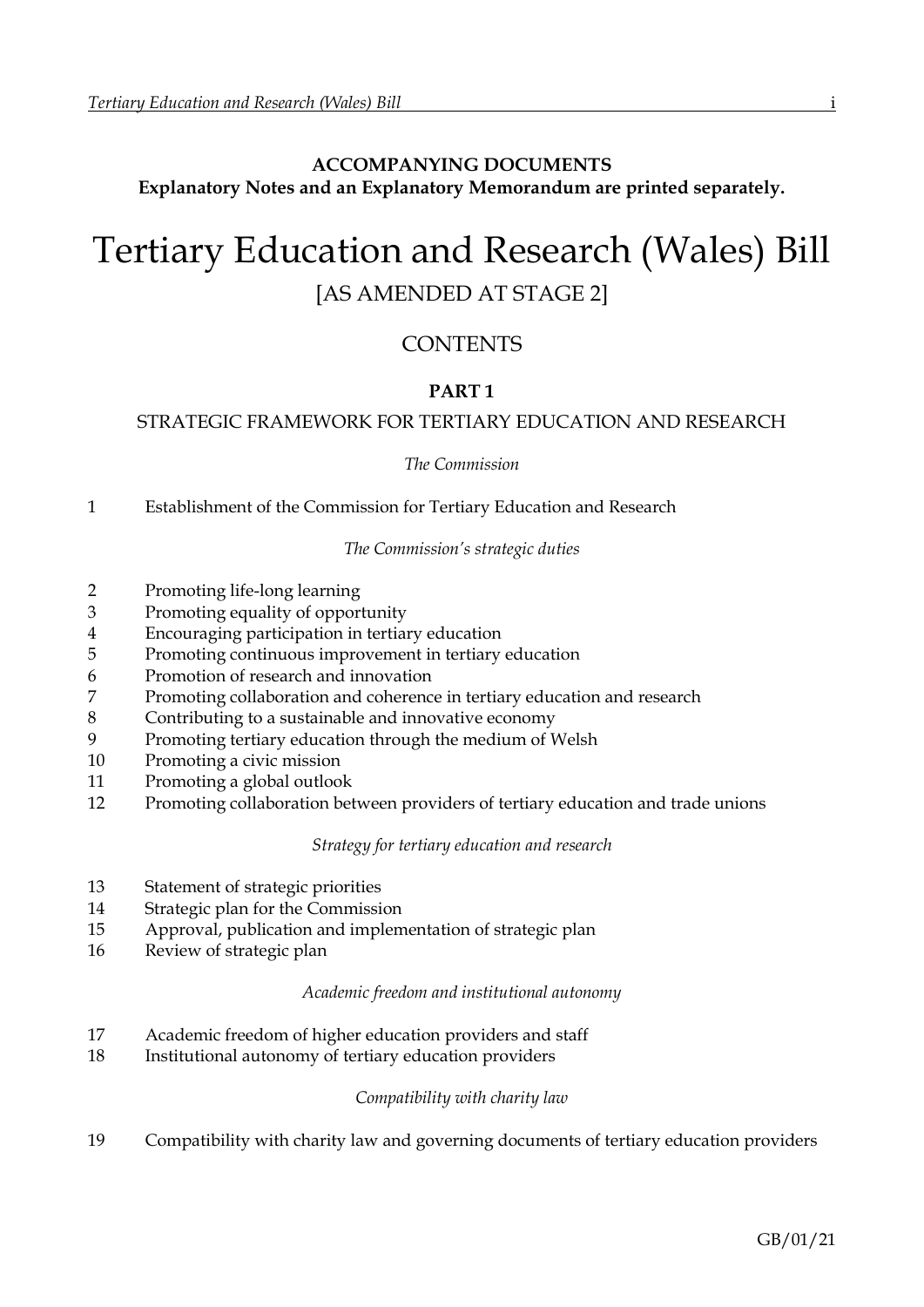**ACCOMPANYING DOCUMENTS**
**Explanatory Notes and an Explanatory Memorandum are printed separately.**

# Tertiary Education and Research (Wales) Bill

[AS AMENDED AT STAGE 2]

## CONTENTS

### PART 1

STRATEGIC FRAMEWORK FOR TERTIARY EDUCATION AND RESEARCH

*The Commission*

1 Establishment of the Commission for Tertiary Education and Research

*The Commission's strategic duties*

2 Promoting life-long learning
3 Promoting equality of opportunity
4 Encouraging participation in tertiary education
5 Promoting continuous improvement in tertiary education
6 Promotion of research and innovation
7 Promoting collaboration and coherence in tertiary education and research
8 Contributing to a sustainable and innovative economy
9 Promoting tertiary education through the medium of Welsh
10 Promoting a civic mission
11 Promoting a global outlook
12 Promoting collaboration between providers of tertiary education and trade unions

*Strategy for tertiary education and research*

13 Statement of strategic priorities
14 Strategic plan for the Commission
15 Approval, publication and implementation of strategic plan
16 Review of strategic plan

*Academic freedom and institutional autonomy*

17 Academic freedom of higher education providers and staff
18 Institutional autonomy of tertiary education providers

*Compatibility with charity law*

19 Compatibility with charity law and governing documents of tertiary education providers

GB/01/21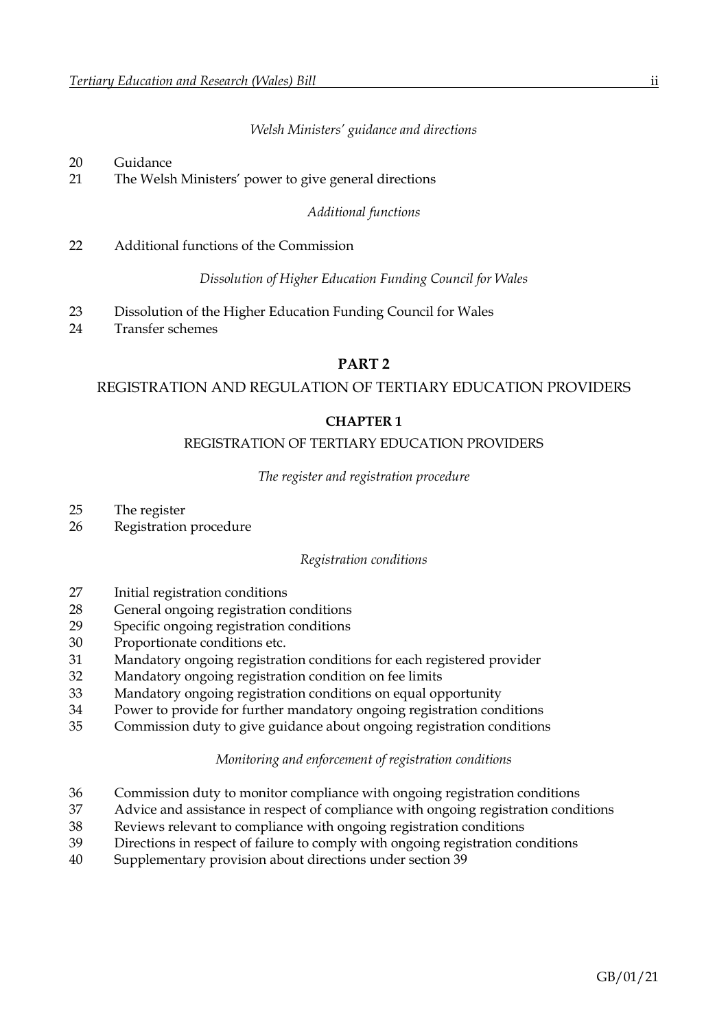*Welsh Ministers' guidance and directions*

20 Guidance
21 The Welsh Ministers' power to give general directions

*Additional functions*

22 Additional functions of the Commission

*Dissolution of Higher Education Funding Council for Wales*

23 Dissolution of the Higher Education Funding Council for Wales
24 Transfer schemes

## PART 2

## REGISTRATION AND REGULATION OF TERTIARY EDUCATION PROVIDERS

### CHAPTER 1

### REGISTRATION OF TERTIARY EDUCATION PROVIDERS

*The register and registration procedure*

25 The register
26 Registration procedure

*Registration conditions*

27 Initial registration conditions
28 General ongoing registration conditions
29 Specific ongoing registration conditions
30 Proportionate conditions etc.
31 Mandatory ongoing registration conditions for each registered provider
32 Mandatory ongoing registration condition on fee limits
33 Mandatory ongoing registration conditions on equal opportunity
34 Power to provide for further mandatory ongoing registration conditions
35 Commission duty to give guidance about ongoing registration conditions

*Monitoring and enforcement of registration conditions*

36 Commission duty to monitor compliance with ongoing registration conditions
37 Advice and assistance in respect of compliance with ongoing registration conditions
38 Reviews relevant to compliance with ongoing registration conditions
39 Directions in respect of failure to comply with ongoing registration conditions
40 Supplementary provision about directions under section 39

GB/01/21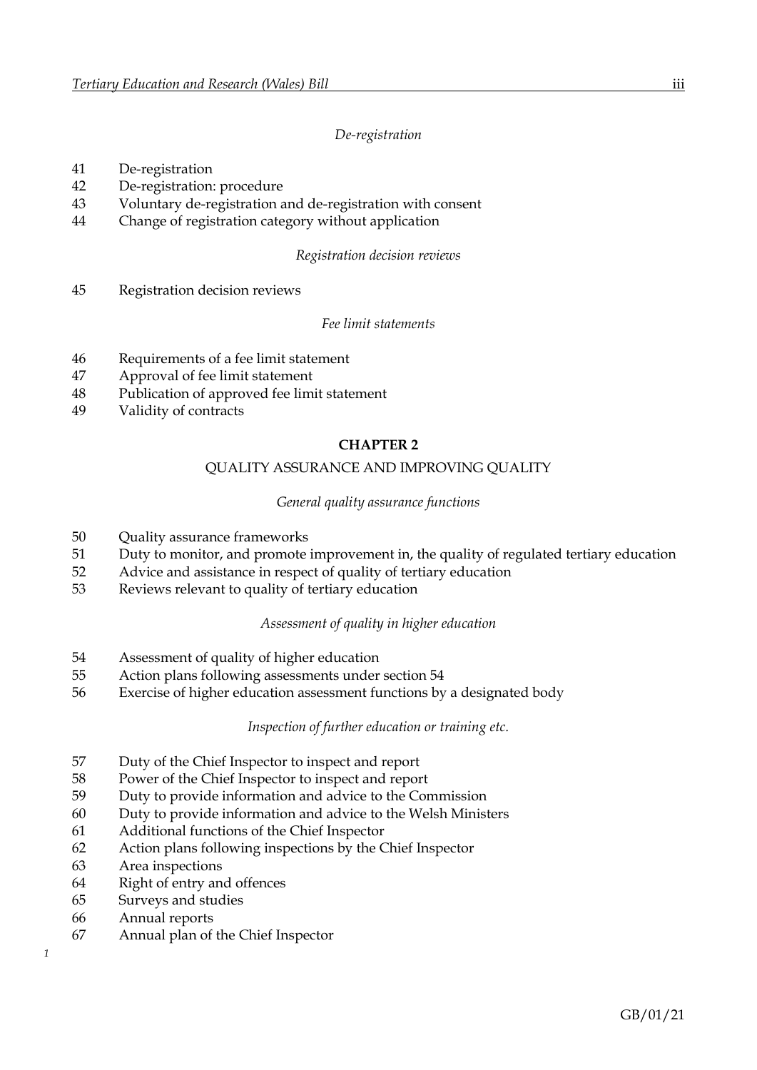*De-registration*

41 De-registration
42 De-registration: procedure
43 Voluntary de-registration and de-registration with consent
44 Change of registration category without application

*Registration decision reviews*

45 Registration decision reviews

*Fee limit statements*

46 Requirements of a fee limit statement
47 Approval of fee limit statement
48 Publication of approved fee limit statement
49 Validity of contracts

## CHAPTER 2

### QUALITY ASSURANCE AND IMPROVING QUALITY

*General quality assurance functions*

50 Quality assurance frameworks
51 Duty to monitor, and promote improvement in, the quality of regulated tertiary education
52 Advice and assistance in respect of quality of tertiary education
53 Reviews relevant to quality of tertiary education

*Assessment of quality in higher education*

54 Assessment of quality of higher education
55 Action plans following assessments under section 54
56 Exercise of higher education assessment functions by a designated body

*Inspection of further education or training etc.*

57 Duty of the Chief Inspector to inspect and report
58 Power of the Chief Inspector to inspect and report
59 Duty to provide information and advice to the Commission
60 Duty to provide information and advice to the Welsh Ministers
61 Additional functions of the Chief Inspector
62 Action plans following inspections by the Chief Inspector
63 Area inspections
64 Right of entry and offences
65 Surveys and studies
66 Annual reports
67 Annual plan of the Chief Inspector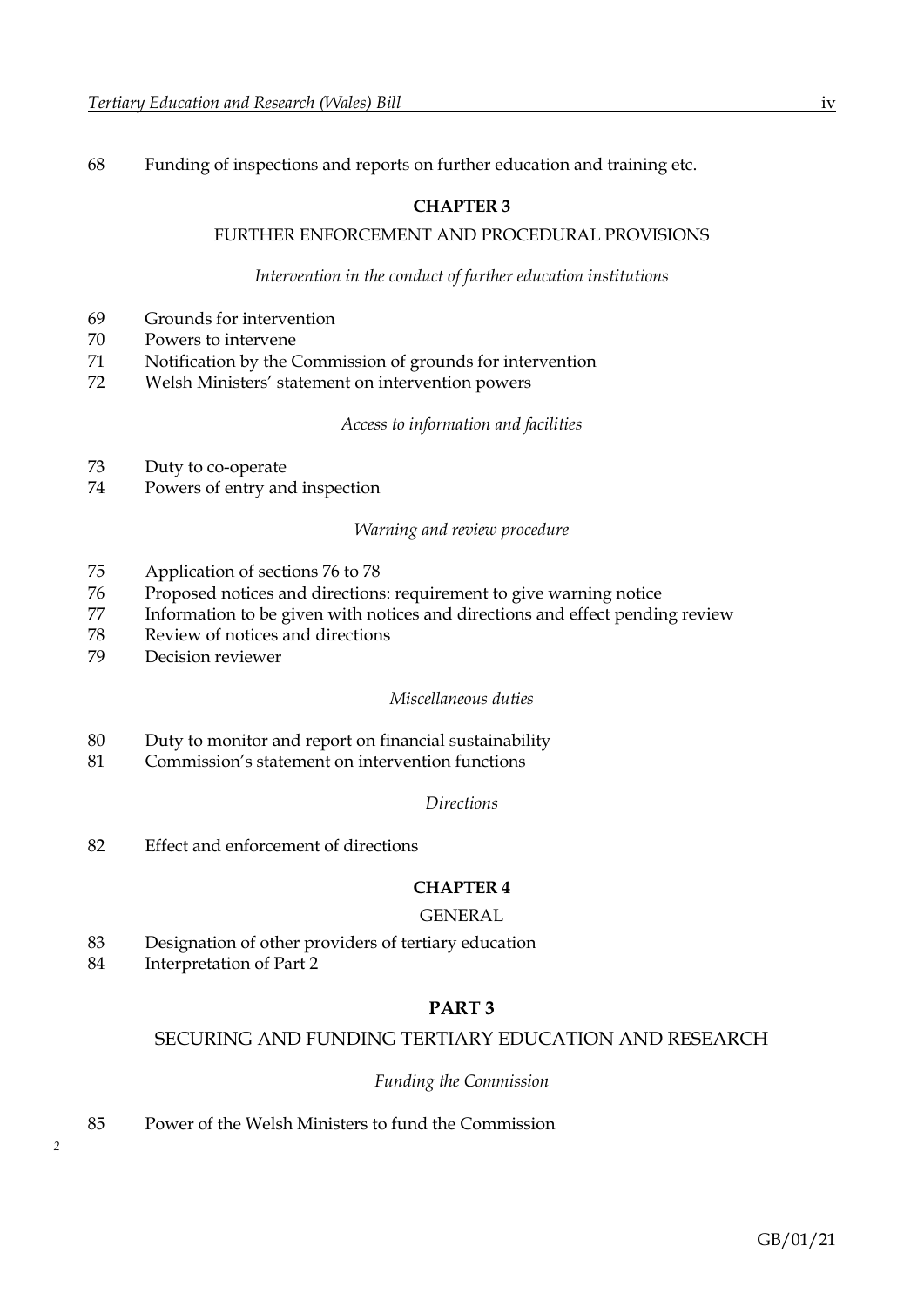68 Funding of inspections and reports on further education and training etc.

### CHAPTER 3

### FURTHER ENFORCEMENT AND PROCEDURAL PROVISIONS

*Intervention in the conduct of further education institutions*

69 Grounds for intervention
70 Powers to intervene
71 Notification by the Commission of grounds for intervention
72 Welsh Ministers' statement on intervention powers

*Access to information and facilities*

73 Duty to co-operate
74 Powers of entry and inspection

*Warning and review procedure*

75 Application of sections 76 to 78
76 Proposed notices and directions: requirement to give warning notice
77 Information to be given with notices and directions and effect pending review
78 Review of notices and directions
79 Decision reviewer

*Miscellaneous duties*

80 Duty to monitor and report on financial sustainability
81 Commission's statement on intervention functions

*Directions*

82 Effect and enforcement of directions

### CHAPTER 4

### GENERAL

83 Designation of other providers of tertiary education
84 Interpretation of Part 2

## PART 3

## SECURING AND FUNDING TERTIARY EDUCATION AND RESEARCH

*Funding the Commission*

85 Power of the Welsh Ministers to fund the Commission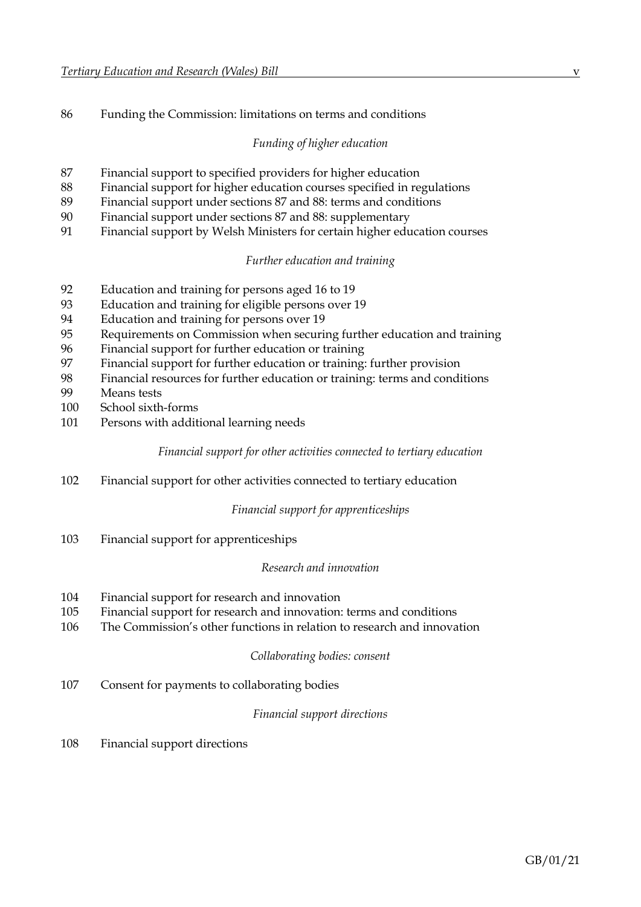86 Funding the Commission: limitations on terms and conditions

*Funding of higher education*

87 Financial support to specified providers for higher education
88 Financial support for higher education courses specified in regulations
89 Financial support under sections 87 and 88: terms and conditions
90 Financial support under sections 87 and 88: supplementary
91 Financial support by Welsh Ministers for certain higher education courses

*Further education and training*

92 Education and training for persons aged 16 to 19
93 Education and training for eligible persons over 19
94 Education and training for persons over 19
95 Requirements on Commission when securing further education and training
96 Financial support for further education or training
97 Financial support for further education or training: further provision
98 Financial resources for further education or training: terms and conditions
99 Means tests
100 School sixth-forms
101 Persons with additional learning needs

*Financial support for other activities connected to tertiary education*

102 Financial support for other activities connected to tertiary education

*Financial support for apprenticeships*

103 Financial support for apprenticeships

*Research and innovation*

104 Financial support for research and innovation
105 Financial support for research and innovation: terms and conditions
106 The Commission's other functions in relation to research and innovation

*Collaborating bodies: consent*

107 Consent for payments to collaborating bodies

*Financial support directions*

108 Financial support directions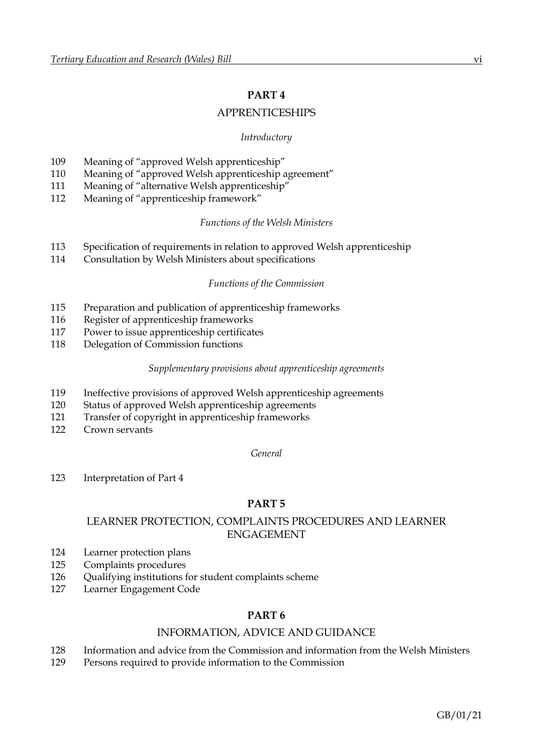## PART 4

## APPRENTICESHIPS

*Introductory*

109 Meaning of "approved Welsh apprenticeship"
110 Meaning of "approved Welsh apprenticeship agreement"
111 Meaning of "alternative Welsh apprenticeship"
112 Meaning of "apprenticeship framework"

*Functions of the Welsh Ministers*

113 Specification of requirements in relation to approved Welsh apprenticeship
114 Consultation by Welsh Ministers about specifications

*Functions of the Commission*

115 Preparation and publication of apprenticeship frameworks
116 Register of apprenticeship frameworks
117 Power to issue apprenticeship certificates
118 Delegation of Commission functions

*Supplementary provisions about apprenticeship agreements*

119 Ineffective provisions of approved Welsh apprenticeship agreements
120 Status of approved Welsh apprenticeship agreements
121 Transfer of copyright in apprenticeship frameworks
122 Crown servants

*General*

123 Interpretation of Part 4

## PART 5

## LEARNER PROTECTION, COMPLAINTS PROCEDURES AND LEARNER ENGAGEMENT

124 Learner protection plans
125 Complaints procedures
126 Qualifying institutions for student complaints scheme
127 Learner Engagement Code

## PART 6

## INFORMATION, ADVICE AND GUIDANCE

128 Information and advice from the Commission and information from the Welsh Ministers
129 Persons required to provide information to the Commission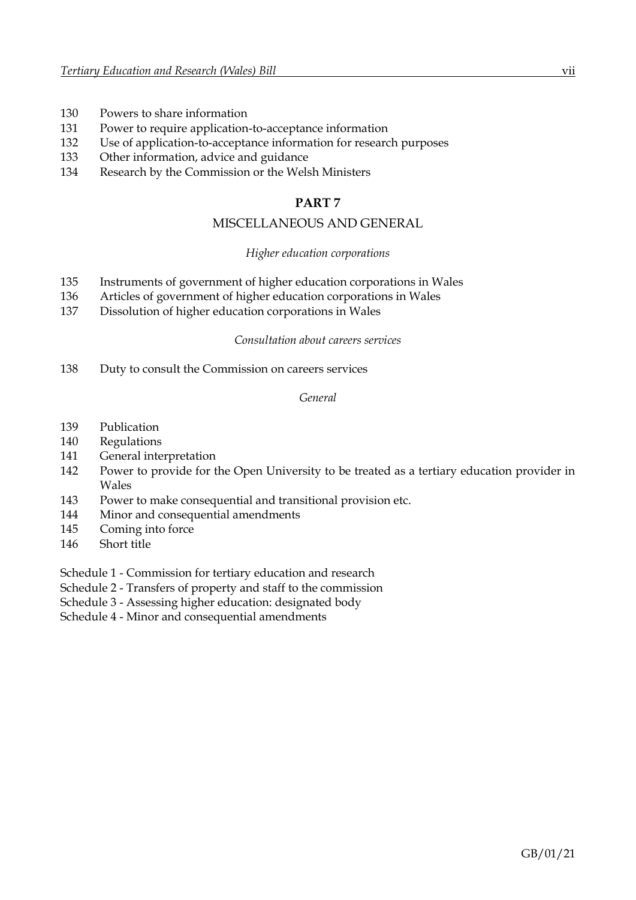130 Powers to share information
131 Power to require application-to-acceptance information
132 Use of application-to-acceptance information for research purposes
133 Other information, advice and guidance
134 Research by the Commission or the Welsh Ministers

## PART 7

## MISCELLANEOUS AND GENERAL

*Higher education corporations*

135 Instruments of government of higher education corporations in Wales
136 Articles of government of higher education corporations in Wales
137 Dissolution of higher education corporations in Wales

*Consultation about careers services*

138 Duty to consult the Commission on careers services

*General*

139 Publication
140 Regulations
141 General interpretation
142 Power to provide for the Open University to be treated as a tertiary education provider in Wales
143 Power to make consequential and transitional provision etc.
144 Minor and consequential amendments
145 Coming into force
146 Short title

Schedule 1 - Commission for tertiary education and research
Schedule 2 - Transfers of property and staff to the commission
Schedule 3 - Assessing higher education: designated body
Schedule 4 - Minor and consequential amendments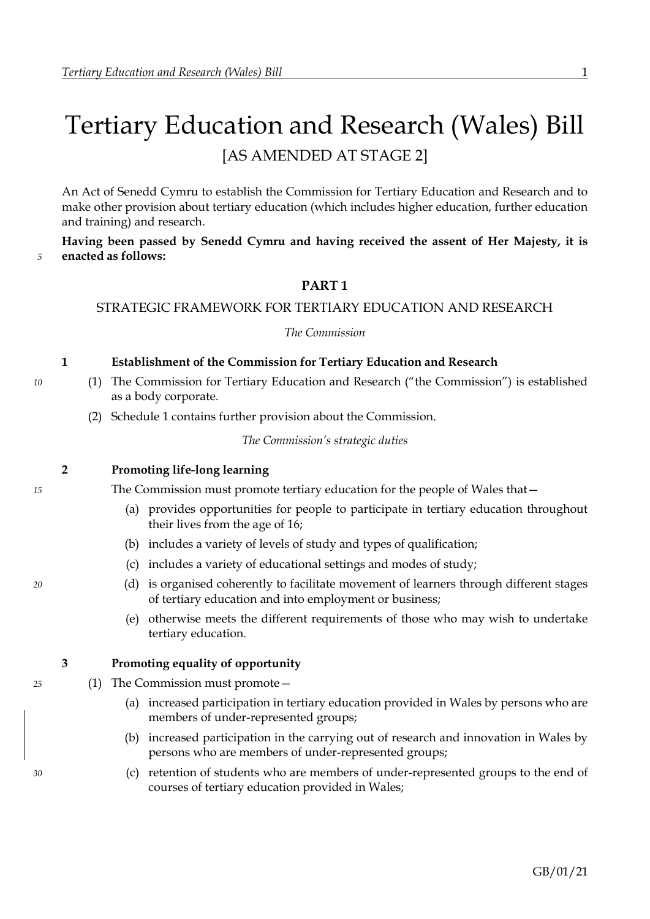# Tertiary Education and Research (Wales) Bill

[AS AMENDED AT STAGE 2]

An Act of Senedd Cymru to establish the Commission for Tertiary Education and Research and to make other provision about tertiary education (which includes higher education, further education and training) and research.

**Having been passed by Senedd Cymru and having received the assent of Her Majesty, it is enacted as follows:**

## PART 1

### STRATEGIC FRAMEWORK FOR TERTIARY EDUCATION AND RESEARCH

*The Commission*

**1 Establishment of the Commission for Tertiary Education and Research**

(1) The Commission for Tertiary Education and Research ("the Commission") is established as a body corporate.

(2) Schedule 1 contains further provision about the Commission.

*The Commission's strategic duties*

**2 Promoting life-long learning**

The Commission must promote tertiary education for the people of Wales that—

(a) provides opportunities for people to participate in tertiary education throughout their lives from the age of 16;

(b) includes a variety of levels of study and types of qualification;

(c) includes a variety of educational settings and modes of study;

(d) is organised coherently to facilitate movement of learners through different stages of tertiary education and into employment or business;

(e) otherwise meets the different requirements of those who may wish to undertake tertiary education.

**3 Promoting equality of opportunity**

(1) The Commission must promote—

(a) increased participation in tertiary education provided in Wales by persons who are members of under-represented groups;

(b) increased participation in the carrying out of research and innovation in Wales by persons who are members of under-represented groups;

(c) retention of students who are members of under-represented groups to the end of courses of tertiary education provided in Wales;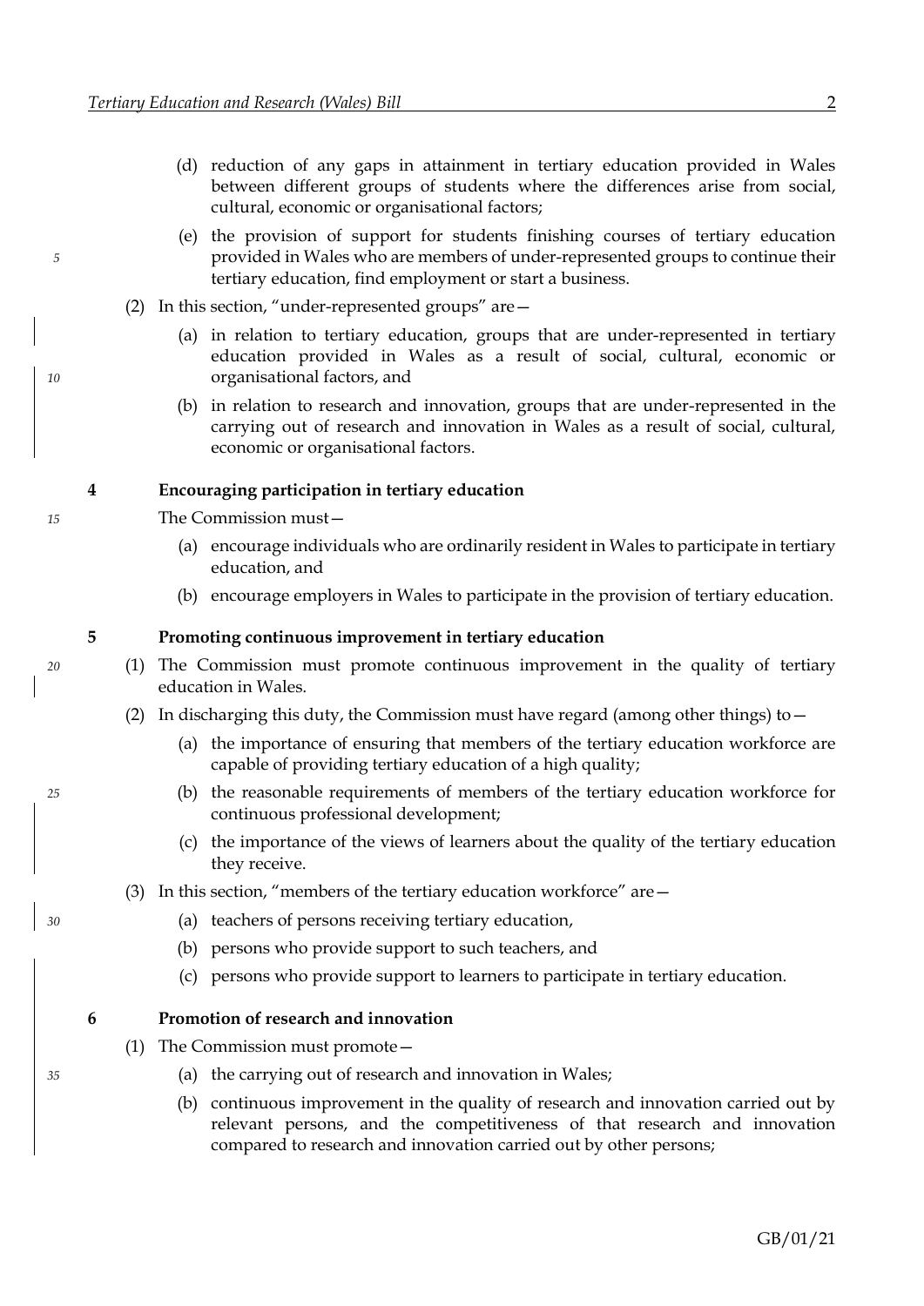(d) reduction of any gaps in attainment in tertiary education provided in Wales between different groups of students where the differences arise from social, cultural, economic or organisational factors;

(e) the provision of support for students finishing courses of tertiary education provided in Wales who are members of under-represented groups to continue their tertiary education, find employment or start a business.

(2) In this section, "under-represented groups" are—

(a) in relation to tertiary education, groups that are under-represented in tertiary education provided in Wales as a result of social, cultural, economic or organisational factors, and

(b) in relation to research and innovation, groups that are under-represented in the carrying out of research and innovation in Wales as a result of social, cultural, economic or organisational factors.

### 4 Encouraging participation in tertiary education

The Commission must—

(a) encourage individuals who are ordinarily resident in Wales to participate in tertiary education, and

(b) encourage employers in Wales to participate in the provision of tertiary education.

### 5 Promoting continuous improvement in tertiary education

(1) The Commission must promote continuous improvement in the quality of tertiary education in Wales.

(2) In discharging this duty, the Commission must have regard (among other things) to—

(a) the importance of ensuring that members of the tertiary education workforce are capable of providing tertiary education of a high quality;

(b) the reasonable requirements of members of the tertiary education workforce for continuous professional development;

(c) the importance of the views of learners about the quality of the tertiary education they receive.

(3) In this section, "members of the tertiary education workforce" are—

(a) teachers of persons receiving tertiary education,

(b) persons who provide support to such teachers, and

(c) persons who provide support to learners to participate in tertiary education.

### 6 Promotion of research and innovation

(1) The Commission must promote—

(a) the carrying out of research and innovation in Wales;

(b) continuous improvement in the quality of research and innovation carried out by relevant persons, and the competitiveness of that research and innovation compared to research and innovation carried out by other persons;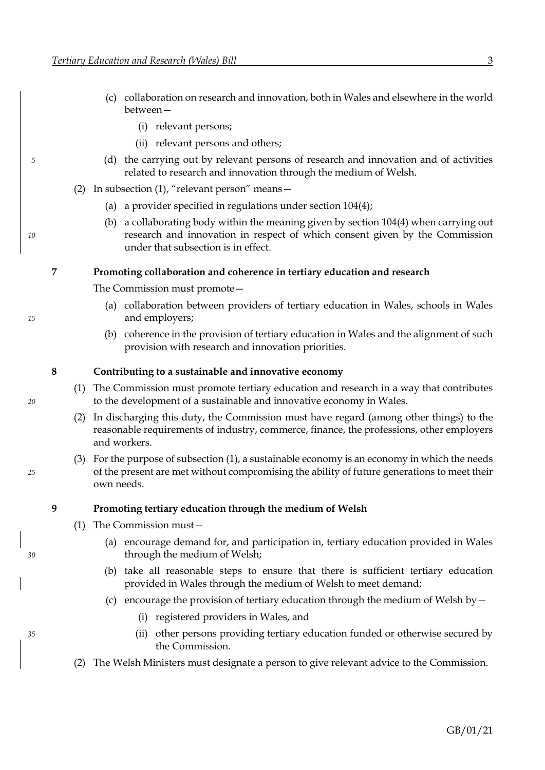(c) collaboration on research and innovation, both in Wales and elsewhere in the world between—

(i) relevant persons;

(ii) relevant persons and others;

(d) the carrying out by relevant persons of research and innovation and of activities related to research and innovation through the medium of Welsh.

(2) In subsection (1), "relevant person" means—

(a) a provider specified in regulations under section 104(4);

(b) a collaborating body within the meaning given by section 104(4) when carrying out research and innovation in respect of which consent given by the Commission under that subsection is in effect.

### 7 Promoting collaboration and coherence in tertiary education and research

The Commission must promote—

(a) collaboration between providers of tertiary education in Wales, schools in Wales and employers;

(b) coherence in the provision of tertiary education in Wales and the alignment of such provision with research and innovation priorities.

### 8 Contributing to a sustainable and innovative economy

(1) The Commission must promote tertiary education and research in a way that contributes to the development of a sustainable and innovative economy in Wales.

(2) In discharging this duty, the Commission must have regard (among other things) to the reasonable requirements of industry, commerce, finance, the professions, other employers and workers.

(3) For the purpose of subsection (1), a sustainable economy is an economy in which the needs of the present are met without compromising the ability of future generations to meet their own needs.

### 9 Promoting tertiary education through the medium of Welsh

(1) The Commission must—

(a) encourage demand for, and participation in, tertiary education provided in Wales through the medium of Welsh;

(b) take all reasonable steps to ensure that there is sufficient tertiary education provided in Wales through the medium of Welsh to meet demand;

(c) encourage the provision of tertiary education through the medium of Welsh by—

(i) registered providers in Wales, and

(ii) other persons providing tertiary education funded or otherwise secured by the Commission.

(2) The Welsh Ministers must designate a person to give relevant advice to the Commission.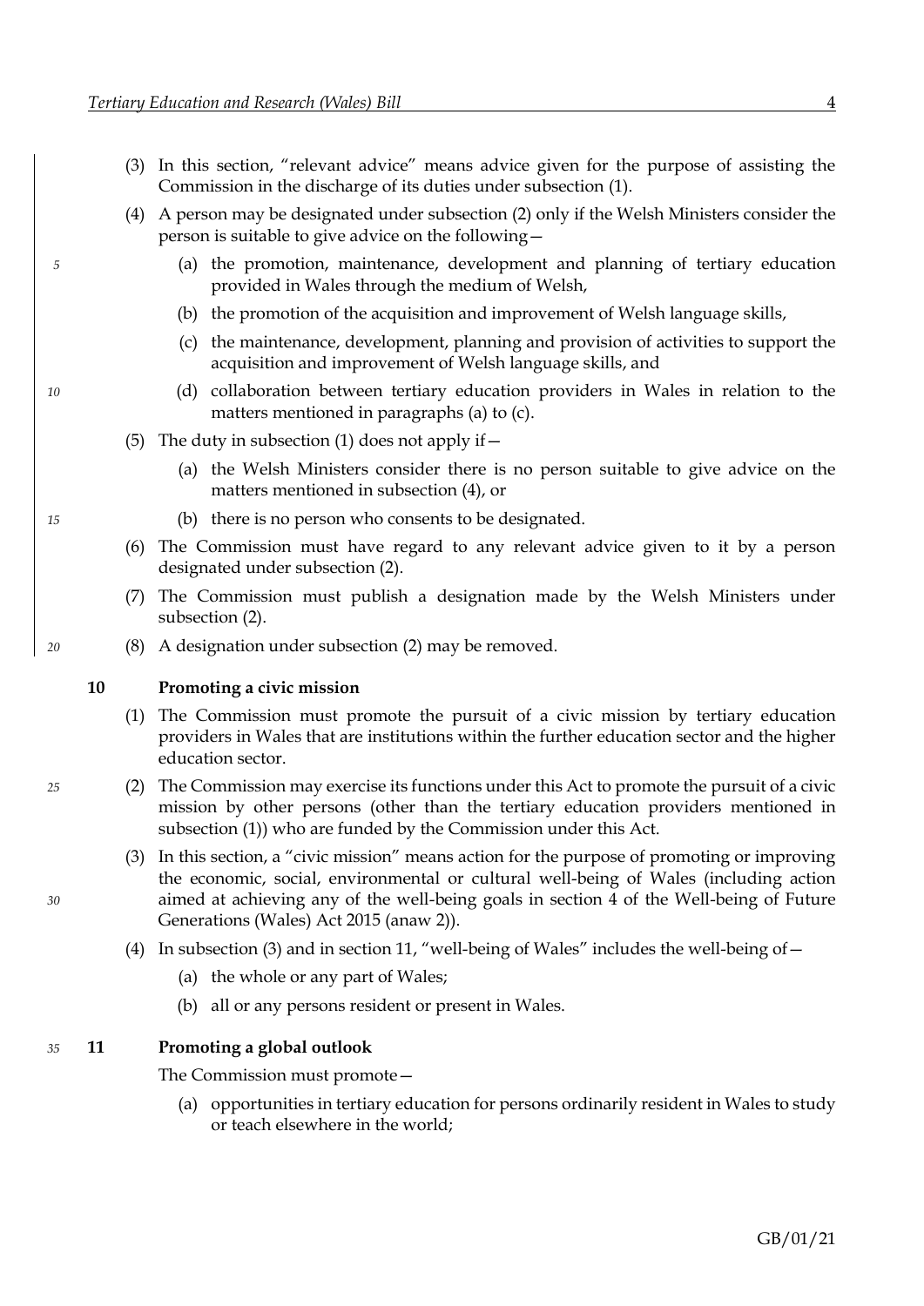(3) In this section, "relevant advice" means advice given for the purpose of assisting the Commission in the discharge of its duties under subsection (1).

(4) A person may be designated under subsection (2) only if the Welsh Ministers consider the person is suitable to give advice on the following—

(a) the promotion, maintenance, development and planning of tertiary education provided in Wales through the medium of Welsh,

(b) the promotion of the acquisition and improvement of Welsh language skills,

(c) the maintenance, development, planning and provision of activities to support the acquisition and improvement of Welsh language skills, and

(d) collaboration between tertiary education providers in Wales in relation to the matters mentioned in paragraphs (a) to (c).

(5) The duty in subsection (1) does not apply if—

(a) the Welsh Ministers consider there is no person suitable to give advice on the matters mentioned in subsection (4), or

(b) there is no person who consents to be designated.

(6) The Commission must have regard to any relevant advice given to it by a person designated under subsection (2).

(7) The Commission must publish a designation made by the Welsh Ministers under subsection (2).

(8) A designation under subsection (2) may be removed.

**10 Promoting a civic mission**

(1) The Commission must promote the pursuit of a civic mission by tertiary education providers in Wales that are institutions within the further education sector and the higher education sector.

(2) The Commission may exercise its functions under this Act to promote the pursuit of a civic mission by other persons (other than the tertiary education providers mentioned in subsection (1)) who are funded by the Commission under this Act.

(3) In this section, a "civic mission" means action for the purpose of promoting or improving the economic, social, environmental or cultural well-being of Wales (including action aimed at achieving any of the well-being goals in section 4 of the Well-being of Future Generations (Wales) Act 2015 (anaw 2)).

(4) In subsection (3) and in section 11, "well-being of Wales" includes the well-being of—

(a) the whole or any part of Wales;

(b) all or any persons resident or present in Wales.

**11 Promoting a global outlook**

The Commission must promote—

(a) opportunities in tertiary education for persons ordinarily resident in Wales to study or teach elsewhere in the world;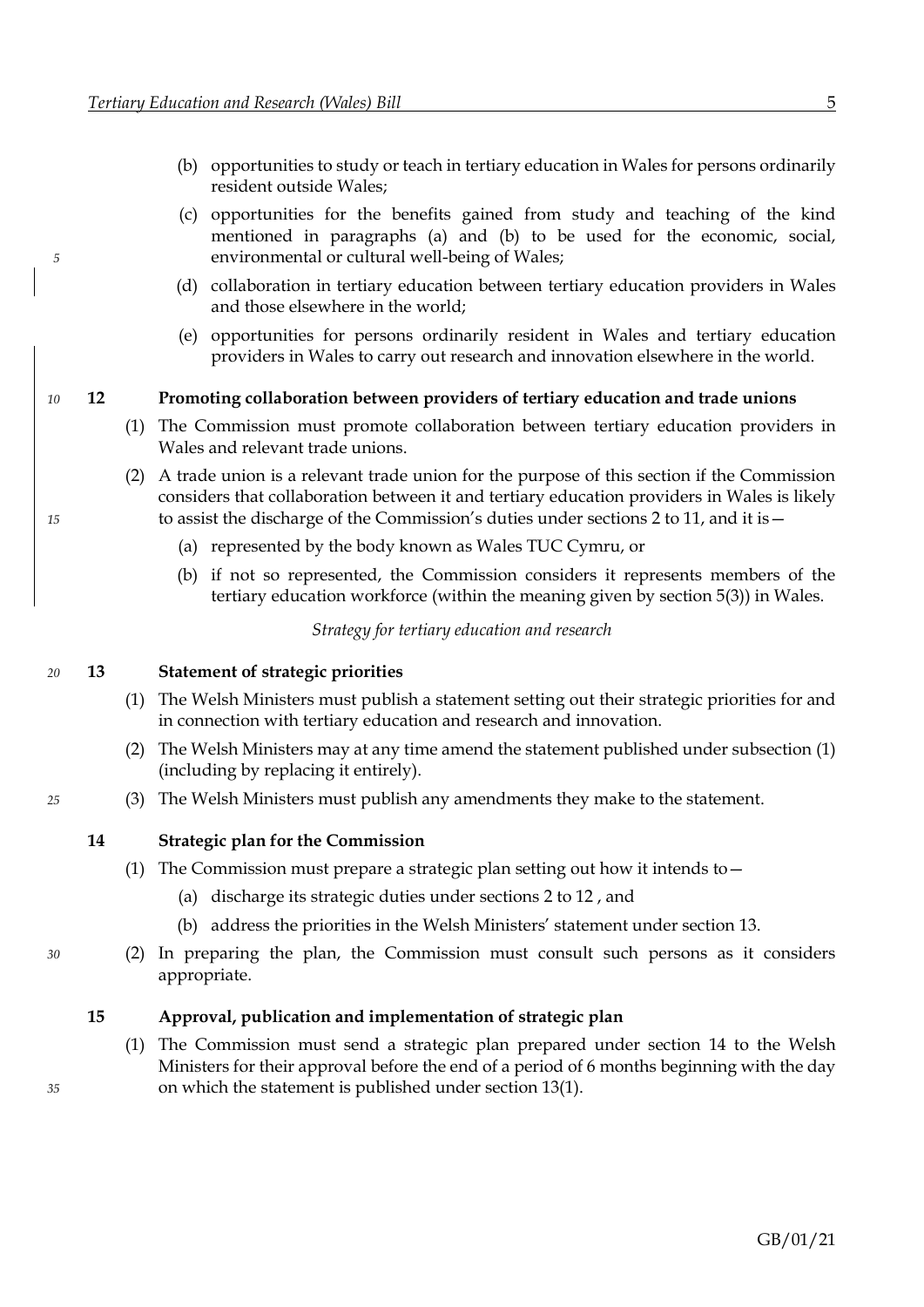(b) opportunities to study or teach in tertiary education in Wales for persons ordinarily resident outside Wales;

(c) opportunities for the benefits gained from study and teaching of the kind mentioned in paragraphs (a) and (b) to be used for the economic, social, environmental or cultural well-being of Wales;

(d) collaboration in tertiary education between tertiary education providers in Wales and those elsewhere in the world;

(e) opportunities for persons ordinarily resident in Wales and tertiary education providers in Wales to carry out research and innovation elsewhere in the world.

**12 Promoting collaboration between providers of tertiary education and trade unions**

(1) The Commission must promote collaboration between tertiary education providers in Wales and relevant trade unions.

(2) A trade union is a relevant trade union for the purpose of this section if the Commission considers that collaboration between it and tertiary education providers in Wales is likely to assist the discharge of the Commission's duties under sections 2 to 11, and it is—

(a) represented by the body known as Wales TUC Cymru, or

(b) if not so represented, the Commission considers it represents members of the tertiary education workforce (within the meaning given by section 5(3)) in Wales.

*Strategy for tertiary education and research*

**13 Statement of strategic priorities**

(1) The Welsh Ministers must publish a statement setting out their strategic priorities for and in connection with tertiary education and research and innovation.

(2) The Welsh Ministers may at any time amend the statement published under subsection (1) (including by replacing it entirely).

(3) The Welsh Ministers must publish any amendments they make to the statement.

**14 Strategic plan for the Commission**

(1) The Commission must prepare a strategic plan setting out how it intends to—

(a) discharge its strategic duties under sections 2 to 12 , and

(b) address the priorities in the Welsh Ministers' statement under section 13.

(2) In preparing the plan, the Commission must consult such persons as it considers appropriate.

**15 Approval, publication and implementation of strategic plan**

(1) The Commission must send a strategic plan prepared under section 14 to the Welsh Ministers for their approval before the end of a period of 6 months beginning with the day on which the statement is published under section 13(1).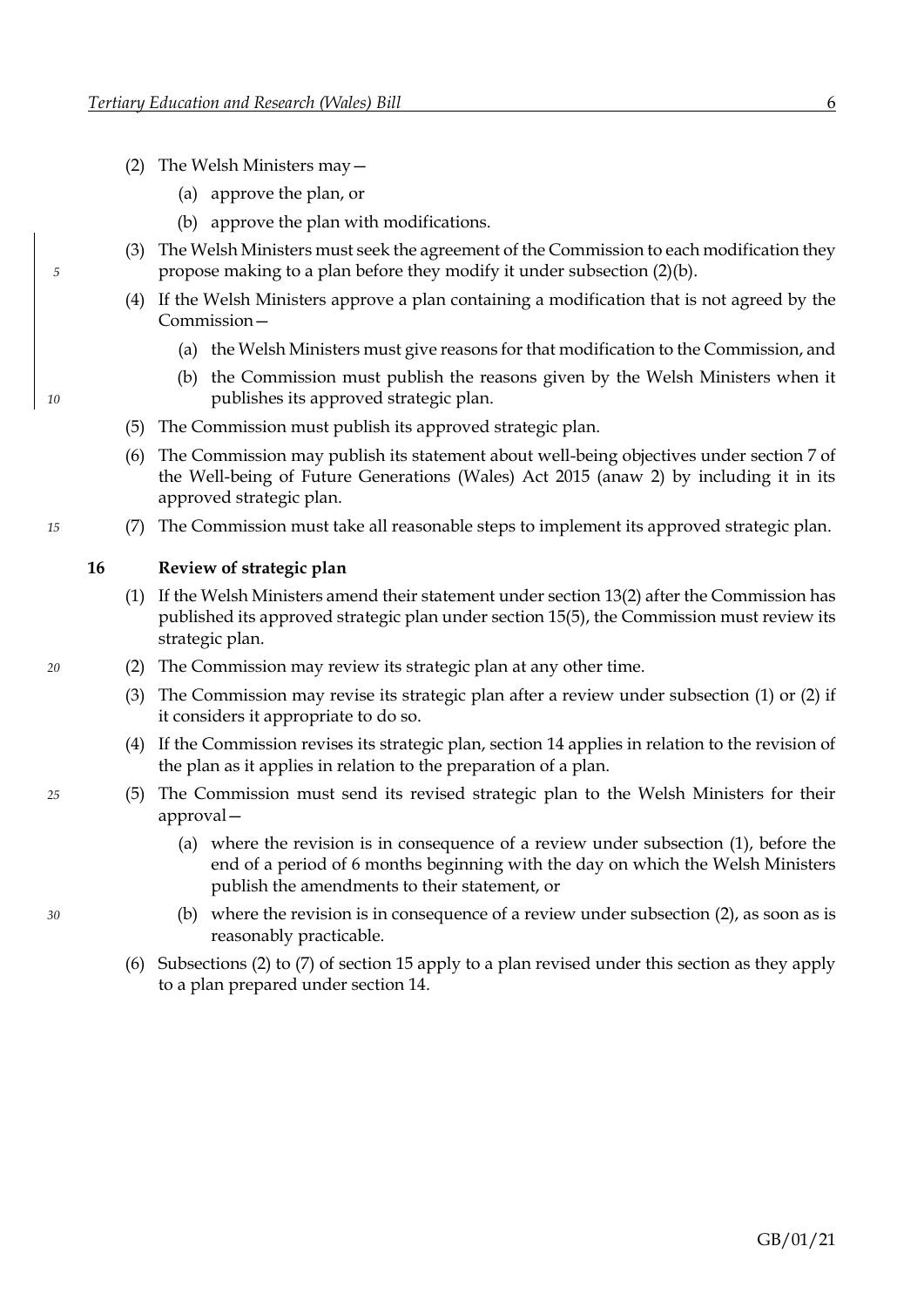(2) The Welsh Ministers may—

(a) approve the plan, or

(b) approve the plan with modifications.

(3) The Welsh Ministers must seek the agreement of the Commission to each modification they propose making to a plan before they modify it under subsection (2)(b).

(4) If the Welsh Ministers approve a plan containing a modification that is not agreed by the Commission—

(a) the Welsh Ministers must give reasons for that modification to the Commission, and

(b) the Commission must publish the reasons given by the Welsh Ministers when it publishes its approved strategic plan.

(5) The Commission must publish its approved strategic plan.

(6) The Commission may publish its statement about well-being objectives under section 7 of the Well-being of Future Generations (Wales) Act 2015 (anaw 2) by including it in its approved strategic plan.

(7) The Commission must take all reasonable steps to implement its approved strategic plan.

**16 Review of strategic plan**

(1) If the Welsh Ministers amend their statement under section 13(2) after the Commission has published its approved strategic plan under section 15(5), the Commission must review its strategic plan.

(2) The Commission may review its strategic plan at any other time.

(3) The Commission may revise its strategic plan after a review under subsection (1) or (2) if it considers it appropriate to do so.

(4) If the Commission revises its strategic plan, section 14 applies in relation to the revision of the plan as it applies in relation to the preparation of a plan.

(5) The Commission must send its revised strategic plan to the Welsh Ministers for their approval—

(a) where the revision is in consequence of a review under subsection (1), before the end of a period of 6 months beginning with the day on which the Welsh Ministers publish the amendments to their statement, or

(b) where the revision is in consequence of a review under subsection (2), as soon as is reasonably practicable.

(6) Subsections (2) to (7) of section 15 apply to a plan revised under this section as they apply to a plan prepared under section 14.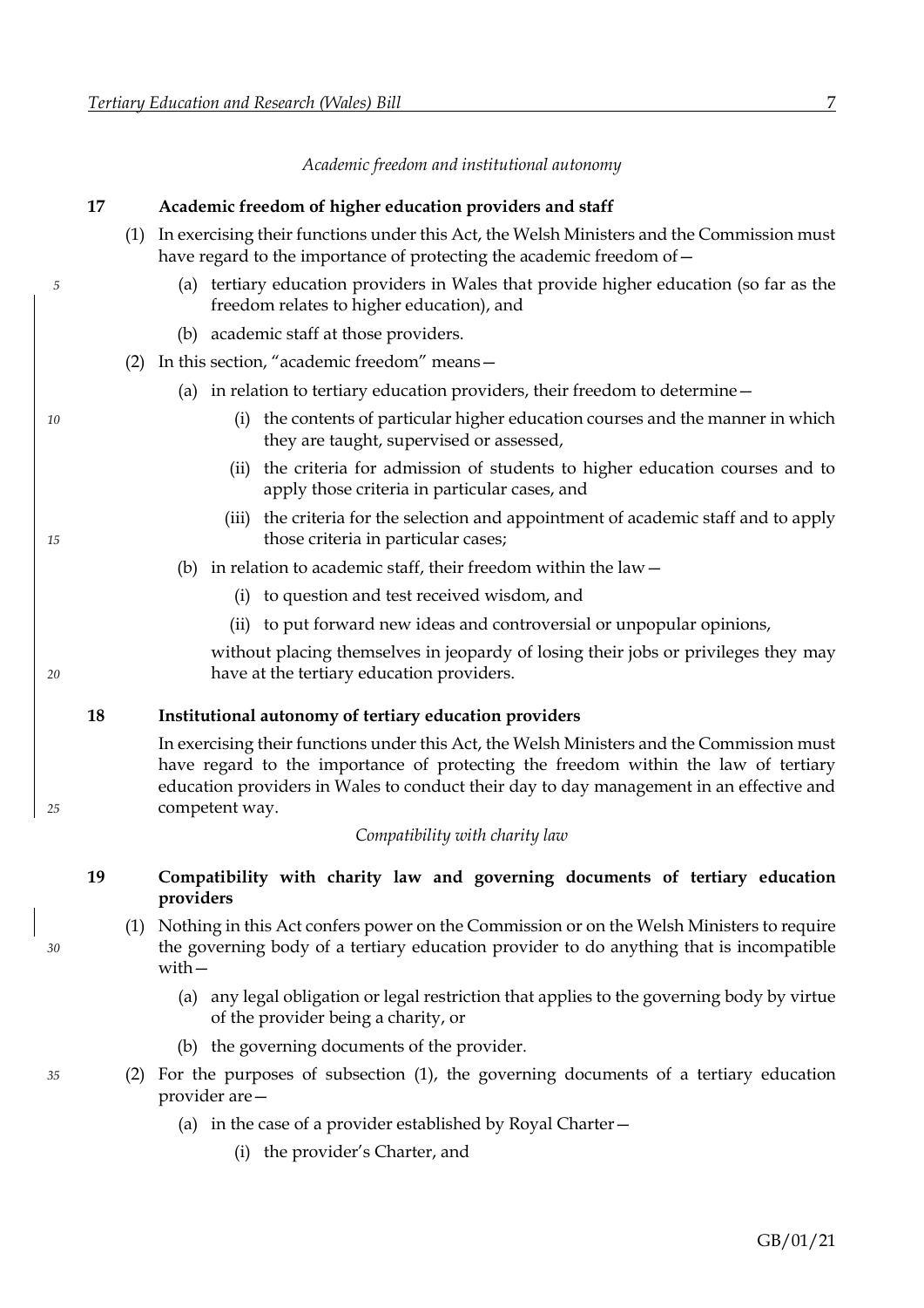*Academic freedom and institutional autonomy*

**17 Academic freedom of higher education providers and staff**

(1) In exercising their functions under this Act, the Welsh Ministers and the Commission must have regard to the importance of protecting the academic freedom of—

(a) tertiary education providers in Wales that provide higher education (so far as the freedom relates to higher education), and

(b) academic staff at those providers.

(2) In this section, "academic freedom" means—

(a) in relation to tertiary education providers, their freedom to determine—

(i) the contents of particular higher education courses and the manner in which they are taught, supervised or assessed,

(ii) the criteria for admission of students to higher education courses and to apply those criteria in particular cases, and

(iii) the criteria for the selection and appointment of academic staff and to apply those criteria in particular cases;

(b) in relation to academic staff, their freedom within the law—

(i) to question and test received wisdom, and

(ii) to put forward new ideas and controversial or unpopular opinions,

without placing themselves in jeopardy of losing their jobs or privileges they may have at the tertiary education providers.

**18 Institutional autonomy of tertiary education providers**

In exercising their functions under this Act, the Welsh Ministers and the Commission must have regard to the importance of protecting the freedom within the law of tertiary education providers in Wales to conduct their day to day management in an effective and competent way.

*Compatibility with charity law*

**19 Compatibility with charity law and governing documents of tertiary education providers**

(1) Nothing in this Act confers power on the Commission or on the Welsh Ministers to require the governing body of a tertiary education provider to do anything that is incompatible with—

(a) any legal obligation or legal restriction that applies to the governing body by virtue of the provider being a charity, or

(b) the governing documents of the provider.

(2) For the purposes of subsection (1), the governing documents of a tertiary education provider are—

(a) in the case of a provider established by Royal Charter—

(i) the provider's Charter, and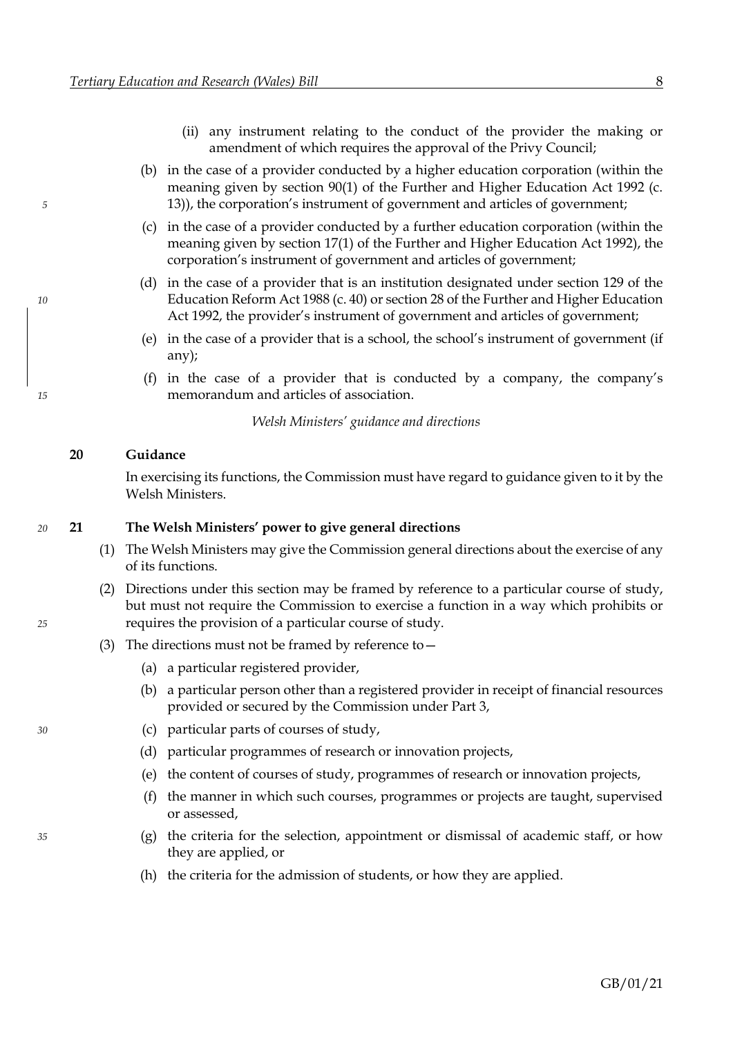(ii) any instrument relating to the conduct of the provider the making or amendment of which requires the approval of the Privy Council;

(b) in the case of a provider conducted by a higher education corporation (within the meaning given by section 90(1) of the Further and Higher Education Act 1992 (c. 13)), the corporation's instrument of government and articles of government;

(c) in the case of a provider conducted by a further education corporation (within the meaning given by section 17(1) of the Further and Higher Education Act 1992), the corporation's instrument of government and articles of government;

(d) in the case of a provider that is an institution designated under section 129 of the Education Reform Act 1988 (c. 40) or section 28 of the Further and Higher Education Act 1992, the provider's instrument of government and articles of government;

(e) in the case of a provider that is a school, the school's instrument of government (if any);

(f) in the case of a provider that is conducted by a company, the company's memorandum and articles of association.

*Welsh Ministers' guidance and directions*

**20 Guidance**

In exercising its functions, the Commission must have regard to guidance given to it by the Welsh Ministers.

**21 The Welsh Ministers' power to give general directions**

(1) The Welsh Ministers may give the Commission general directions about the exercise of any of its functions.

(2) Directions under this section may be framed by reference to a particular course of study, but must not require the Commission to exercise a function in a way which prohibits or requires the provision of a particular course of study.

(3) The directions must not be framed by reference to—

(a) a particular registered provider,

(b) a particular person other than a registered provider in receipt of financial resources provided or secured by the Commission under Part 3,

(c) particular parts of courses of study,

(d) particular programmes of research or innovation projects,

(e) the content of courses of study, programmes of research or innovation projects,

(f) the manner in which such courses, programmes or projects are taught, supervised or assessed,

(g) the criteria for the selection, appointment or dismissal of academic staff, or how they are applied, or

(h) the criteria for the admission of students, or how they are applied.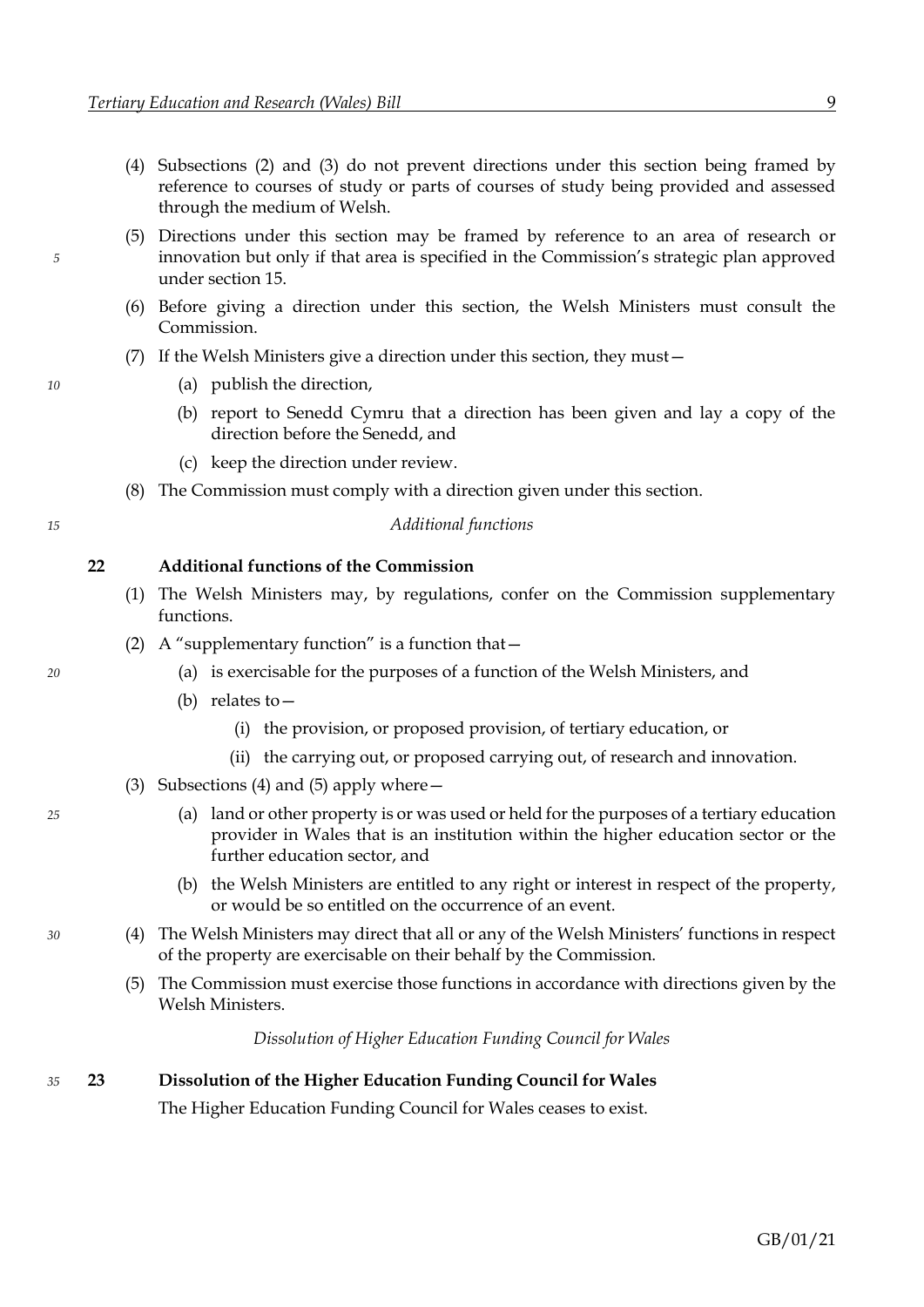(4) Subsections (2) and (3) do not prevent directions under this section being framed by reference to courses of study or parts of courses of study being provided and assessed through the medium of Welsh.

(5) Directions under this section may be framed by reference to an area of research or innovation but only if that area is specified in the Commission's strategic plan approved under section 15.

(6) Before giving a direction under this section, the Welsh Ministers must consult the Commission.

(7) If the Welsh Ministers give a direction under this section, they must—

- (a) publish the direction,
- (b) report to Senedd Cymru that a direction has been given and lay a copy of the direction before the Senedd, and
- (c) keep the direction under review.

(8) The Commission must comply with a direction given under this section.

*Additional functions*

### 22 Additional functions of the Commission

(1) The Welsh Ministers may, by regulations, confer on the Commission supplementary functions.

(2) A "supplementary function" is a function that—

- (a) is exercisable for the purposes of a function of the Welsh Ministers, and
- (b) relates to—
  - (i) the provision, or proposed provision, of tertiary education, or
  - (ii) the carrying out, or proposed carrying out, of research and innovation.

(3) Subsections (4) and (5) apply where—

- (a) land or other property is or was used or held for the purposes of a tertiary education provider in Wales that is an institution within the higher education sector or the further education sector, and
- (b) the Welsh Ministers are entitled to any right or interest in respect of the property, or would be so entitled on the occurrence of an event.

(4) The Welsh Ministers may direct that all or any of the Welsh Ministers' functions in respect of the property are exercisable on their behalf by the Commission.

(5) The Commission must exercise those functions in accordance with directions given by the Welsh Ministers.

*Dissolution of Higher Education Funding Council for Wales*

### 23 Dissolution of the Higher Education Funding Council for Wales

The Higher Education Funding Council for Wales ceases to exist.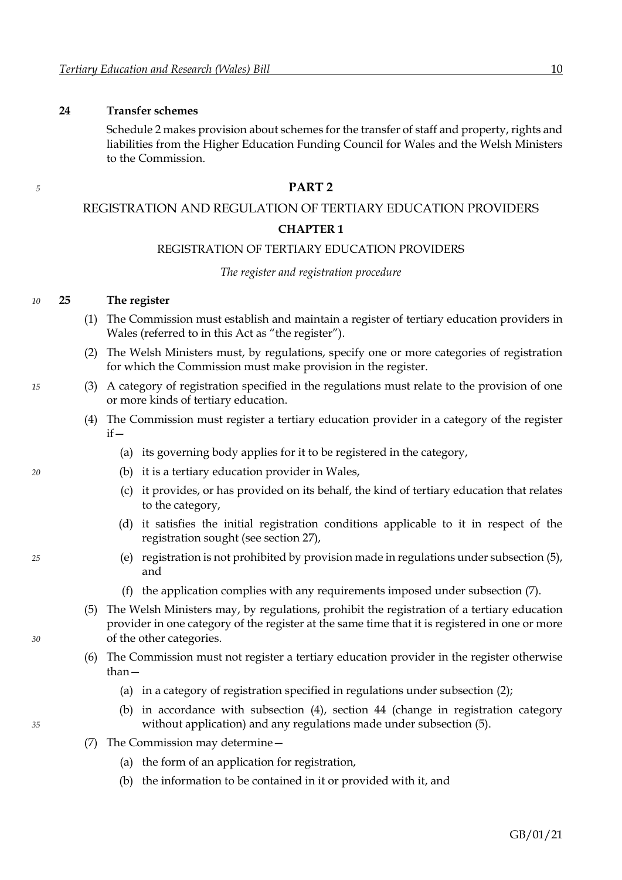**24 Transfer schemes**

Schedule 2 makes provision about schemes for the transfer of staff and property, rights and liabilities from the Higher Education Funding Council for Wales and the Welsh Ministers to the Commission.

# PART 2

# REGISTRATION AND REGULATION OF TERTIARY EDUCATION PROVIDERS

## CHAPTER 1

## REGISTRATION OF TERTIARY EDUCATION PROVIDERS

*The register and registration procedure*

**25 The register**

(1) The Commission must establish and maintain a register of tertiary education providers in Wales (referred to in this Act as "the register").

(2) The Welsh Ministers must, by regulations, specify one or more categories of registration for which the Commission must make provision in the register.

(3) A category of registration specified in the regulations must relate to the provision of one or more kinds of tertiary education.

(4) The Commission must register a tertiary education provider in a category of the register if—

(a) its governing body applies for it to be registered in the category,

(b) it is a tertiary education provider in Wales,

(c) it provides, or has provided on its behalf, the kind of tertiary education that relates to the category,

(d) it satisfies the initial registration conditions applicable to it in respect of the registration sought (see section 27),

(e) registration is not prohibited by provision made in regulations under subsection (5), and

(f) the application complies with any requirements imposed under subsection (7).

(5) The Welsh Ministers may, by regulations, prohibit the registration of a tertiary education provider in one category of the register at the same time that it is registered in one or more of the other categories.

(6) The Commission must not register a tertiary education provider in the register otherwise than—

(a) in a category of registration specified in regulations under subsection (2);

(b) in accordance with subsection (4), section 44 (change in registration category without application) and any regulations made under subsection (5).

(7) The Commission may determine—

(a) the form of an application for registration,

(b) the information to be contained in it or provided with it, and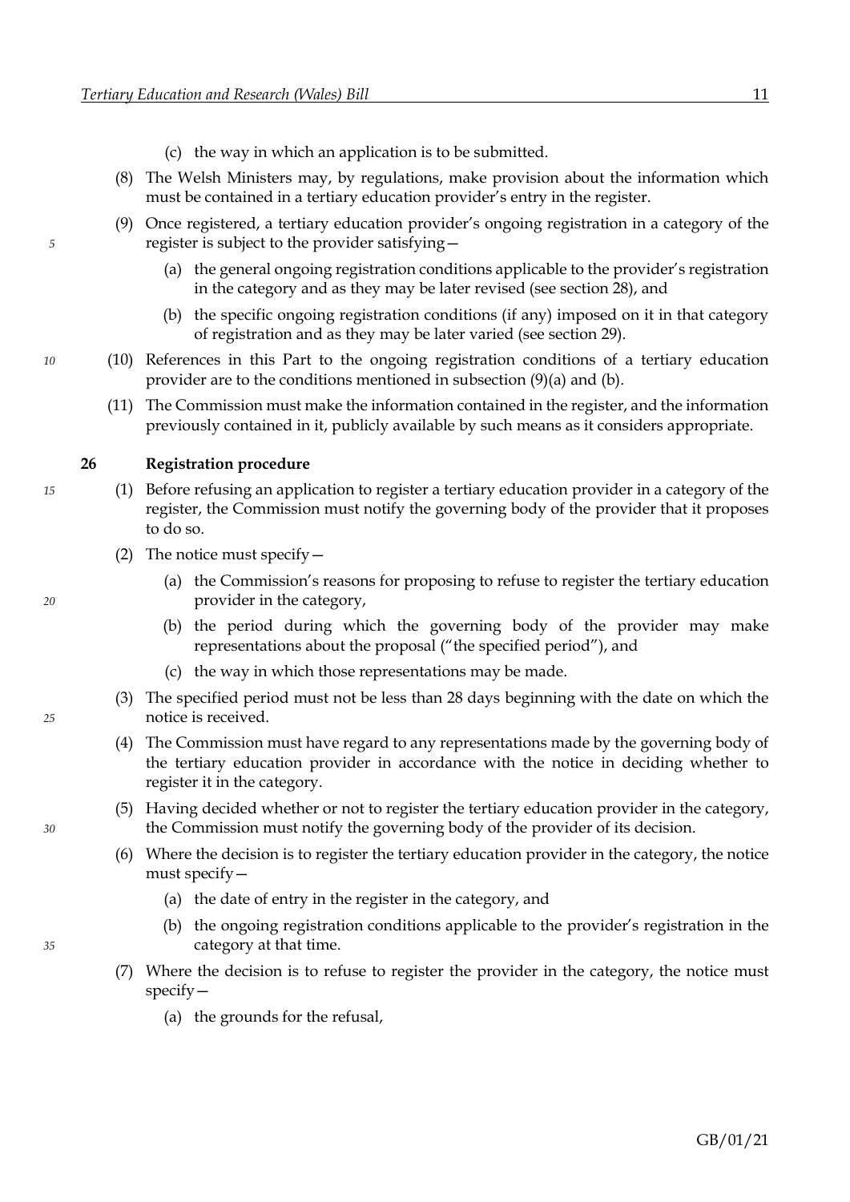(c) the way in which an application is to be submitted.

(8) The Welsh Ministers may, by regulations, make provision about the information which must be contained in a tertiary education provider's entry in the register.

(9) Once registered, a tertiary education provider's ongoing registration in a category of the register is subject to the provider satisfying—

(a) the general ongoing registration conditions applicable to the provider's registration in the category and as they may be later revised (see section 28), and

(b) the specific ongoing registration conditions (if any) imposed on it in that category of registration and as they may be later varied (see section 29).

(10) References in this Part to the ongoing registration conditions of a tertiary education provider are to the conditions mentioned in subsection (9)(a) and (b).

(11) The Commission must make the information contained in the register, and the information previously contained in it, publicly available by such means as it considers appropriate.

**26 Registration procedure**

(1) Before refusing an application to register a tertiary education provider in a category of the register, the Commission must notify the governing body of the provider that it proposes to do so.

(2) The notice must specify—

(a) the Commission's reasons for proposing to refuse to register the tertiary education provider in the category,

(b) the period during which the governing body of the provider may make representations about the proposal ("the specified period"), and

(c) the way in which those representations may be made.

(3) The specified period must not be less than 28 days beginning with the date on which the notice is received.

(4) The Commission must have regard to any representations made by the governing body of the tertiary education provider in accordance with the notice in deciding whether to register it in the category.

(5) Having decided whether or not to register the tertiary education provider in the category, the Commission must notify the governing body of the provider of its decision.

(6) Where the decision is to register the tertiary education provider in the category, the notice must specify—

(a) the date of entry in the register in the category, and

(b) the ongoing registration conditions applicable to the provider's registration in the category at that time.

(7) Where the decision is to refuse to register the provider in the category, the notice must specify—

(a) the grounds for the refusal,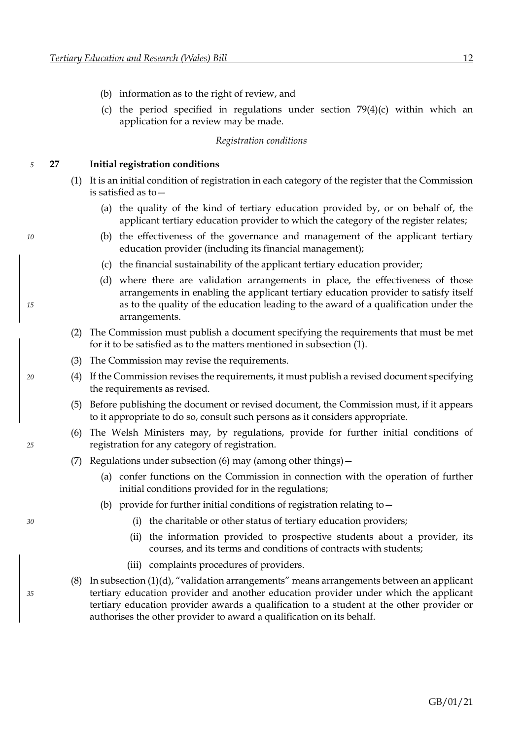(b) information as to the right of review, and

(c) the period specified in regulations under section 79(4)(c) within which an application for a review may be made.

*Registration conditions*

**27 Initial registration conditions**

(1) It is an initial condition of registration in each category of the register that the Commission is satisfied as to—

(a) the quality of the kind of tertiary education provided by, or on behalf of, the applicant tertiary education provider to which the category of the register relates;

(b) the effectiveness of the governance and management of the applicant tertiary education provider (including its financial management);

(c) the financial sustainability of the applicant tertiary education provider;

(d) where there are validation arrangements in place, the effectiveness of those arrangements in enabling the applicant tertiary education provider to satisfy itself as to the quality of the education leading to the award of a qualification under the arrangements.

(2) The Commission must publish a document specifying the requirements that must be met for it to be satisfied as to the matters mentioned in subsection (1).

(3) The Commission may revise the requirements.

(4) If the Commission revises the requirements, it must publish a revised document specifying the requirements as revised.

(5) Before publishing the document or revised document, the Commission must, if it appears to it appropriate to do so, consult such persons as it considers appropriate.

(6) The Welsh Ministers may, by regulations, provide for further initial conditions of registration for any category of registration.

(7) Regulations under subsection (6) may (among other things)—

(a) confer functions on the Commission in connection with the operation of further initial conditions provided for in the regulations;

(b) provide for further initial conditions of registration relating to—

(i) the charitable or other status of tertiary education providers;

(ii) the information provided to prospective students about a provider, its courses, and its terms and conditions of contracts with students;

(iii) complaints procedures of providers.

(8) In subsection (1)(d), "validation arrangements" means arrangements between an applicant tertiary education provider and another education provider under which the applicant tertiary education provider awards a qualification to a student at the other provider or authorises the other provider to award a qualification on its behalf.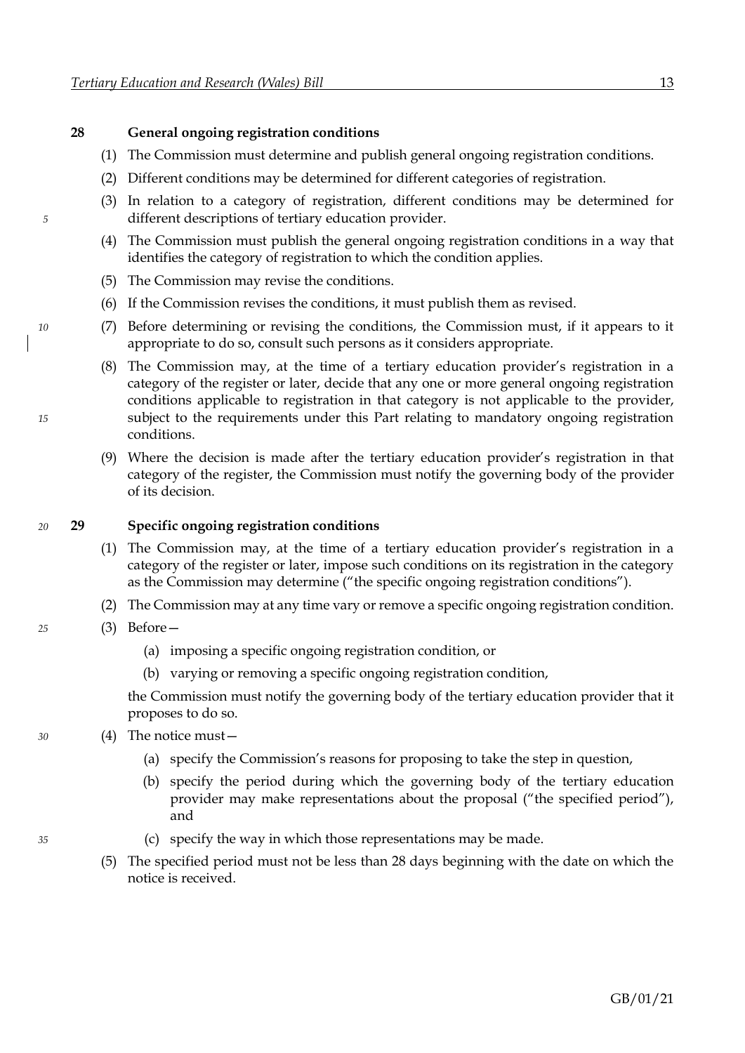## 28 General ongoing registration conditions

(1) The Commission must determine and publish general ongoing registration conditions.

(2) Different conditions may be determined for different categories of registration.

(3) In relation to a category of registration, different conditions may be determined for different descriptions of tertiary education provider.

(4) The Commission must publish the general ongoing registration conditions in a way that identifies the category of registration to which the condition applies.

(5) The Commission may revise the conditions.

(6) If the Commission revises the conditions, it must publish them as revised.

(7) Before determining or revising the conditions, the Commission must, if it appears to it appropriate to do so, consult such persons as it considers appropriate.

(8) The Commission may, at the time of a tertiary education provider's registration in a category of the register or later, decide that any one or more general ongoing registration conditions applicable to registration in that category is not applicable to the provider, subject to the requirements under this Part relating to mandatory ongoing registration conditions.

(9) Where the decision is made after the tertiary education provider's registration in that category of the register, the Commission must notify the governing body of the provider of its decision.

## 29 Specific ongoing registration conditions

(1) The Commission may, at the time of a tertiary education provider's registration in a category of the register or later, impose such conditions on its registration in the category as the Commission may determine ("the specific ongoing registration conditions").

(2) The Commission may at any time vary or remove a specific ongoing registration condition.

(3) Before—

- (a) imposing a specific ongoing registration condition, or
- (b) varying or removing a specific ongoing registration condition,

the Commission must notify the governing body of the tertiary education provider that it proposes to do so.

(4) The notice must—

- (a) specify the Commission's reasons for proposing to take the step in question,
- (b) specify the period during which the governing body of the tertiary education provider may make representations about the proposal ("the specified period"), and
- (c) specify the way in which those representations may be made.

(5) The specified period must not be less than 28 days beginning with the date on which the notice is received.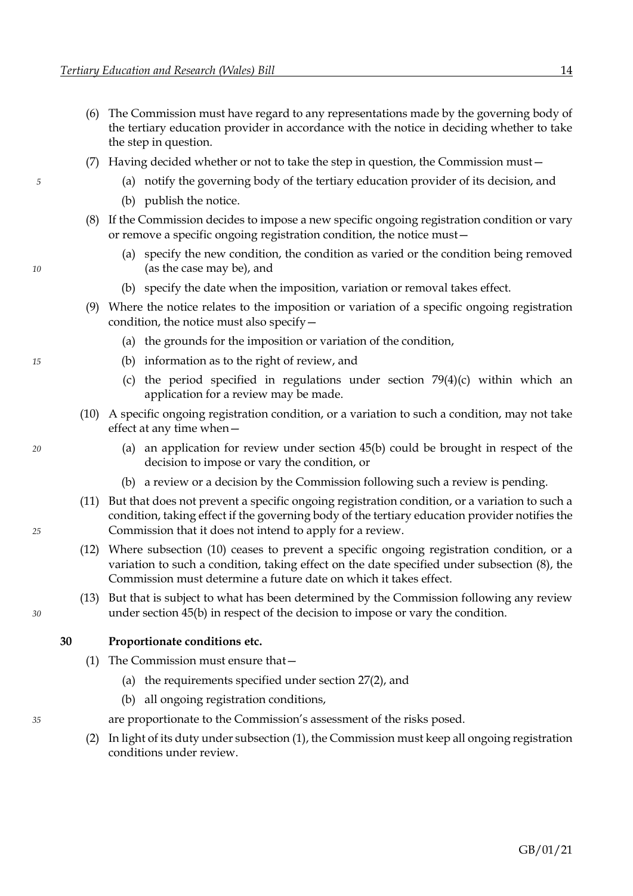(6) The Commission must have regard to any representations made by the governing body of the tertiary education provider in accordance with the notice in deciding whether to take the step in question.

(7) Having decided whether or not to take the step in question, the Commission must—

(a) notify the governing body of the tertiary education provider of its decision, and

(b) publish the notice.

(8) If the Commission decides to impose a new specific ongoing registration condition or vary or remove a specific ongoing registration condition, the notice must—

(a) specify the new condition, the condition as varied or the condition being removed (as the case may be), and

(b) specify the date when the imposition, variation or removal takes effect.

(9) Where the notice relates to the imposition or variation of a specific ongoing registration condition, the notice must also specify—

(a) the grounds for the imposition or variation of the condition,

(b) information as to the right of review, and

(c) the period specified in regulations under section 79(4)(c) within which an application for a review may be made.

(10) A specific ongoing registration condition, or a variation to such a condition, may not take effect at any time when—

(a) an application for review under section 45(b) could be brought in respect of the decision to impose or vary the condition, or

(b) a review or a decision by the Commission following such a review is pending.

(11) But that does not prevent a specific ongoing registration condition, or a variation to such a condition, taking effect if the governing body of the tertiary education provider notifies the Commission that it does not intend to apply for a review.

(12) Where subsection (10) ceases to prevent a specific ongoing registration condition, or a variation to such a condition, taking effect on the date specified under subsection (8), the Commission must determine a future date on which it takes effect.

(13) But that is subject to what has been determined by the Commission following any review under section 45(b) in respect of the decision to impose or vary the condition.

## 30 Proportionate conditions etc.

(1) The Commission must ensure that—

(a) the requirements specified under section 27(2), and

(b) all ongoing registration conditions,

are proportionate to the Commission's assessment of the risks posed.

(2) In light of its duty under subsection (1), the Commission must keep all ongoing registration conditions under review.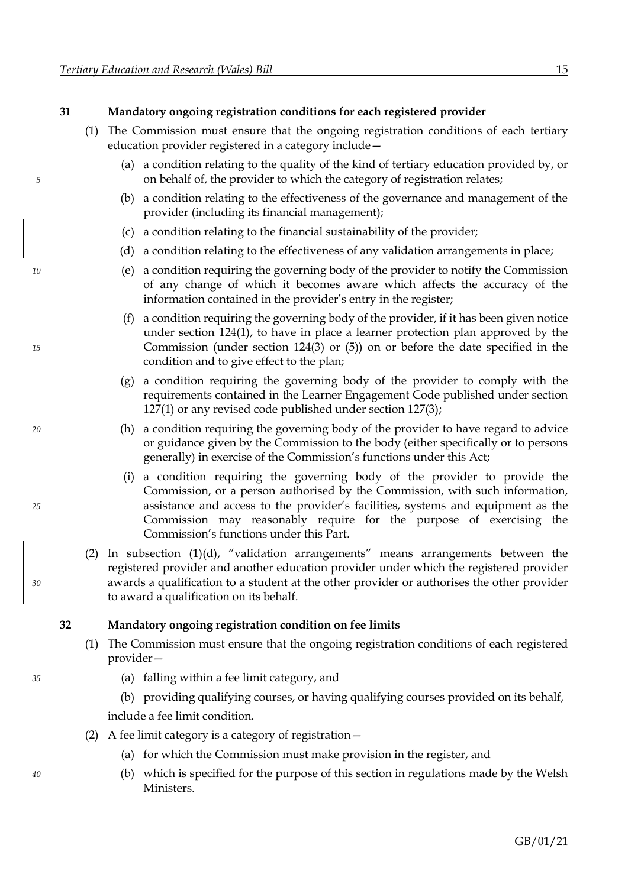### 31 Mandatory ongoing registration conditions for each registered provider

(1) The Commission must ensure that the ongoing registration conditions of each tertiary education provider registered in a category include—

- (a) a condition relating to the quality of the kind of tertiary education provided by, or on behalf of, the provider to which the category of registration relates;
- (b) a condition relating to the effectiveness of the governance and management of the provider (including its financial management);
- (c) a condition relating to the financial sustainability of the provider;
- (d) a condition relating to the effectiveness of any validation arrangements in place;
- (e) a condition requiring the governing body of the provider to notify the Commission of any change of which it becomes aware which affects the accuracy of the information contained in the provider's entry in the register;
- (f) a condition requiring the governing body of the provider, if it has been given notice under section 124(1), to have in place a learner protection plan approved by the Commission (under section 124(3) or (5)) on or before the date specified in the condition and to give effect to the plan;
- (g) a condition requiring the governing body of the provider to comply with the requirements contained in the Learner Engagement Code published under section 127(1) or any revised code published under section 127(3);
- (h) a condition requiring the governing body of the provider to have regard to advice or guidance given by the Commission to the body (either specifically or to persons generally) in exercise of the Commission's functions under this Act;
- (i) a condition requiring the governing body of the provider to provide the Commission, or a person authorised by the Commission, with such information, assistance and access to the provider's facilities, systems and equipment as the Commission may reasonably require for the purpose of exercising the Commission's functions under this Part.

(2) In subsection (1)(d), "validation arrangements" means arrangements between the registered provider and another education provider under which the registered provider awards a qualification to a student at the other provider or authorises the other provider to award a qualification on its behalf.

### 32 Mandatory ongoing registration condition on fee limits

(1) The Commission must ensure that the ongoing registration conditions of each registered provider—

- (a) falling within a fee limit category, and
- (b) providing qualifying courses, or having qualifying courses provided on its behalf,

include a fee limit condition.

(2) A fee limit category is a category of registration—

- (a) for which the Commission must make provision in the register, and
- (b) which is specified for the purpose of this section in regulations made by the Welsh Ministers.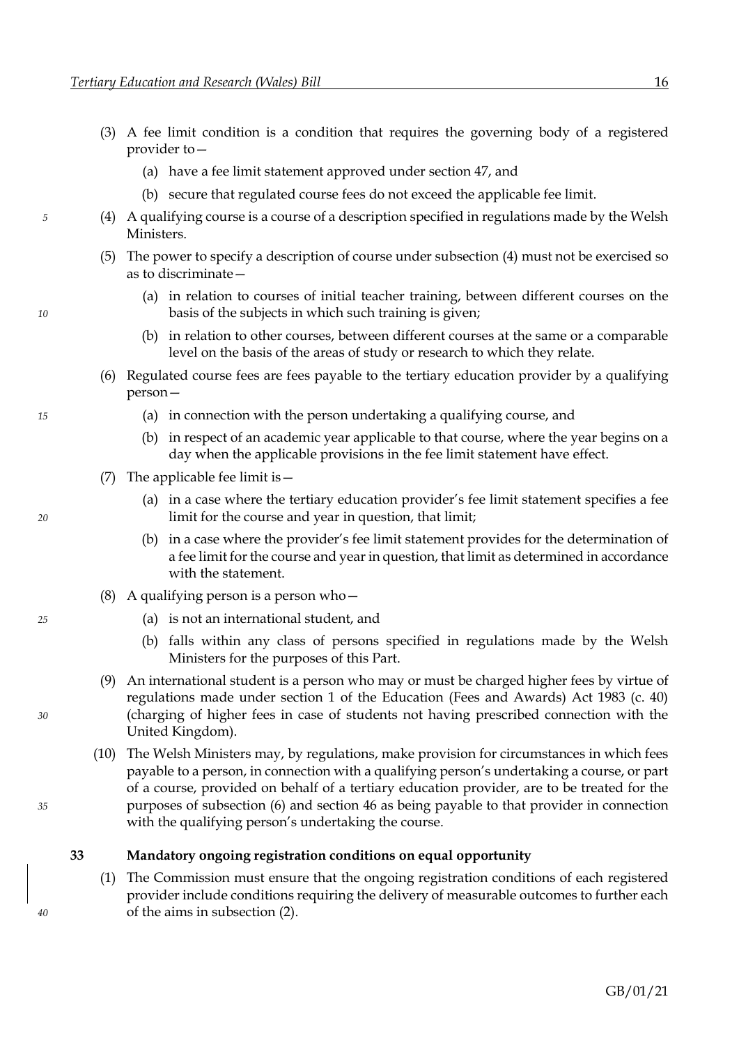(3) A fee limit condition is a condition that requires the governing body of a registered provider to—

(a) have a fee limit statement approved under section 47, and

(b) secure that regulated course fees do not exceed the applicable fee limit.

(4) A qualifying course is a course of a description specified in regulations made by the Welsh Ministers.

(5) The power to specify a description of course under subsection (4) must not be exercised so as to discriminate—

(a) in relation to courses of initial teacher training, between different courses on the basis of the subjects in which such training is given;

(b) in relation to other courses, between different courses at the same or a comparable level on the basis of the areas of study or research to which they relate.

(6) Regulated course fees are fees payable to the tertiary education provider by a qualifying person—

(a) in connection with the person undertaking a qualifying course, and

(b) in respect of an academic year applicable to that course, where the year begins on a day when the applicable provisions in the fee limit statement have effect.

(7) The applicable fee limit is—

(a) in a case where the tertiary education provider's fee limit statement specifies a fee limit for the course and year in question, that limit;

(b) in a case where the provider's fee limit statement provides for the determination of a fee limit for the course and year in question, that limit as determined in accordance with the statement.

(8) A qualifying person is a person who—

(a) is not an international student, and

(b) falls within any class of persons specified in regulations made by the Welsh Ministers for the purposes of this Part.

(9) An international student is a person who may or must be charged higher fees by virtue of regulations made under section 1 of the Education (Fees and Awards) Act 1983 (c. 40) (charging of higher fees in case of students not having prescribed connection with the United Kingdom).

(10) The Welsh Ministers may, by regulations, make provision for circumstances in which fees payable to a person, in connection with a qualifying person's undertaking a course, or part of a course, provided on behalf of a tertiary education provider, are to be treated for the purposes of subsection (6) and section 46 as being payable to that provider in connection with the qualifying person's undertaking the course.

**33 Mandatory ongoing registration conditions on equal opportunity**

(1) The Commission must ensure that the ongoing registration conditions of each registered provider include conditions requiring the delivery of measurable outcomes to further each of the aims in subsection (2).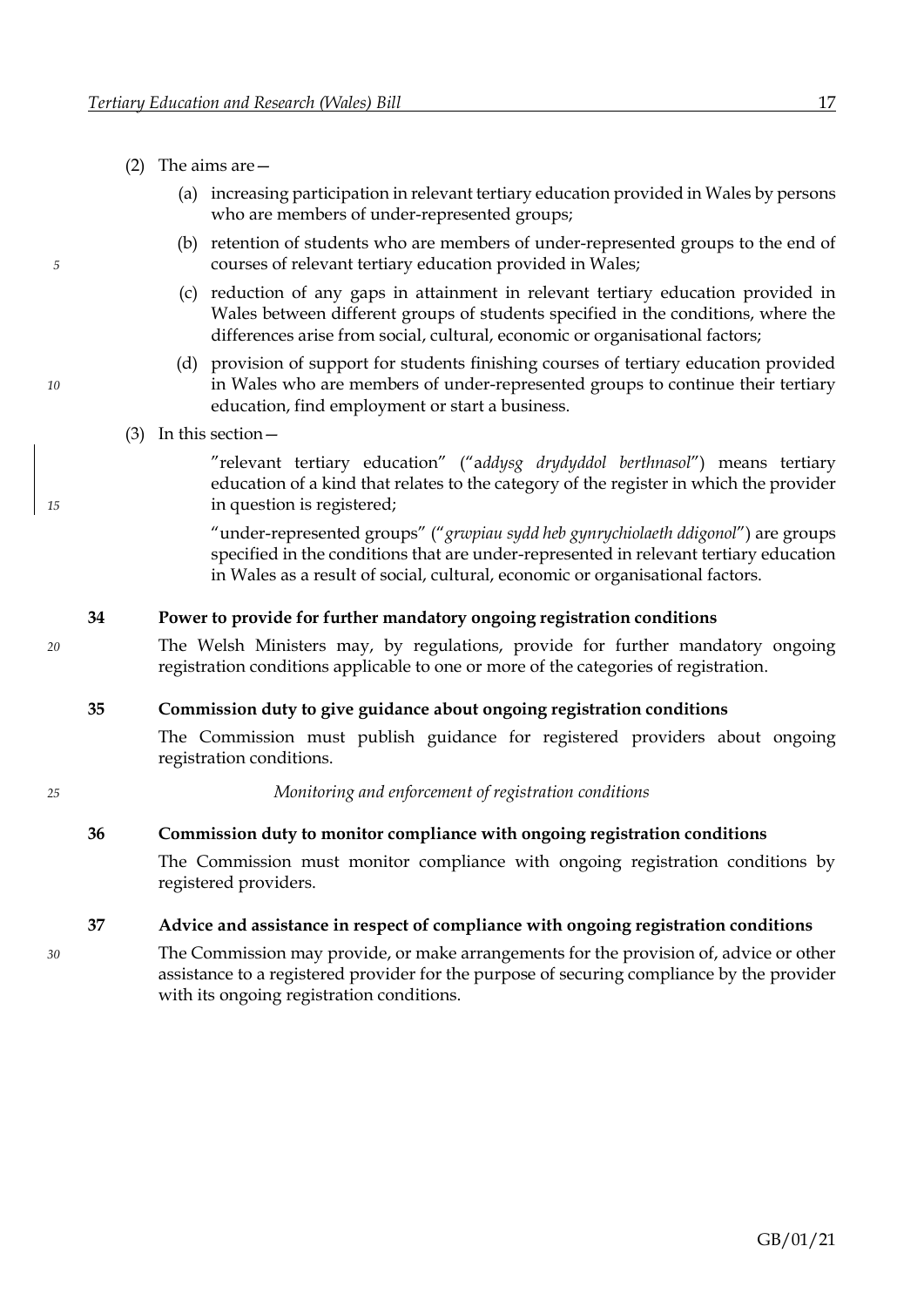(2) The aims are—

(a) increasing participation in relevant tertiary education provided in Wales by persons who are members of under-represented groups;

(b) retention of students who are members of under-represented groups to the end of courses of relevant tertiary education provided in Wales;

(c) reduction of any gaps in attainment in relevant tertiary education provided in Wales between different groups of students specified in the conditions, where the differences arise from social, cultural, economic or organisational factors;

(d) provision of support for students finishing courses of tertiary education provided in Wales who are members of under-represented groups to continue their tertiary education, find employment or start a business.

(3) In this section—

"relevant tertiary education" ("a*ddysg drydyddol berthnasol*") means tertiary education of a kind that relates to the category of the register in which the provider in question is registered;

"under-represented groups" ("*grwpiau sydd heb gynrychiolaeth ddigonol*") are groups specified in the conditions that are under-represented in relevant tertiary education in Wales as a result of social, cultural, economic or organisational factors.

**34 Power to provide for further mandatory ongoing registration conditions**

The Welsh Ministers may, by regulations, provide for further mandatory ongoing registration conditions applicable to one or more of the categories of registration.

**35 Commission duty to give guidance about ongoing registration conditions**

The Commission must publish guidance for registered providers about ongoing registration conditions.

*Monitoring and enforcement of registration conditions*

**36 Commission duty to monitor compliance with ongoing registration conditions**

The Commission must monitor compliance with ongoing registration conditions by registered providers.

**37 Advice and assistance in respect of compliance with ongoing registration conditions**

The Commission may provide, or make arrangements for the provision of, advice or other assistance to a registered provider for the purpose of securing compliance by the provider with its ongoing registration conditions.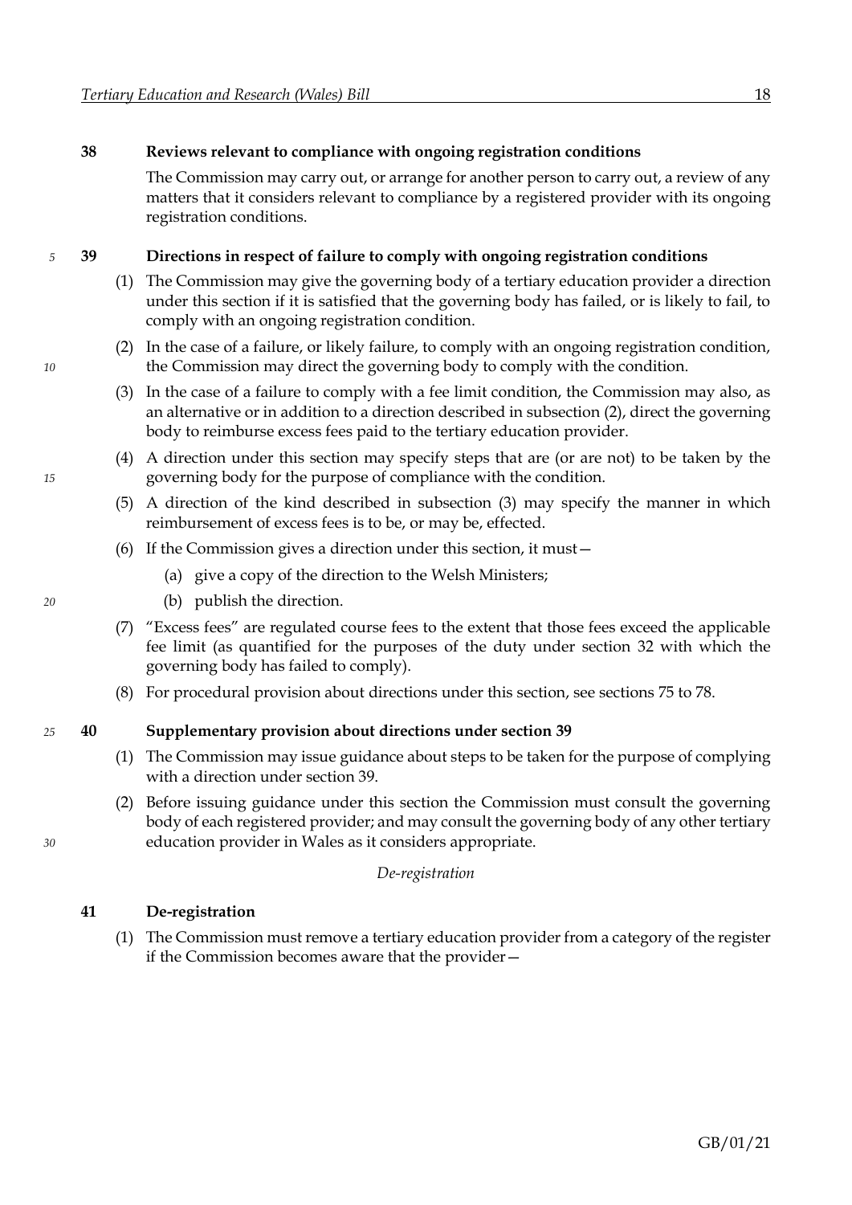### 38 Reviews relevant to compliance with ongoing registration conditions

The Commission may carry out, or arrange for another person to carry out, a review of any matters that it considers relevant to compliance by a registered provider with its ongoing registration conditions.

### 39 Directions in respect of failure to comply with ongoing registration conditions

(1) The Commission may give the governing body of a tertiary education provider a direction under this section if it is satisfied that the governing body has failed, or is likely to fail, to comply with an ongoing registration condition.

(2) In the case of a failure, or likely failure, to comply with an ongoing registration condition, the Commission may direct the governing body to comply with the condition.

(3) In the case of a failure to comply with a fee limit condition, the Commission may also, as an alternative or in addition to a direction described in subsection (2), direct the governing body to reimburse excess fees paid to the tertiary education provider.

(4) A direction under this section may specify steps that are (or are not) to be taken by the governing body for the purpose of compliance with the condition.

(5) A direction of the kind described in subsection (3) may specify the manner in which reimbursement of excess fees is to be, or may be, effected.

(6) If the Commission gives a direction under this section, it must—

- (a) give a copy of the direction to the Welsh Ministers;
- (b) publish the direction.

(7) "Excess fees" are regulated course fees to the extent that those fees exceed the applicable fee limit (as quantified for the purposes of the duty under section 32 with which the governing body has failed to comply).

(8) For procedural provision about directions under this section, see sections 75 to 78.

### 40 Supplementary provision about directions under section 39

(1) The Commission may issue guidance about steps to be taken for the purpose of complying with a direction under section 39.

(2) Before issuing guidance under this section the Commission must consult the governing body of each registered provider; and may consult the governing body of any other tertiary education provider in Wales as it considers appropriate.

*De-registration*

### 41 De-registration

(1) The Commission must remove a tertiary education provider from a category of the register if the Commission becomes aware that the provider—

GB/01/21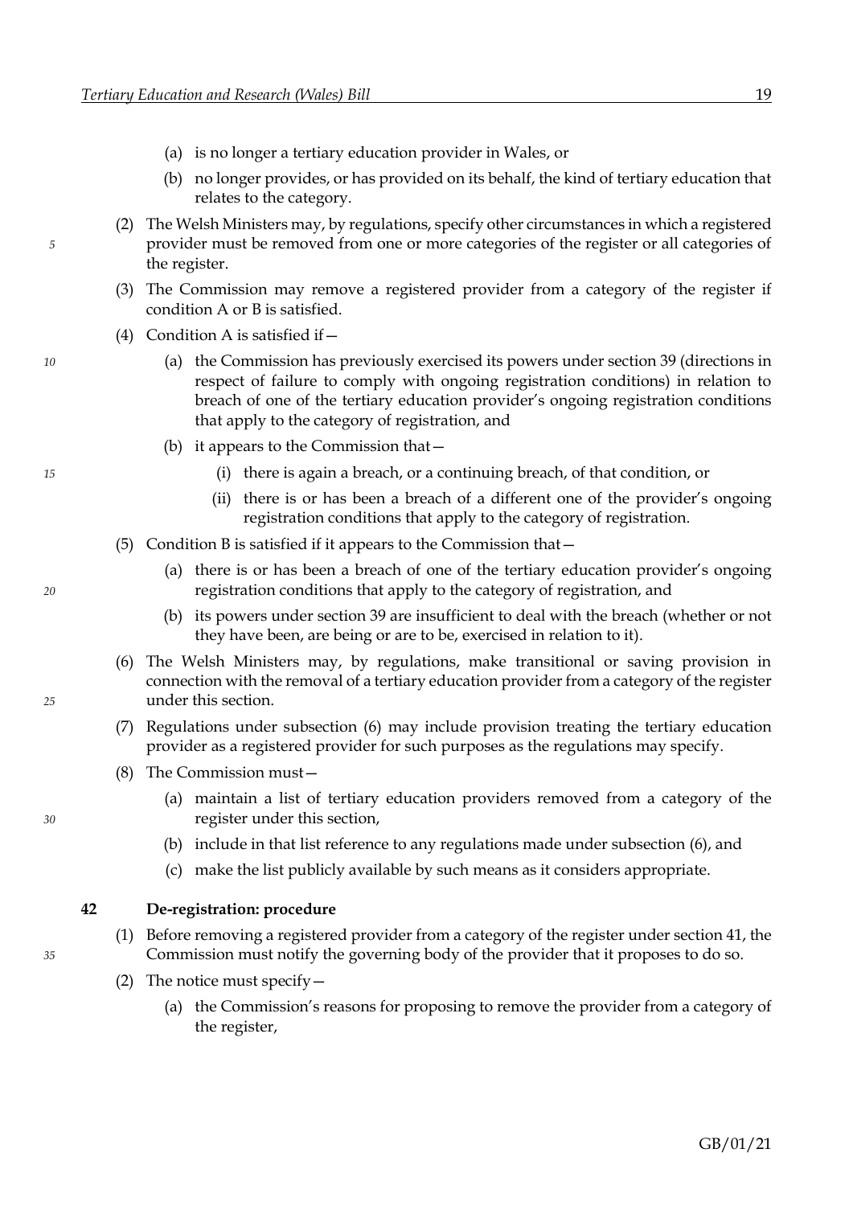(a) is no longer a tertiary education provider in Wales, or

(b) no longer provides, or has provided on its behalf, the kind of tertiary education that relates to the category.

(2) The Welsh Ministers may, by regulations, specify other circumstances in which a registered provider must be removed from one or more categories of the register or all categories of the register.

(3) The Commission may remove a registered provider from a category of the register if condition A or B is satisfied.

(4) Condition A is satisfied if—

(a) the Commission has previously exercised its powers under section 39 (directions in respect of failure to comply with ongoing registration conditions) in relation to breach of one of the tertiary education provider's ongoing registration conditions that apply to the category of registration, and

(b) it appears to the Commission that—

(i) there is again a breach, or a continuing breach, of that condition, or

(ii) there is or has been a breach of a different one of the provider's ongoing registration conditions that apply to the category of registration.

(5) Condition B is satisfied if it appears to the Commission that—

(a) there is or has been a breach of one of the tertiary education provider's ongoing registration conditions that apply to the category of registration, and

(b) its powers under section 39 are insufficient to deal with the breach (whether or not they have been, are being or are to be, exercised in relation to it).

(6) The Welsh Ministers may, by regulations, make transitional or saving provision in connection with the removal of a tertiary education provider from a category of the register under this section.

(7) Regulations under subsection (6) may include provision treating the tertiary education provider as a registered provider for such purposes as the regulations may specify.

(8) The Commission must—

(a) maintain a list of tertiary education providers removed from a category of the register under this section,

(b) include in that list reference to any regulations made under subsection (6), and

(c) make the list publicly available by such means as it considers appropriate.

**42 De-registration: procedure**

(1) Before removing a registered provider from a category of the register under section 41, the Commission must notify the governing body of the provider that it proposes to do so.

(2) The notice must specify—

(a) the Commission's reasons for proposing to remove the provider from a category of the register,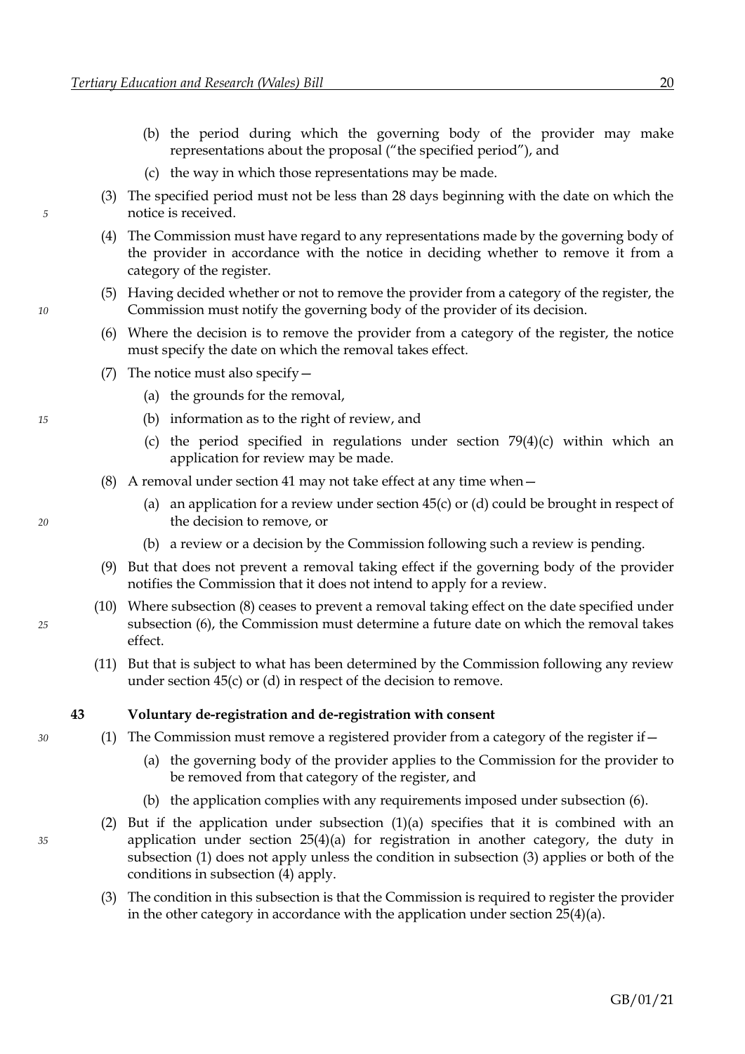(b) the period during which the governing body of the provider may make representations about the proposal ("the specified period"), and

(c) the way in which those representations may be made.

(3) The specified period must not be less than 28 days beginning with the date on which the notice is received.

(4) The Commission must have regard to any representations made by the governing body of the provider in accordance with the notice in deciding whether to remove it from a category of the register.

(5) Having decided whether or not to remove the provider from a category of the register, the Commission must notify the governing body of the provider of its decision.

(6) Where the decision is to remove the provider from a category of the register, the notice must specify the date on which the removal takes effect.

(7) The notice must also specify—

(a) the grounds for the removal,

(b) information as to the right of review, and

(c) the period specified in regulations under section 79(4)(c) within which an application for review may be made.

(8) A removal under section 41 may not take effect at any time when—

(a) an application for a review under section 45(c) or (d) could be brought in respect of the decision to remove, or

(b) a review or a decision by the Commission following such a review is pending.

(9) But that does not prevent a removal taking effect if the governing body of the provider notifies the Commission that it does not intend to apply for a review.

(10) Where subsection (8) ceases to prevent a removal taking effect on the date specified under subsection (6), the Commission must determine a future date on which the removal takes effect.

(11) But that is subject to what has been determined by the Commission following any review under section 45(c) or (d) in respect of the decision to remove.

### 43 Voluntary de-registration and de-registration with consent

(1) The Commission must remove a registered provider from a category of the register if—

(a) the governing body of the provider applies to the Commission for the provider to be removed from that category of the register, and

(b) the application complies with any requirements imposed under subsection (6).

(2) But if the application under subsection (1)(a) specifies that it is combined with an application under section 25(4)(a) for registration in another category, the duty in subsection (1) does not apply unless the condition in subsection (3) applies or both of the conditions in subsection (4) apply.

(3) The condition in this subsection is that the Commission is required to register the provider in the other category in accordance with the application under section 25(4)(a).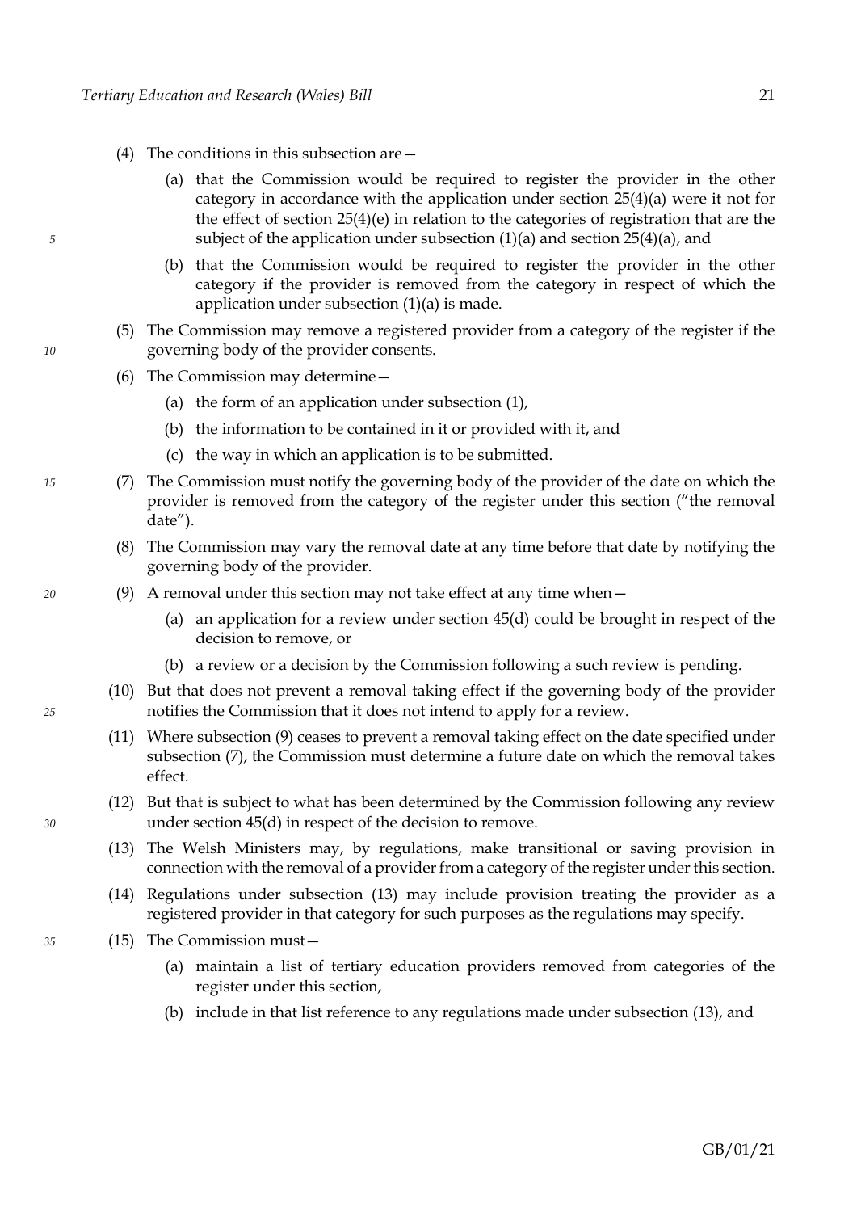(4) The conditions in this subsection are—

   (a) that the Commission would be required to register the provider in the other category in accordance with the application under section 25(4)(a) were it not for the effect of section 25(4)(e) in relation to the categories of registration that are the subject of the application under subsection (1)(a) and section 25(4)(a), and

   (b) that the Commission would be required to register the provider in the other category if the provider is removed from the category in respect of which the application under subsection (1)(a) is made.

(5) The Commission may remove a registered provider from a category of the register if the governing body of the provider consents.

(6) The Commission may determine—

   (a) the form of an application under subsection (1),

   (b) the information to be contained in it or provided with it, and

   (c) the way in which an application is to be submitted.

(7) The Commission must notify the governing body of the provider of the date on which the provider is removed from the category of the register under this section ("the removal date").

(8) The Commission may vary the removal date at any time before that date by notifying the governing body of the provider.

(9) A removal under this section may not take effect at any time when—

   (a) an application for a review under section 45(d) could be brought in respect of the decision to remove, or

   (b) a review or a decision by the Commission following a such review is pending.

(10) But that does not prevent a removal taking effect if the governing body of the provider notifies the Commission that it does not intend to apply for a review.

(11) Where subsection (9) ceases to prevent a removal taking effect on the date specified under subsection (7), the Commission must determine a future date on which the removal takes effect.

(12) But that is subject to what has been determined by the Commission following any review under section 45(d) in respect of the decision to remove.

(13) The Welsh Ministers may, by regulations, make transitional or saving provision in connection with the removal of a provider from a category of the register under this section.

(14) Regulations under subsection (13) may include provision treating the provider as a registered provider in that category for such purposes as the regulations may specify.

(15) The Commission must—

   (a) maintain a list of tertiary education providers removed from categories of the register under this section,

   (b) include in that list reference to any regulations made under subsection (13), and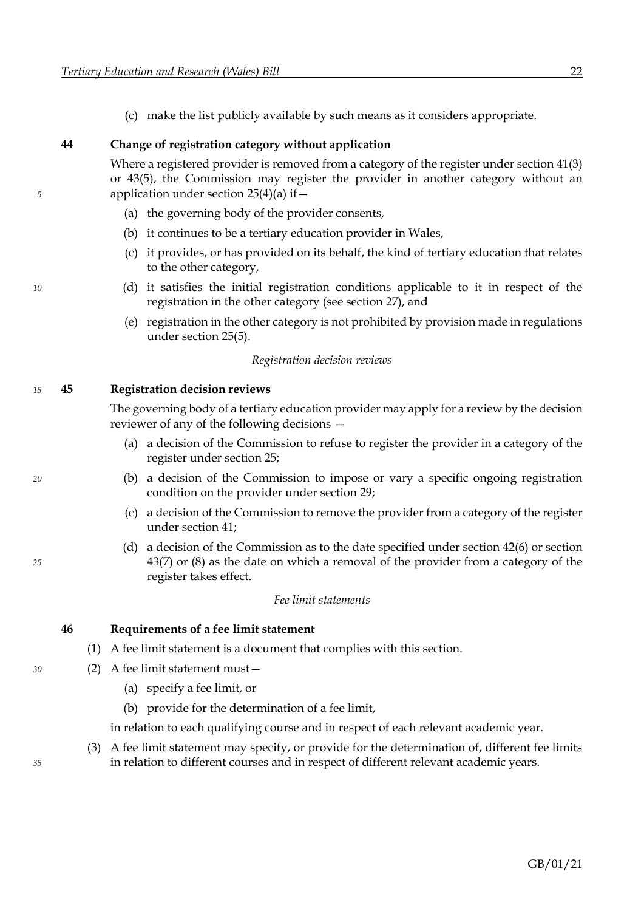(c) make the list publicly available by such means as it considers appropriate.

### 44 Change of registration category without application

Where a registered provider is removed from a category of the register under section 41(3) or 43(5), the Commission may register the provider in another category without an application under section 25(4)(a) if—

(a) the governing body of the provider consents,

(b) it continues to be a tertiary education provider in Wales,

(c) it provides, or has provided on its behalf, the kind of tertiary education that relates to the other category,

(d) it satisfies the initial registration conditions applicable to it in respect of the registration in the other category (see section 27), and

(e) registration in the other category is not prohibited by provision made in regulations under section 25(5).

*Registration decision reviews*

### 45 Registration decision reviews

The governing body of a tertiary education provider may apply for a review by the decision reviewer of any of the following decisions —

(a) a decision of the Commission to refuse to register the provider in a category of the register under section 25;

(b) a decision of the Commission to impose or vary a specific ongoing registration condition on the provider under section 29;

(c) a decision of the Commission to remove the provider from a category of the register under section 41;

(d) a decision of the Commission as to the date specified under section 42(6) or section 43(7) or (8) as the date on which a removal of the provider from a category of the register takes effect.

*Fee limit statements*

### 46 Requirements of a fee limit statement

(1) A fee limit statement is a document that complies with this section.

(2) A fee limit statement must—

(a) specify a fee limit, or

(b) provide for the determination of a fee limit,

in relation to each qualifying course and in respect of each relevant academic year.

(3) A fee limit statement may specify, or provide for the determination of, different fee limits in relation to different courses and in respect of different relevant academic years.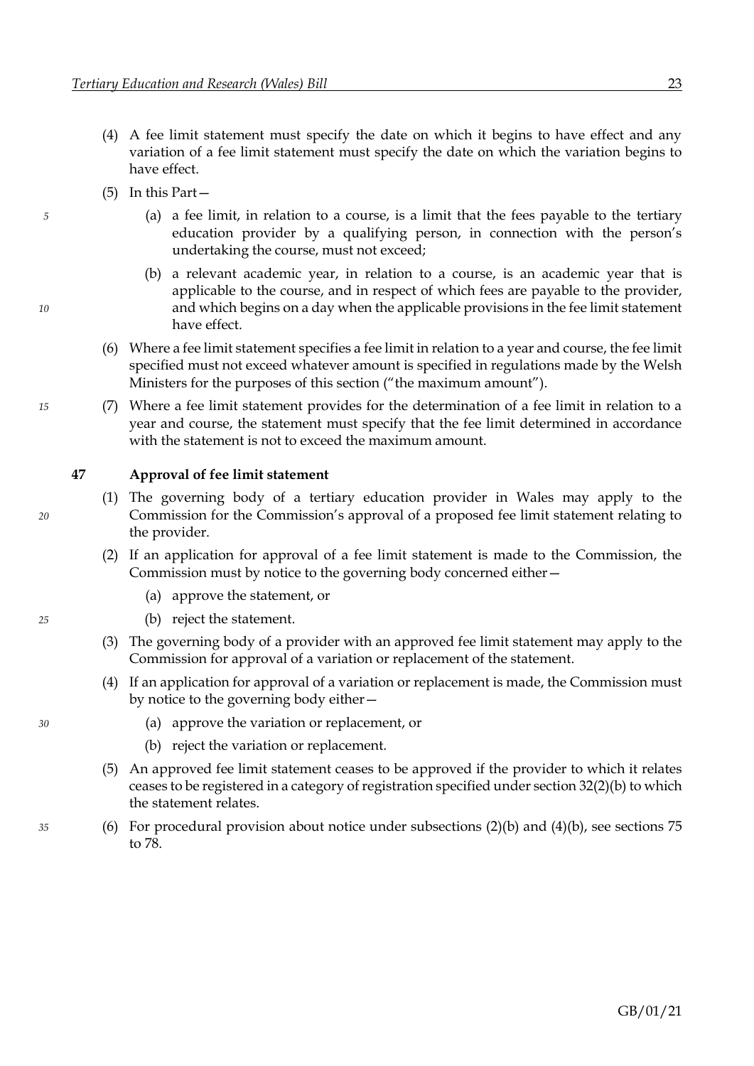(4) A fee limit statement must specify the date on which it begins to have effect and any variation of a fee limit statement must specify the date on which the variation begins to have effect.

(5) In this Part—

(a) a fee limit, in relation to a course, is a limit that the fees payable to the tertiary education provider by a qualifying person, in connection with the person's undertaking the course, must not exceed;

(b) a relevant academic year, in relation to a course, is an academic year that is applicable to the course, and in respect of which fees are payable to the provider, and which begins on a day when the applicable provisions in the fee limit statement have effect.

(6) Where a fee limit statement specifies a fee limit in relation to a year and course, the fee limit specified must not exceed whatever amount is specified in regulations made by the Welsh Ministers for the purposes of this section ("the maximum amount").

(7) Where a fee limit statement provides for the determination of a fee limit in relation to a year and course, the statement must specify that the fee limit determined in accordance with the statement is not to exceed the maximum amount.

### 47 Approval of fee limit statement

(1) The governing body of a tertiary education provider in Wales may apply to the Commission for the Commission's approval of a proposed fee limit statement relating to the provider.

(2) If an application for approval of a fee limit statement is made to the Commission, the Commission must by notice to the governing body concerned either—

(a) approve the statement, or

(b) reject the statement.

(3) The governing body of a provider with an approved fee limit statement may apply to the Commission for approval of a variation or replacement of the statement.

(4) If an application for approval of a variation or replacement is made, the Commission must by notice to the governing body either—

(a) approve the variation or replacement, or

(b) reject the variation or replacement.

(5) An approved fee limit statement ceases to be approved if the provider to which it relates ceases to be registered in a category of registration specified under section 32(2)(b) to which the statement relates.

(6) For procedural provision about notice under subsections (2)(b) and (4)(b), see sections 75 to 78.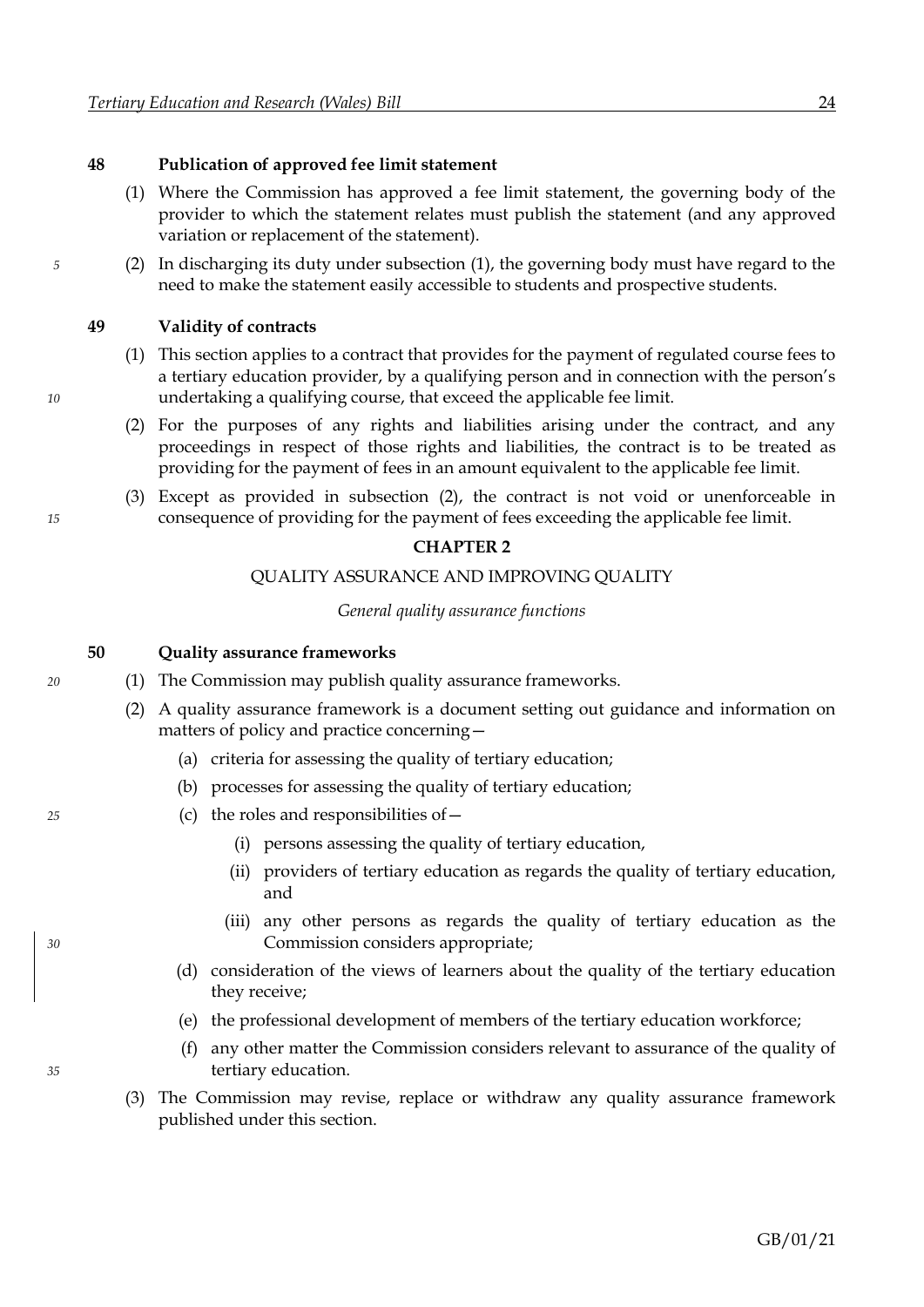### 48 Publication of approved fee limit statement

(1) Where the Commission has approved a fee limit statement, the governing body of the provider to which the statement relates must publish the statement (and any approved variation or replacement of the statement).

(2) In discharging its duty under subsection (1), the governing body must have regard to the need to make the statement easily accessible to students and prospective students.

### 49 Validity of contracts

(1) This section applies to a contract that provides for the payment of regulated course fees to a tertiary education provider, by a qualifying person and in connection with the person's undertaking a qualifying course, that exceed the applicable fee limit.

(2) For the purposes of any rights and liabilities arising under the contract, and any proceedings in respect of those rights and liabilities, the contract is to be treated as providing for the payment of fees in an amount equivalent to the applicable fee limit.

(3) Except as provided in subsection (2), the contract is not void or unenforceable in consequence of providing for the payment of fees exceeding the applicable fee limit.

## CHAPTER 2

## QUALITY ASSURANCE AND IMPROVING QUALITY

*General quality assurance functions*

### 50 Quality assurance frameworks

(1) The Commission may publish quality assurance frameworks.

(2) A quality assurance framework is a document setting out guidance and information on matters of policy and practice concerning—

- (a) criteria for assessing the quality of tertiary education;
- (b) processes for assessing the quality of tertiary education;
- (c) the roles and responsibilities of—
  - (i) persons assessing the quality of tertiary education,
  - (ii) providers of tertiary education as regards the quality of tertiary education, and
  - (iii) any other persons as regards the quality of tertiary education as the Commission considers appropriate;
- (d) consideration of the views of learners about the quality of the tertiary education they receive;
- (e) the professional development of members of the tertiary education workforce;
- (f) any other matter the Commission considers relevant to assurance of the quality of tertiary education.

(3) The Commission may revise, replace or withdraw any quality assurance framework published under this section.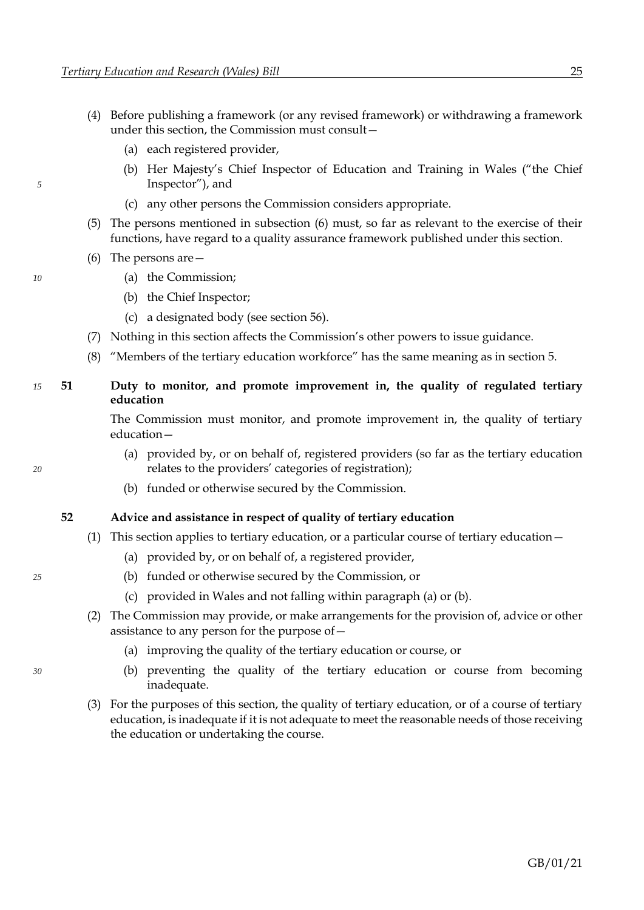(4) Before publishing a framework (or any revised framework) or withdrawing a framework under this section, the Commission must consult—

  (a) each registered provider,

  (b) Her Majesty's Chief Inspector of Education and Training in Wales ("the Chief Inspector"), and

  (c) any other persons the Commission considers appropriate.

(5) The persons mentioned in subsection (6) must, so far as relevant to the exercise of their functions, have regard to a quality assurance framework published under this section.

(6) The persons are—

  (a) the Commission;

  (b) the Chief Inspector;

  (c) a designated body (see section 56).

(7) Nothing in this section affects the Commission's other powers to issue guidance.

(8) "Members of the tertiary education workforce" has the same meaning as in section 5.

### 51 Duty to monitor, and promote improvement in, the quality of regulated tertiary education

The Commission must monitor, and promote improvement in, the quality of tertiary education—

  (a) provided by, or on behalf of, registered providers (so far as the tertiary education relates to the providers' categories of registration);

  (b) funded or otherwise secured by the Commission.

### 52 Advice and assistance in respect of quality of tertiary education

(1) This section applies to tertiary education, or a particular course of tertiary education—

  (a) provided by, or on behalf of, a registered provider,

  (b) funded or otherwise secured by the Commission, or

  (c) provided in Wales and not falling within paragraph (a) or (b).

(2) The Commission may provide, or make arrangements for the provision of, advice or other assistance to any person for the purpose of—

  (a) improving the quality of the tertiary education or course, or

  (b) preventing the quality of the tertiary education or course from becoming inadequate.

(3) For the purposes of this section, the quality of tertiary education, or of a course of tertiary education, is inadequate if it is not adequate to meet the reasonable needs of those receiving the education or undertaking the course.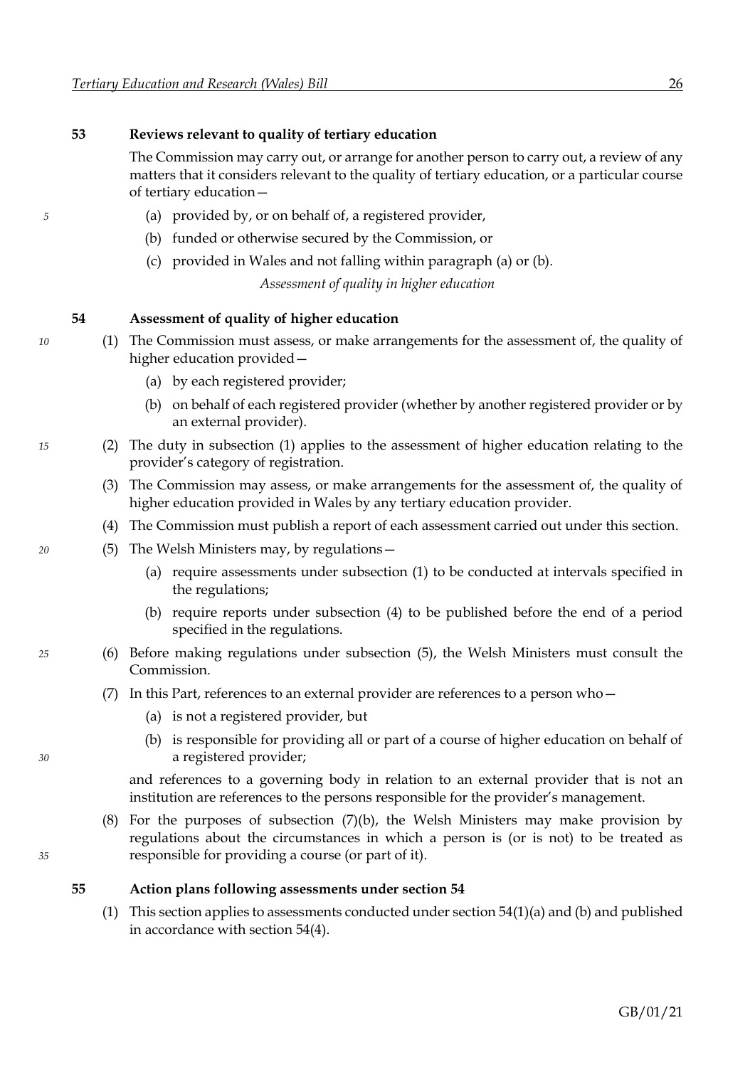**53 Reviews relevant to quality of tertiary education**

The Commission may carry out, or arrange for another person to carry out, a review of any matters that it considers relevant to the quality of tertiary education, or a particular course of tertiary education—

(a) provided by, or on behalf of, a registered provider,

(b) funded or otherwise secured by the Commission, or

(c) provided in Wales and not falling within paragraph (a) or (b).

*Assessment of quality in higher education*

**54 Assessment of quality of higher education**

(1) The Commission must assess, or make arrangements for the assessment of, the quality of higher education provided—

(a) by each registered provider;

(b) on behalf of each registered provider (whether by another registered provider or by an external provider).

(2) The duty in subsection (1) applies to the assessment of higher education relating to the provider's category of registration.

(3) The Commission may assess, or make arrangements for the assessment of, the quality of higher education provided in Wales by any tertiary education provider.

(4) The Commission must publish a report of each assessment carried out under this section.

(5) The Welsh Ministers may, by regulations—

(a) require assessments under subsection (1) to be conducted at intervals specified in the regulations;

(b) require reports under subsection (4) to be published before the end of a period specified in the regulations.

(6) Before making regulations under subsection (5), the Welsh Ministers must consult the Commission.

(7) In this Part, references to an external provider are references to a person who—

(a) is not a registered provider, but

(b) is responsible for providing all or part of a course of higher education on behalf of a registered provider;

and references to a governing body in relation to an external provider that is not an institution are references to the persons responsible for the provider's management.

(8) For the purposes of subsection (7)(b), the Welsh Ministers may make provision by regulations about the circumstances in which a person is (or is not) to be treated as responsible for providing a course (or part of it).

**55 Action plans following assessments under section 54**

(1) This section applies to assessments conducted under section 54(1)(a) and (b) and published in accordance with section 54(4).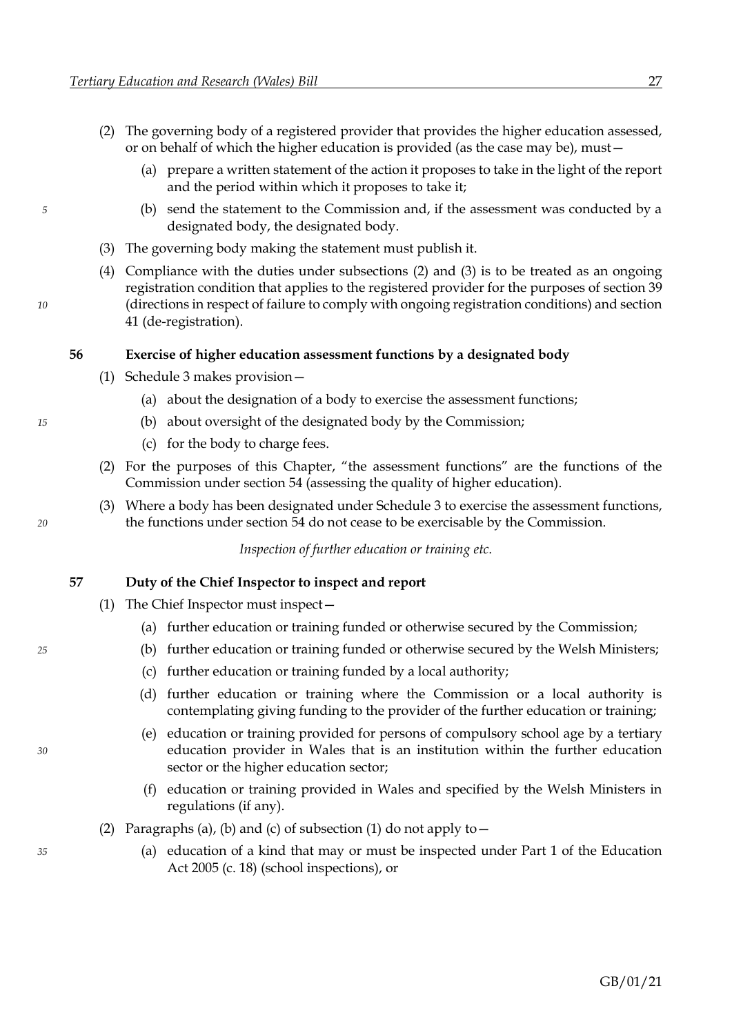(2) The governing body of a registered provider that provides the higher education assessed, or on behalf of which the higher education is provided (as the case may be), must—

(a) prepare a written statement of the action it proposes to take in the light of the report and the period within which it proposes to take it;

(b) send the statement to the Commission and, if the assessment was conducted by a designated body, the designated body.

(3) The governing body making the statement must publish it.

(4) Compliance with the duties under subsections (2) and (3) is to be treated as an ongoing registration condition that applies to the registered provider for the purposes of section 39 (directions in respect of failure to comply with ongoing registration conditions) and section 41 (de-registration).

**56 Exercise of higher education assessment functions by a designated body**

(1) Schedule 3 makes provision—

(a) about the designation of a body to exercise the assessment functions;

(b) about oversight of the designated body by the Commission;

(c) for the body to charge fees.

(2) For the purposes of this Chapter, "the assessment functions" are the functions of the Commission under section 54 (assessing the quality of higher education).

(3) Where a body has been designated under Schedule 3 to exercise the assessment functions, the functions under section 54 do not cease to be exercisable by the Commission.

*Inspection of further education or training etc.*

**57 Duty of the Chief Inspector to inspect and report**

(1) The Chief Inspector must inspect—

(a) further education or training funded or otherwise secured by the Commission;

(b) further education or training funded or otherwise secured by the Welsh Ministers;

(c) further education or training funded by a local authority;

(d) further education or training where the Commission or a local authority is contemplating giving funding to the provider of the further education or training;

(e) education or training provided for persons of compulsory school age by a tertiary education provider in Wales that is an institution within the further education sector or the higher education sector;

(f) education or training provided in Wales and specified by the Welsh Ministers in regulations (if any).

(2) Paragraphs (a), (b) and (c) of subsection (1) do not apply to—

(a) education of a kind that may or must be inspected under Part 1 of the Education Act 2005 (c. 18) (school inspections), or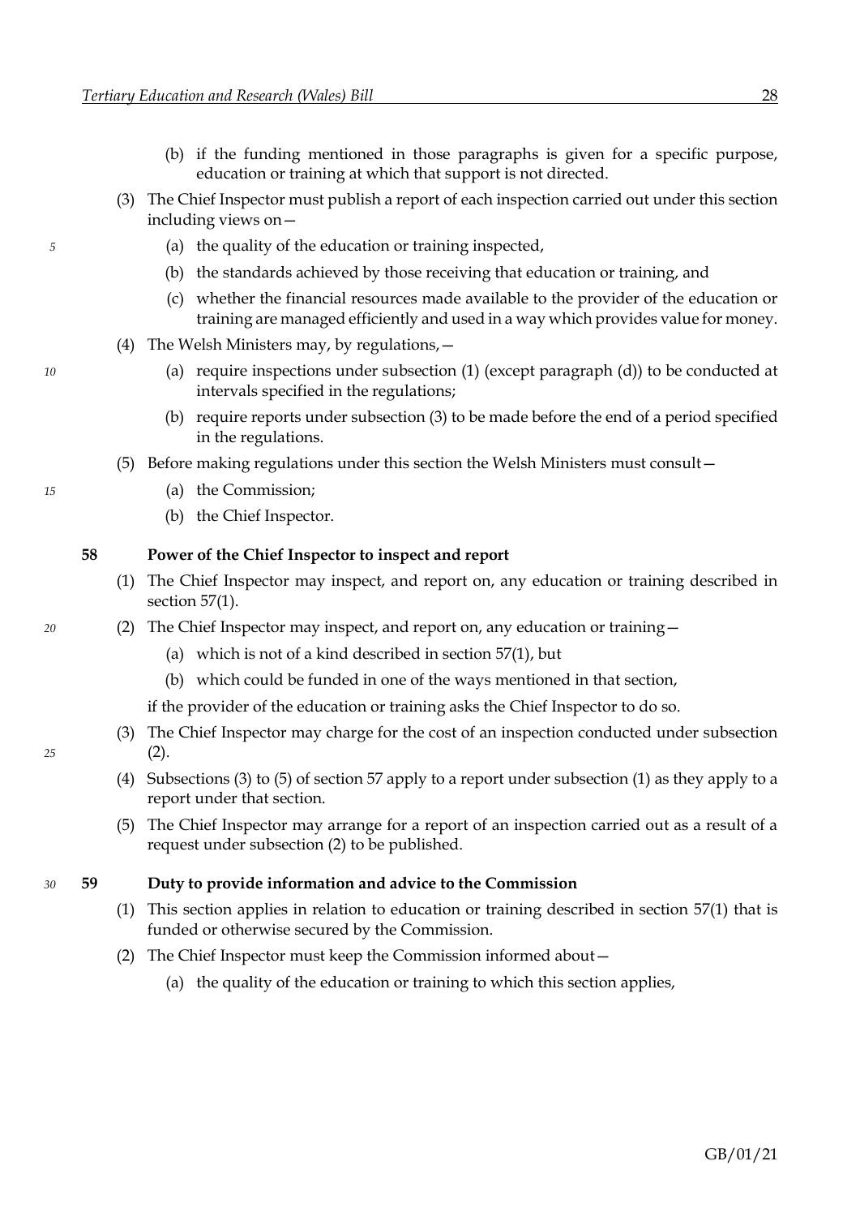(b) if the funding mentioned in those paragraphs is given for a specific purpose, education or training at which that support is not directed.

(3) The Chief Inspector must publish a report of each inspection carried out under this section including views on—

(a) the quality of the education or training inspected,

(b) the standards achieved by those receiving that education or training, and

(c) whether the financial resources made available to the provider of the education or training are managed efficiently and used in a way which provides value for money.

(4) The Welsh Ministers may, by regulations,—

(a) require inspections under subsection (1) (except paragraph (d)) to be conducted at intervals specified in the regulations;

(b) require reports under subsection (3) to be made before the end of a period specified in the regulations.

(5) Before making regulations under this section the Welsh Ministers must consult—

(a) the Commission;

(b) the Chief Inspector.

### 58 Power of the Chief Inspector to inspect and report

(1) The Chief Inspector may inspect, and report on, any education or training described in section 57(1).

(2) The Chief Inspector may inspect, and report on, any education or training—

(a) which is not of a kind described in section 57(1), but

(b) which could be funded in one of the ways mentioned in that section,

if the provider of the education or training asks the Chief Inspector to do so.

(3) The Chief Inspector may charge for the cost of an inspection conducted under subsection (2).

(4) Subsections (3) to (5) of section 57 apply to a report under subsection (1) as they apply to a report under that section.

(5) The Chief Inspector may arrange for a report of an inspection carried out as a result of a request under subsection (2) to be published.

### 59 Duty to provide information and advice to the Commission

(1) This section applies in relation to education or training described in section 57(1) that is funded or otherwise secured by the Commission.

(2) The Chief Inspector must keep the Commission informed about—

(a) the quality of the education or training to which this section applies,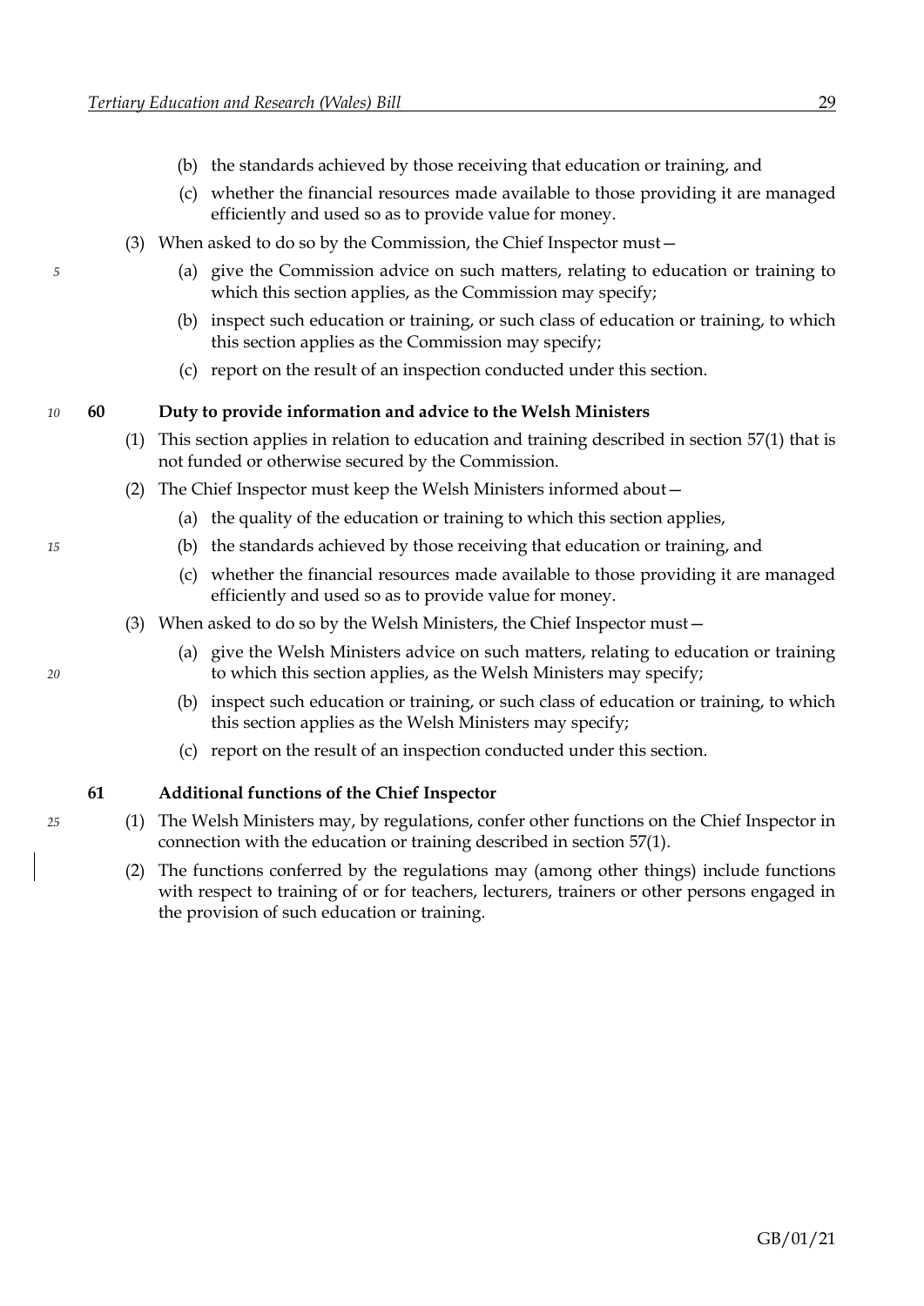(b) the standards achieved by those receiving that education or training, and

(c) whether the financial resources made available to those providing it are managed efficiently and used so as to provide value for money.

(3) When asked to do so by the Commission, the Chief Inspector must—

(a) give the Commission advice on such matters, relating to education or training to which this section applies, as the Commission may specify;

(b) inspect such education or training, or such class of education or training, to which this section applies as the Commission may specify;

(c) report on the result of an inspection conducted under this section.

### 60 Duty to provide information and advice to the Welsh Ministers

(1) This section applies in relation to education and training described in section 57(1) that is not funded or otherwise secured by the Commission.

(2) The Chief Inspector must keep the Welsh Ministers informed about—

(a) the quality of the education or training to which this section applies,

(b) the standards achieved by those receiving that education or training, and

(c) whether the financial resources made available to those providing it are managed efficiently and used so as to provide value for money.

(3) When asked to do so by the Welsh Ministers, the Chief Inspector must—

(a) give the Welsh Ministers advice on such matters, relating to education or training to which this section applies, as the Welsh Ministers may specify;

(b) inspect such education or training, or such class of education or training, to which this section applies as the Welsh Ministers may specify;

(c) report on the result of an inspection conducted under this section.

### 61 Additional functions of the Chief Inspector

(1) The Welsh Ministers may, by regulations, confer other functions on the Chief Inspector in connection with the education or training described in section 57(1).

(2) The functions conferred by the regulations may (among other things) include functions with respect to training of or for teachers, lecturers, trainers or other persons engaged in the provision of such education or training.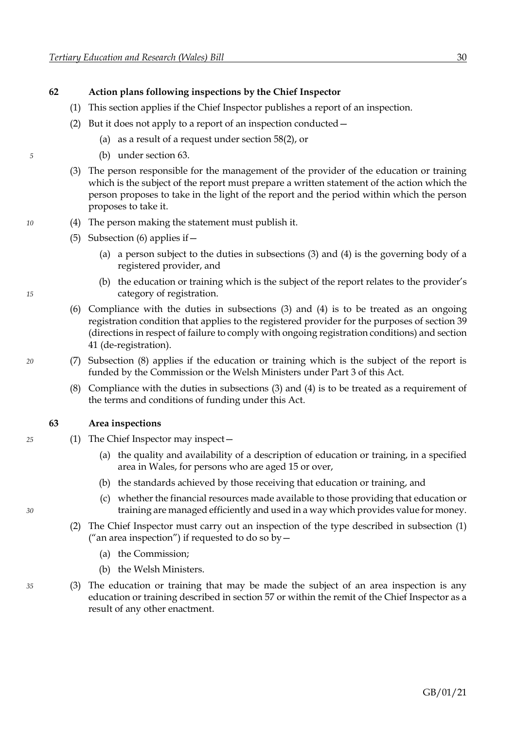### 62 Action plans following inspections by the Chief Inspector

(1) This section applies if the Chief Inspector publishes a report of an inspection.

(2) But it does not apply to a report of an inspection conducted—

(a) as a result of a request under section 58(2), or

(b) under section 63.

(3) The person responsible for the management of the provider of the education or training which is the subject of the report must prepare a written statement of the action which the person proposes to take in the light of the report and the period within which the person proposes to take it.

(4) The person making the statement must publish it.

(5) Subsection (6) applies if—

(a) a person subject to the duties in subsections (3) and (4) is the governing body of a registered provider, and

(b) the education or training which is the subject of the report relates to the provider's category of registration.

(6) Compliance with the duties in subsections (3) and (4) is to be treated as an ongoing registration condition that applies to the registered provider for the purposes of section 39 (directions in respect of failure to comply with ongoing registration conditions) and section 41 (de-registration).

(7) Subsection (8) applies if the education or training which is the subject of the report is funded by the Commission or the Welsh Ministers under Part 3 of this Act.

(8) Compliance with the duties in subsections (3) and (4) is to be treated as a requirement of the terms and conditions of funding under this Act.

### 63 Area inspections

(1) The Chief Inspector may inspect—

(a) the quality and availability of a description of education or training, in a specified area in Wales, for persons who are aged 15 or over,

(b) the standards achieved by those receiving that education or training, and

(c) whether the financial resources made available to those providing that education or training are managed efficiently and used in a way which provides value for money.

(2) The Chief Inspector must carry out an inspection of the type described in subsection (1) ("an area inspection") if requested to do so by—

(a) the Commission;

(b) the Welsh Ministers.

(3) The education or training that may be made the subject of an area inspection is any education or training described in section 57 or within the remit of the Chief Inspector as a result of any other enactment.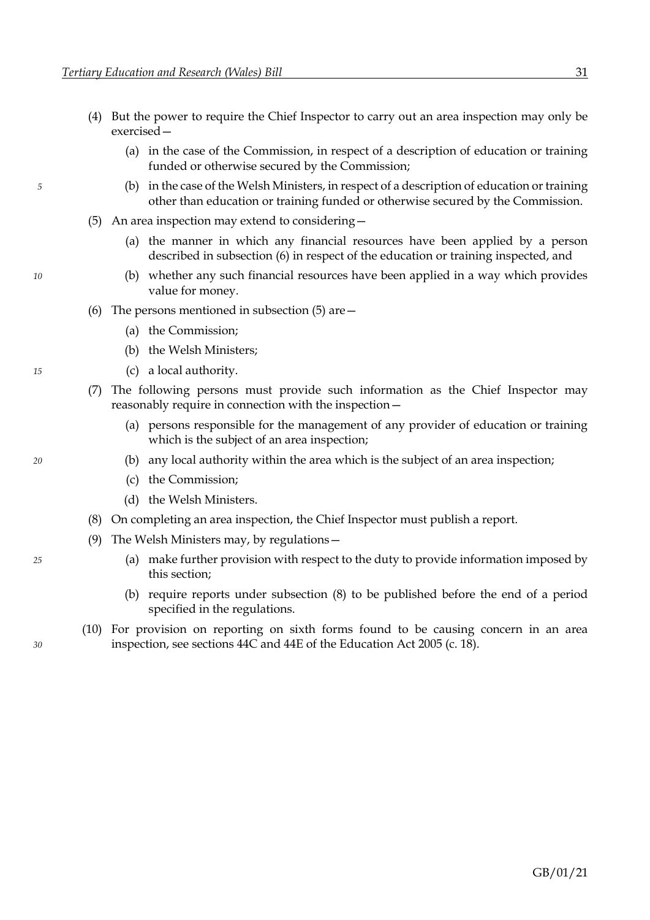(4) But the power to require the Chief Inspector to carry out an area inspection may only be exercised—

  (a) in the case of the Commission, in respect of a description of education or training funded or otherwise secured by the Commission;

  (b) in the case of the Welsh Ministers, in respect of a description of education or training other than education or training funded or otherwise secured by the Commission.

(5) An area inspection may extend to considering—

  (a) the manner in which any financial resources have been applied by a person described in subsection (6) in respect of the education or training inspected, and

  (b) whether any such financial resources have been applied in a way which provides value for money.

(6) The persons mentioned in subsection (5) are—

  (a) the Commission;

  (b) the Welsh Ministers;

  (c) a local authority.

(7) The following persons must provide such information as the Chief Inspector may reasonably require in connection with the inspection—

  (a) persons responsible for the management of any provider of education or training which is the subject of an area inspection;

  (b) any local authority within the area which is the subject of an area inspection;

  (c) the Commission;

  (d) the Welsh Ministers.

(8) On completing an area inspection, the Chief Inspector must publish a report.

(9) The Welsh Ministers may, by regulations—

  (a) make further provision with respect to the duty to provide information imposed by this section;

  (b) require reports under subsection (8) to be published before the end of a period specified in the regulations.

(10) For provision on reporting on sixth forms found to be causing concern in an area inspection, see sections 44C and 44E of the Education Act 2005 (c. 18).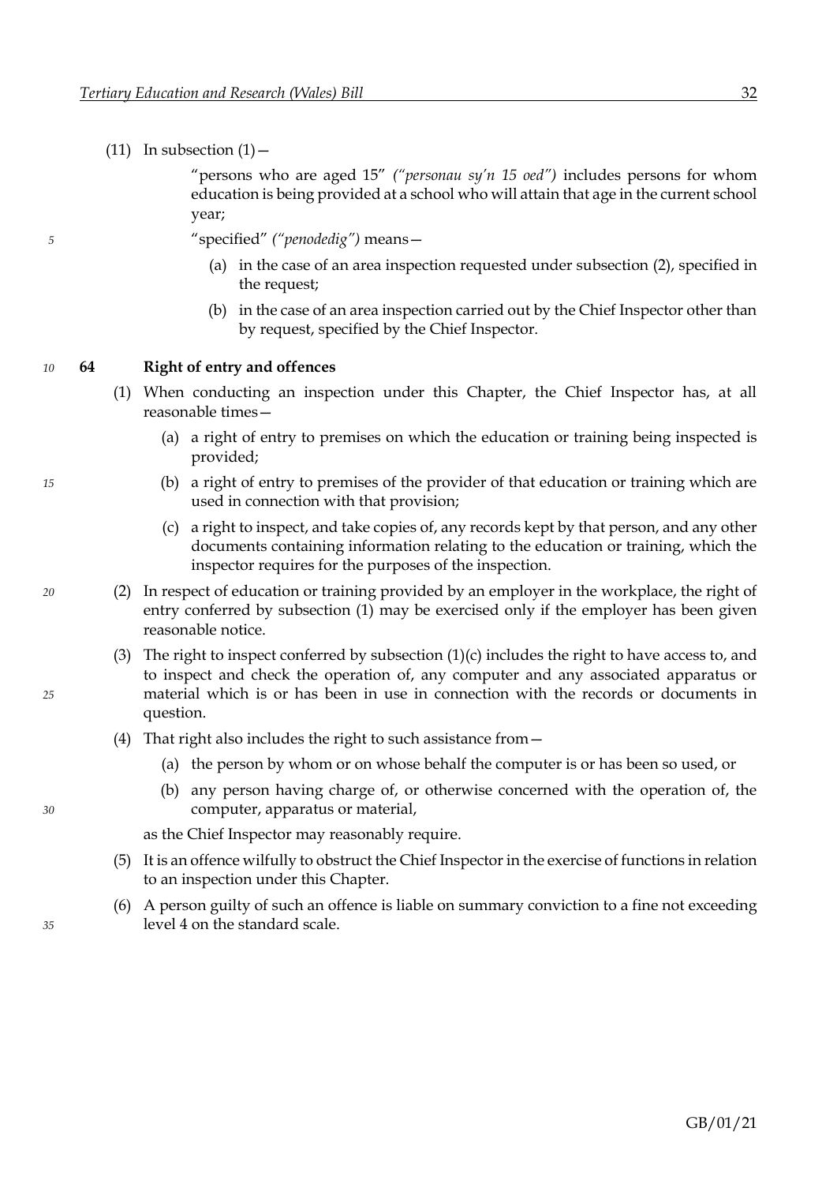(11) In subsection (1)—

"persons who are aged 15" *("personau sy'n 15 oed")* includes persons for whom education is being provided at a school who will attain that age in the current school year;

"specified" *("penodedig")* means—

(a) in the case of an area inspection requested under subsection (2), specified in the request;

(b) in the case of an area inspection carried out by the Chief Inspector other than by request, specified by the Chief Inspector.

**64 Right of entry and offences**

(1) When conducting an inspection under this Chapter, the Chief Inspector has, at all reasonable times—

(a) a right of entry to premises on which the education or training being inspected is provided;

(b) a right of entry to premises of the provider of that education or training which are used in connection with that provision;

(c) a right to inspect, and take copies of, any records kept by that person, and any other documents containing information relating to the education or training, which the inspector requires for the purposes of the inspection.

(2) In respect of education or training provided by an employer in the workplace, the right of entry conferred by subsection (1) may be exercised only if the employer has been given reasonable notice.

(3) The right to inspect conferred by subsection (1)(c) includes the right to have access to, and to inspect and check the operation of, any computer and any associated apparatus or material which is or has been in use in connection with the records or documents in question.

(4) That right also includes the right to such assistance from—

(a) the person by whom or on whose behalf the computer is or has been so used, or

(b) any person having charge of, or otherwise concerned with the operation of, the computer, apparatus or material,

as the Chief Inspector may reasonably require.

(5) It is an offence wilfully to obstruct the Chief Inspector in the exercise of functions in relation to an inspection under this Chapter.

(6) A person guilty of such an offence is liable on summary conviction to a fine not exceeding level 4 on the standard scale.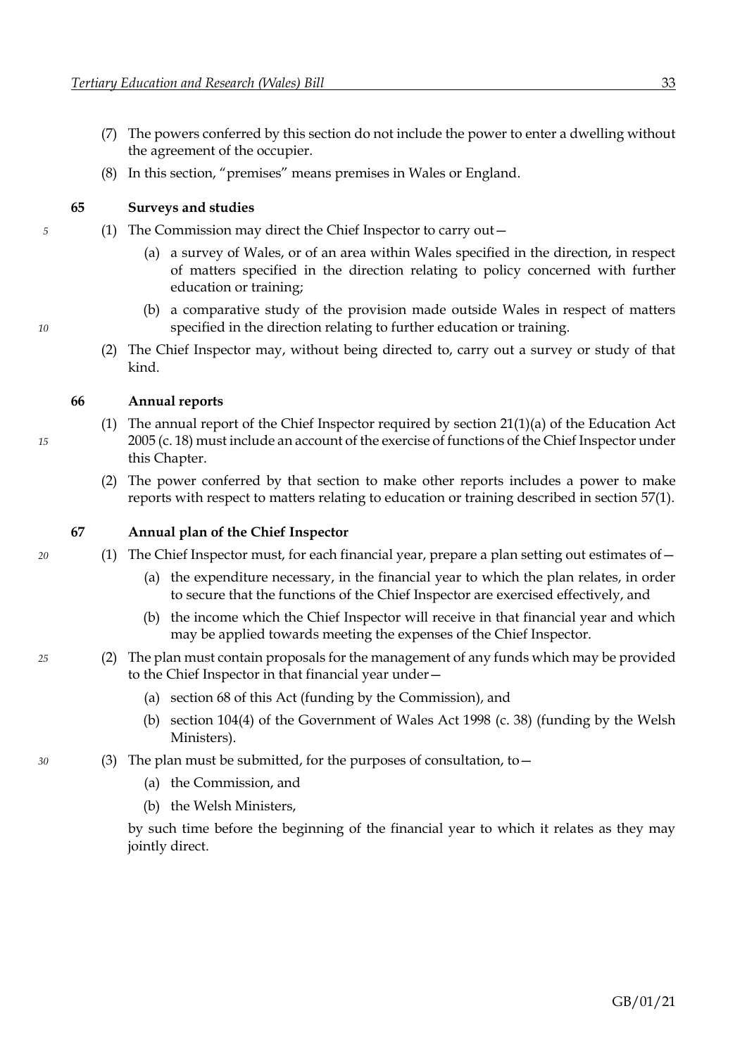(7) The powers conferred by this section do not include the power to enter a dwelling without the agreement of the occupier.

(8) In this section, "premises" means premises in Wales or England.

### 65 Surveys and studies

(1) The Commission may direct the Chief Inspector to carry out—

(a) a survey of Wales, or of an area within Wales specified in the direction, in respect of matters specified in the direction relating to policy concerned with further education or training;

(b) a comparative study of the provision made outside Wales in respect of matters specified in the direction relating to further education or training.

(2) The Chief Inspector may, without being directed to, carry out a survey or study of that kind.

### 66 Annual reports

(1) The annual report of the Chief Inspector required by section 21(1)(a) of the Education Act 2005 (c. 18) must include an account of the exercise of functions of the Chief Inspector under this Chapter.

(2) The power conferred by that section to make other reports includes a power to make reports with respect to matters relating to education or training described in section 57(1).

### 67 Annual plan of the Chief Inspector

(1) The Chief Inspector must, for each financial year, prepare a plan setting out estimates of—

(a) the expenditure necessary, in the financial year to which the plan relates, in order to secure that the functions of the Chief Inspector are exercised effectively, and

(b) the income which the Chief Inspector will receive in that financial year and which may be applied towards meeting the expenses of the Chief Inspector.

(2) The plan must contain proposals for the management of any funds which may be provided to the Chief Inspector in that financial year under—

(a) section 68 of this Act (funding by the Commission), and

(b) section 104(4) of the Government of Wales Act 1998 (c. 38) (funding by the Welsh Ministers).

(3) The plan must be submitted, for the purposes of consultation, to—

(a) the Commission, and

(b) the Welsh Ministers,

by such time before the beginning of the financial year to which it relates as they may jointly direct.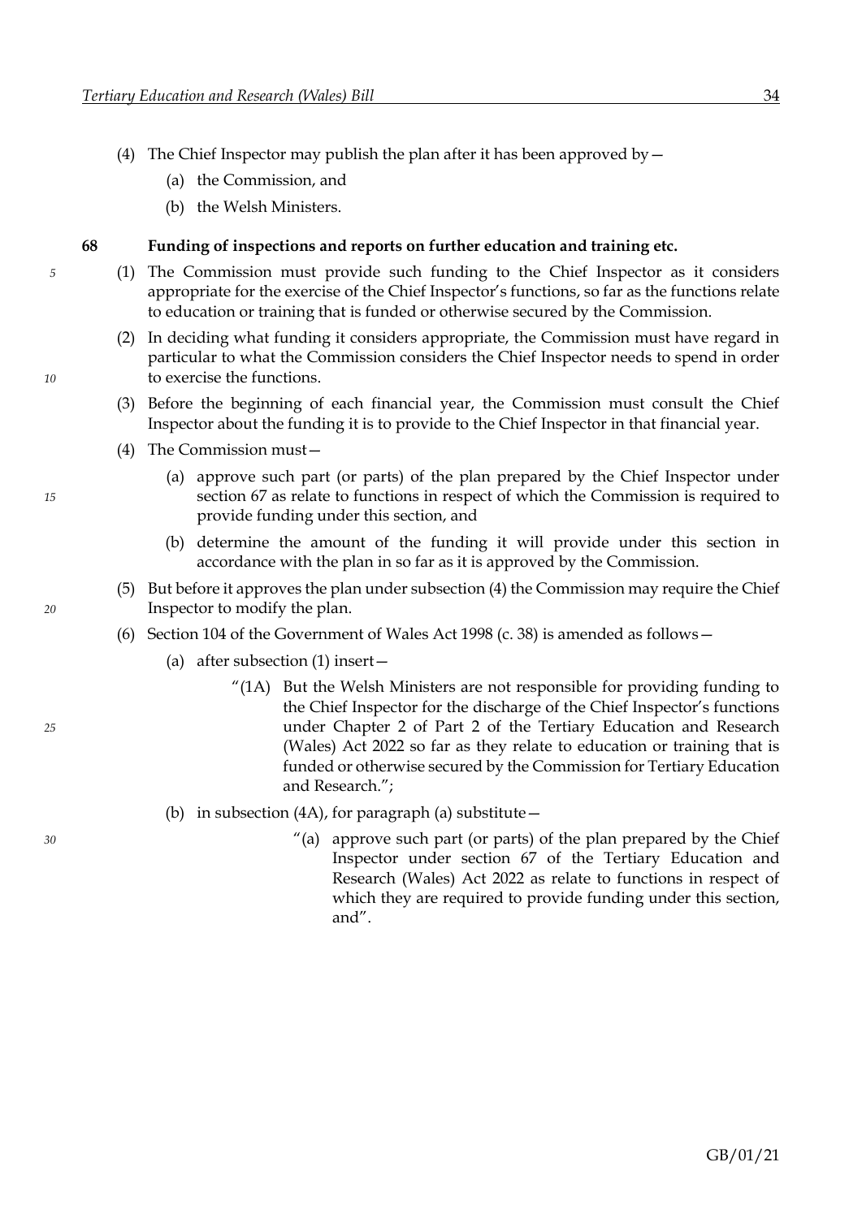(4) The Chief Inspector may publish the plan after it has been approved by—

(a) the Commission, and

(b) the Welsh Ministers.

**68 Funding of inspections and reports on further education and training etc.**

(1) The Commission must provide such funding to the Chief Inspector as it considers appropriate for the exercise of the Chief Inspector's functions, so far as the functions relate to education or training that is funded or otherwise secured by the Commission.

(2) In deciding what funding it considers appropriate, the Commission must have regard in particular to what the Commission considers the Chief Inspector needs to spend in order to exercise the functions.

(3) Before the beginning of each financial year, the Commission must consult the Chief Inspector about the funding it is to provide to the Chief Inspector in that financial year.

(4) The Commission must—

(a) approve such part (or parts) of the plan prepared by the Chief Inspector under section 67 as relate to functions in respect of which the Commission is required to provide funding under this section, and

(b) determine the amount of the funding it will provide under this section in accordance with the plan in so far as it is approved by the Commission.

(5) But before it approves the plan under subsection (4) the Commission may require the Chief Inspector to modify the plan.

(6) Section 104 of the Government of Wales Act 1998 (c. 38) is amended as follows—

(a) after subsection (1) insert—

"(1A) But the Welsh Ministers are not responsible for providing funding to the Chief Inspector for the discharge of the Chief Inspector's functions under Chapter 2 of Part 2 of the Tertiary Education and Research (Wales) Act 2022 so far as they relate to education or training that is funded or otherwise secured by the Commission for Tertiary Education and Research.";

(b) in subsection (4A), for paragraph (a) substitute—

"(a) approve such part (or parts) of the plan prepared by the Chief Inspector under section 67 of the Tertiary Education and Research (Wales) Act 2022 as relate to functions in respect of which they are required to provide funding under this section, and".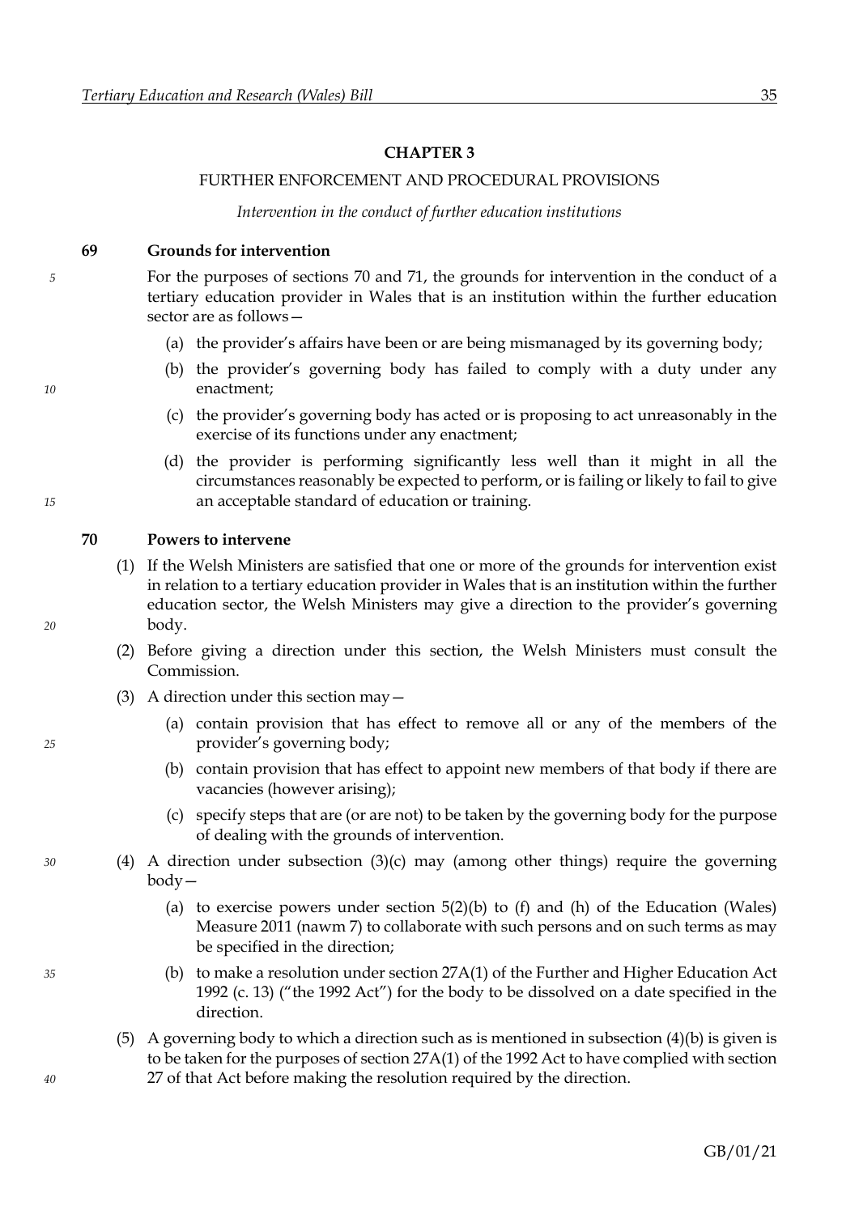## CHAPTER 3

### FURTHER ENFORCEMENT AND PROCEDURAL PROVISIONS

*Intervention in the conduct of further education institutions*

#### 69 Grounds for intervention

For the purposes of sections 70 and 71, the grounds for intervention in the conduct of a tertiary education provider in Wales that is an institution within the further education sector are as follows—

(a) the provider's affairs have been or are being mismanaged by its governing body;

(b) the provider's governing body has failed to comply with a duty under any enactment;

(c) the provider's governing body has acted or is proposing to act unreasonably in the exercise of its functions under any enactment;

(d) the provider is performing significantly less well than it might in all the circumstances reasonably be expected to perform, or is failing or likely to fail to give an acceptable standard of education or training.

#### 70 Powers to intervene

(1) If the Welsh Ministers are satisfied that one or more of the grounds for intervention exist in relation to a tertiary education provider in Wales that is an institution within the further education sector, the Welsh Ministers may give a direction to the provider's governing body.

(2) Before giving a direction under this section, the Welsh Ministers must consult the Commission.

(3) A direction under this section may—

(a) contain provision that has effect to remove all or any of the members of the provider's governing body;

(b) contain provision that has effect to appoint new members of that body if there are vacancies (however arising);

(c) specify steps that are (or are not) to be taken by the governing body for the purpose of dealing with the grounds of intervention.

(4) A direction under subsection (3)(c) may (among other things) require the governing body—

(a) to exercise powers under section 5(2)(b) to (f) and (h) of the Education (Wales) Measure 2011 (nawm 7) to collaborate with such persons and on such terms as may be specified in the direction;

(b) to make a resolution under section 27A(1) of the Further and Higher Education Act 1992 (c. 13) ("the 1992 Act") for the body to be dissolved on a date specified in the direction.

(5) A governing body to which a direction such as is mentioned in subsection (4)(b) is given is to be taken for the purposes of section 27A(1) of the 1992 Act to have complied with section 27 of that Act before making the resolution required by the direction.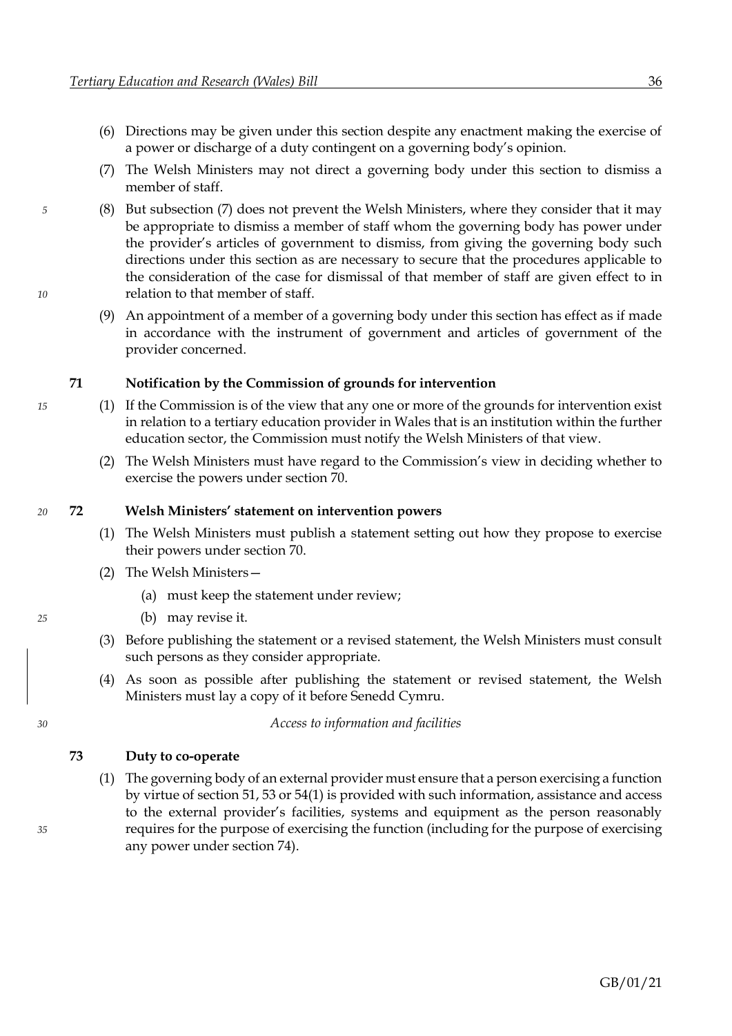(6) Directions may be given under this section despite any enactment making the exercise of a power or discharge of a duty contingent on a governing body's opinion.

(7) The Welsh Ministers may not direct a governing body under this section to dismiss a member of staff.

(8) But subsection (7) does not prevent the Welsh Ministers, where they consider that it may be appropriate to dismiss a member of staff whom the governing body has power under the provider's articles of government to dismiss, from giving the governing body such directions under this section as are necessary to secure that the procedures applicable to the consideration of the case for dismissal of that member of staff are given effect to in relation to that member of staff.

(9) An appointment of a member of a governing body under this section has effect as if made in accordance with the instrument of government and articles of government of the provider concerned.

### 71 Notification by the Commission of grounds for intervention

(1) If the Commission is of the view that any one or more of the grounds for intervention exist in relation to a tertiary education provider in Wales that is an institution within the further education sector, the Commission must notify the Welsh Ministers of that view.

(2) The Welsh Ministers must have regard to the Commission's view in deciding whether to exercise the powers under section 70.

### 72 Welsh Ministers' statement on intervention powers

(1) The Welsh Ministers must publish a statement setting out how they propose to exercise their powers under section 70.

(2) The Welsh Ministers—

- (a) must keep the statement under review;
- (b) may revise it.

(3) Before publishing the statement or a revised statement, the Welsh Ministers must consult such persons as they consider appropriate.

(4) As soon as possible after publishing the statement or revised statement, the Welsh Ministers must lay a copy of it before Senedd Cymru.

*Access to information and facilities*

### 73 Duty to co-operate

(1) The governing body of an external provider must ensure that a person exercising a function by virtue of section 51, 53 or 54(1) is provided with such information, assistance and access to the external provider's facilities, systems and equipment as the person reasonably requires for the purpose of exercising the function (including for the purpose of exercising any power under section 74).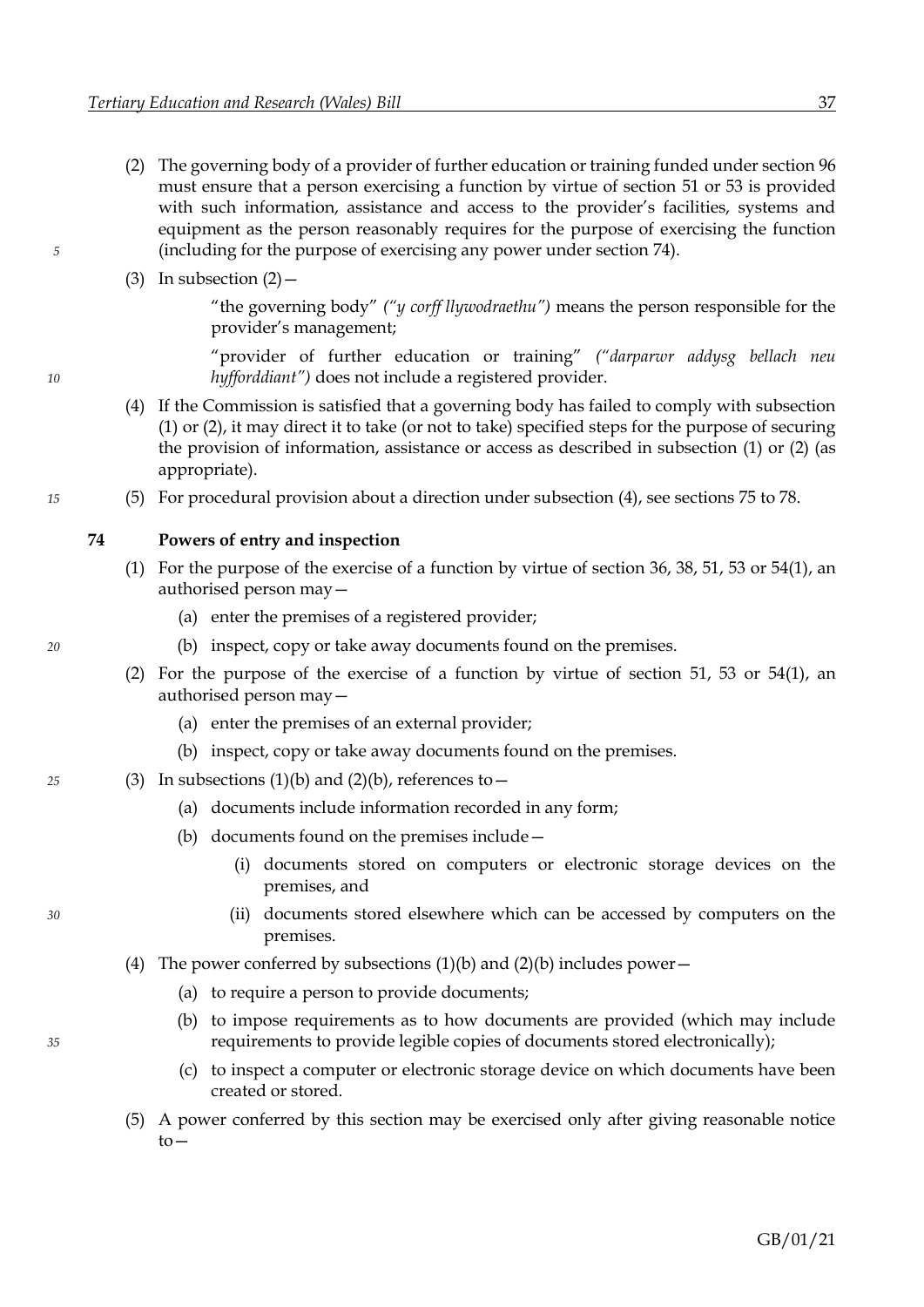(2) The governing body of a provider of further education or training funded under section 96 must ensure that a person exercising a function by virtue of section 51 or 53 is provided with such information, assistance and access to the provider's facilities, systems and equipment as the person reasonably requires for the purpose of exercising the function (including for the purpose of exercising any power under section 74).

(3) In subsection (2)—

"the governing body" *("y corff llywodraethu")* means the person responsible for the provider's management;

"provider of further education or training" *("darparwr addysg bellach neu hyfforddiant")* does not include a registered provider.

(4) If the Commission is satisfied that a governing body has failed to comply with subsection (1) or (2), it may direct it to take (or not to take) specified steps for the purpose of securing the provision of information, assistance or access as described in subsection (1) or (2) (as appropriate).

(5) For procedural provision about a direction under subsection (4), see sections 75 to 78.

**74 Powers of entry and inspection**

(1) For the purpose of the exercise of a function by virtue of section 36, 38, 51, 53 or 54(1), an authorised person may—

(a) enter the premises of a registered provider;

(b) inspect, copy or take away documents found on the premises.

(2) For the purpose of the exercise of a function by virtue of section 51, 53 or 54(1), an authorised person may—

(a) enter the premises of an external provider;

(b) inspect, copy or take away documents found on the premises.

(3) In subsections (1)(b) and (2)(b), references to—

(a) documents include information recorded in any form;

(b) documents found on the premises include—

(i) documents stored on computers or electronic storage devices on the premises, and

(ii) documents stored elsewhere which can be accessed by computers on the premises.

(4) The power conferred by subsections (1)(b) and (2)(b) includes power—

(a) to require a person to provide documents;

(b) to impose requirements as to how documents are provided (which may include requirements to provide legible copies of documents stored electronically);

(c) to inspect a computer or electronic storage device on which documents have been created or stored.

(5) A power conferred by this section may be exercised only after giving reasonable notice to—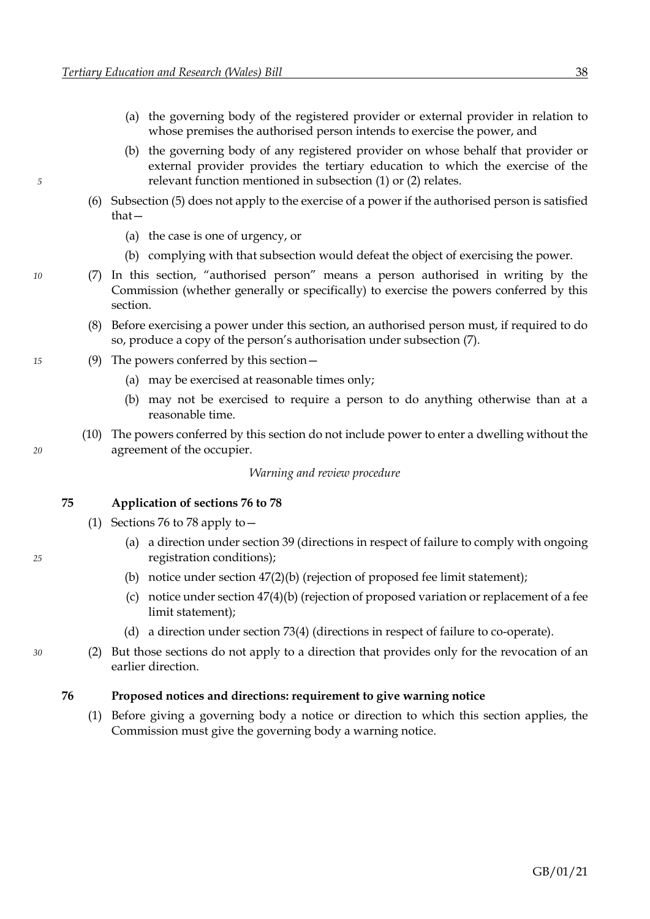(a) the governing body of the registered provider or external provider in relation to whose premises the authorised person intends to exercise the power, and

(b) the governing body of any registered provider on whose behalf that provider or external provider provides the tertiary education to which the exercise of the relevant function mentioned in subsection (1) or (2) relates.

(6) Subsection (5) does not apply to the exercise of a power if the authorised person is satisfied that—

(a) the case is one of urgency, or

(b) complying with that subsection would defeat the object of exercising the power.

(7) In this section, "authorised person" means a person authorised in writing by the Commission (whether generally or specifically) to exercise the powers conferred by this section.

(8) Before exercising a power under this section, an authorised person must, if required to do so, produce a copy of the person's authorisation under subsection (7).

(9) The powers conferred by this section—

(a) may be exercised at reasonable times only;

(b) may not be exercised to require a person to do anything otherwise than at a reasonable time.

(10) The powers conferred by this section do not include power to enter a dwelling without the agreement of the occupier.

*Warning and review procedure*

### 75 Application of sections 76 to 78

(1) Sections 76 to 78 apply to—

(a) a direction under section 39 (directions in respect of failure to comply with ongoing registration conditions);

(b) notice under section 47(2)(b) (rejection of proposed fee limit statement);

(c) notice under section 47(4)(b) (rejection of proposed variation or replacement of a fee limit statement);

(d) a direction under section 73(4) (directions in respect of failure to co-operate).

(2) But those sections do not apply to a direction that provides only for the revocation of an earlier direction.

### 76 Proposed notices and directions: requirement to give warning notice

(1) Before giving a governing body a notice or direction to which this section applies, the Commission must give the governing body a warning notice.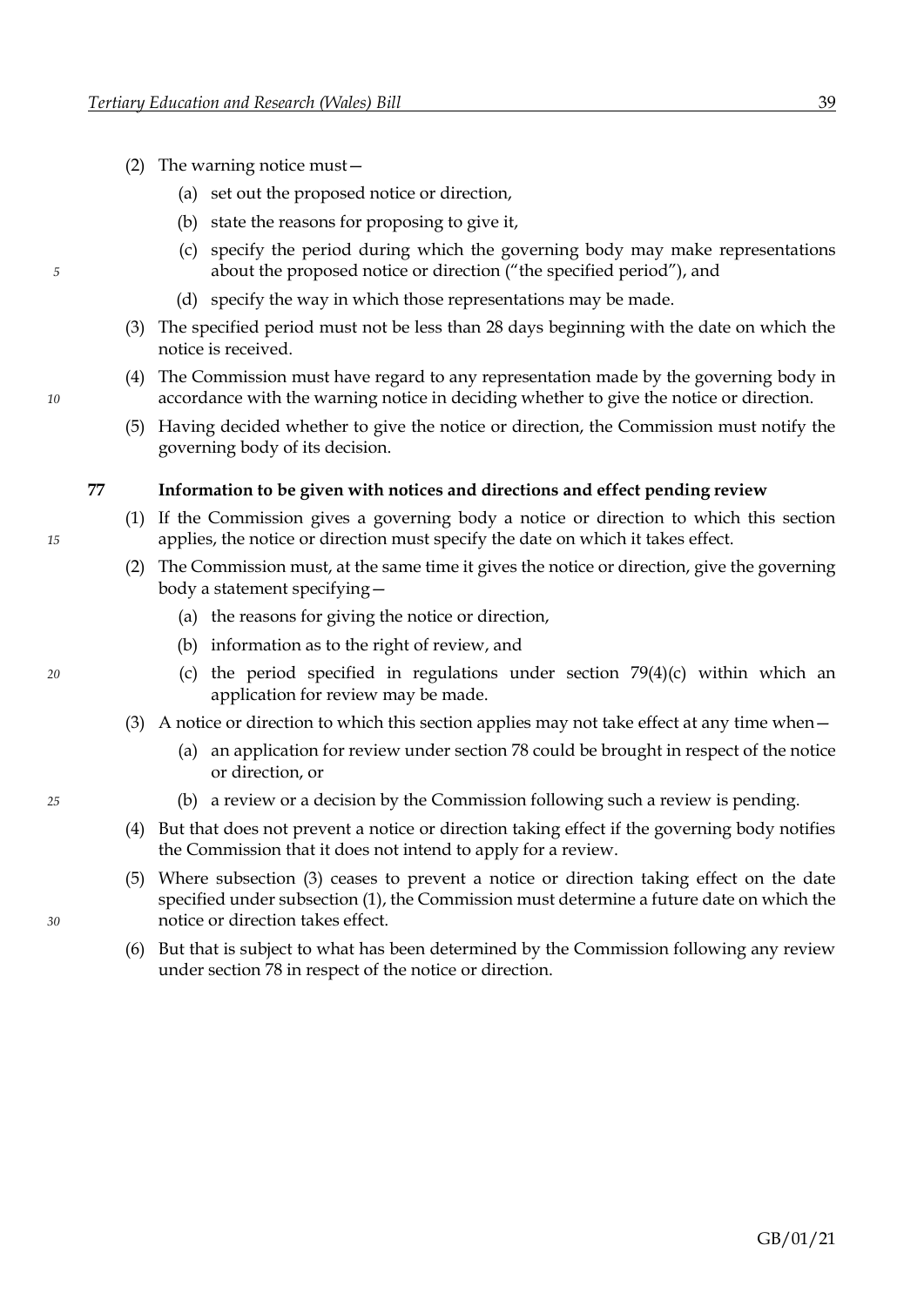(2) The warning notice must—

(a) set out the proposed notice or direction,

(b) state the reasons for proposing to give it,

(c) specify the period during which the governing body may make representations about the proposed notice or direction ("the specified period"), and

(d) specify the way in which those representations may be made.

(3) The specified period must not be less than 28 days beginning with the date on which the notice is received.

(4) The Commission must have regard to any representation made by the governing body in accordance with the warning notice in deciding whether to give the notice or direction.

(5) Having decided whether to give the notice or direction, the Commission must notify the governing body of its decision.

### 77 Information to be given with notices and directions and effect pending review

(1) If the Commission gives a governing body a notice or direction to which this section applies, the notice or direction must specify the date on which it takes effect.

(2) The Commission must, at the same time it gives the notice or direction, give the governing body a statement specifying—

(a) the reasons for giving the notice or direction,

(b) information as to the right of review, and

(c) the period specified in regulations under section 79(4)(c) within which an application for review may be made.

(3) A notice or direction to which this section applies may not take effect at any time when—

(a) an application for review under section 78 could be brought in respect of the notice or direction, or

(b) a review or a decision by the Commission following such a review is pending.

(4) But that does not prevent a notice or direction taking effect if the governing body notifies the Commission that it does not intend to apply for a review.

(5) Where subsection (3) ceases to prevent a notice or direction taking effect on the date specified under subsection (1), the Commission must determine a future date on which the notice or direction takes effect.

(6) But that is subject to what has been determined by the Commission following any review under section 78 in respect of the notice or direction.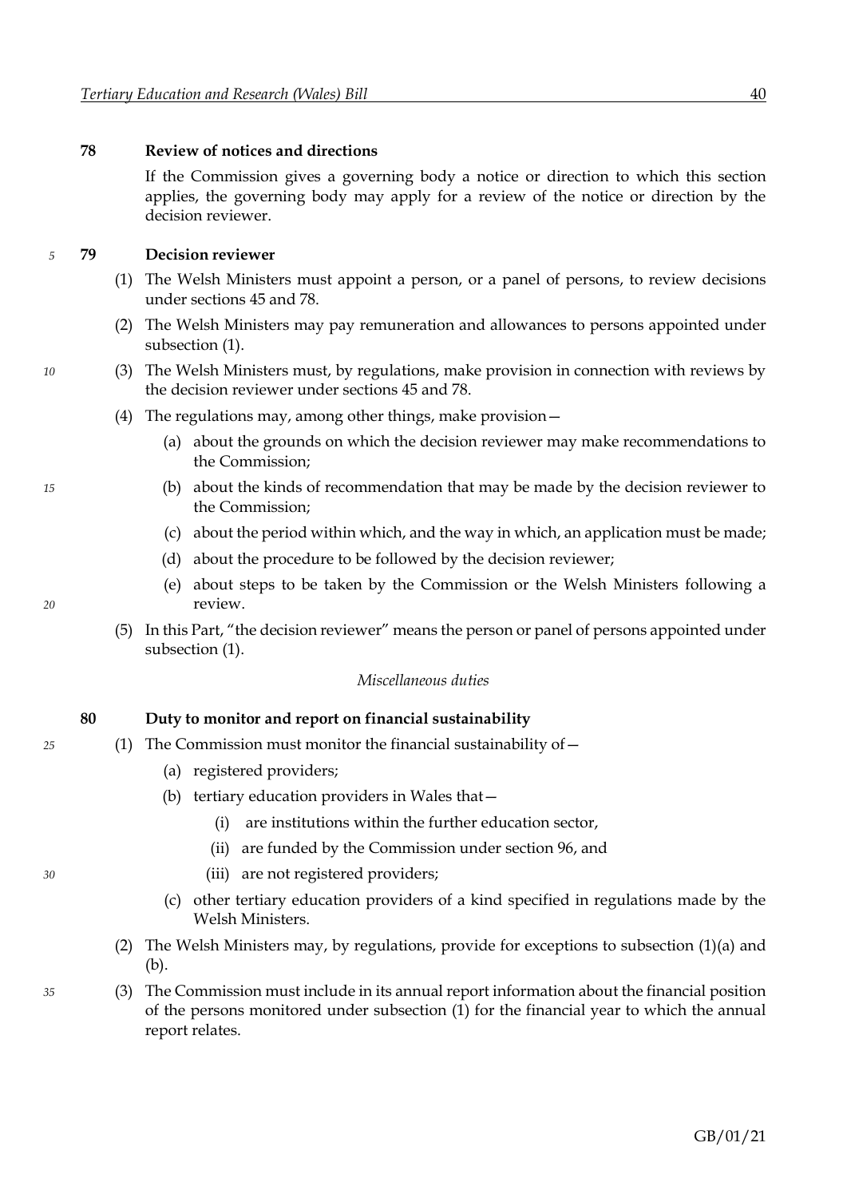### 78 Review of notices and directions

If the Commission gives a governing body a notice or direction to which this section applies, the governing body may apply for a review of the notice or direction by the decision reviewer.

### 79 Decision reviewer

(1) The Welsh Ministers must appoint a person, or a panel of persons, to review decisions under sections 45 and 78.

(2) The Welsh Ministers may pay remuneration and allowances to persons appointed under subsection (1).

(3) The Welsh Ministers must, by regulations, make provision in connection with reviews by the decision reviewer under sections 45 and 78.

(4) The regulations may, among other things, make provision—

- (a) about the grounds on which the decision reviewer may make recommendations to the Commission;
- (b) about the kinds of recommendation that may be made by the decision reviewer to the Commission;
- (c) about the period within which, and the way in which, an application must be made;
- (d) about the procedure to be followed by the decision reviewer;
- (e) about steps to be taken by the Commission or the Welsh Ministers following a review.

(5) In this Part, "the decision reviewer" means the person or panel of persons appointed under subsection (1).

*Miscellaneous duties*

### 80 Duty to monitor and report on financial sustainability

(1) The Commission must monitor the financial sustainability of—

- (a) registered providers;
- (b) tertiary education providers in Wales that—
  - (i) are institutions within the further education sector,
  - (ii) are funded by the Commission under section 96, and
  - (iii) are not registered providers;
- (c) other tertiary education providers of a kind specified in regulations made by the Welsh Ministers.

(2) The Welsh Ministers may, by regulations, provide for exceptions to subsection (1)(a) and (b).

(3) The Commission must include in its annual report information about the financial position of the persons monitored under subsection (1) for the financial year to which the annual report relates.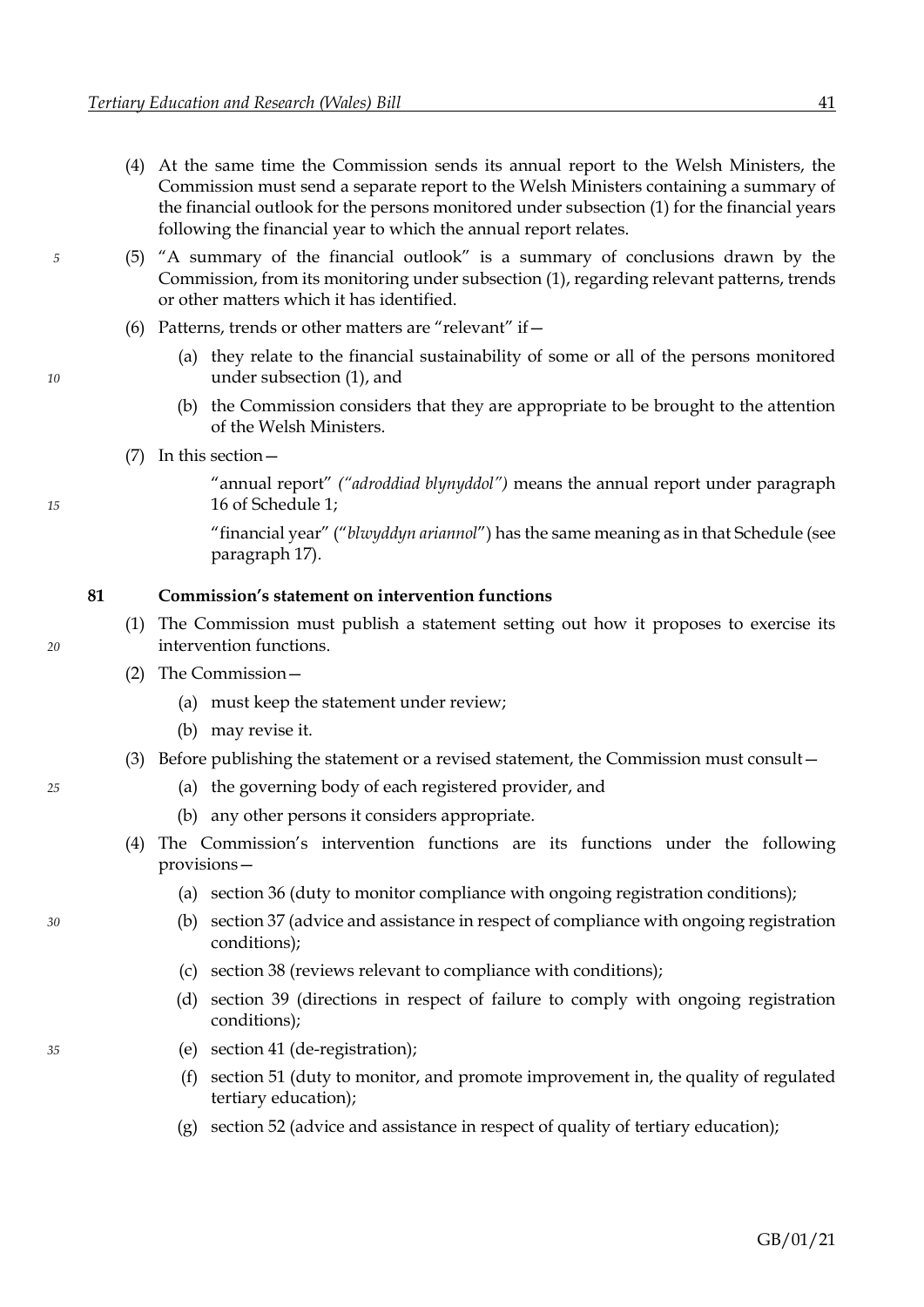(4) At the same time the Commission sends its annual report to the Welsh Ministers, the Commission must send a separate report to the Welsh Ministers containing a summary of the financial outlook for the persons monitored under subsection (1) for the financial years following the financial year to which the annual report relates.

(5) "A summary of the financial outlook" is a summary of conclusions drawn by the Commission, from its monitoring under subsection (1), regarding relevant patterns, trends or other matters which it has identified.

(6) Patterns, trends or other matters are "relevant" if—

(a) they relate to the financial sustainability of some or all of the persons monitored under subsection (1), and

(b) the Commission considers that they are appropriate to be brought to the attention of the Welsh Ministers.

(7) In this section—

"annual report" *("adroddiad blynyddol")* means the annual report under paragraph 16 of Schedule 1;

"financial year" ("*blwyddyn ariannol*") has the same meaning as in that Schedule (see paragraph 17).

### 81 Commission's statement on intervention functions

(1) The Commission must publish a statement setting out how it proposes to exercise its intervention functions.

(2) The Commission—

(a) must keep the statement under review;

(b) may revise it.

(3) Before publishing the statement or a revised statement, the Commission must consult—

(a) the governing body of each registered provider, and

(b) any other persons it considers appropriate.

(4) The Commission's intervention functions are its functions under the following provisions—

(a) section 36 (duty to monitor compliance with ongoing registration conditions);

(b) section 37 (advice and assistance in respect of compliance with ongoing registration conditions);

(c) section 38 (reviews relevant to compliance with conditions);

(d) section 39 (directions in respect of failure to comply with ongoing registration conditions);

(e) section 41 (de-registration);

(f) section 51 (duty to monitor, and promote improvement in, the quality of regulated tertiary education);

(g) section 52 (advice and assistance in respect of quality of tertiary education);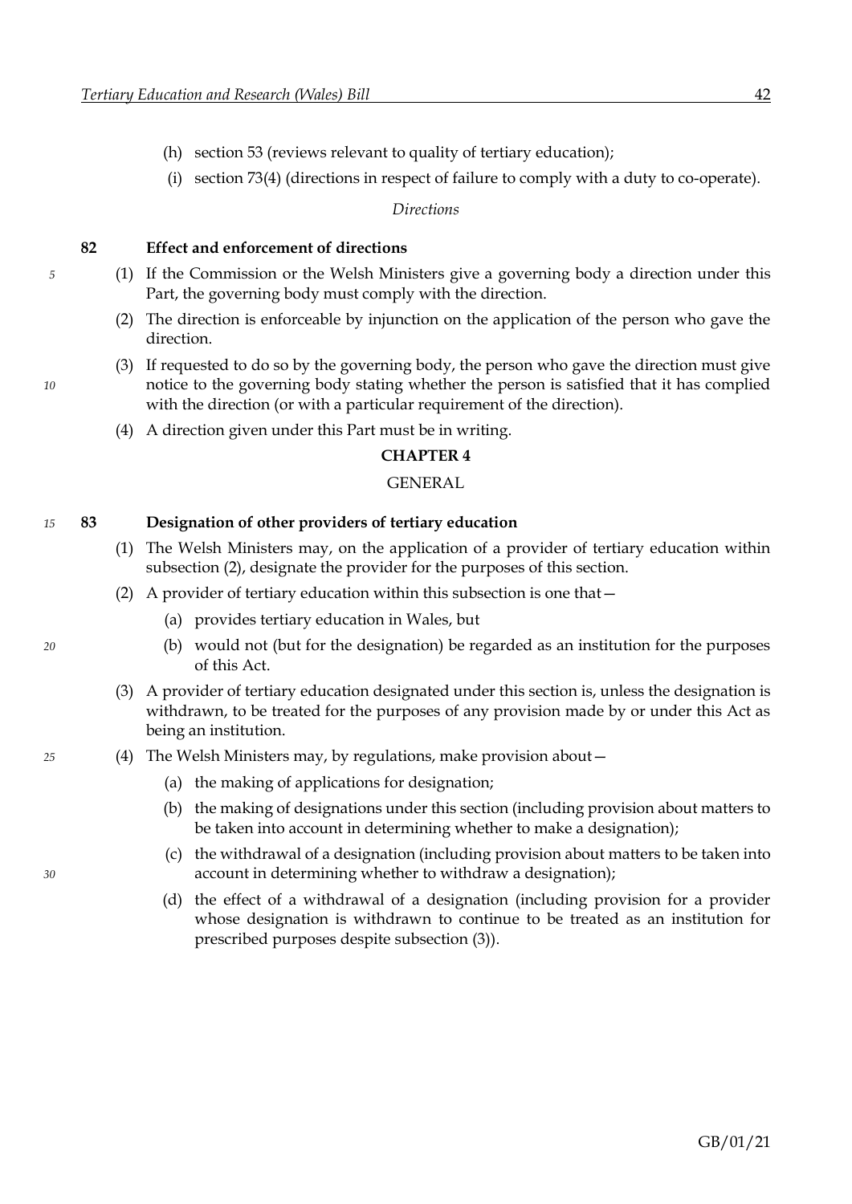(h) section 53 (reviews relevant to quality of tertiary education);

(i) section 73(4) (directions in respect of failure to comply with a duty to co-operate).

*Directions*

**82 Effect and enforcement of directions**

(1) If the Commission or the Welsh Ministers give a governing body a direction under this Part, the governing body must comply with the direction.

(2) The direction is enforceable by injunction on the application of the person who gave the direction.

(3) If requested to do so by the governing body, the person who gave the direction must give notice to the governing body stating whether the person is satisfied that it has complied with the direction (or with a particular requirement of the direction).

(4) A direction given under this Part must be in writing.

## CHAPTER 4

## GENERAL

**83 Designation of other providers of tertiary education**

(1) The Welsh Ministers may, on the application of a provider of tertiary education within subsection (2), designate the provider for the purposes of this section.

(2) A provider of tertiary education within this subsection is one that—

(a) provides tertiary education in Wales, but

(b) would not (but for the designation) be regarded as an institution for the purposes of this Act.

(3) A provider of tertiary education designated under this section is, unless the designation is withdrawn, to be treated for the purposes of any provision made by or under this Act as being an institution.

(4) The Welsh Ministers may, by regulations, make provision about—

(a) the making of applications for designation;

(b) the making of designations under this section (including provision about matters to be taken into account in determining whether to make a designation);

(c) the withdrawal of a designation (including provision about matters to be taken into account in determining whether to withdraw a designation);

(d) the effect of a withdrawal of a designation (including provision for a provider whose designation is withdrawn to continue to be treated as an institution for prescribed purposes despite subsection (3)).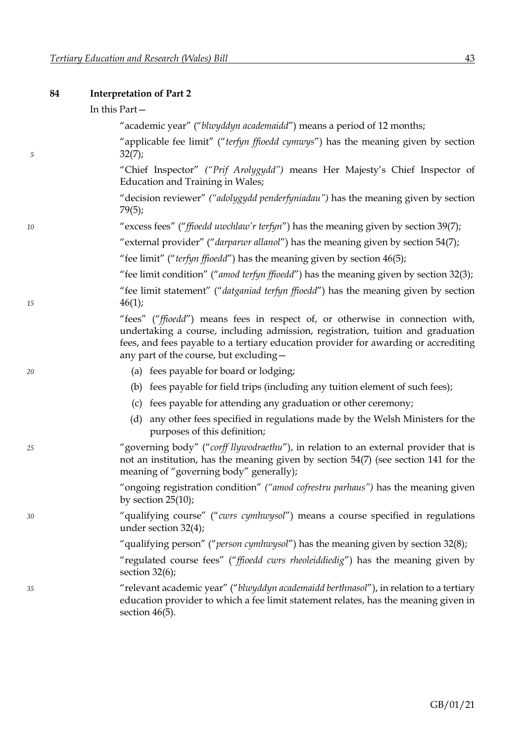## 84 Interpretation of Part 2

In this Part—

"academic year" ("*blwyddyn academaidd*") means a period of 12 months;

"applicable fee limit" ("*terfyn ffioedd cymwys*") has the meaning given by section 32(7);

"Chief Inspector" *("Prif Arolygydd")* means Her Majesty's Chief Inspector of Education and Training in Wales;

"decision reviewer" *("adolygydd penderfyniadau")* has the meaning given by section 79(5);

"excess fees" ("*ffioedd uwchlaw'r terfyn*") has the meaning given by section 39(7);

"external provider" ("*darparwr allanol*") has the meaning given by section 54(7);

"fee limit" ("*terfyn ffioedd*") has the meaning given by section 46(5);

"fee limit condition" ("*amod terfyn ffioedd*") has the meaning given by section 32(3);

"fee limit statement" ("*datganiad terfyn ffioedd*") has the meaning given by section 46(1);

"fees" ("*ffioedd*") means fees in respect of, or otherwise in connection with, undertaking a course, including admission, registration, tuition and graduation fees, and fees payable to a tertiary education provider for awarding or accrediting any part of the course, but excluding—

(a) fees payable for board or lodging;

(b) fees payable for field trips (including any tuition element of such fees);

(c) fees payable for attending any graduation or other ceremony;

(d) any other fees specified in regulations made by the Welsh Ministers for the purposes of this definition;

"governing body" ("*corff llywodraethu*"), in relation to an external provider that is not an institution, has the meaning given by section 54(7) (see section 141 for the meaning of "governing body" generally);

"ongoing registration condition" *("amod cofrestru parhaus")* has the meaning given by section 25(10);

"qualifying course" ("*cwrs cymhwysol*") means a course specified in regulations under section 32(4);

"qualifying person" ("*person cymhwysol*") has the meaning given by section 32(8);

"regulated course fees" ("*ffioedd cwrs rheoleiddiedig*") has the meaning given by section 32(6);

"relevant academic year" ("*blwyddyn academaidd berthnasol*"), in relation to a tertiary education provider to which a fee limit statement relates, has the meaning given in section 46(5).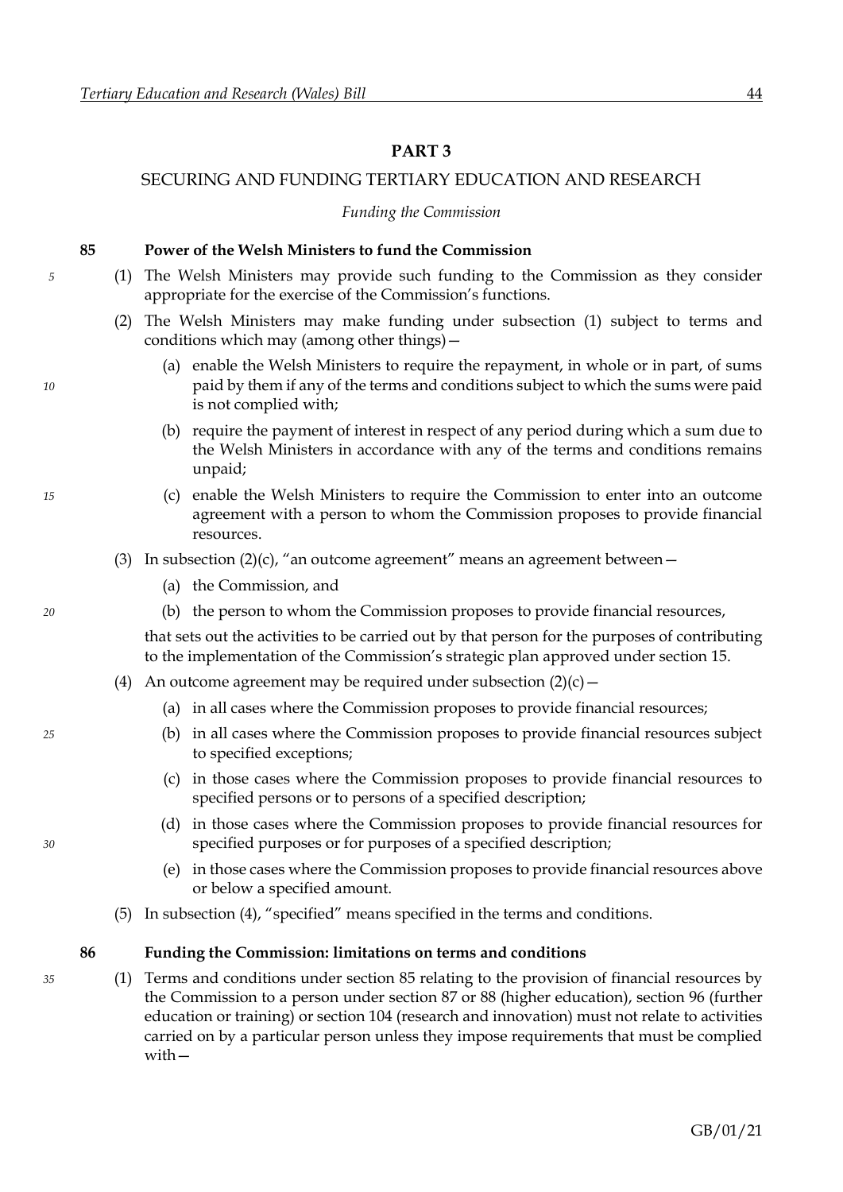# PART 3

## SECURING AND FUNDING TERTIARY EDUCATION AND RESEARCH

*Funding the Commission*

### 85 Power of the Welsh Ministers to fund the Commission

(1) The Welsh Ministers may provide such funding to the Commission as they consider appropriate for the exercise of the Commission's functions.

(2) The Welsh Ministers may make funding under subsection (1) subject to terms and conditions which may (among other things)—

(a) enable the Welsh Ministers to require the repayment, in whole or in part, of sums paid by them if any of the terms and conditions subject to which the sums were paid is not complied with;

(b) require the payment of interest in respect of any period during which a sum due to the Welsh Ministers in accordance with any of the terms and conditions remains unpaid;

(c) enable the Welsh Ministers to require the Commission to enter into an outcome agreement with a person to whom the Commission proposes to provide financial resources.

(3) In subsection (2)(c), "an outcome agreement" means an agreement between—

(a) the Commission, and

(b) the person to whom the Commission proposes to provide financial resources,

that sets out the activities to be carried out by that person for the purposes of contributing to the implementation of the Commission's strategic plan approved under section 15.

(4) An outcome agreement may be required under subsection (2)(c)—

(a) in all cases where the Commission proposes to provide financial resources;

(b) in all cases where the Commission proposes to provide financial resources subject to specified exceptions;

(c) in those cases where the Commission proposes to provide financial resources to specified persons or to persons of a specified description;

(d) in those cases where the Commission proposes to provide financial resources for specified purposes or for purposes of a specified description;

(e) in those cases where the Commission proposes to provide financial resources above or below a specified amount.

(5) In subsection (4), "specified" means specified in the terms and conditions.

### 86 Funding the Commission: limitations on terms and conditions

(1) Terms and conditions under section 85 relating to the provision of financial resources by the Commission to a person under section 87 or 88 (higher education), section 96 (further education or training) or section 104 (research and innovation) must not relate to activities carried on by a particular person unless they impose requirements that must be complied with—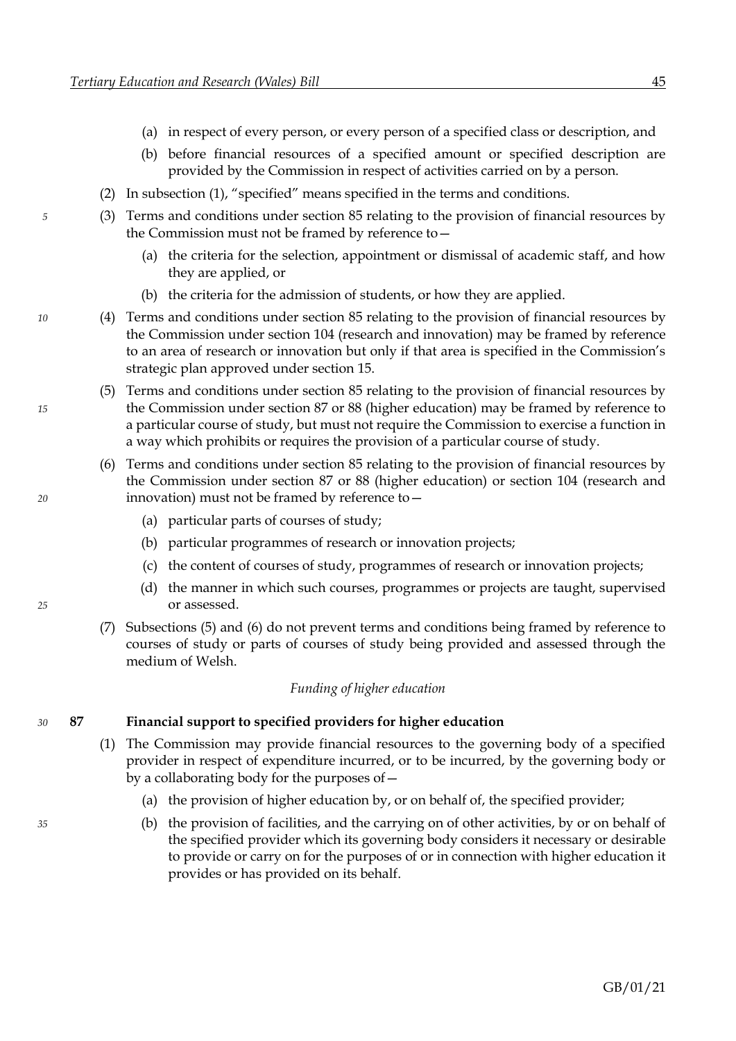(a) in respect of every person, or every person of a specified class or description, and

(b) before financial resources of a specified amount or specified description are provided by the Commission in respect of activities carried on by a person.

(2) In subsection (1), "specified" means specified in the terms and conditions.

(3) Terms and conditions under section 85 relating to the provision of financial resources by the Commission must not be framed by reference to—

(a) the criteria for the selection, appointment or dismissal of academic staff, and how they are applied, or

(b) the criteria for the admission of students, or how they are applied.

(4) Terms and conditions under section 85 relating to the provision of financial resources by the Commission under section 104 (research and innovation) may be framed by reference to an area of research or innovation but only if that area is specified in the Commission's strategic plan approved under section 15.

(5) Terms and conditions under section 85 relating to the provision of financial resources by the Commission under section 87 or 88 (higher education) may be framed by reference to a particular course of study, but must not require the Commission to exercise a function in a way which prohibits or requires the provision of a particular course of study.

(6) Terms and conditions under section 85 relating to the provision of financial resources by the Commission under section 87 or 88 (higher education) or section 104 (research and innovation) must not be framed by reference to—

(a) particular parts of courses of study;

(b) particular programmes of research or innovation projects;

(c) the content of courses of study, programmes of research or innovation projects;

(d) the manner in which such courses, programmes or projects are taught, supervised or assessed.

(7) Subsections (5) and (6) do not prevent terms and conditions being framed by reference to courses of study or parts of courses of study being provided and assessed through the medium of Welsh.

*Funding of higher education*

### 87 Financial support to specified providers for higher education

(1) The Commission may provide financial resources to the governing body of a specified provider in respect of expenditure incurred, or to be incurred, by the governing body or by a collaborating body for the purposes of—

(a) the provision of higher education by, or on behalf of, the specified provider;

(b) the provision of facilities, and the carrying on of other activities, by or on behalf of the specified provider which its governing body considers it necessary or desirable to provide or carry on for the purposes of or in connection with higher education it provides or has provided on its behalf.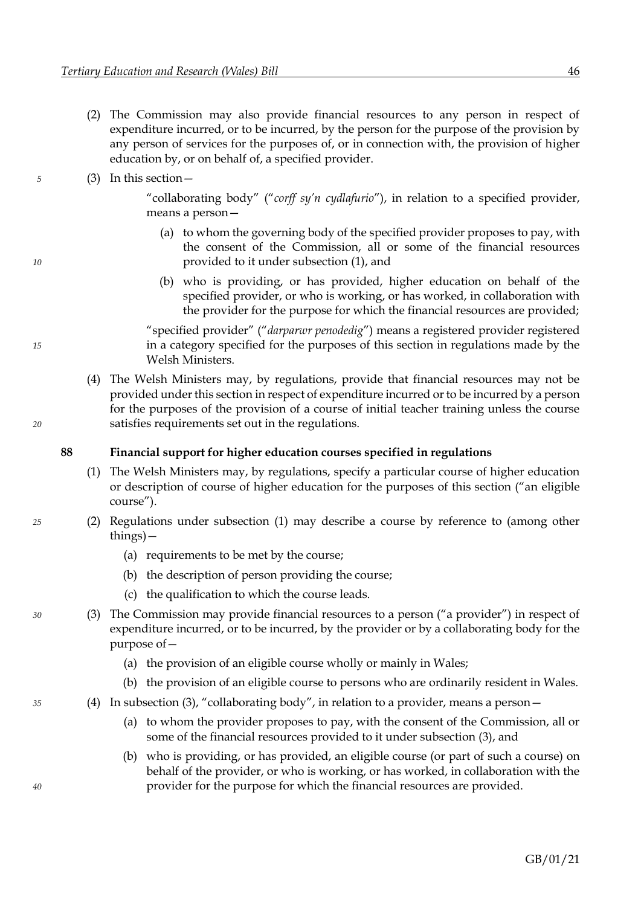(2) The Commission may also provide financial resources to any person in respect of expenditure incurred, or to be incurred, by the person for the purpose of the provision by any person of services for the purposes of, or in connection with, the provision of higher education by, or on behalf of, a specified provider.

(3) In this section—

"collaborating body" ("*corff sy'n cydlafurio*"), in relation to a specified provider, means a person—

(a) to whom the governing body of the specified provider proposes to pay, with the consent of the Commission, all or some of the financial resources provided to it under subsection (1), and

(b) who is providing, or has provided, higher education on behalf of the specified provider, or who is working, or has worked, in collaboration with the provider for the purpose for which the financial resources are provided;

"specified provider" ("*darparwr penodedig*") means a registered provider registered in a category specified for the purposes of this section in regulations made by the Welsh Ministers.

(4) The Welsh Ministers may, by regulations, provide that financial resources may not be provided under this section in respect of expenditure incurred or to be incurred by a person for the purposes of the provision of a course of initial teacher training unless the course satisfies requirements set out in the regulations.

### 88 Financial support for higher education courses specified in regulations

(1) The Welsh Ministers may, by regulations, specify a particular course of higher education or description of course of higher education for the purposes of this section ("an eligible course").

(2) Regulations under subsection (1) may describe a course by reference to (among other things)—

(a) requirements to be met by the course;

(b) the description of person providing the course;

(c) the qualification to which the course leads.

(3) The Commission may provide financial resources to a person ("a provider") in respect of expenditure incurred, or to be incurred, by the provider or by a collaborating body for the purpose of—

(a) the provision of an eligible course wholly or mainly in Wales;

(b) the provision of an eligible course to persons who are ordinarily resident in Wales.

(4) In subsection (3), "collaborating body", in relation to a provider, means a person—

(a) to whom the provider proposes to pay, with the consent of the Commission, all or some of the financial resources provided to it under subsection (3), and

(b) who is providing, or has provided, an eligible course (or part of such a course) on behalf of the provider, or who is working, or has worked, in collaboration with the provider for the purpose for which the financial resources are provided.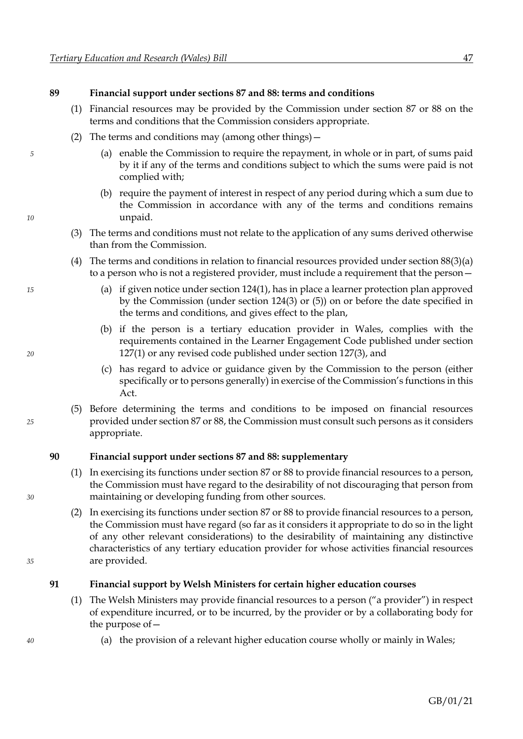**89 Financial support under sections 87 and 88: terms and conditions**

(1) Financial resources may be provided by the Commission under section 87 or 88 on the terms and conditions that the Commission considers appropriate.

(2) The terms and conditions may (among other things)—

(a) enable the Commission to require the repayment, in whole or in part, of sums paid by it if any of the terms and conditions subject to which the sums were paid is not complied with;

(b) require the payment of interest in respect of any period during which a sum due to the Commission in accordance with any of the terms and conditions remains unpaid.

(3) The terms and conditions must not relate to the application of any sums derived otherwise than from the Commission.

(4) The terms and conditions in relation to financial resources provided under section 88(3)(a) to a person who is not a registered provider, must include a requirement that the person—

(a) if given notice under section 124(1), has in place a learner protection plan approved by the Commission (under section 124(3) or (5)) on or before the date specified in the terms and conditions, and gives effect to the plan,

(b) if the person is a tertiary education provider in Wales, complies with the requirements contained in the Learner Engagement Code published under section 127(1) or any revised code published under section 127(3), and

(c) has regard to advice or guidance given by the Commission to the person (either specifically or to persons generally) in exercise of the Commission's functions in this Act.

(5) Before determining the terms and conditions to be imposed on financial resources provided under section 87 or 88, the Commission must consult such persons as it considers appropriate.

**90 Financial support under sections 87 and 88: supplementary**

(1) In exercising its functions under section 87 or 88 to provide financial resources to a person, the Commission must have regard to the desirability of not discouraging that person from maintaining or developing funding from other sources.

(2) In exercising its functions under section 87 or 88 to provide financial resources to a person, the Commission must have regard (so far as it considers it appropriate to do so in the light of any other relevant considerations) to the desirability of maintaining any distinctive characteristics of any tertiary education provider for whose activities financial resources are provided.

**91 Financial support by Welsh Ministers for certain higher education courses**

(1) The Welsh Ministers may provide financial resources to a person ("a provider") in respect of expenditure incurred, or to be incurred, by the provider or by a collaborating body for the purpose of—

(a) the provision of a relevant higher education course wholly or mainly in Wales;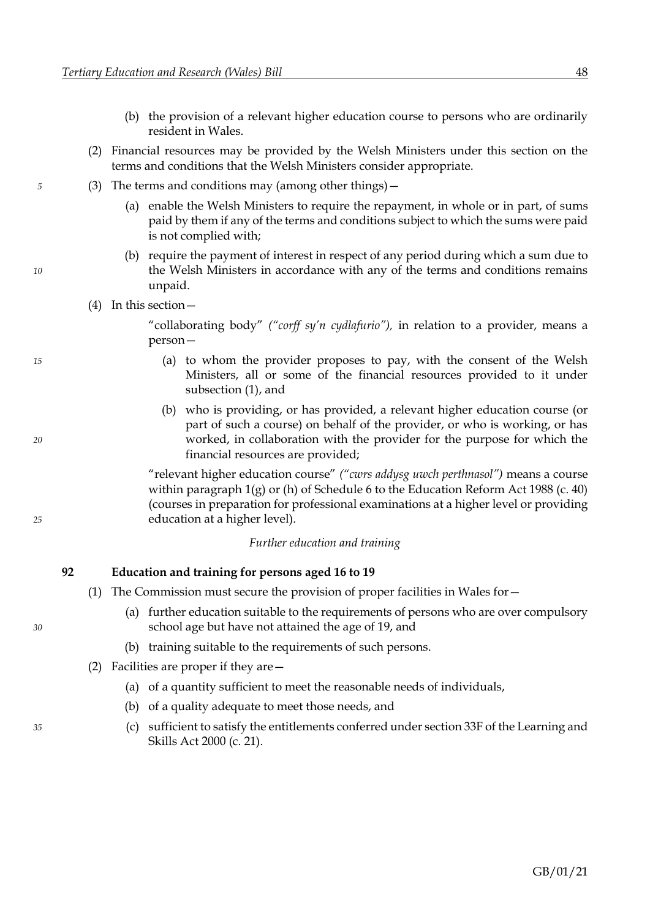(b) the provision of a relevant higher education course to persons who are ordinarily resident in Wales.

(2) Financial resources may be provided by the Welsh Ministers under this section on the terms and conditions that the Welsh Ministers consider appropriate.

(3) The terms and conditions may (among other things)—

(a) enable the Welsh Ministers to require the repayment, in whole or in part, of sums paid by them if any of the terms and conditions subject to which the sums were paid is not complied with;

(b) require the payment of interest in respect of any period during which a sum due to the Welsh Ministers in accordance with any of the terms and conditions remains unpaid.

(4) In this section—

"collaborating body" *("corff sy'n cydlafurio"),* in relation to a provider, means a person—

(a) to whom the provider proposes to pay, with the consent of the Welsh Ministers, all or some of the financial resources provided to it under subsection (1), and

(b) who is providing, or has provided, a relevant higher education course (or part of such a course) on behalf of the provider, or who is working, or has worked, in collaboration with the provider for the purpose for which the financial resources are provided;

"relevant higher education course" *("cwrs addysg uwch perthnasol")* means a course within paragraph 1(g) or (h) of Schedule 6 to the Education Reform Act 1988 (c. 40) (courses in preparation for professional examinations at a higher level or providing education at a higher level).

*Further education and training*

**92 Education and training for persons aged 16 to 19**

(1) The Commission must secure the provision of proper facilities in Wales for—

(a) further education suitable to the requirements of persons who are over compulsory school age but have not attained the age of 19, and

(b) training suitable to the requirements of such persons.

(2) Facilities are proper if they are—

(a) of a quantity sufficient to meet the reasonable needs of individuals,

(b) of a quality adequate to meet those needs, and

(c) sufficient to satisfy the entitlements conferred under section 33F of the Learning and Skills Act 2000 (c. 21).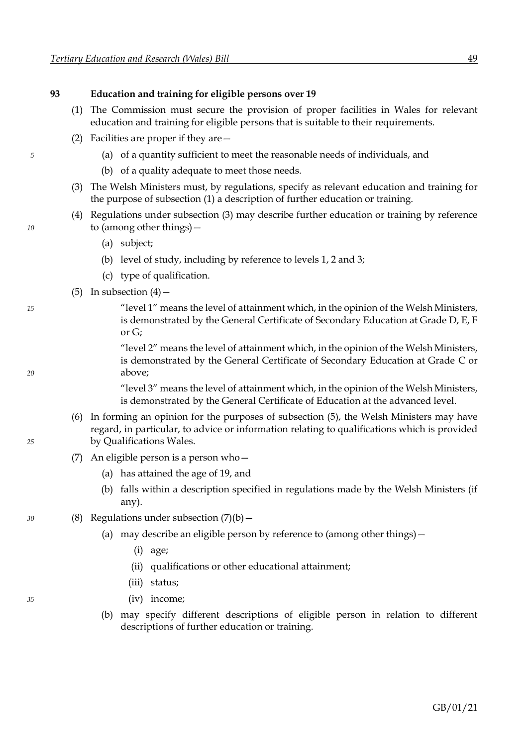### 93 Education and training for eligible persons over 19

(1) The Commission must secure the provision of proper facilities in Wales for relevant education and training for eligible persons that is suitable to their requirements.

(2) Facilities are proper if they are—

- (a) of a quantity sufficient to meet the reasonable needs of individuals, and
- (b) of a quality adequate to meet those needs.

(3) The Welsh Ministers must, by regulations, specify as relevant education and training for the purpose of subsection (1) a description of further education or training.

(4) Regulations under subsection (3) may describe further education or training by reference to (among other things)—

- (a) subject;
- (b) level of study, including by reference to levels 1, 2 and 3;
- (c) type of qualification.

(5) In subsection (4)—

"level 1" means the level of attainment which, in the opinion of the Welsh Ministers, is demonstrated by the General Certificate of Secondary Education at Grade D, E, F or G;

"level 2" means the level of attainment which, in the opinion of the Welsh Ministers, is demonstrated by the General Certificate of Secondary Education at Grade C or above;

"level 3" means the level of attainment which, in the opinion of the Welsh Ministers, is demonstrated by the General Certificate of Education at the advanced level.

(6) In forming an opinion for the purposes of subsection (5), the Welsh Ministers may have regard, in particular, to advice or information relating to qualifications which is provided by Qualifications Wales.

(7) An eligible person is a person who—

- (a) has attained the age of 19, and
- (b) falls within a description specified in regulations made by the Welsh Ministers (if any).

(8) Regulations under subsection (7)(b)—

- (a) may describe an eligible person by reference to (among other things)—
  - (i) age;
  - (ii) qualifications or other educational attainment;
  - (iii) status;
  - (iv) income;
- (b) may specify different descriptions of eligible person in relation to different descriptions of further education or training.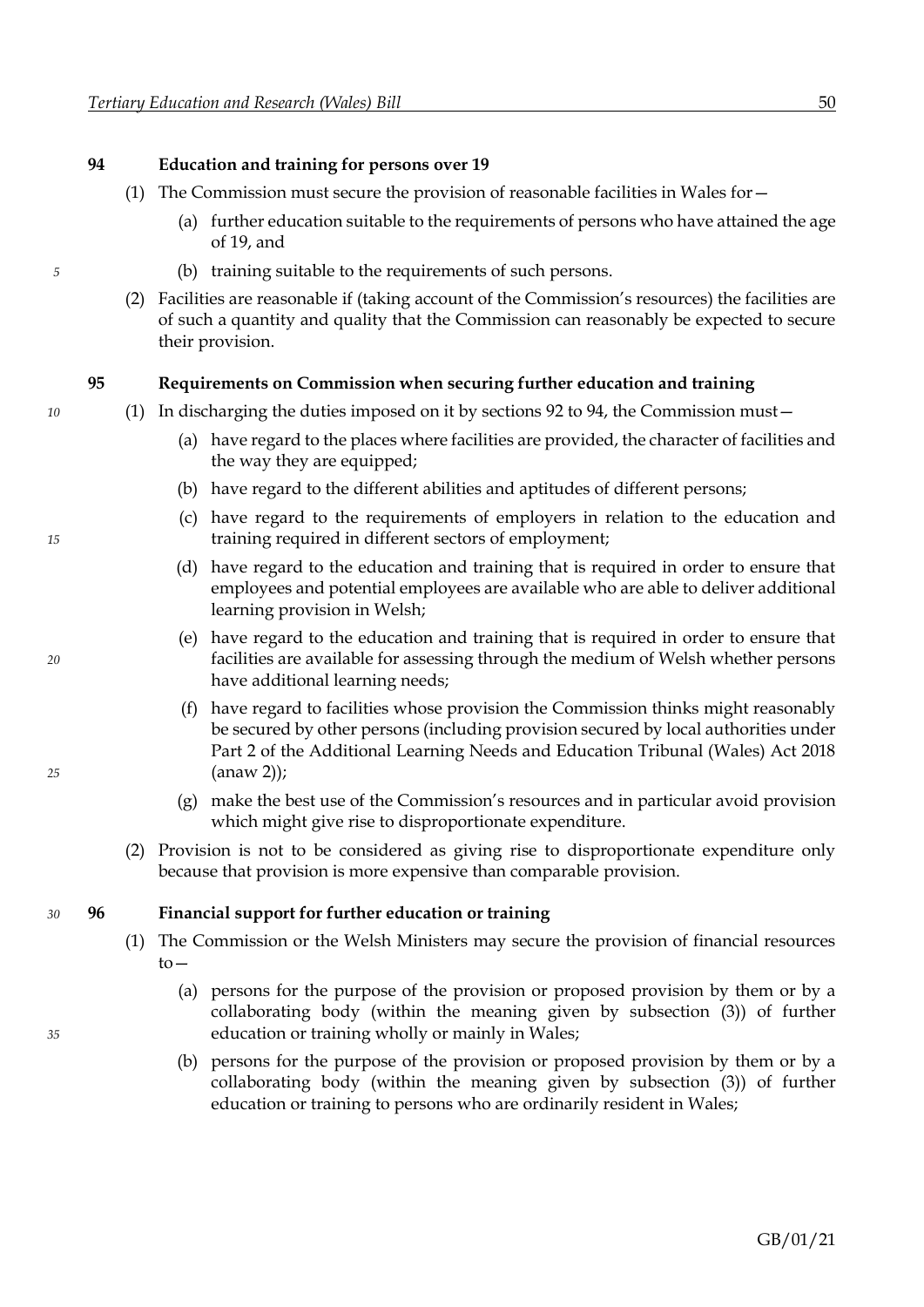**94 Education and training for persons over 19**

(1) The Commission must secure the provision of reasonable facilities in Wales for—

(a) further education suitable to the requirements of persons who have attained the age of 19, and

(b) training suitable to the requirements of such persons.

(2) Facilities are reasonable if (taking account of the Commission's resources) the facilities are of such a quantity and quality that the Commission can reasonably be expected to secure their provision.

**95 Requirements on Commission when securing further education and training**

(1) In discharging the duties imposed on it by sections 92 to 94, the Commission must—

(a) have regard to the places where facilities are provided, the character of facilities and the way they are equipped;

(b) have regard to the different abilities and aptitudes of different persons;

(c) have regard to the requirements of employers in relation to the education and training required in different sectors of employment;

(d) have regard to the education and training that is required in order to ensure that employees and potential employees are available who are able to deliver additional learning provision in Welsh;

(e) have regard to the education and training that is required in order to ensure that facilities are available for assessing through the medium of Welsh whether persons have additional learning needs;

(f) have regard to facilities whose provision the Commission thinks might reasonably be secured by other persons (including provision secured by local authorities under Part 2 of the Additional Learning Needs and Education Tribunal (Wales) Act 2018 (anaw 2));

(g) make the best use of the Commission's resources and in particular avoid provision which might give rise to disproportionate expenditure.

(2) Provision is not to be considered as giving rise to disproportionate expenditure only because that provision is more expensive than comparable provision.

**96 Financial support for further education or training**

(1) The Commission or the Welsh Ministers may secure the provision of financial resources to—

(a) persons for the purpose of the provision or proposed provision by them or by a collaborating body (within the meaning given by subsection (3)) of further education or training wholly or mainly in Wales;

(b) persons for the purpose of the provision or proposed provision by them or by a collaborating body (within the meaning given by subsection (3)) of further education or training to persons who are ordinarily resident in Wales;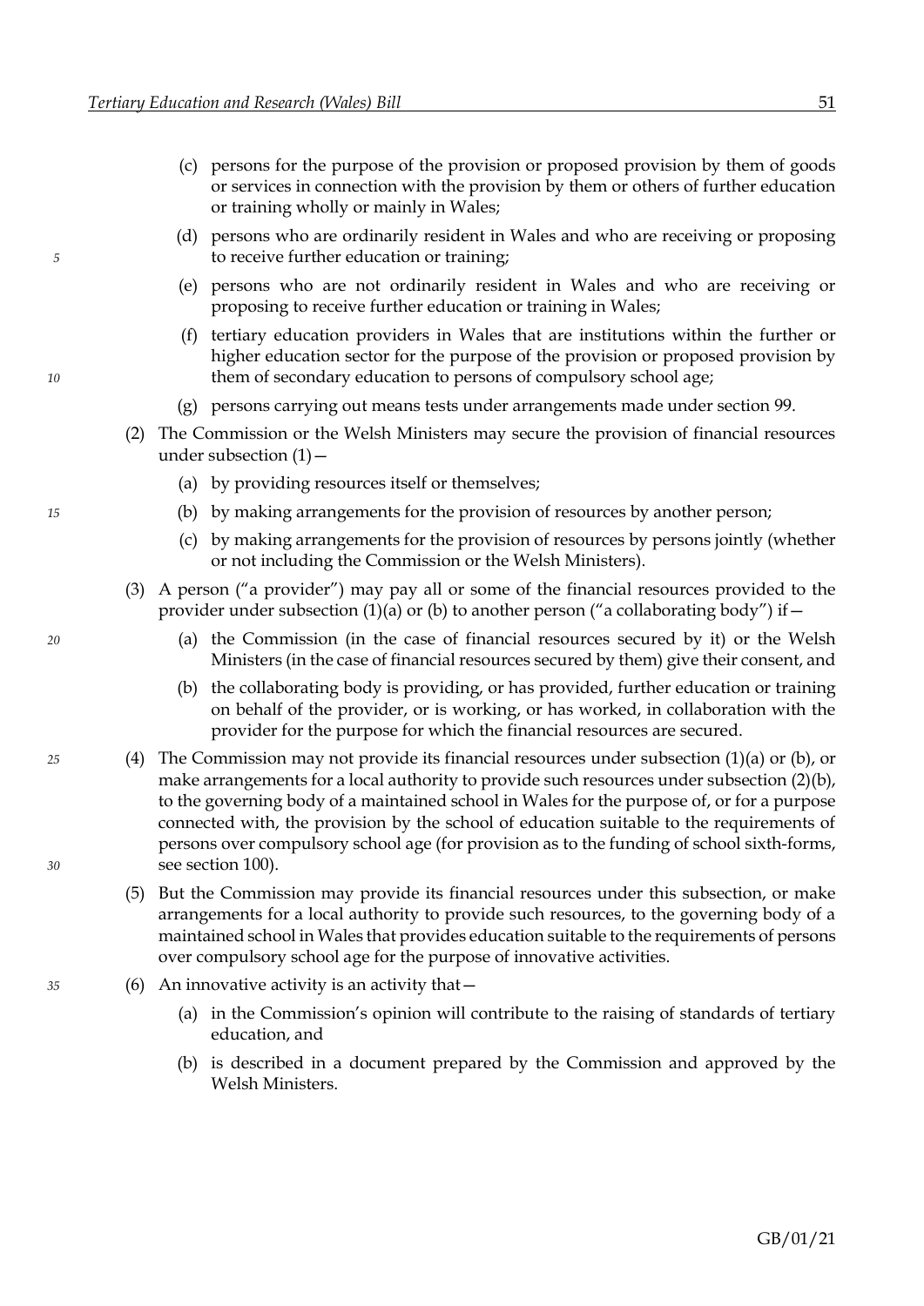(c) persons for the purpose of the provision or proposed provision by them of goods or services in connection with the provision by them or others of further education or training wholly or mainly in Wales;

(d) persons who are ordinarily resident in Wales and who are receiving or proposing to receive further education or training;

(e) persons who are not ordinarily resident in Wales and who are receiving or proposing to receive further education or training in Wales;

(f) tertiary education providers in Wales that are institutions within the further or higher education sector for the purpose of the provision or proposed provision by them of secondary education to persons of compulsory school age;

(g) persons carrying out means tests under arrangements made under section 99.

(2) The Commission or the Welsh Ministers may secure the provision of financial resources under subsection (1)—

(a) by providing resources itself or themselves;

(b) by making arrangements for the provision of resources by another person;

(c) by making arrangements for the provision of resources by persons jointly (whether or not including the Commission or the Welsh Ministers).

(3) A person ("a provider") may pay all or some of the financial resources provided to the provider under subsection (1)(a) or (b) to another person ("a collaborating body") if—

(a) the Commission (in the case of financial resources secured by it) or the Welsh Ministers (in the case of financial resources secured by them) give their consent, and

(b) the collaborating body is providing, or has provided, further education or training on behalf of the provider, or is working, or has worked, in collaboration with the provider for the purpose for which the financial resources are secured.

(4) The Commission may not provide its financial resources under subsection (1)(a) or (b), or make arrangements for a local authority to provide such resources under subsection (2)(b), to the governing body of a maintained school in Wales for the purpose of, or for a purpose connected with, the provision by the school of education suitable to the requirements of persons over compulsory school age (for provision as to the funding of school sixth-forms, see section 100).

(5) But the Commission may provide its financial resources under this subsection, or make arrangements for a local authority to provide such resources, to the governing body of a maintained school in Wales that provides education suitable to the requirements of persons over compulsory school age for the purpose of innovative activities.

(6) An innovative activity is an activity that—

(a) in the Commission's opinion will contribute to the raising of standards of tertiary education, and

(b) is described in a document prepared by the Commission and approved by the Welsh Ministers.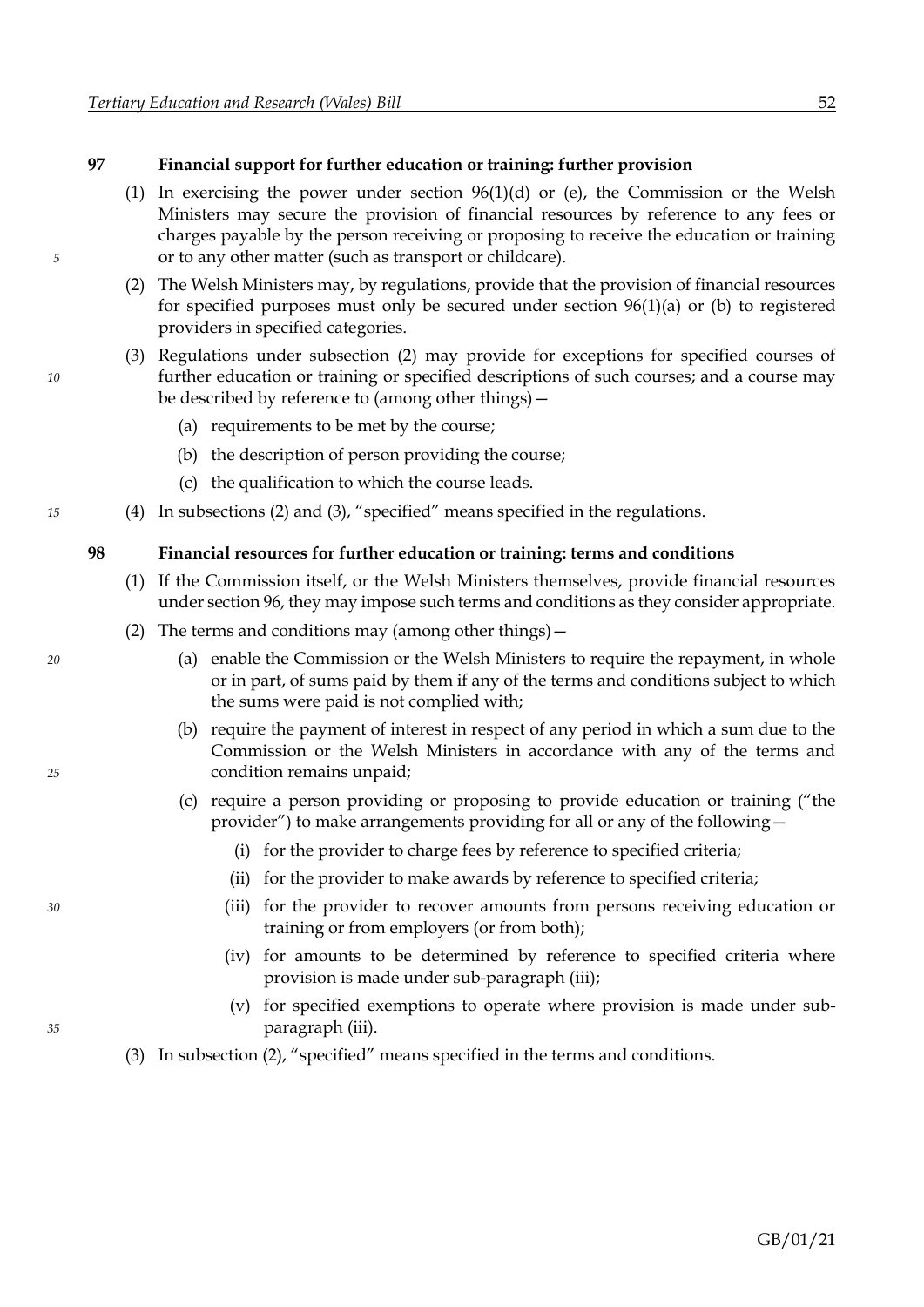**97 Financial support for further education or training: further provision**

(1) In exercising the power under section 96(1)(d) or (e), the Commission or the Welsh Ministers may secure the provision of financial resources by reference to any fees or charges payable by the person receiving or proposing to receive the education or training or to any other matter (such as transport or childcare).

(2) The Welsh Ministers may, by regulations, provide that the provision of financial resources for specified purposes must only be secured under section 96(1)(a) or (b) to registered providers in specified categories.

(3) Regulations under subsection (2) may provide for exceptions for specified courses of further education or training or specified descriptions of such courses; and a course may be described by reference to (among other things)—

- (a) requirements to be met by the course;
- (b) the description of person providing the course;
- (c) the qualification to which the course leads.

(4) In subsections (2) and (3), "specified" means specified in the regulations.

**98 Financial resources for further education or training: terms and conditions**

(1) If the Commission itself, or the Welsh Ministers themselves, provide financial resources under section 96, they may impose such terms and conditions as they consider appropriate.

(2) The terms and conditions may (among other things)—

- (a) enable the Commission or the Welsh Ministers to require the repayment, in whole or in part, of sums paid by them if any of the terms and conditions subject to which the sums were paid is not complied with;
- (b) require the payment of interest in respect of any period in which a sum due to the Commission or the Welsh Ministers in accordance with any of the terms and condition remains unpaid;
- (c) require a person providing or proposing to provide education or training ("the provider") to make arrangements providing for all or any of the following—
  - (i) for the provider to charge fees by reference to specified criteria;
  - (ii) for the provider to make awards by reference to specified criteria;
  - (iii) for the provider to recover amounts from persons receiving education or training or from employers (or from both);
  - (iv) for amounts to be determined by reference to specified criteria where provision is made under sub-paragraph (iii);
  - (v) for specified exemptions to operate where provision is made under sub-paragraph (iii).

(3) In subsection (2), "specified" means specified in the terms and conditions.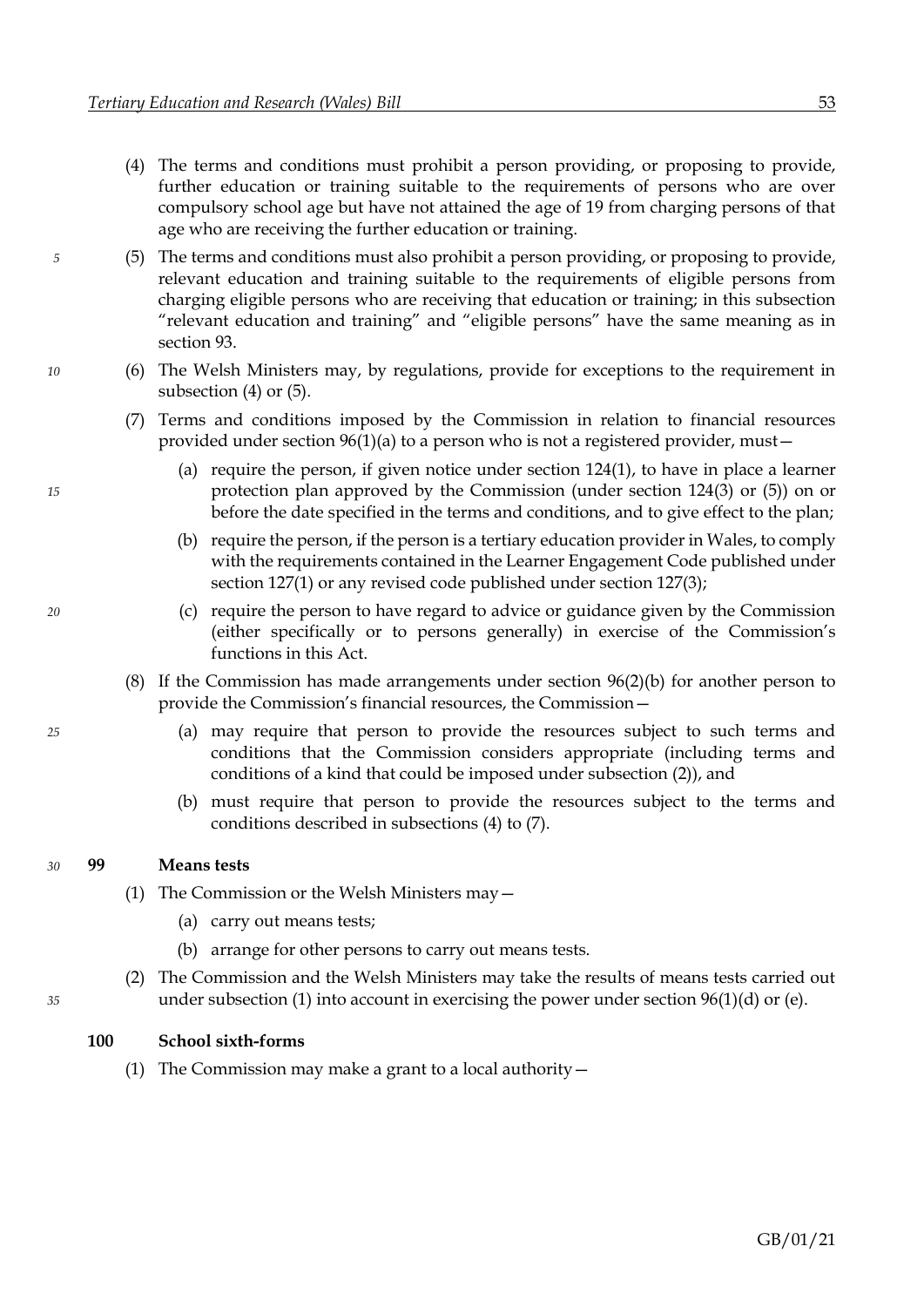(4) The terms and conditions must prohibit a person providing, or proposing to provide, further education or training suitable to the requirements of persons who are over compulsory school age but have not attained the age of 19 from charging persons of that age who are receiving the further education or training.

(5) The terms and conditions must also prohibit a person providing, or proposing to provide, relevant education and training suitable to the requirements of eligible persons from charging eligible persons who are receiving that education or training; in this subsection "relevant education and training" and "eligible persons" have the same meaning as in section 93.

(6) The Welsh Ministers may, by regulations, provide for exceptions to the requirement in subsection (4) or (5).

(7) Terms and conditions imposed by the Commission in relation to financial resources provided under section 96(1)(a) to a person who is not a registered provider, must—

- (a) require the person, if given notice under section 124(1), to have in place a learner protection plan approved by the Commission (under section 124(3) or (5)) on or before the date specified in the terms and conditions, and to give effect to the plan;
- (b) require the person, if the person is a tertiary education provider in Wales, to comply with the requirements contained in the Learner Engagement Code published under section 127(1) or any revised code published under section 127(3);
- (c) require the person to have regard to advice or guidance given by the Commission (either specifically or to persons generally) in exercise of the Commission's functions in this Act.

(8) If the Commission has made arrangements under section 96(2)(b) for another person to provide the Commission's financial resources, the Commission—

- (a) may require that person to provide the resources subject to such terms and conditions that the Commission considers appropriate (including terms and conditions of a kind that could be imposed under subsection (2)), and
- (b) must require that person to provide the resources subject to the terms and conditions described in subsections (4) to (7).

**99 Means tests**

(1) The Commission or the Welsh Ministers may—

- (a) carry out means tests;
- (b) arrange for other persons to carry out means tests.

(2) The Commission and the Welsh Ministers may take the results of means tests carried out under subsection (1) into account in exercising the power under section 96(1)(d) or (e).

**100 School sixth-forms**

(1) The Commission may make a grant to a local authority—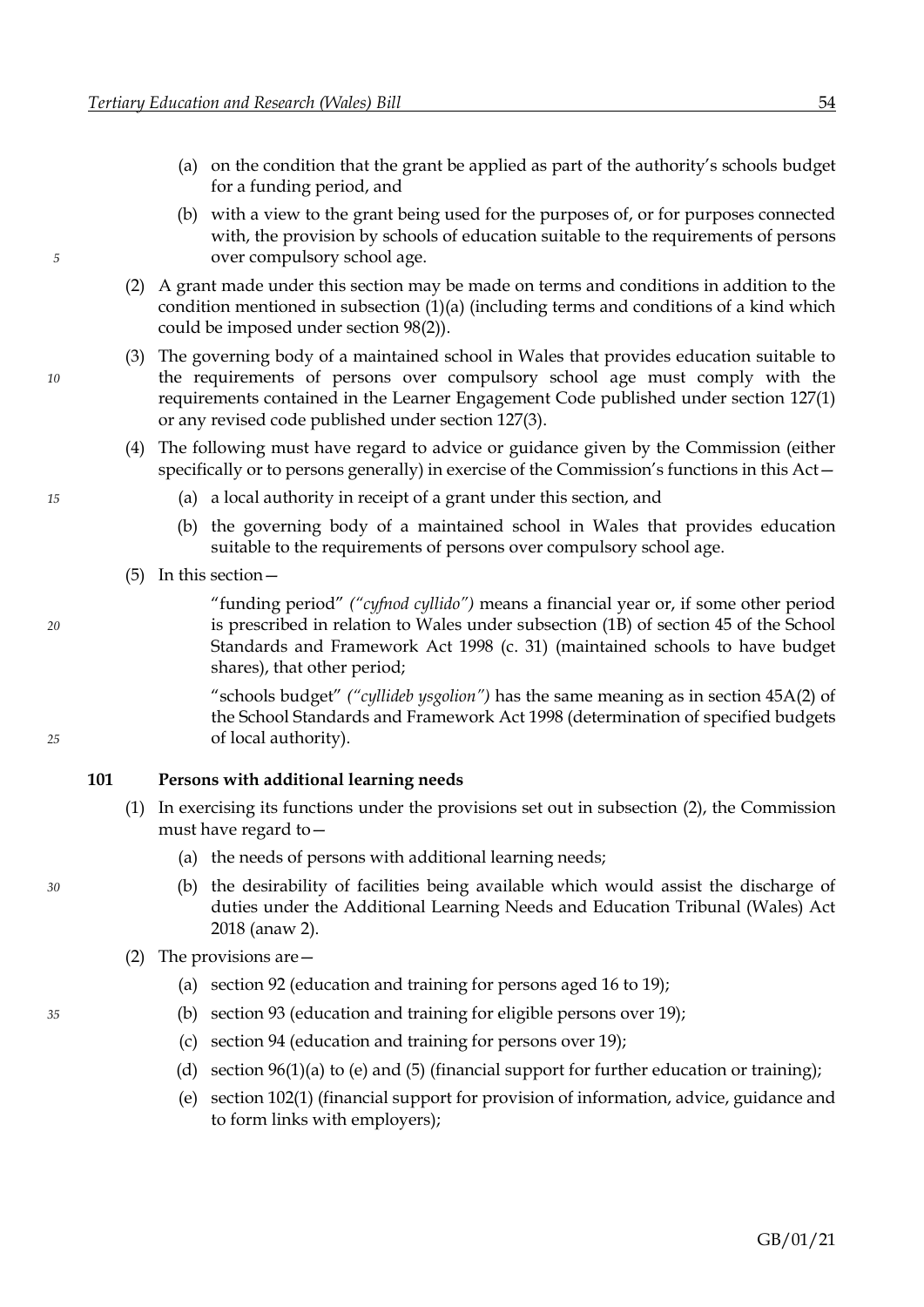(a) on the condition that the grant be applied as part of the authority's schools budget for a funding period, and

(b) with a view to the grant being used for the purposes of, or for purposes connected with, the provision by schools of education suitable to the requirements of persons over compulsory school age.

(2) A grant made under this section may be made on terms and conditions in addition to the condition mentioned in subsection (1)(a) (including terms and conditions of a kind which could be imposed under section 98(2)).

(3) The governing body of a maintained school in Wales that provides education suitable to the requirements of persons over compulsory school age must comply with the requirements contained in the Learner Engagement Code published under section 127(1) or any revised code published under section 127(3).

(4) The following must have regard to advice or guidance given by the Commission (either specifically or to persons generally) in exercise of the Commission's functions in this Act—

(a) a local authority in receipt of a grant under this section, and

(b) the governing body of a maintained school in Wales that provides education suitable to the requirements of persons over compulsory school age.

(5) In this section—

"funding period" *("cyfnod cyllido")* means a financial year or, if some other period is prescribed in relation to Wales under subsection (1B) of section 45 of the School Standards and Framework Act 1998 (c. 31) (maintained schools to have budget shares), that other period;

"schools budget" *("cyllideb ysgolion")* has the same meaning as in section 45A(2) of the School Standards and Framework Act 1998 (determination of specified budgets of local authority).

**101 Persons with additional learning needs**

(1) In exercising its functions under the provisions set out in subsection (2), the Commission must have regard to—

(a) the needs of persons with additional learning needs;

(b) the desirability of facilities being available which would assist the discharge of duties under the Additional Learning Needs and Education Tribunal (Wales) Act 2018 (anaw 2).

(2) The provisions are—

(a) section 92 (education and training for persons aged 16 to 19);

(b) section 93 (education and training for eligible persons over 19);

(c) section 94 (education and training for persons over 19);

(d) section 96(1)(a) to (e) and (5) (financial support for further education or training);

(e) section 102(1) (financial support for provision of information, advice, guidance and to form links with employers);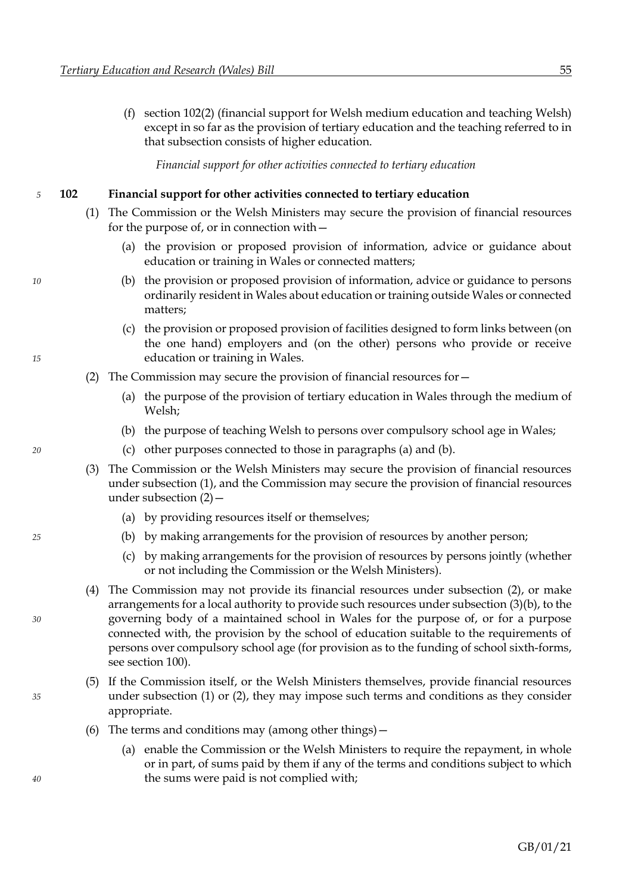(f) section 102(2) (financial support for Welsh medium education and teaching Welsh) except in so far as the provision of tertiary education and the teaching referred to in that subsection consists of higher education.

*Financial support for other activities connected to tertiary education*

**102 Financial support for other activities connected to tertiary education**

(1) The Commission or the Welsh Ministers may secure the provision of financial resources for the purpose of, or in connection with—

(a) the provision or proposed provision of information, advice or guidance about education or training in Wales or connected matters;

(b) the provision or proposed provision of information, advice or guidance to persons ordinarily resident in Wales about education or training outside Wales or connected matters;

(c) the provision or proposed provision of facilities designed to form links between (on the one hand) employers and (on the other) persons who provide or receive education or training in Wales.

(2) The Commission may secure the provision of financial resources for—

(a) the purpose of the provision of tertiary education in Wales through the medium of Welsh;

(b) the purpose of teaching Welsh to persons over compulsory school age in Wales;

(c) other purposes connected to those in paragraphs (a) and (b).

(3) The Commission or the Welsh Ministers may secure the provision of financial resources under subsection (1), and the Commission may secure the provision of financial resources under subsection (2)—

(a) by providing resources itself or themselves;

(b) by making arrangements for the provision of resources by another person;

(c) by making arrangements for the provision of resources by persons jointly (whether or not including the Commission or the Welsh Ministers).

(4) The Commission may not provide its financial resources under subsection (2), or make arrangements for a local authority to provide such resources under subsection (3)(b), to the governing body of a maintained school in Wales for the purpose of, or for a purpose connected with, the provision by the school of education suitable to the requirements of persons over compulsory school age (for provision as to the funding of school sixth-forms, see section 100).

(5) If the Commission itself, or the Welsh Ministers themselves, provide financial resources under subsection (1) or (2), they may impose such terms and conditions as they consider appropriate.

(6) The terms and conditions may (among other things)—

(a) enable the Commission or the Welsh Ministers to require the repayment, in whole or in part, of sums paid by them if any of the terms and conditions subject to which the sums were paid is not complied with;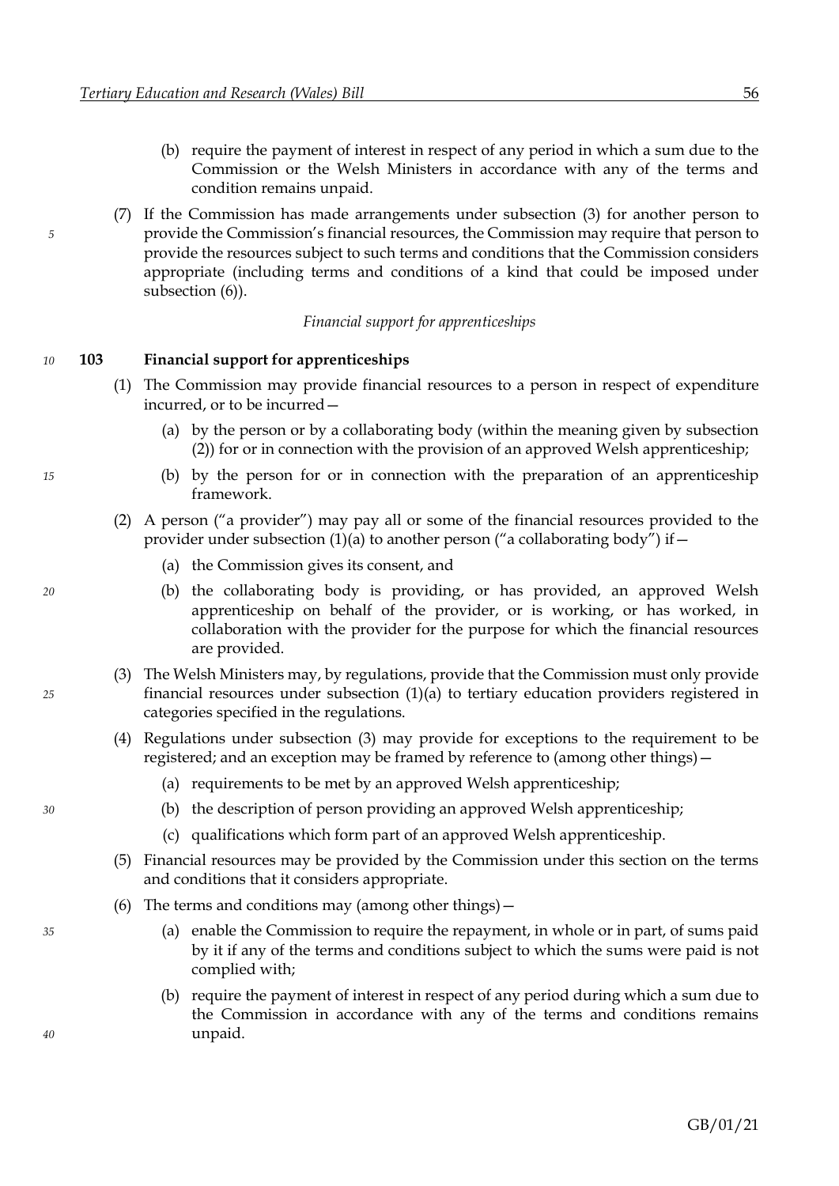(b) require the payment of interest in respect of any period in which a sum due to the Commission or the Welsh Ministers in accordance with any of the terms and condition remains unpaid.

(7) If the Commission has made arrangements under subsection (3) for another person to provide the Commission's financial resources, the Commission may require that person to provide the resources subject to such terms and conditions that the Commission considers appropriate (including terms and conditions of a kind that could be imposed under subsection (6)).

*Financial support for apprenticeships*

**103 Financial support for apprenticeships**

(1) The Commission may provide financial resources to a person in respect of expenditure incurred, or to be incurred—

(a) by the person or by a collaborating body (within the meaning given by subsection (2)) for or in connection with the provision of an approved Welsh apprenticeship;

(b) by the person for or in connection with the preparation of an apprenticeship framework.

(2) A person ("a provider") may pay all or some of the financial resources provided to the provider under subsection (1)(a) to another person ("a collaborating body") if—

(a) the Commission gives its consent, and

(b) the collaborating body is providing, or has provided, an approved Welsh apprenticeship on behalf of the provider, or is working, or has worked, in collaboration with the provider for the purpose for which the financial resources are provided.

(3) The Welsh Ministers may, by regulations, provide that the Commission must only provide financial resources under subsection (1)(a) to tertiary education providers registered in categories specified in the regulations.

(4) Regulations under subsection (3) may provide for exceptions to the requirement to be registered; and an exception may be framed by reference to (among other things)—

(a) requirements to be met by an approved Welsh apprenticeship;

(b) the description of person providing an approved Welsh apprenticeship;

(c) qualifications which form part of an approved Welsh apprenticeship.

(5) Financial resources may be provided by the Commission under this section on the terms and conditions that it considers appropriate.

(6) The terms and conditions may (among other things)—

(a) enable the Commission to require the repayment, in whole or in part, of sums paid by it if any of the terms and conditions subject to which the sums were paid is not complied with;

(b) require the payment of interest in respect of any period during which a sum due to the Commission in accordance with any of the terms and conditions remains unpaid.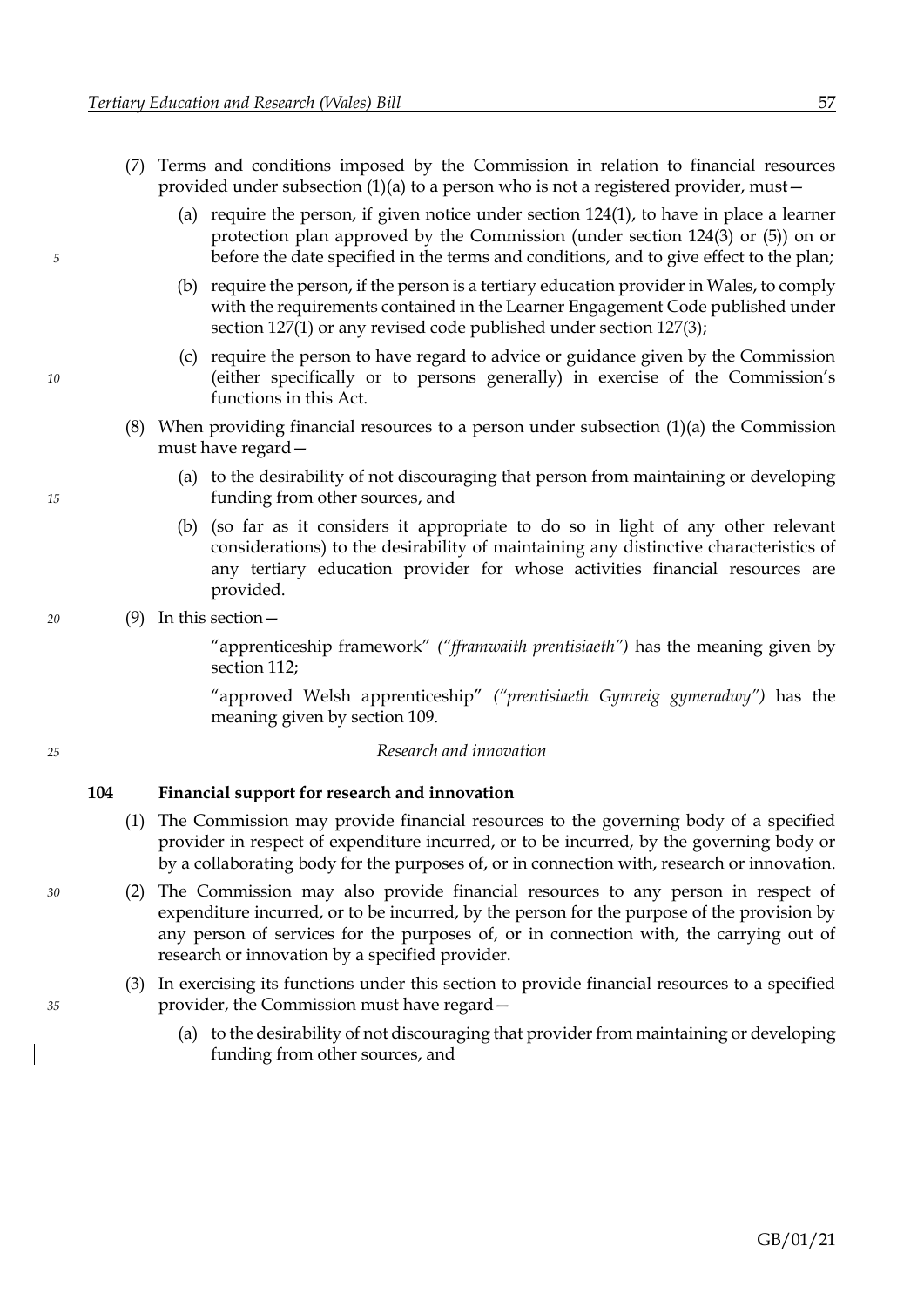(7) Terms and conditions imposed by the Commission in relation to financial resources provided under subsection (1)(a) to a person who is not a registered provider, must—

(a) require the person, if given notice under section 124(1), to have in place a learner protection plan approved by the Commission (under section 124(3) or (5)) on or before the date specified in the terms and conditions, and to give effect to the plan;

(b) require the person, if the person is a tertiary education provider in Wales, to comply with the requirements contained in the Learner Engagement Code published under section 127(1) or any revised code published under section 127(3);

(c) require the person to have regard to advice or guidance given by the Commission (either specifically or to persons generally) in exercise of the Commission's functions in this Act.

(8) When providing financial resources to a person under subsection (1)(a) the Commission must have regard—

(a) to the desirability of not discouraging that person from maintaining or developing funding from other sources, and

(b) (so far as it considers it appropriate to do so in light of any other relevant considerations) to the desirability of maintaining any distinctive characteristics of any tertiary education provider for whose activities financial resources are provided.

(9) In this section—

"apprenticeship framework" *("fframwaith prentisiaeth")* has the meaning given by section 112;

"approved Welsh apprenticeship" *("prentisiaeth Gymreig gymeradwy")* has the meaning given by section 109.

*Research and innovation*

### 104 Financial support for research and innovation

(1) The Commission may provide financial resources to the governing body of a specified provider in respect of expenditure incurred, or to be incurred, by the governing body or by a collaborating body for the purposes of, or in connection with, research or innovation.

(2) The Commission may also provide financial resources to any person in respect of expenditure incurred, or to be incurred, by the person for the purpose of the provision by any person of services for the purposes of, or in connection with, the carrying out of research or innovation by a specified provider.

(3) In exercising its functions under this section to provide financial resources to a specified provider, the Commission must have regard—

(a) to the desirability of not discouraging that provider from maintaining or developing funding from other sources, and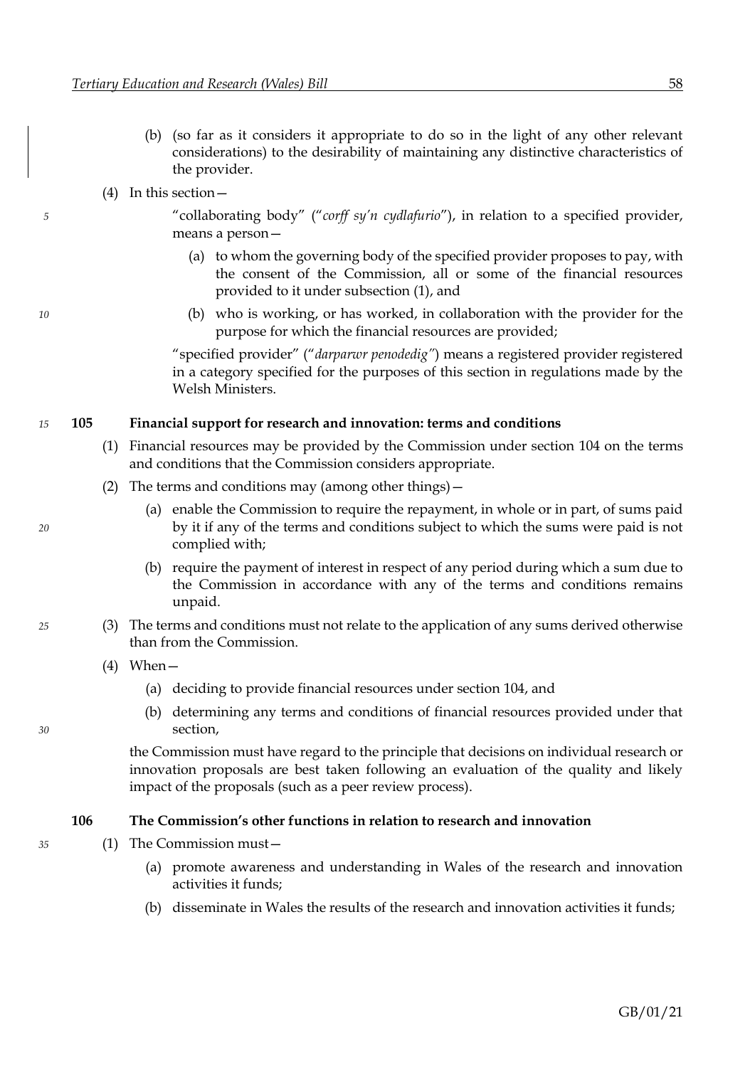(b) (so far as it considers it appropriate to do so in the light of any other relevant considerations) to the desirability of maintaining any distinctive characteristics of the provider.

(4) In this section—

"collaborating body" ("*corff sy'n cydlafurio*"), in relation to a specified provider, means a person—

(a) to whom the governing body of the specified provider proposes to pay, with the consent of the Commission, all or some of the financial resources provided to it under subsection (1), and

(b) who is working, or has worked, in collaboration with the provider for the purpose for which the financial resources are provided;

"specified provider" ("*darparwr penodedig"*) means a registered provider registered in a category specified for the purposes of this section in regulations made by the Welsh Ministers.

### 105 Financial support for research and innovation: terms and conditions

(1) Financial resources may be provided by the Commission under section 104 on the terms and conditions that the Commission considers appropriate.

(2) The terms and conditions may (among other things)—

(a) enable the Commission to require the repayment, in whole or in part, of sums paid by it if any of the terms and conditions subject to which the sums were paid is not complied with;

(b) require the payment of interest in respect of any period during which a sum due to the Commission in accordance with any of the terms and conditions remains unpaid.

(3) The terms and conditions must not relate to the application of any sums derived otherwise than from the Commission.

(4) When—

(a) deciding to provide financial resources under section 104, and

(b) determining any terms and conditions of financial resources provided under that section,

the Commission must have regard to the principle that decisions on individual research or innovation proposals are best taken following an evaluation of the quality and likely impact of the proposals (such as a peer review process).

### 106 The Commission's other functions in relation to research and innovation

(1) The Commission must—

(a) promote awareness and understanding in Wales of the research and innovation activities it funds;

(b) disseminate in Wales the results of the research and innovation activities it funds;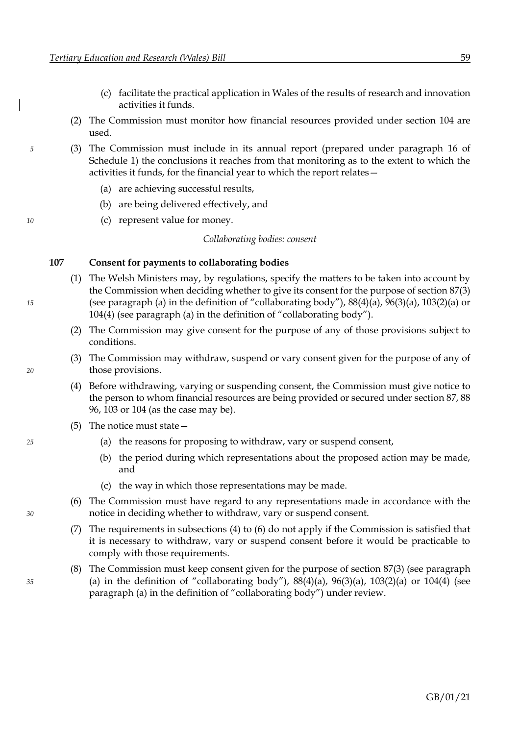(c) facilitate the practical application in Wales of the results of research and innovation activities it funds.

(2) The Commission must monitor how financial resources provided under section 104 are used.

(3) The Commission must include in its annual report (prepared under paragraph 16 of Schedule 1) the conclusions it reaches from that monitoring as to the extent to which the activities it funds, for the financial year to which the report relates—

(a) are achieving successful results,

(b) are being delivered effectively, and

(c) represent value for money.

*Collaborating bodies: consent*

### 107 Consent for payments to collaborating bodies

(1) The Welsh Ministers may, by regulations, specify the matters to be taken into account by the Commission when deciding whether to give its consent for the purpose of section 87(3) (see paragraph (a) in the definition of "collaborating body"), 88(4)(a), 96(3)(a), 103(2)(a) or 104(4) (see paragraph (a) in the definition of "collaborating body").

(2) The Commission may give consent for the purpose of any of those provisions subject to conditions.

(3) The Commission may withdraw, suspend or vary consent given for the purpose of any of those provisions.

(4) Before withdrawing, varying or suspending consent, the Commission must give notice to the person to whom financial resources are being provided or secured under section 87, 88 96, 103 or 104 (as the case may be).

(5) The notice must state—

(a) the reasons for proposing to withdraw, vary or suspend consent,

(b) the period during which representations about the proposed action may be made, and

(c) the way in which those representations may be made.

(6) The Commission must have regard to any representations made in accordance with the notice in deciding whether to withdraw, vary or suspend consent.

(7) The requirements in subsections (4) to (6) do not apply if the Commission is satisfied that it is necessary to withdraw, vary or suspend consent before it would be practicable to comply with those requirements.

(8) The Commission must keep consent given for the purpose of section 87(3) (see paragraph (a) in the definition of "collaborating body"), 88(4)(a), 96(3)(a), 103(2)(a) or 104(4) (see paragraph (a) in the definition of "collaborating body") under review.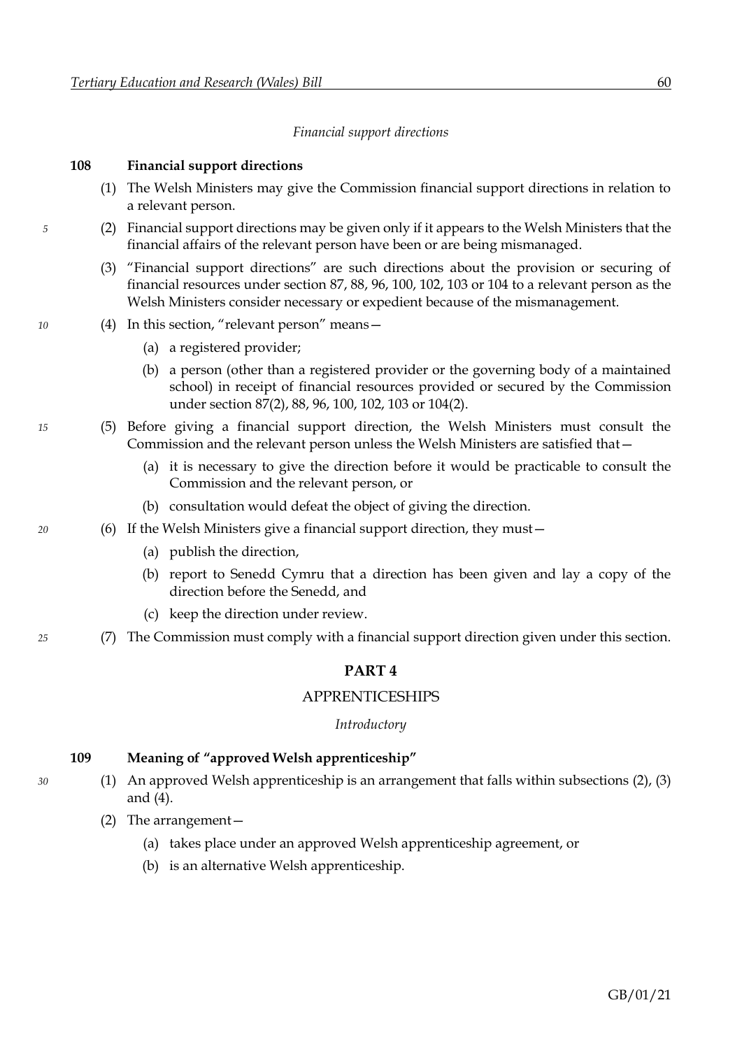*Financial support directions*

**108 Financial support directions**

(1) The Welsh Ministers may give the Commission financial support directions in relation to a relevant person.

(2) Financial support directions may be given only if it appears to the Welsh Ministers that the financial affairs of the relevant person have been or are being mismanaged.

(3) "Financial support directions" are such directions about the provision or securing of financial resources under section 87, 88, 96, 100, 102, 103 or 104 to a relevant person as the Welsh Ministers consider necessary or expedient because of the mismanagement.

(4) In this section, "relevant person" means—

(a) a registered provider;

(b) a person (other than a registered provider or the governing body of a maintained school) in receipt of financial resources provided or secured by the Commission under section 87(2), 88, 96, 100, 102, 103 or 104(2).

(5) Before giving a financial support direction, the Welsh Ministers must consult the Commission and the relevant person unless the Welsh Ministers are satisfied that—

(a) it is necessary to give the direction before it would be practicable to consult the Commission and the relevant person, or

(b) consultation would defeat the object of giving the direction.

(6) If the Welsh Ministers give a financial support direction, they must—

(a) publish the direction,

(b) report to Senedd Cymru that a direction has been given and lay a copy of the direction before the Senedd, and

(c) keep the direction under review.

(7) The Commission must comply with a financial support direction given under this section.

## PART 4

## APPRENTICESHIPS

*Introductory*

**109 Meaning of "approved Welsh apprenticeship"**

(1) An approved Welsh apprenticeship is an arrangement that falls within subsections (2), (3) and (4).

(2) The arrangement—

(a) takes place under an approved Welsh apprenticeship agreement, or

(b) is an alternative Welsh apprenticeship.

GB/01/21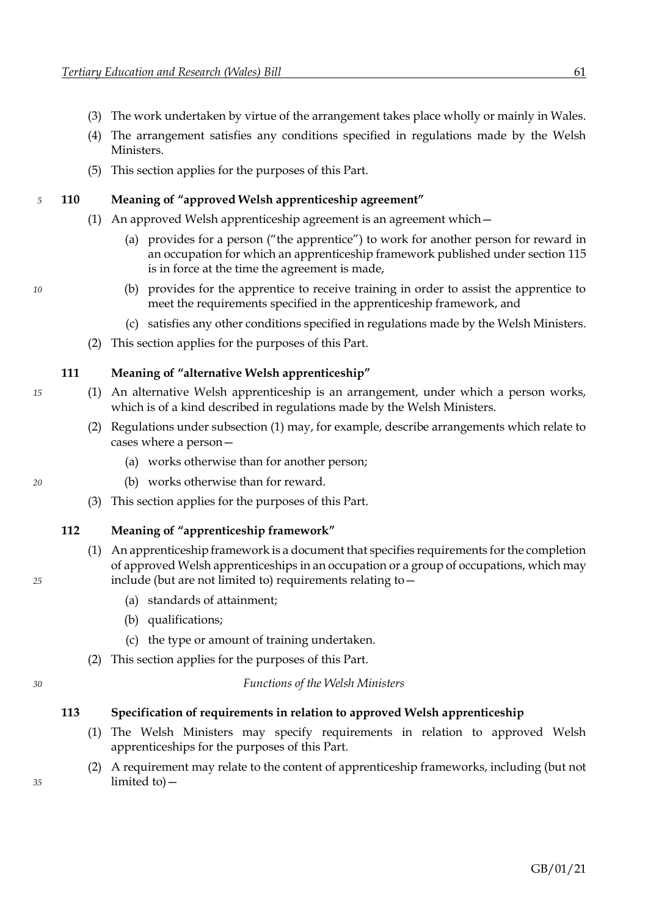(3) The work undertaken by virtue of the arrangement takes place wholly or mainly in Wales.

(4) The arrangement satisfies any conditions specified in regulations made by the Welsh Ministers.

(5) This section applies for the purposes of this Part.

### 110 Meaning of "approved Welsh apprenticeship agreement"

(1) An approved Welsh apprenticeship agreement is an agreement which—

(a) provides for a person ("the apprentice") to work for another person for reward in an occupation for which an apprenticeship framework published under section 115 is in force at the time the agreement is made,

(b) provides for the apprentice to receive training in order to assist the apprentice to meet the requirements specified in the apprenticeship framework, and

(c) satisfies any other conditions specified in regulations made by the Welsh Ministers.

(2) This section applies for the purposes of this Part.

### 111 Meaning of "alternative Welsh apprenticeship"

(1) An alternative Welsh apprenticeship is an arrangement, under which a person works, which is of a kind described in regulations made by the Welsh Ministers.

(2) Regulations under subsection (1) may, for example, describe arrangements which relate to cases where a person—

(a) works otherwise than for another person;

(b) works otherwise than for reward.

(3) This section applies for the purposes of this Part.

### 112 Meaning of "apprenticeship framework"

(1) An apprenticeship framework is a document that specifies requirements for the completion of approved Welsh apprenticeships in an occupation or a group of occupations, which may include (but are not limited to) requirements relating to—

(a) standards of attainment;

(b) qualifications;

(c) the type or amount of training undertaken.

(2) This section applies for the purposes of this Part.

*Functions of the Welsh Ministers*

### 113 Specification of requirements in relation to approved Welsh apprenticeship

(1) The Welsh Ministers may specify requirements in relation to approved Welsh apprenticeships for the purposes of this Part.

(2) A requirement may relate to the content of apprenticeship frameworks, including (but not limited to)—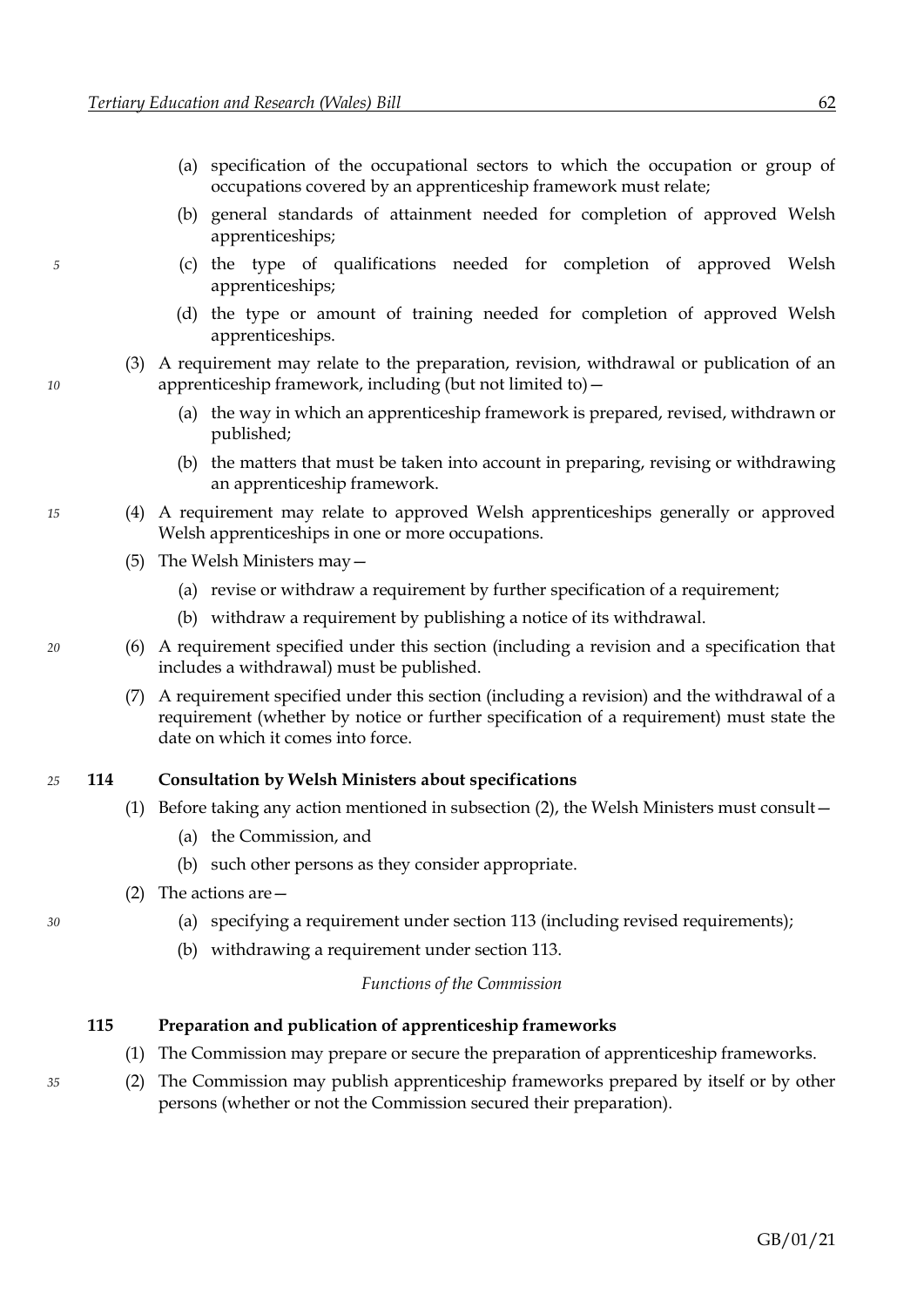(a) specification of the occupational sectors to which the occupation or group of occupations covered by an apprenticeship framework must relate;

(b) general standards of attainment needed for completion of approved Welsh apprenticeships;

(c) the type of qualifications needed for completion of approved Welsh apprenticeships;

(d) the type or amount of training needed for completion of approved Welsh apprenticeships.

(3) A requirement may relate to the preparation, revision, withdrawal or publication of an apprenticeship framework, including (but not limited to)—

(a) the way in which an apprenticeship framework is prepared, revised, withdrawn or published;

(b) the matters that must be taken into account in preparing, revising or withdrawing an apprenticeship framework.

(4) A requirement may relate to approved Welsh apprenticeships generally or approved Welsh apprenticeships in one or more occupations.

(5) The Welsh Ministers may—

(a) revise or withdraw a requirement by further specification of a requirement;

(b) withdraw a requirement by publishing a notice of its withdrawal.

(6) A requirement specified under this section (including a revision and a specification that includes a withdrawal) must be published.

(7) A requirement specified under this section (including a revision) and the withdrawal of a requirement (whether by notice or further specification of a requirement) must state the date on which it comes into force.

### 114 Consultation by Welsh Ministers about specifications

(1) Before taking any action mentioned in subsection (2), the Welsh Ministers must consult—

(a) the Commission, and

(b) such other persons as they consider appropriate.

(2) The actions are—

(a) specifying a requirement under section 113 (including revised requirements);

(b) withdrawing a requirement under section 113.

*Functions of the Commission*

### 115 Preparation and publication of apprenticeship frameworks

(1) The Commission may prepare or secure the preparation of apprenticeship frameworks.

(2) The Commission may publish apprenticeship frameworks prepared by itself or by other persons (whether or not the Commission secured their preparation).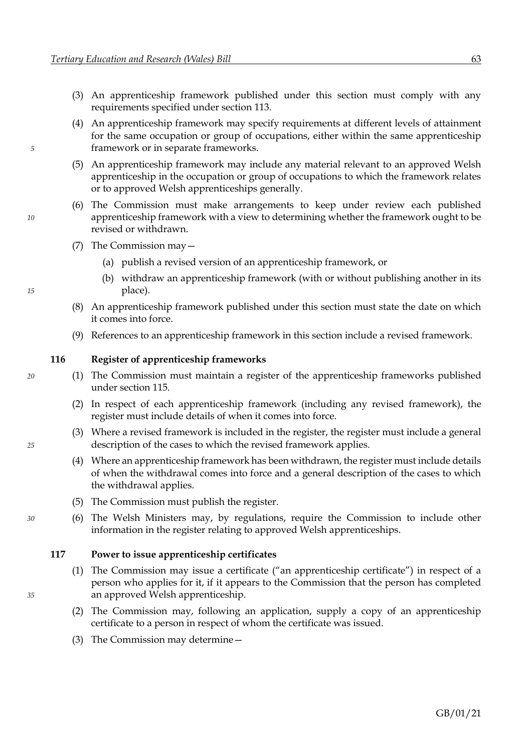(3) An apprenticeship framework published under this section must comply with any requirements specified under section 113.

(4) An apprenticeship framework may specify requirements at different levels of attainment for the same occupation or group of occupations, either within the same apprenticeship framework or in separate frameworks.

(5) An apprenticeship framework may include any material relevant to an approved Welsh apprenticeship in the occupation or group of occupations to which the framework relates or to approved Welsh apprenticeships generally.

(6) The Commission must make arrangements to keep under review each published apprenticeship framework with a view to determining whether the framework ought to be revised or withdrawn.

(7) The Commission may—

(a) publish a revised version of an apprenticeship framework, or

(b) withdraw an apprenticeship framework (with or without publishing another in its place).

(8) An apprenticeship framework published under this section must state the date on which it comes into force.

(9) References to an apprenticeship framework in this section include a revised framework.

### 116 Register of apprenticeship frameworks

(1) The Commission must maintain a register of the apprenticeship frameworks published under section 115.

(2) In respect of each apprenticeship framework (including any revised framework), the register must include details of when it comes into force.

(3) Where a revised framework is included in the register, the register must include a general description of the cases to which the revised framework applies.

(4) Where an apprenticeship framework has been withdrawn, the register must include details of when the withdrawal comes into force and a general description of the cases to which the withdrawal applies.

(5) The Commission must publish the register.

(6) The Welsh Ministers may, by regulations, require the Commission to include other information in the register relating to approved Welsh apprenticeships.

### 117 Power to issue apprenticeship certificates

(1) The Commission may issue a certificate ("an apprenticeship certificate") in respect of a person who applies for it, if it appears to the Commission that the person has completed an approved Welsh apprenticeship.

(2) The Commission may, following an application, supply a copy of an apprenticeship certificate to a person in respect of whom the certificate was issued.

(3) The Commission may determine—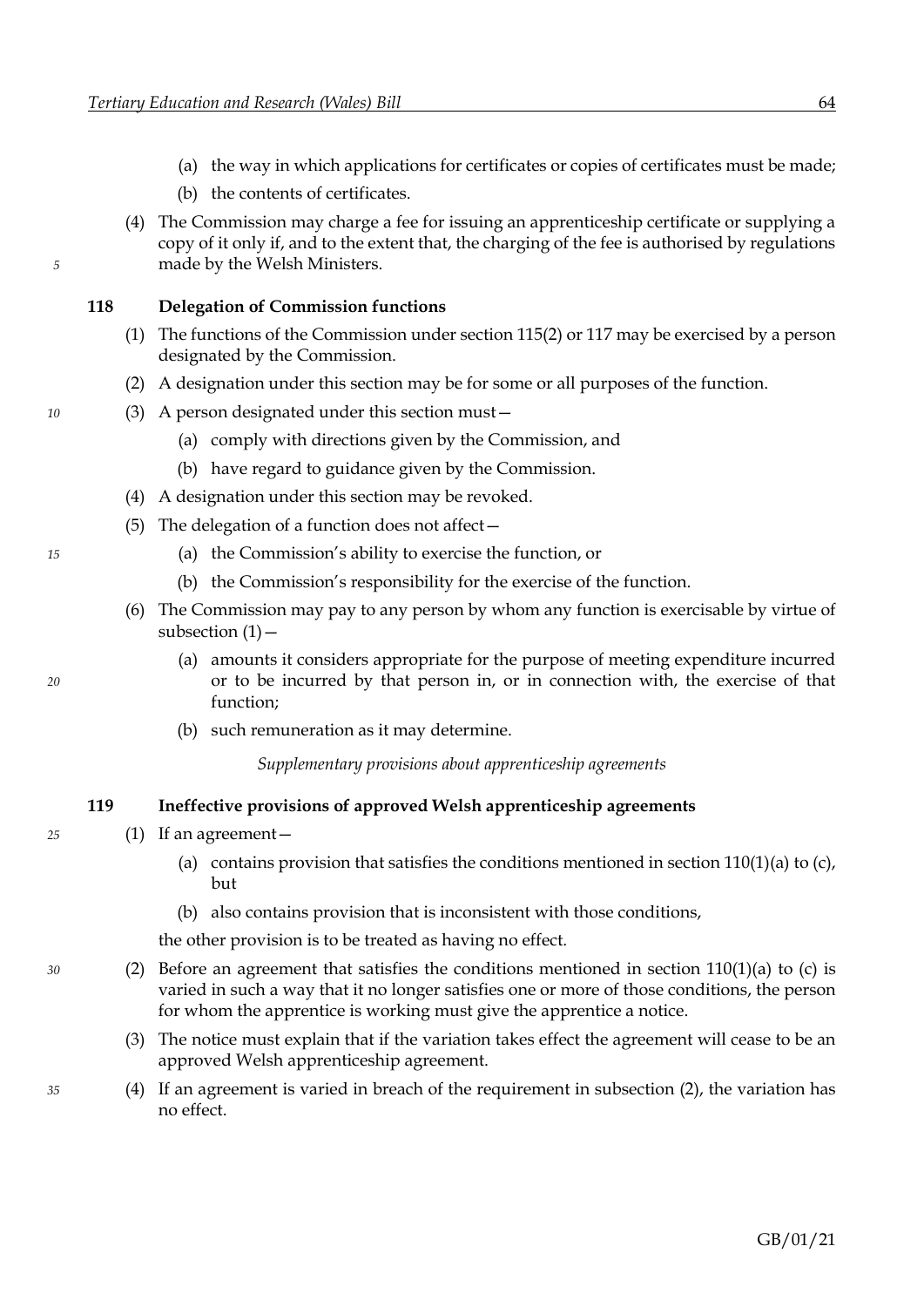(a) the way in which applications for certificates or copies of certificates must be made;

(b) the contents of certificates.

(4) The Commission may charge a fee for issuing an apprenticeship certificate or supplying a copy of it only if, and to the extent that, the charging of the fee is authorised by regulations made by the Welsh Ministers.

### 118 Delegation of Commission functions

(1) The functions of the Commission under section 115(2) or 117 may be exercised by a person designated by the Commission.

(2) A designation under this section may be for some or all purposes of the function.

(3) A person designated under this section must—

(a) comply with directions given by the Commission, and

(b) have regard to guidance given by the Commission.

(4) A designation under this section may be revoked.

(5) The delegation of a function does not affect—

(a) the Commission's ability to exercise the function, or

(b) the Commission's responsibility for the exercise of the function.

(6) The Commission may pay to any person by whom any function is exercisable by virtue of subsection (1)—

(a) amounts it considers appropriate for the purpose of meeting expenditure incurred or to be incurred by that person in, or in connection with, the exercise of that function;

(b) such remuneration as it may determine.

*Supplementary provisions about apprenticeship agreements*

### 119 Ineffective provisions of approved Welsh apprenticeship agreements

(1) If an agreement—

(a) contains provision that satisfies the conditions mentioned in section 110(1)(a) to (c), but

(b) also contains provision that is inconsistent with those conditions,

the other provision is to be treated as having no effect.

(2) Before an agreement that satisfies the conditions mentioned in section 110(1)(a) to (c) is varied in such a way that it no longer satisfies one or more of those conditions, the person for whom the apprentice is working must give the apprentice a notice.

(3) The notice must explain that if the variation takes effect the agreement will cease to be an approved Welsh apprenticeship agreement.

(4) If an agreement is varied in breach of the requirement in subsection (2), the variation has no effect.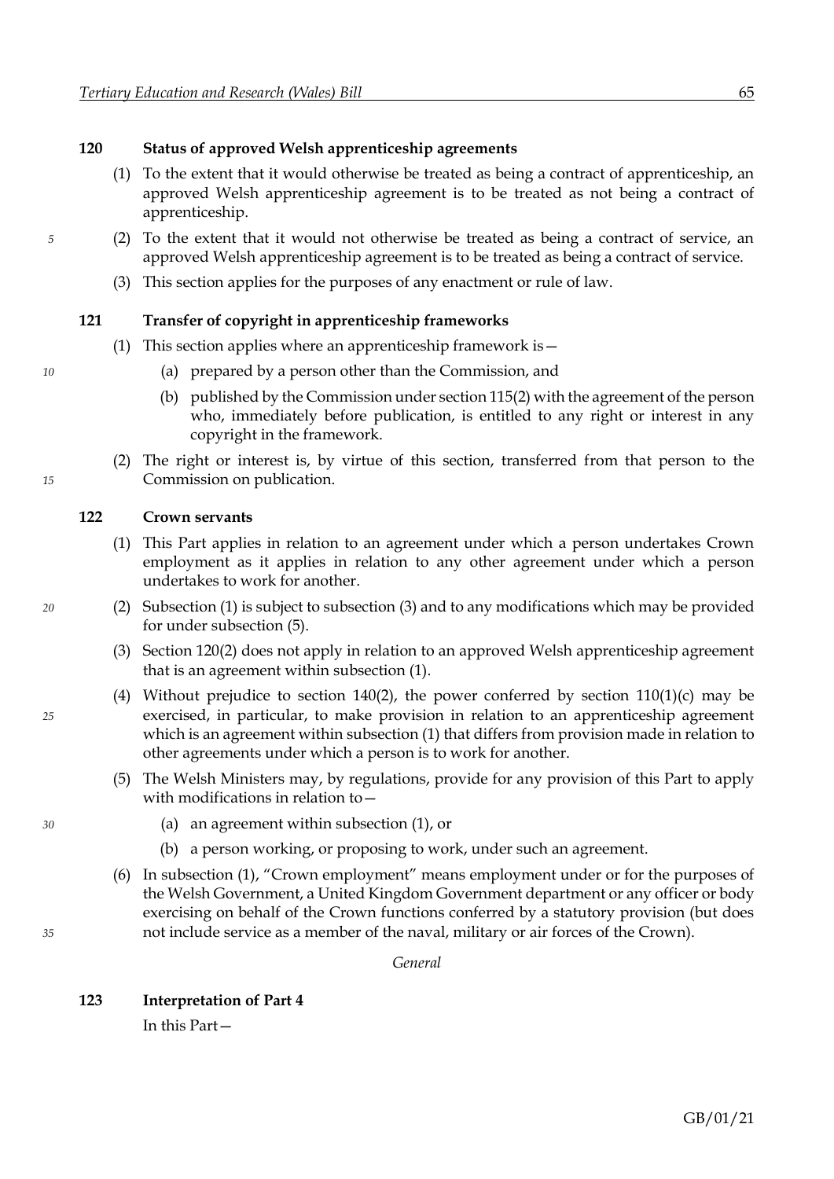### 120 Status of approved Welsh apprenticeship agreements

(1) To the extent that it would otherwise be treated as being a contract of apprenticeship, an approved Welsh apprenticeship agreement is to be treated as not being a contract of apprenticeship.

(2) To the extent that it would not otherwise be treated as being a contract of service, an approved Welsh apprenticeship agreement is to be treated as being a contract of service.

(3) This section applies for the purposes of any enactment or rule of law.

### 121 Transfer of copyright in apprenticeship frameworks

(1) This section applies where an apprenticeship framework is—

(a) prepared by a person other than the Commission, and

(b) published by the Commission under section 115(2) with the agreement of the person who, immediately before publication, is entitled to any right or interest in any copyright in the framework.

(2) The right or interest is, by virtue of this section, transferred from that person to the Commission on publication.

### 122 Crown servants

(1) This Part applies in relation to an agreement under which a person undertakes Crown employment as it applies in relation to any other agreement under which a person undertakes to work for another.

(2) Subsection (1) is subject to subsection (3) and to any modifications which may be provided for under subsection (5).

(3) Section 120(2) does not apply in relation to an approved Welsh apprenticeship agreement that is an agreement within subsection (1).

(4) Without prejudice to section 140(2), the power conferred by section 110(1)(c) may be exercised, in particular, to make provision in relation to an apprenticeship agreement which is an agreement within subsection (1) that differs from provision made in relation to other agreements under which a person is to work for another.

(5) The Welsh Ministers may, by regulations, provide for any provision of this Part to apply with modifications in relation to—

(a) an agreement within subsection (1), or

(b) a person working, or proposing to work, under such an agreement.

(6) In subsection (1), "Crown employment" means employment under or for the purposes of the Welsh Government, a United Kingdom Government department or any officer or body exercising on behalf of the Crown functions conferred by a statutory provision (but does not include service as a member of the naval, military or air forces of the Crown).

*General*

### 123 Interpretation of Part 4

In this Part—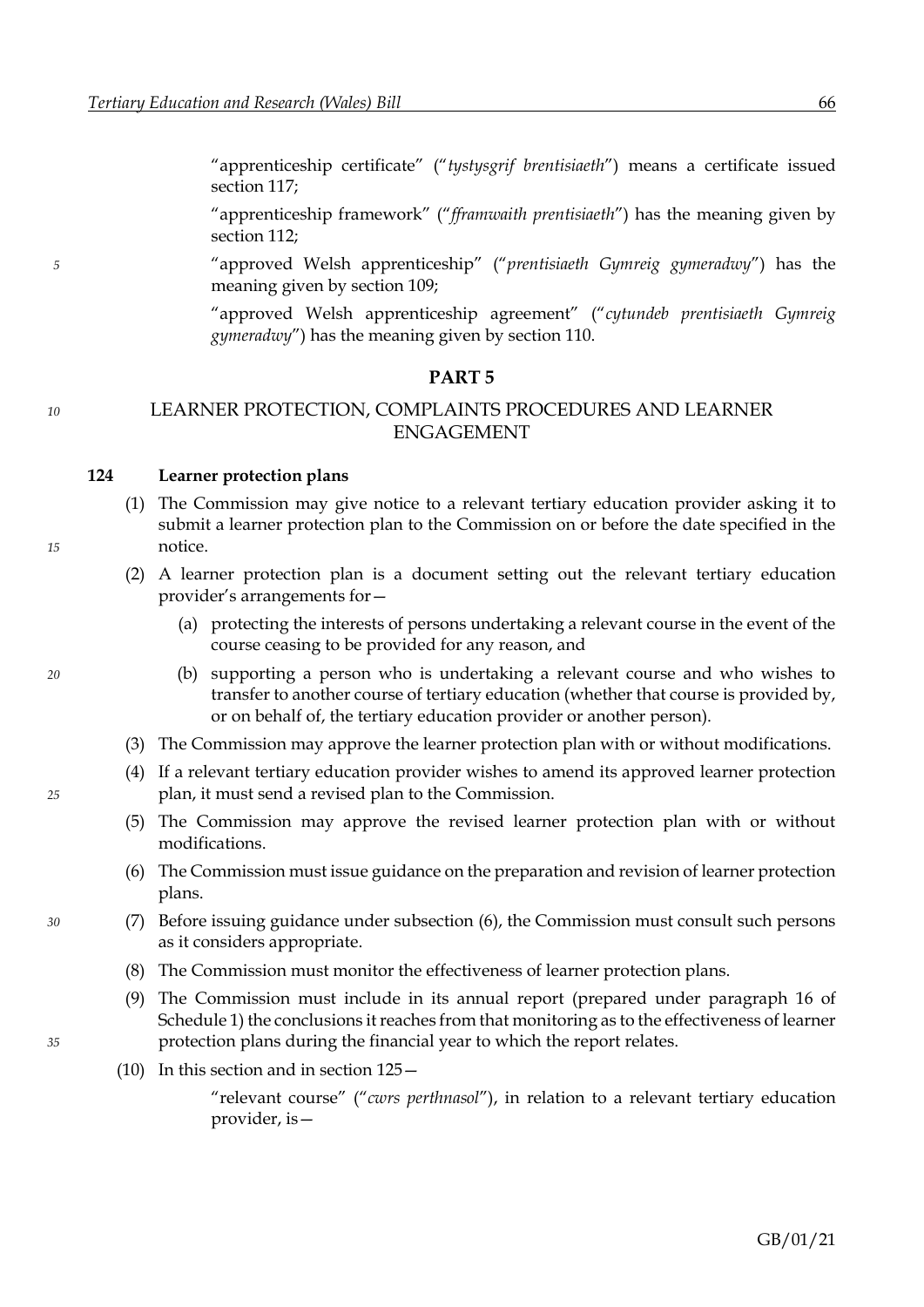"apprenticeship certificate" ("*tystysgrif brentisiaeth*") means a certificate issued section 117;

"apprenticeship framework" ("*fframwaith prentisiaeth*") has the meaning given by section 112;

"approved Welsh apprenticeship" ("*prentisiaeth Gymreig gymeradwy*") has the meaning given by section 109;

"approved Welsh apprenticeship agreement" ("*cytundeb prentisiaeth Gymreig gymeradwy*") has the meaning given by section 110.

## PART 5

## LEARNER PROTECTION, COMPLAINTS PROCEDURES AND LEARNER ENGAGEMENT

### 124 Learner protection plans

(1) The Commission may give notice to a relevant tertiary education provider asking it to submit a learner protection plan to the Commission on or before the date specified in the notice.

(2) A learner protection plan is a document setting out the relevant tertiary education provider's arrangements for—

(a) protecting the interests of persons undertaking a relevant course in the event of the course ceasing to be provided for any reason, and

(b) supporting a person who is undertaking a relevant course and who wishes to transfer to another course of tertiary education (whether that course is provided by, or on behalf of, the tertiary education provider or another person).

(3) The Commission may approve the learner protection plan with or without modifications.

(4) If a relevant tertiary education provider wishes to amend its approved learner protection plan, it must send a revised plan to the Commission.

(5) The Commission may approve the revised learner protection plan with or without modifications.

(6) The Commission must issue guidance on the preparation and revision of learner protection plans.

(7) Before issuing guidance under subsection (6), the Commission must consult such persons as it considers appropriate.

(8) The Commission must monitor the effectiveness of learner protection plans.

(9) The Commission must include in its annual report (prepared under paragraph 16 of Schedule 1) the conclusions it reaches from that monitoring as to the effectiveness of learner protection plans during the financial year to which the report relates.

(10) In this section and in section 125—

"relevant course" ("*cwrs perthnasol*"), in relation to a relevant tertiary education provider, is—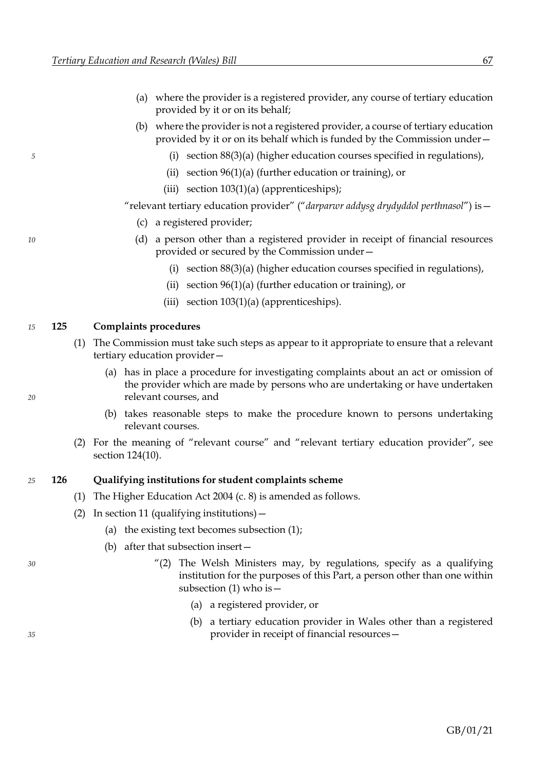(a) where the provider is a registered provider, any course of tertiary education provided by it or on its behalf;

(b) where the provider is not a registered provider, a course of tertiary education provided by it or on its behalf which is funded by the Commission under—

(i) section 88(3)(a) (higher education courses specified in regulations),

(ii) section 96(1)(a) (further education or training), or

(iii) section 103(1)(a) (apprenticeships);

"relevant tertiary education provider" ("*darparwr addysg drydyddol perthnasol*") is—

(c) a registered provider;

(d) a person other than a registered provider in receipt of financial resources provided or secured by the Commission under—

(i) section 88(3)(a) (higher education courses specified in regulations),

(ii) section 96(1)(a) (further education or training), or

(iii) section 103(1)(a) (apprenticeships).

**125 Complaints procedures**

(1) The Commission must take such steps as appear to it appropriate to ensure that a relevant tertiary education provider—

(a) has in place a procedure for investigating complaints about an act or omission of the provider which are made by persons who are undertaking or have undertaken relevant courses, and

(b) takes reasonable steps to make the procedure known to persons undertaking relevant courses.

(2) For the meaning of "relevant course" and "relevant tertiary education provider", see section 124(10).

**126 Qualifying institutions for student complaints scheme**

(1) The Higher Education Act 2004 (c. 8) is amended as follows.

(2) In section 11 (qualifying institutions)—

(a) the existing text becomes subsection (1);

(b) after that subsection insert—

"(2) The Welsh Ministers may, by regulations, specify as a qualifying institution for the purposes of this Part, a person other than one within subsection (1) who is—

(a) a registered provider, or

(b) a tertiary education provider in Wales other than a registered provider in receipt of financial resources—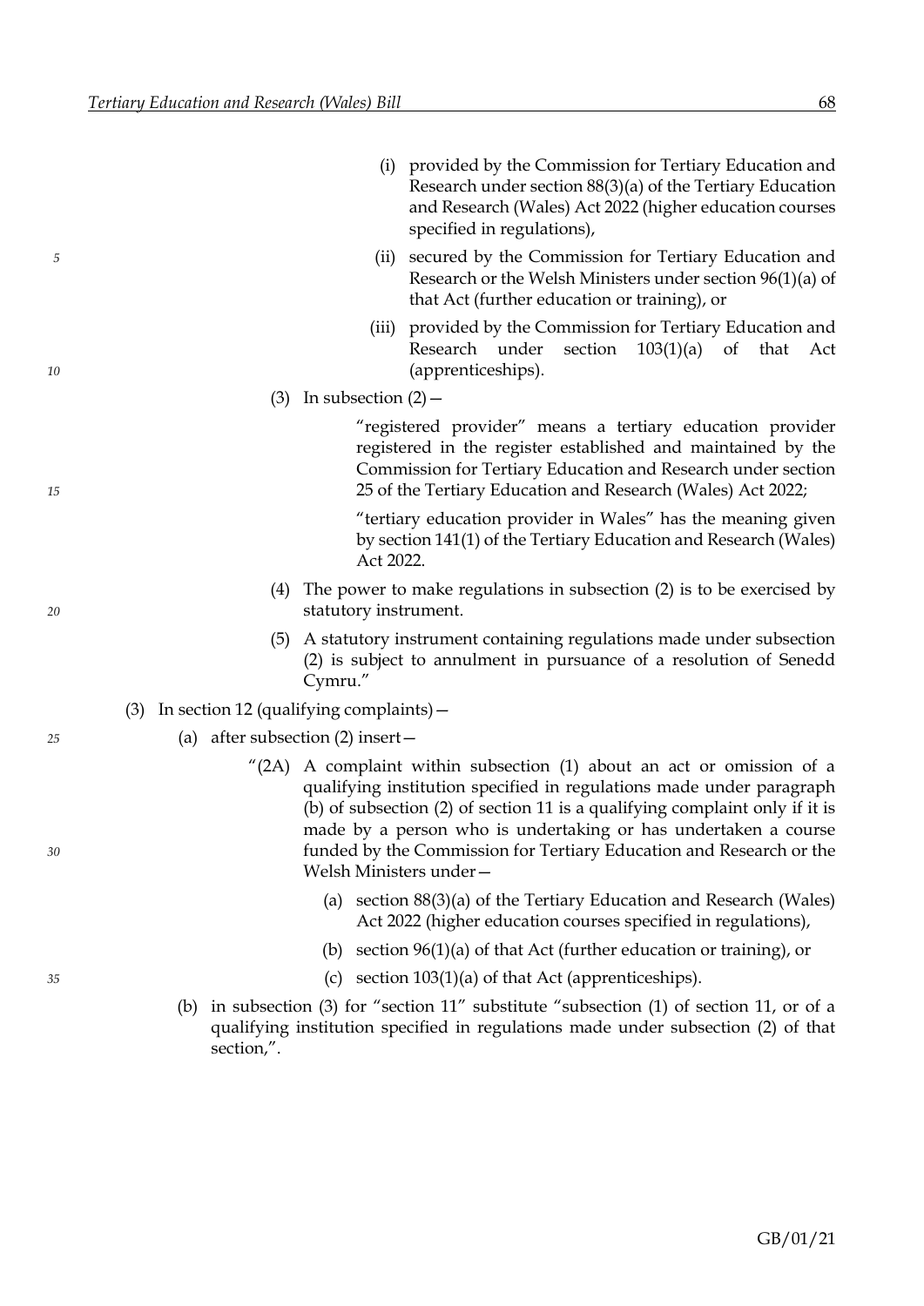(i) provided by the Commission for Tertiary Education and Research under section 88(3)(a) of the Tertiary Education and Research (Wales) Act 2022 (higher education courses specified in regulations),

(ii) secured by the Commission for Tertiary Education and Research or the Welsh Ministers under section 96(1)(a) of that Act (further education or training), or

(iii) provided by the Commission for Tertiary Education and Research under section 103(1)(a) of that Act (apprenticeships).

(3) In subsection (2)—

"registered provider" means a tertiary education provider registered in the register established and maintained by the Commission for Tertiary Education and Research under section 25 of the Tertiary Education and Research (Wales) Act 2022;

"tertiary education provider in Wales" has the meaning given by section 141(1) of the Tertiary Education and Research (Wales) Act 2022.

(4) The power to make regulations in subsection (2) is to be exercised by statutory instrument.

(5) A statutory instrument containing regulations made under subsection (2) is subject to annulment in pursuance of a resolution of Senedd Cymru."

(3) In section 12 (qualifying complaints)—

(a) after subsection (2) insert—

"(2A) A complaint within subsection (1) about an act or omission of a qualifying institution specified in regulations made under paragraph (b) of subsection (2) of section 11 is a qualifying complaint only if it is made by a person who is undertaking or has undertaken a course funded by the Commission for Tertiary Education and Research or the Welsh Ministers under—

(a) section 88(3)(a) of the Tertiary Education and Research (Wales) Act 2022 (higher education courses specified in regulations),

(b) section 96(1)(a) of that Act (further education or training), or

(c) section 103(1)(a) of that Act (apprenticeships).

(b) in subsection (3) for "section 11" substitute "subsection (1) of section 11, or of a qualifying institution specified in regulations made under subsection (2) of that section,".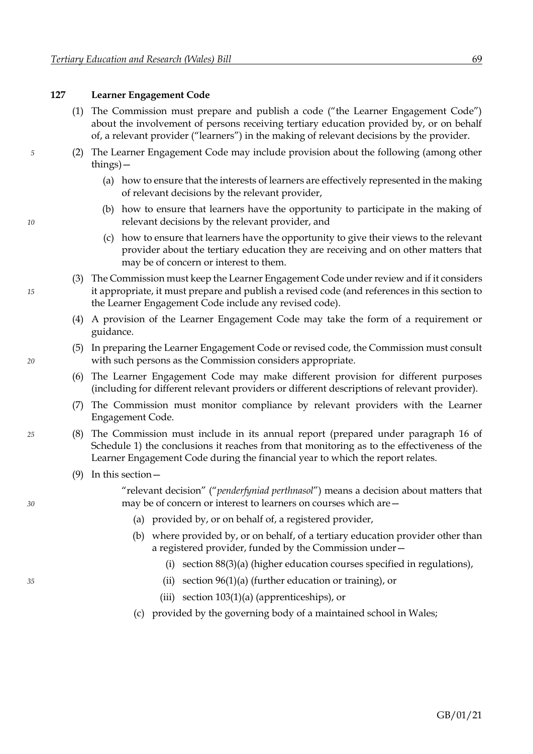### 127 Learner Engagement Code

(1) The Commission must prepare and publish a code ("the Learner Engagement Code") about the involvement of persons receiving tertiary education provided by, or on behalf of, a relevant provider ("learners") in the making of relevant decisions by the provider.

(2) The Learner Engagement Code may include provision about the following (among other things)—

- (a) how to ensure that the interests of learners are effectively represented in the making of relevant decisions by the relevant provider,
- (b) how to ensure that learners have the opportunity to participate in the making of relevant decisions by the relevant provider, and
- (c) how to ensure that learners have the opportunity to give their views to the relevant provider about the tertiary education they are receiving and on other matters that may be of concern or interest to them.

(3) The Commission must keep the Learner Engagement Code under review and if it considers it appropriate, it must prepare and publish a revised code (and references in this section to the Learner Engagement Code include any revised code).

(4) A provision of the Learner Engagement Code may take the form of a requirement or guidance.

(5) In preparing the Learner Engagement Code or revised code, the Commission must consult with such persons as the Commission considers appropriate.

(6) The Learner Engagement Code may make different provision for different purposes (including for different relevant providers or different descriptions of relevant provider).

(7) The Commission must monitor compliance by relevant providers with the Learner Engagement Code.

(8) The Commission must include in its annual report (prepared under paragraph 16 of Schedule 1) the conclusions it reaches from that monitoring as to the effectiveness of the Learner Engagement Code during the financial year to which the report relates.

(9) In this section—

"relevant decision" ("*penderfyniad perthnasol*") means a decision about matters that may be of concern or interest to learners on courses which are—

- (a) provided by, or on behalf of, a registered provider,
- (b) where provided by, or on behalf of, a tertiary education provider other than a registered provider, funded by the Commission under—
  - (i) section 88(3)(a) (higher education courses specified in regulations),
  - (ii) section 96(1)(a) (further education or training), or
  - (iii) section 103(1)(a) (apprenticeships), or
- (c) provided by the governing body of a maintained school in Wales;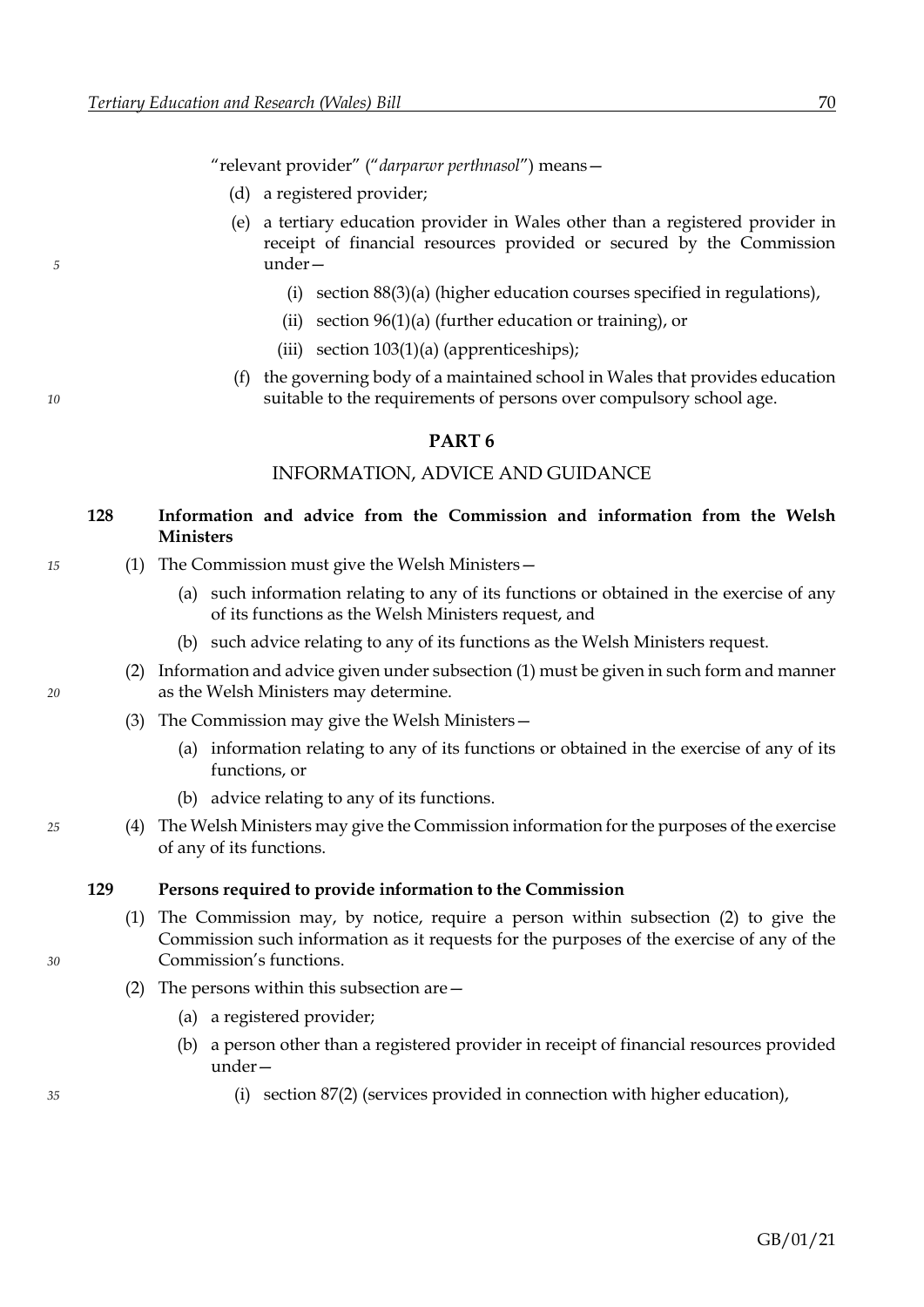"relevant provider" ("*darparwr perthnasol*") means—

(d) a registered provider;

(e) a tertiary education provider in Wales other than a registered provider in receipt of financial resources provided or secured by the Commission under—

(i) section 88(3)(a) (higher education courses specified in regulations),

(ii) section 96(1)(a) (further education or training), or

(iii) section 103(1)(a) (apprenticeships);

(f) the governing body of a maintained school in Wales that provides education suitable to the requirements of persons over compulsory school age.

## PART 6

## INFORMATION, ADVICE AND GUIDANCE

### 128 Information and advice from the Commission and information from the Welsh Ministers

(1) The Commission must give the Welsh Ministers—

(a) such information relating to any of its functions or obtained in the exercise of any of its functions as the Welsh Ministers request, and

(b) such advice relating to any of its functions as the Welsh Ministers request.

(2) Information and advice given under subsection (1) must be given in such form and manner as the Welsh Ministers may determine.

(3) The Commission may give the Welsh Ministers—

(a) information relating to any of its functions or obtained in the exercise of any of its functions, or

(b) advice relating to any of its functions.

(4) The Welsh Ministers may give the Commission information for the purposes of the exercise of any of its functions.

### 129 Persons required to provide information to the Commission

(1) The Commission may, by notice, require a person within subsection (2) to give the Commission such information as it requests for the purposes of the exercise of any of the Commission's functions.

(2) The persons within this subsection are—

(a) a registered provider;

(b) a person other than a registered provider in receipt of financial resources provided under—

(i) section 87(2) (services provided in connection with higher education),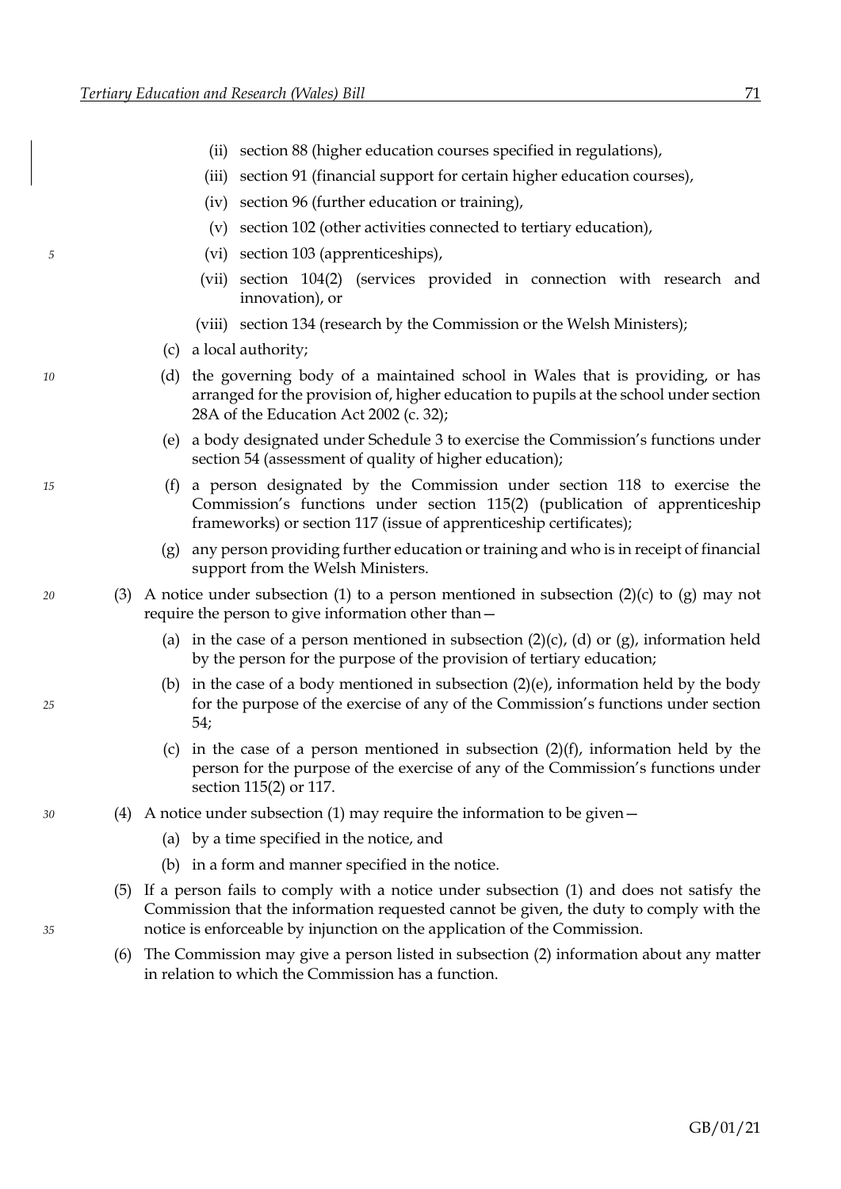(ii) section 88 (higher education courses specified in regulations),

(iii) section 91 (financial support for certain higher education courses),

(iv) section 96 (further education or training),

(v) section 102 (other activities connected to tertiary education),

(vi) section 103 (apprenticeships),

(vii) section 104(2) (services provided in connection with research and innovation), or

(viii) section 134 (research by the Commission or the Welsh Ministers);

(c) a local authority;

(d) the governing body of a maintained school in Wales that is providing, or has arranged for the provision of, higher education to pupils at the school under section 28A of the Education Act 2002 (c. 32);

(e) a body designated under Schedule 3 to exercise the Commission's functions under section 54 (assessment of quality of higher education);

(f) a person designated by the Commission under section 118 to exercise the Commission's functions under section 115(2) (publication of apprenticeship frameworks) or section 117 (issue of apprenticeship certificates);

(g) any person providing further education or training and who is in receipt of financial support from the Welsh Ministers.

(3) A notice under subsection (1) to a person mentioned in subsection (2)(c) to (g) may not require the person to give information other than—

(a) in the case of a person mentioned in subsection (2)(c), (d) or (g), information held by the person for the purpose of the provision of tertiary education;

(b) in the case of a body mentioned in subsection (2)(e), information held by the body for the purpose of the exercise of any of the Commission's functions under section 54;

(c) in the case of a person mentioned in subsection (2)(f), information held by the person for the purpose of the exercise of any of the Commission's functions under section 115(2) or 117.

(4) A notice under subsection (1) may require the information to be given—

(a) by a time specified in the notice, and

(b) in a form and manner specified in the notice.

(5) If a person fails to comply with a notice under subsection (1) and does not satisfy the Commission that the information requested cannot be given, the duty to comply with the notice is enforceable by injunction on the application of the Commission.

(6) The Commission may give a person listed in subsection (2) information about any matter in relation to which the Commission has a function.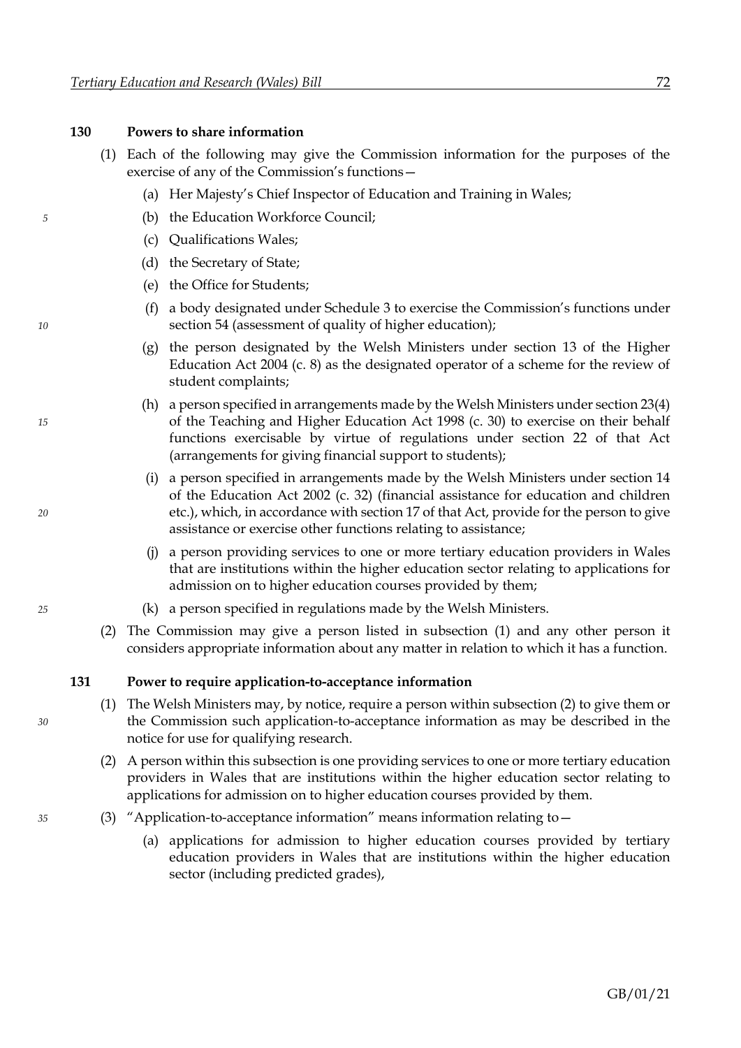**130 Powers to share information**

(1) Each of the following may give the Commission information for the purposes of the exercise of any of the Commission's functions—

(a) Her Majesty's Chief Inspector of Education and Training in Wales;

(b) the Education Workforce Council;

(c) Qualifications Wales;

(d) the Secretary of State;

(e) the Office for Students;

(f) a body designated under Schedule 3 to exercise the Commission's functions under section 54 (assessment of quality of higher education);

(g) the person designated by the Welsh Ministers under section 13 of the Higher Education Act 2004 (c. 8) as the designated operator of a scheme for the review of student complaints;

(h) a person specified in arrangements made by the Welsh Ministers under section 23(4) of the Teaching and Higher Education Act 1998 (c. 30) to exercise on their behalf functions exercisable by virtue of regulations under section 22 of that Act (arrangements for giving financial support to students);

(i) a person specified in arrangements made by the Welsh Ministers under section 14 of the Education Act 2002 (c. 32) (financial assistance for education and children etc.), which, in accordance with section 17 of that Act, provide for the person to give assistance or exercise other functions relating to assistance;

(j) a person providing services to one or more tertiary education providers in Wales that are institutions within the higher education sector relating to applications for admission on to higher education courses provided by them;

(k) a person specified in regulations made by the Welsh Ministers.

(2) The Commission may give a person listed in subsection (1) and any other person it considers appropriate information about any matter in relation to which it has a function.

**131 Power to require application-to-acceptance information**

(1) The Welsh Ministers may, by notice, require a person within subsection (2) to give them or the Commission such application-to-acceptance information as may be described in the notice for use for qualifying research.

(2) A person within this subsection is one providing services to one or more tertiary education providers in Wales that are institutions within the higher education sector relating to applications for admission on to higher education courses provided by them.

(3) "Application-to-acceptance information" means information relating to—

(a) applications for admission to higher education courses provided by tertiary education providers in Wales that are institutions within the higher education sector (including predicted grades),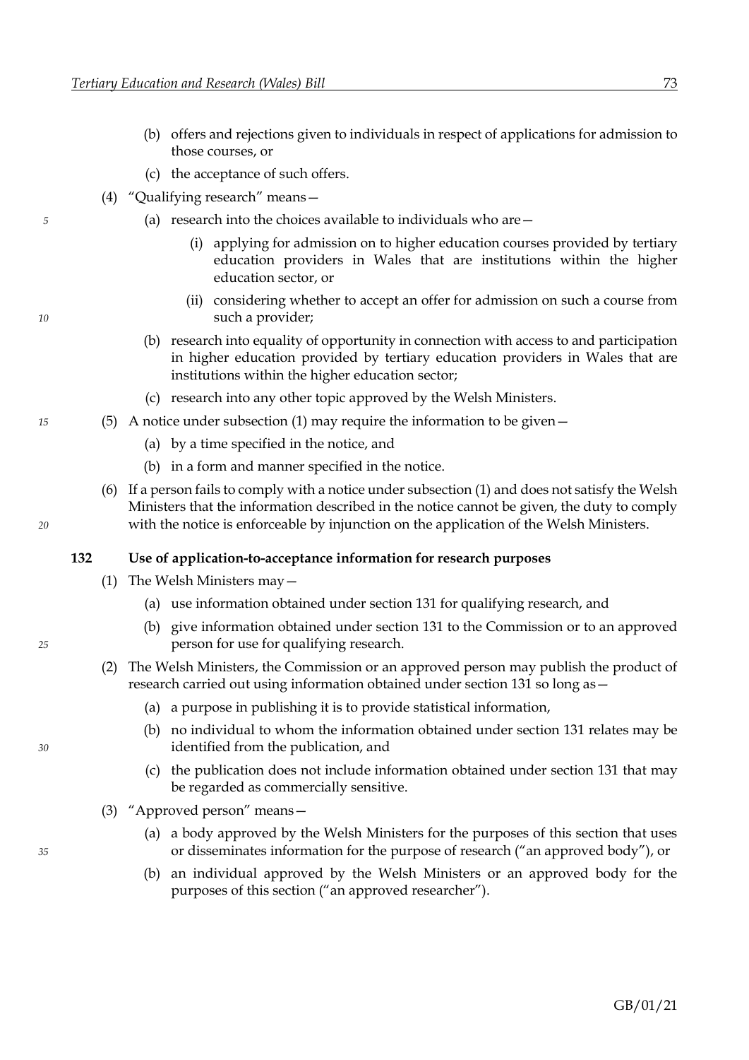(b) offers and rejections given to individuals in respect of applications for admission to those courses, or

(c) the acceptance of such offers.

(4) "Qualifying research" means—

(a) research into the choices available to individuals who are—

(i) applying for admission on to higher education courses provided by tertiary education providers in Wales that are institutions within the higher education sector, or

(ii) considering whether to accept an offer for admission on such a course from such a provider;

(b) research into equality of opportunity in connection with access to and participation in higher education provided by tertiary education providers in Wales that are institutions within the higher education sector;

(c) research into any other topic approved by the Welsh Ministers.

(5) A notice under subsection (1) may require the information to be given—

(a) by a time specified in the notice, and

(b) in a form and manner specified in the notice.

(6) If a person fails to comply with a notice under subsection (1) and does not satisfy the Welsh Ministers that the information described in the notice cannot be given, the duty to comply with the notice is enforceable by injunction on the application of the Welsh Ministers.

**132 Use of application-to-acceptance information for research purposes**

(1) The Welsh Ministers may—

(a) use information obtained under section 131 for qualifying research, and

(b) give information obtained under section 131 to the Commission or to an approved person for use for qualifying research.

(2) The Welsh Ministers, the Commission or an approved person may publish the product of research carried out using information obtained under section 131 so long as—

(a) a purpose in publishing it is to provide statistical information,

(b) no individual to whom the information obtained under section 131 relates may be identified from the publication, and

(c) the publication does not include information obtained under section 131 that may be regarded as commercially sensitive.

(3) "Approved person" means—

(a) a body approved by the Welsh Ministers for the purposes of this section that uses or disseminates information for the purpose of research ("an approved body"), or

(b) an individual approved by the Welsh Ministers or an approved body for the purposes of this section ("an approved researcher").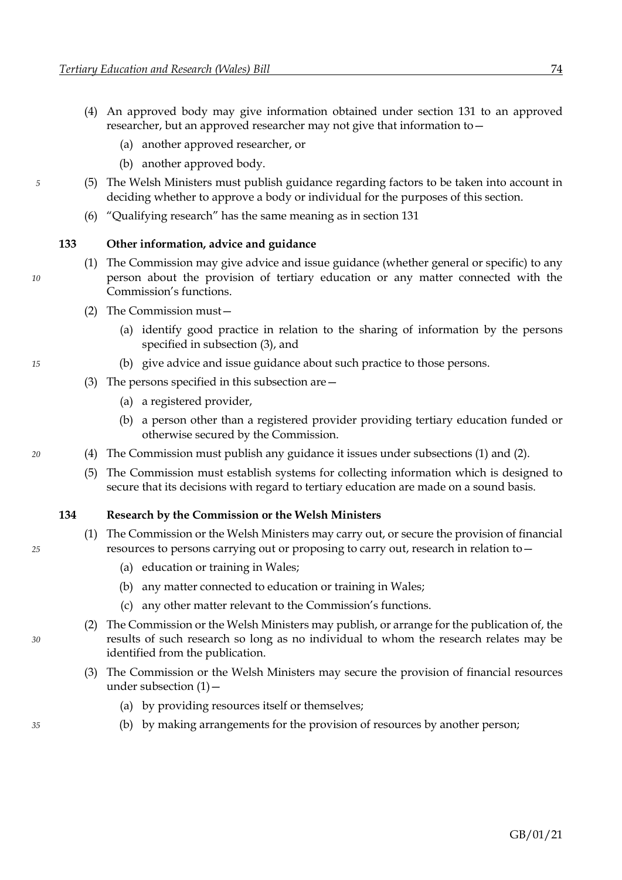(4) An approved body may give information obtained under section 131 to an approved researcher, but an approved researcher may not give that information to—

(a) another approved researcher, or

(b) another approved body.

(5) The Welsh Ministers must publish guidance regarding factors to be taken into account in deciding whether to approve a body or individual for the purposes of this section.

(6) "Qualifying research" has the same meaning as in section 131

**133 Other information, advice and guidance**

(1) The Commission may give advice and issue guidance (whether general or specific) to any person about the provision of tertiary education or any matter connected with the Commission's functions.

(2) The Commission must—

(a) identify good practice in relation to the sharing of information by the persons specified in subsection (3), and

(b) give advice and issue guidance about such practice to those persons.

(3) The persons specified in this subsection are—

(a) a registered provider,

(b) a person other than a registered provider providing tertiary education funded or otherwise secured by the Commission.

(4) The Commission must publish any guidance it issues under subsections (1) and (2).

(5) The Commission must establish systems for collecting information which is designed to secure that its decisions with regard to tertiary education are made on a sound basis.

**134 Research by the Commission or the Welsh Ministers**

(1) The Commission or the Welsh Ministers may carry out, or secure the provision of financial resources to persons carrying out or proposing to carry out, research in relation to—

(a) education or training in Wales;

(b) any matter connected to education or training in Wales;

(c) any other matter relevant to the Commission's functions.

(2) The Commission or the Welsh Ministers may publish, or arrange for the publication of, the results of such research so long as no individual to whom the research relates may be identified from the publication.

(3) The Commission or the Welsh Ministers may secure the provision of financial resources under subsection (1)—

(a) by providing resources itself or themselves;

(b) by making arrangements for the provision of resources by another person;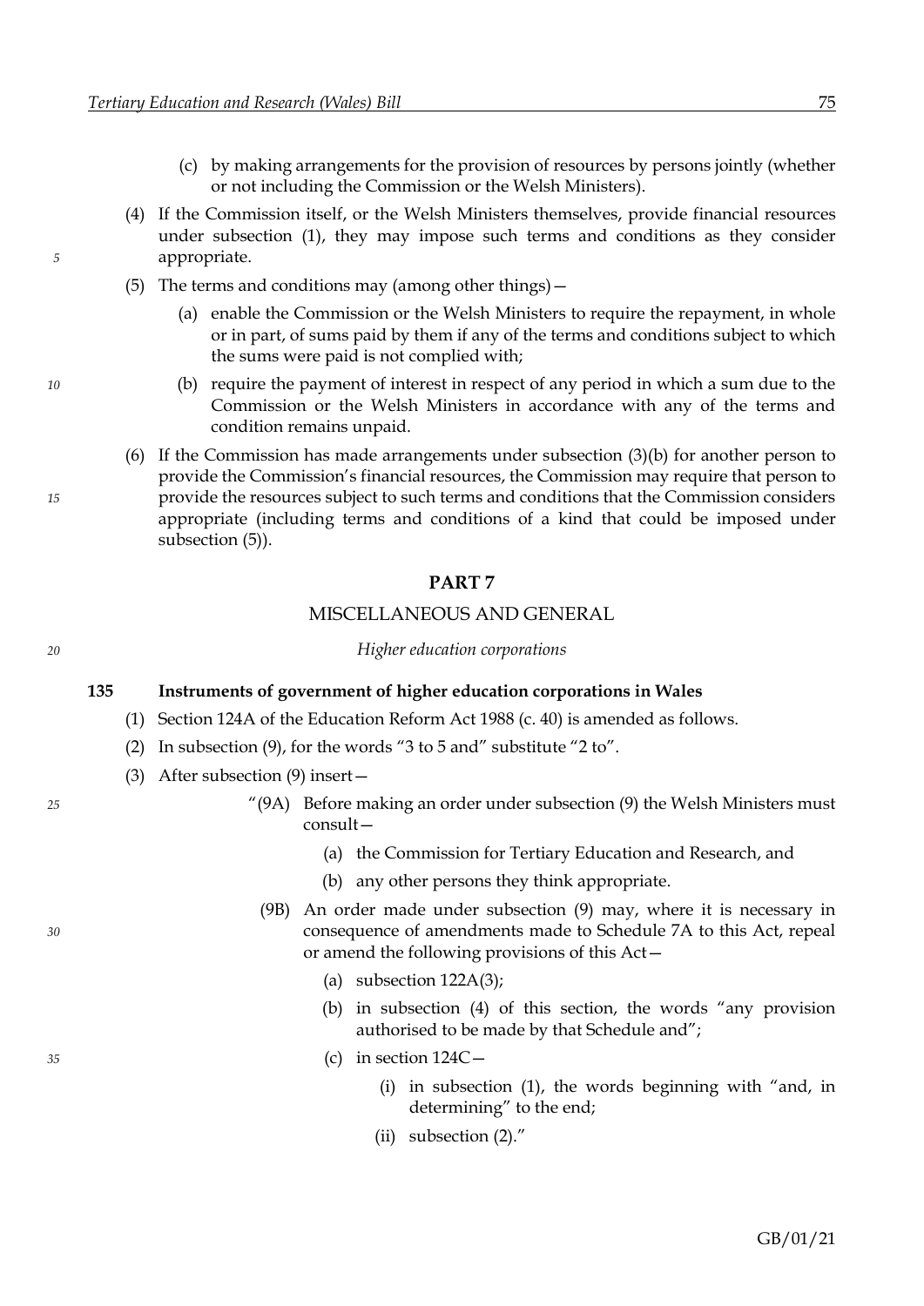(c) by making arrangements for the provision of resources by persons jointly (whether or not including the Commission or the Welsh Ministers).

(4) If the Commission itself, or the Welsh Ministers themselves, provide financial resources under subsection (1), they may impose such terms and conditions as they consider appropriate.

(5) The terms and conditions may (among other things)—

(a) enable the Commission or the Welsh Ministers to require the repayment, in whole or in part, of sums paid by them if any of the terms and conditions subject to which the sums were paid is not complied with;

(b) require the payment of interest in respect of any period in which a sum due to the Commission or the Welsh Ministers in accordance with any of the terms and condition remains unpaid.

(6) If the Commission has made arrangements under subsection (3)(b) for another person to provide the Commission's financial resources, the Commission may require that person to provide the resources subject to such terms and conditions that the Commission considers appropriate (including terms and conditions of a kind that could be imposed under subsection (5)).

## PART 7

## MISCELLANEOUS AND GENERAL

*Higher education corporations*

### 135 Instruments of government of higher education corporations in Wales

(1) Section 124A of the Education Reform Act 1988 (c. 40) is amended as follows.

(2) In subsection (9), for the words "3 to 5 and" substitute "2 to".

(3) After subsection (9) insert—

"(9A) Before making an order under subsection (9) the Welsh Ministers must consult—

(a) the Commission for Tertiary Education and Research, and

(b) any other persons they think appropriate.

(9B) An order made under subsection (9) may, where it is necessary in consequence of amendments made to Schedule 7A to this Act, repeal or amend the following provisions of this Act—

(a) subsection 122A(3);

(b) in subsection (4) of this section, the words "any provision authorised to be made by that Schedule and";

(c) in section 124C—

(i) in subsection (1), the words beginning with "and, in determining" to the end;

(ii) subsection (2)."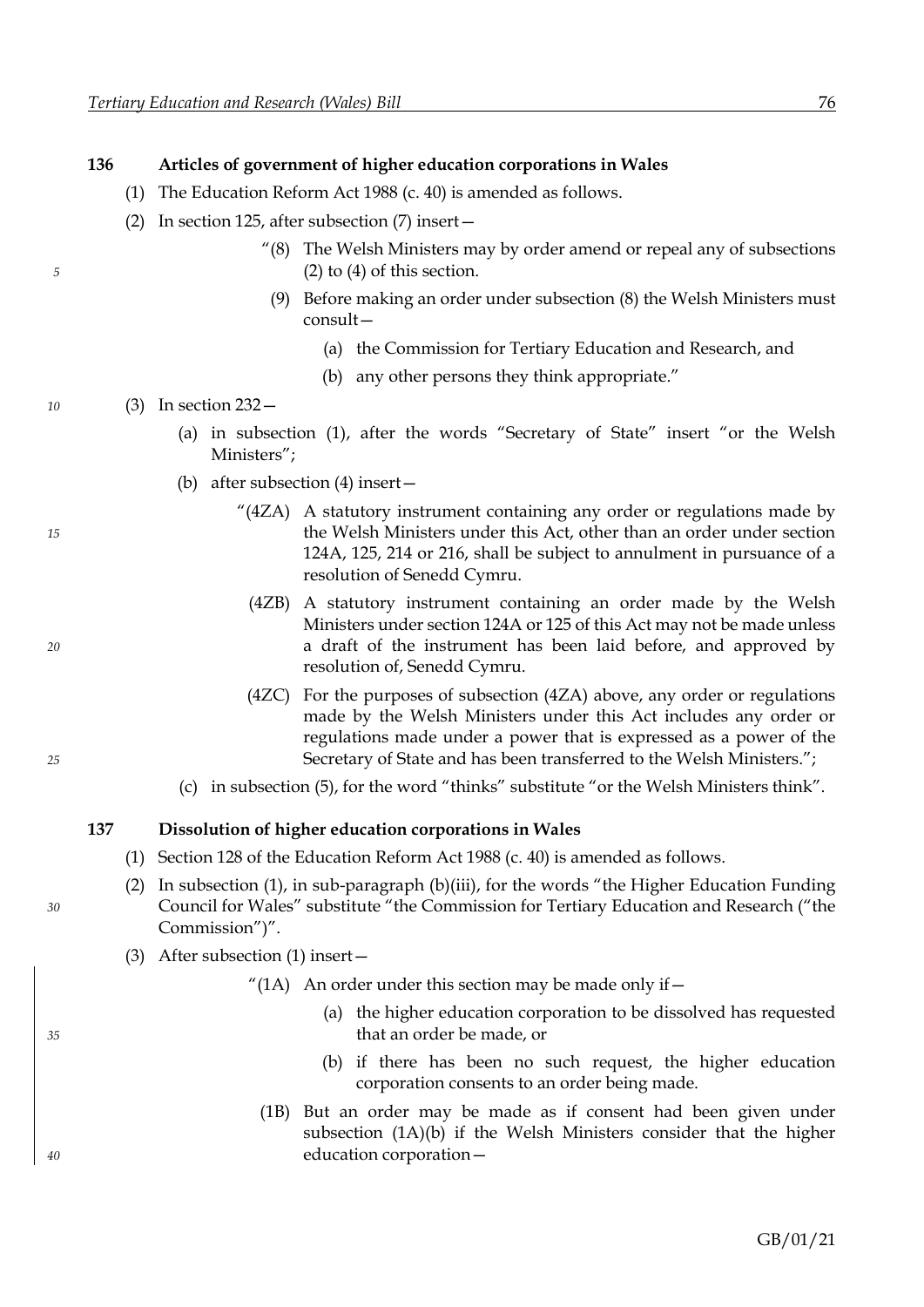**136 Articles of government of higher education corporations in Wales**

(1) The Education Reform Act 1988 (c. 40) is amended as follows.

(2) In section 125, after subsection (7) insert—

> "(8) The Welsh Ministers may by order amend or repeal any of subsections (2) to (4) of this section.
>
> (9) Before making an order under subsection (8) the Welsh Ministers must consult—
>
> (a) the Commission for Tertiary Education and Research, and
>
> (b) any other persons they think appropriate."

(3) In section 232—

(a) in subsection (1), after the words "Secretary of State" insert "or the Welsh Ministers";

(b) after subsection (4) insert—

> "(4ZA) A statutory instrument containing any order or regulations made by the Welsh Ministers under this Act, other than an order under section 124A, 125, 214 or 216, shall be subject to annulment in pursuance of a resolution of Senedd Cymru.
>
> (4ZB) A statutory instrument containing an order made by the Welsh Ministers under section 124A or 125 of this Act may not be made unless a draft of the instrument has been laid before, and approved by resolution of, Senedd Cymru.
>
> (4ZC) For the purposes of subsection (4ZA) above, any order or regulations made by the Welsh Ministers under this Act includes any order or regulations made under a power that is expressed as a power of the Secretary of State and has been transferred to the Welsh Ministers.";

(c) in subsection (5), for the word "thinks" substitute "or the Welsh Ministers think".

**137 Dissolution of higher education corporations in Wales**

(1) Section 128 of the Education Reform Act 1988 (c. 40) is amended as follows.

(2) In subsection (1), in sub-paragraph (b)(iii), for the words "the Higher Education Funding Council for Wales" substitute "the Commission for Tertiary Education and Research ("the Commission")".

(3) After subsection (1) insert—

> "(1A) An order under this section may be made only if—
>
> (a) the higher education corporation to be dissolved has requested that an order be made, or
>
> (b) if there has been no such request, the higher education corporation consents to an order being made.
>
> (1B) But an order may be made as if consent had been given under subsection (1A)(b) if the Welsh Ministers consider that the higher education corporation—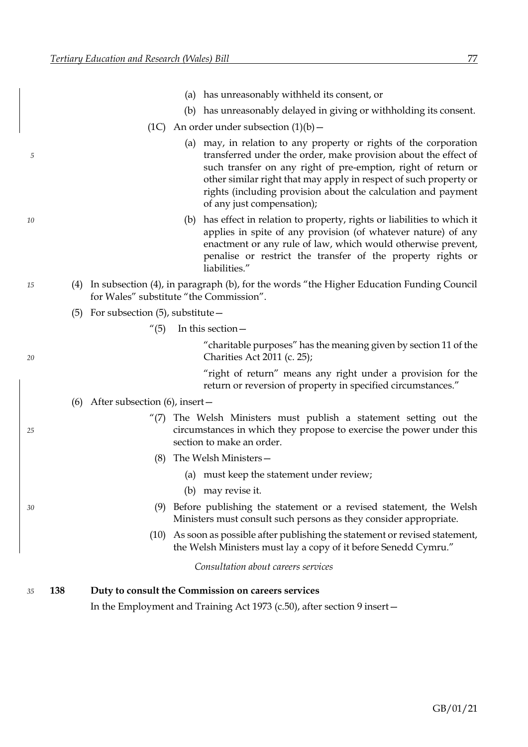(a) has unreasonably withheld its consent, or

(b) has unreasonably delayed in giving or withholding its consent.

(1C) An order under subsection (1)(b)—

(a) may, in relation to any property or rights of the corporation transferred under the order, make provision about the effect of such transfer on any right of pre-emption, right of return or other similar right that may apply in respect of such property or rights (including provision about the calculation and payment of any just compensation);

(b) has effect in relation to property, rights or liabilities to which it applies in spite of any provision (of whatever nature) of any enactment or any rule of law, which would otherwise prevent, penalise or restrict the transfer of the property rights or liabilities."

(4) In subsection (4), in paragraph (b), for the words "the Higher Education Funding Council for Wales" substitute "the Commission".

(5) For subsection (5), substitute—

"(5) In this section—

"charitable purposes" has the meaning given by section 11 of the Charities Act 2011 (c. 25);

"right of return" means any right under a provision for the return or reversion of property in specified circumstances."

(6) After subsection (6), insert—

"(7) The Welsh Ministers must publish a statement setting out the circumstances in which they propose to exercise the power under this section to make an order.

(8) The Welsh Ministers—

(a) must keep the statement under review;

(b) may revise it.

(9) Before publishing the statement or a revised statement, the Welsh Ministers must consult such persons as they consider appropriate.

(10) As soon as possible after publishing the statement or revised statement, the Welsh Ministers must lay a copy of it before Senedd Cymru."

*Consultation about careers services*

**138 Duty to consult the Commission on careers services**

In the Employment and Training Act 1973 (c.50), after section 9 insert—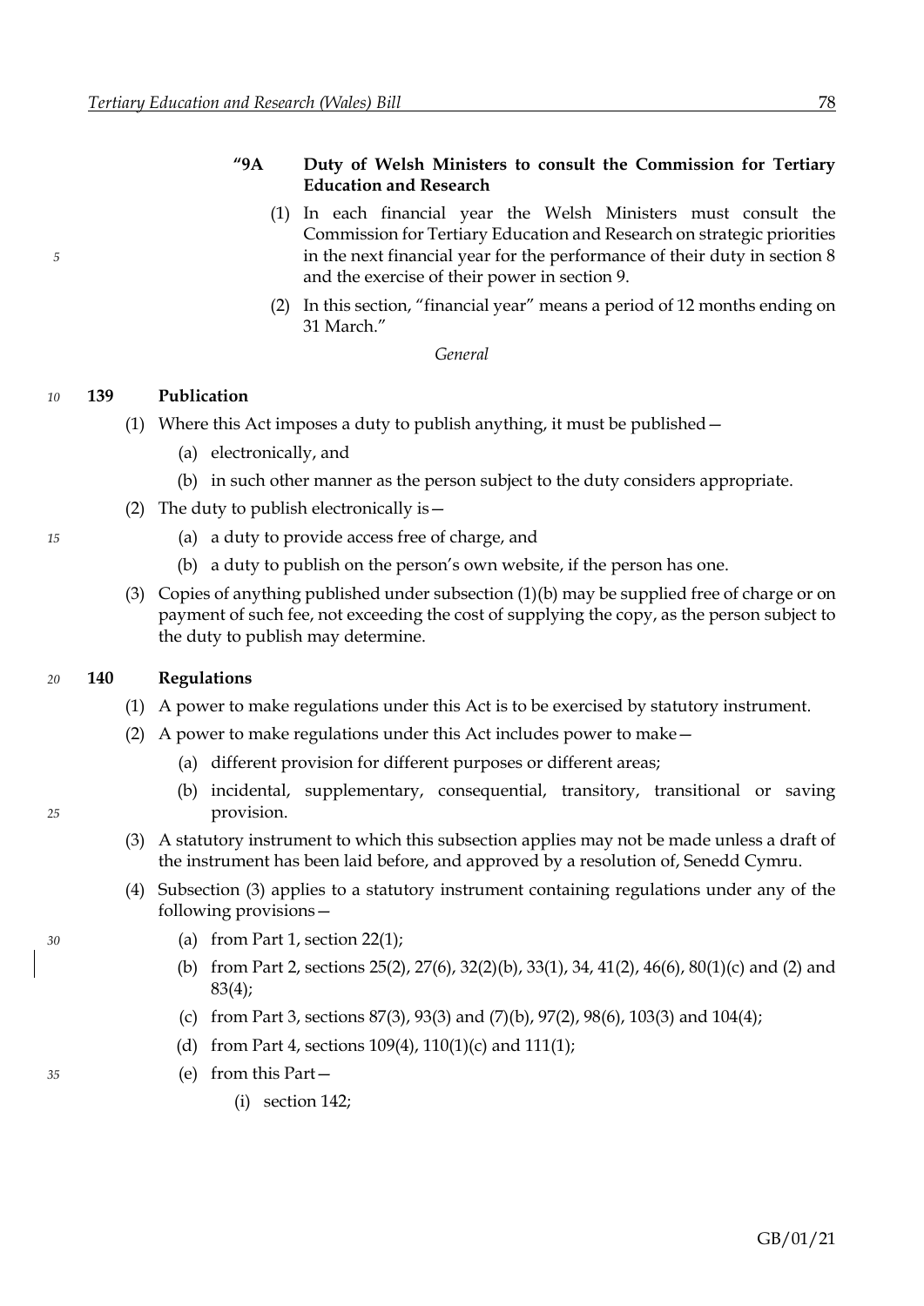**"9A Duty of Welsh Ministers to consult the Commission for Tertiary Education and Research**

(1) In each financial year the Welsh Ministers must consult the Commission for Tertiary Education and Research on strategic priorities in the next financial year for the performance of their duty in section 8 and the exercise of their power in section 9.

(2) In this section, "financial year" means a period of 12 months ending on 31 March."

*General*

**139 Publication**

(1) Where this Act imposes a duty to publish anything, it must be published—

(a) electronically, and

(b) in such other manner as the person subject to the duty considers appropriate.

(2) The duty to publish electronically is—

(a) a duty to provide access free of charge, and

(b) a duty to publish on the person's own website, if the person has one.

(3) Copies of anything published under subsection (1)(b) may be supplied free of charge or on payment of such fee, not exceeding the cost of supplying the copy, as the person subject to the duty to publish may determine.

**140 Regulations**

(1) A power to make regulations under this Act is to be exercised by statutory instrument.

(2) A power to make regulations under this Act includes power to make—

(a) different provision for different purposes or different areas;

(b) incidental, supplementary, consequential, transitory, transitional or saving provision.

(3) A statutory instrument to which this subsection applies may not be made unless a draft of the instrument has been laid before, and approved by a resolution of, Senedd Cymru.

(4) Subsection (3) applies to a statutory instrument containing regulations under any of the following provisions—

(a) from Part 1, section 22(1);

(b) from Part 2, sections 25(2), 27(6), 32(2)(b), 33(1), 34, 41(2), 46(6), 80(1)(c) and (2) and 83(4);

(c) from Part 3, sections 87(3), 93(3) and (7)(b), 97(2), 98(6), 103(3) and 104(4);

(d) from Part 4, sections 109(4), 110(1)(c) and 111(1);

(e) from this Part—

(i) section 142;

GB/01/21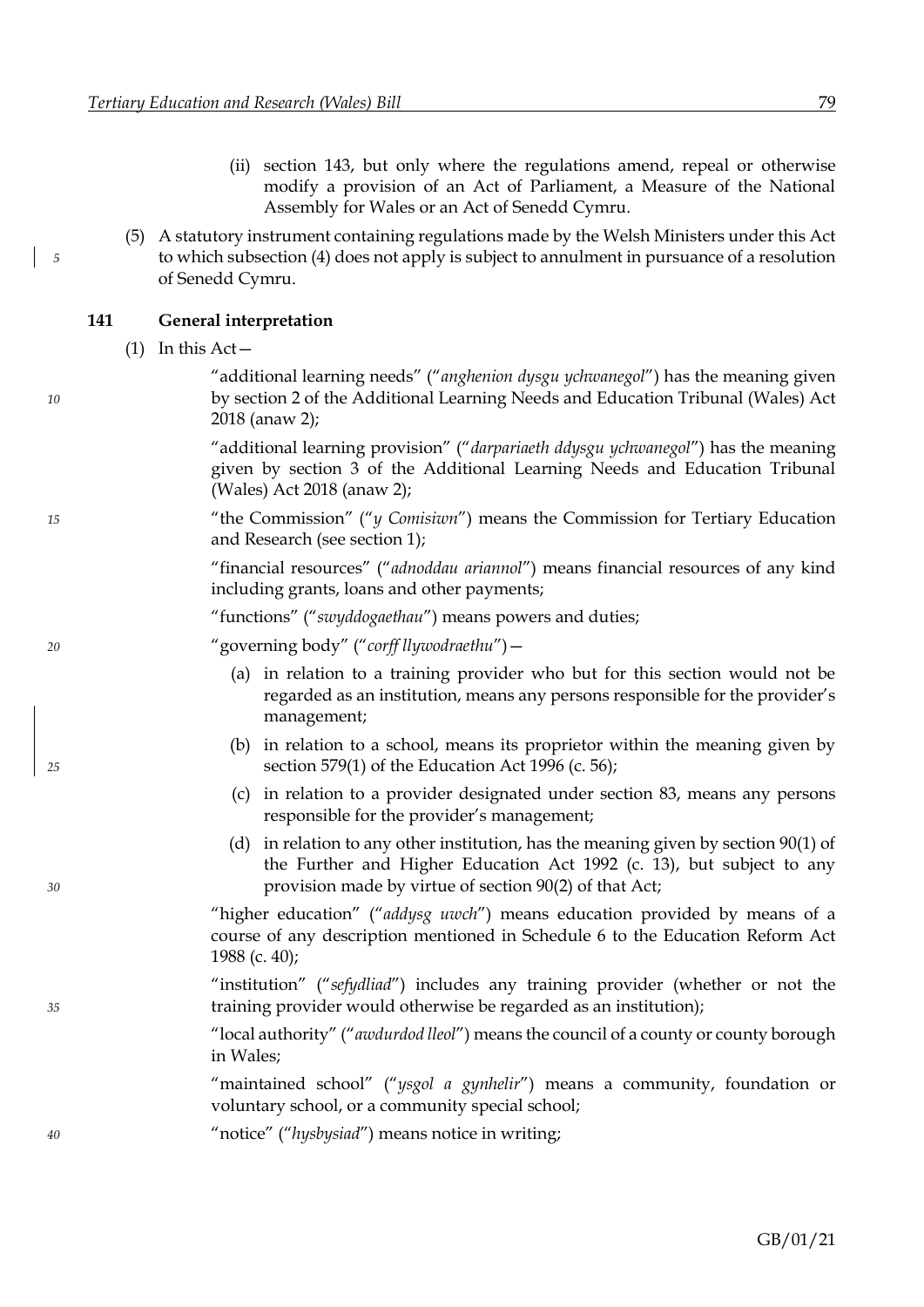(ii) section 143, but only where the regulations amend, repeal or otherwise modify a provision of an Act of Parliament, a Measure of the National Assembly for Wales or an Act of Senedd Cymru.

(5) A statutory instrument containing regulations made by the Welsh Ministers under this Act to which subsection (4) does not apply is subject to annulment in pursuance of a resolution of Senedd Cymru.

### 141 General interpretation

(1) In this Act—

"additional learning needs" ("*anghenion dysgu ychwanegol*") has the meaning given by section 2 of the Additional Learning Needs and Education Tribunal (Wales) Act 2018 (anaw 2);

"additional learning provision" ("*darpariaeth ddysgu ychwanegol*") has the meaning given by section 3 of the Additional Learning Needs and Education Tribunal (Wales) Act 2018 (anaw 2);

"the Commission" ("*y Comisiwn*") means the Commission for Tertiary Education and Research (see section 1);

"financial resources" ("*adnoddau ariannol*") means financial resources of any kind including grants, loans and other payments;

"functions" ("*swyddogaethau*") means powers and duties;

"governing body" ("*corff llywodraethu*")—

(a) in relation to a training provider who but for this section would not be regarded as an institution, means any persons responsible for the provider's management;

(b) in relation to a school, means its proprietor within the meaning given by section 579(1) of the Education Act 1996 (c. 56);

(c) in relation to a provider designated under section 83, means any persons responsible for the provider's management;

(d) in relation to any other institution, has the meaning given by section 90(1) of the Further and Higher Education Act 1992 (c. 13), but subject to any provision made by virtue of section 90(2) of that Act;

"higher education" ("*addysg uwch*") means education provided by means of a course of any description mentioned in Schedule 6 to the Education Reform Act 1988 (c. 40);

"institution" ("*sefydliad*") includes any training provider (whether or not the training provider would otherwise be regarded as an institution);

"local authority" ("*awdurdod lleol*") means the council of a county or county borough in Wales;

"maintained school" ("*ysgol a gynhelir*") means a community, foundation or voluntary school, or a community special school;

"notice" ("*hysbysiad*") means notice in writing;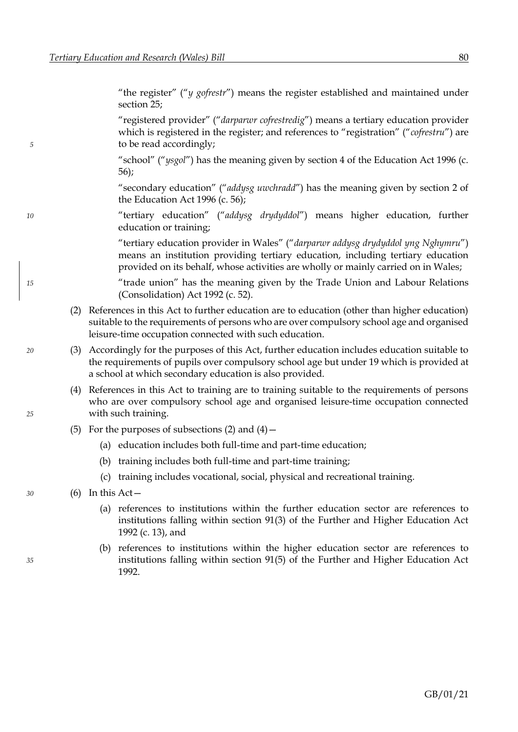"the register" ("*y gofrestr*") means the register established and maintained under section 25;

"registered provider" ("*darparwr cofrestredig*") means a tertiary education provider which is registered in the register; and references to "registration" ("*cofrestru*") are to be read accordingly;

"school" ("*ysgol*") has the meaning given by section 4 of the Education Act 1996 (c. 56);

"secondary education" ("*addysg uwchradd*") has the meaning given by section 2 of the Education Act 1996 (c. 56);

"tertiary education" ("*addysg drydyddol*") means higher education, further education or training;

"tertiary education provider in Wales" ("*darparwr addysg drydyddol yng Nghymru*") means an institution providing tertiary education, including tertiary education provided on its behalf, whose activities are wholly or mainly carried on in Wales;

"trade union" has the meaning given by the Trade Union and Labour Relations (Consolidation) Act 1992 (c. 52).

(2) References in this Act to further education are to education (other than higher education) suitable to the requirements of persons who are over compulsory school age and organised leisure-time occupation connected with such education.

(3) Accordingly for the purposes of this Act, further education includes education suitable to the requirements of pupils over compulsory school age but under 19 which is provided at a school at which secondary education is also provided.

(4) References in this Act to training are to training suitable to the requirements of persons who are over compulsory school age and organised leisure-time occupation connected with such training.

(5) For the purposes of subsections (2) and (4)—

(a) education includes both full-time and part-time education;

(b) training includes both full-time and part-time training;

(c) training includes vocational, social, physical and recreational training.

(6) In this Act—

(a) references to institutions within the further education sector are references to institutions falling within section 91(3) of the Further and Higher Education Act 1992 (c. 13), and

(b) references to institutions within the higher education sector are references to institutions falling within section 91(5) of the Further and Higher Education Act 1992.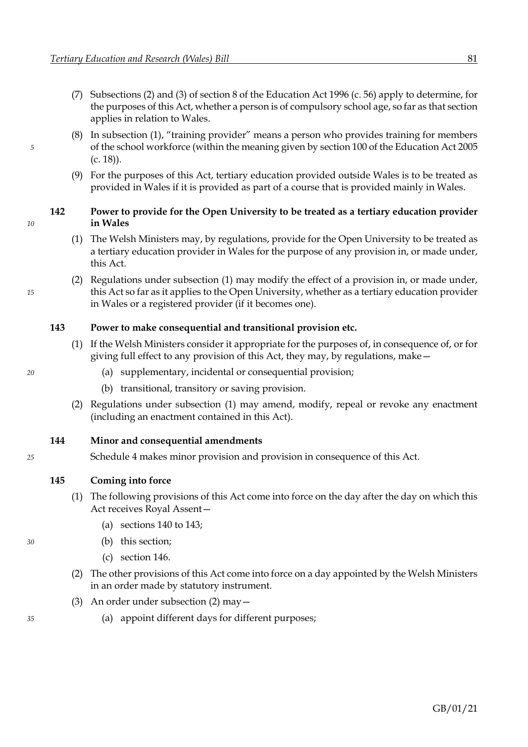(7) Subsections (2) and (3) of section 8 of the Education Act 1996 (c. 56) apply to determine, for the purposes of this Act, whether a person is of compulsory school age, so far as that section applies in relation to Wales.

(8) In subsection (1), "training provider" means a person who provides training for members of the school workforce (within the meaning given by section 100 of the Education Act 2005 (c. 18)).

(9) For the purposes of this Act, tertiary education provided outside Wales is to be treated as provided in Wales if it is provided as part of a course that is provided mainly in Wales.

**142 Power to provide for the Open University to be treated as a tertiary education provider in Wales**

(1) The Welsh Ministers may, by regulations, provide for the Open University to be treated as a tertiary education provider in Wales for the purpose of any provision in, or made under, this Act.

(2) Regulations under subsection (1) may modify the effect of a provision in, or made under, this Act so far as it applies to the Open University, whether as a tertiary education provider in Wales or a registered provider (if it becomes one).

**143 Power to make consequential and transitional provision etc.**

(1) If the Welsh Ministers consider it appropriate for the purposes of, in consequence of, or for giving full effect to any provision of this Act, they may, by regulations, make—

(a) supplementary, incidental or consequential provision;

(b) transitional, transitory or saving provision.

(2) Regulations under subsection (1) may amend, modify, repeal or revoke any enactment (including an enactment contained in this Act).

**144 Minor and consequential amendments**

Schedule 4 makes minor provision and provision in consequence of this Act.

**145 Coming into force**

(1) The following provisions of this Act come into force on the day after the day on which this Act receives Royal Assent—

(a) sections 140 to 143;

(b) this section;

(c) section 146.

(2) The other provisions of this Act come into force on a day appointed by the Welsh Ministers in an order made by statutory instrument.

(3) An order under subsection (2) may—

(a) appoint different days for different purposes;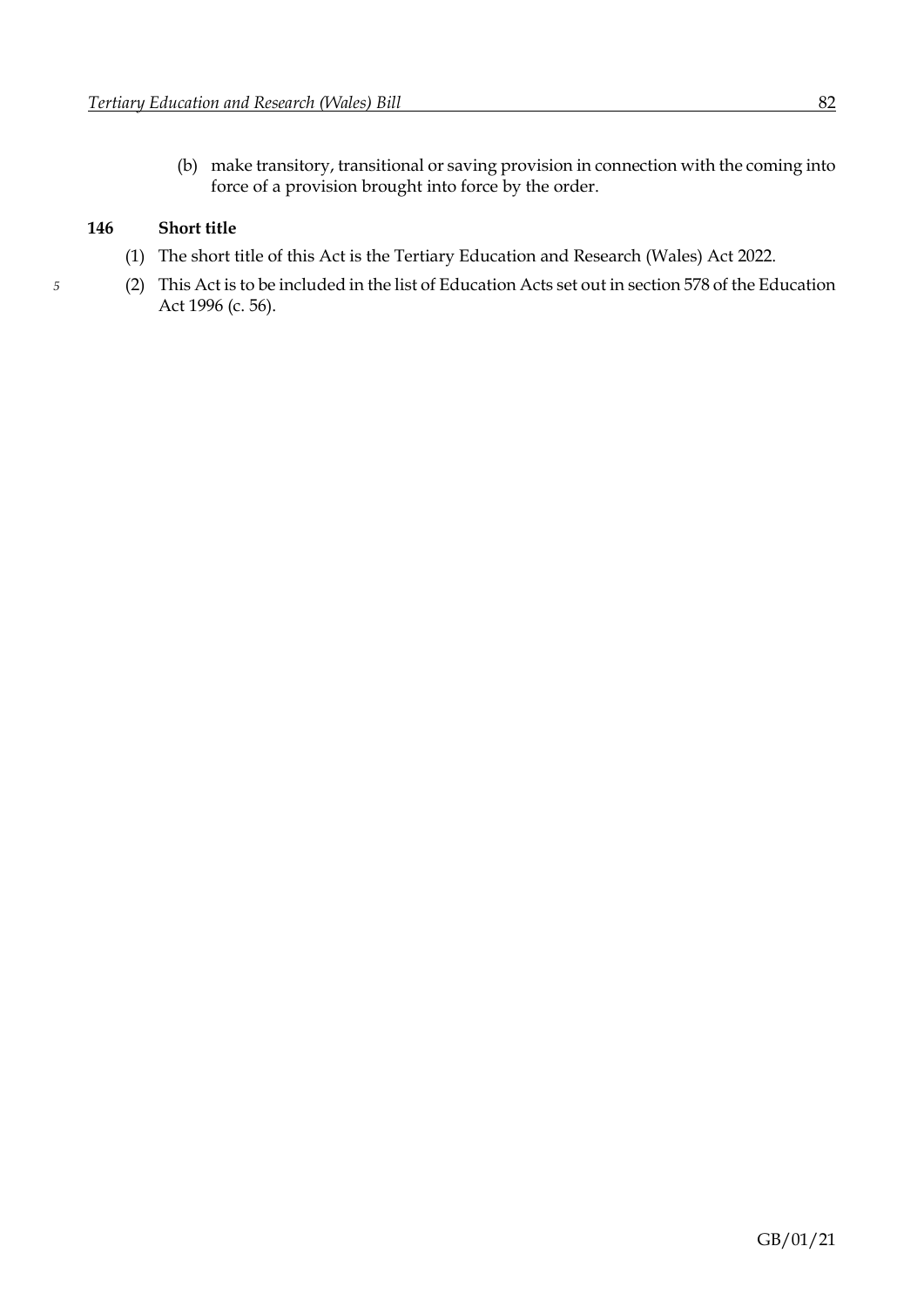(b) make transitory, transitional or saving provision in connection with the coming into force of a provision brought into force by the order.

### 146 Short title

(1) The short title of this Act is the Tertiary Education and Research (Wales) Act 2022.

(2) This Act is to be included in the list of Education Acts set out in section 578 of the Education Act 1996 (c. 56).

GB/01/21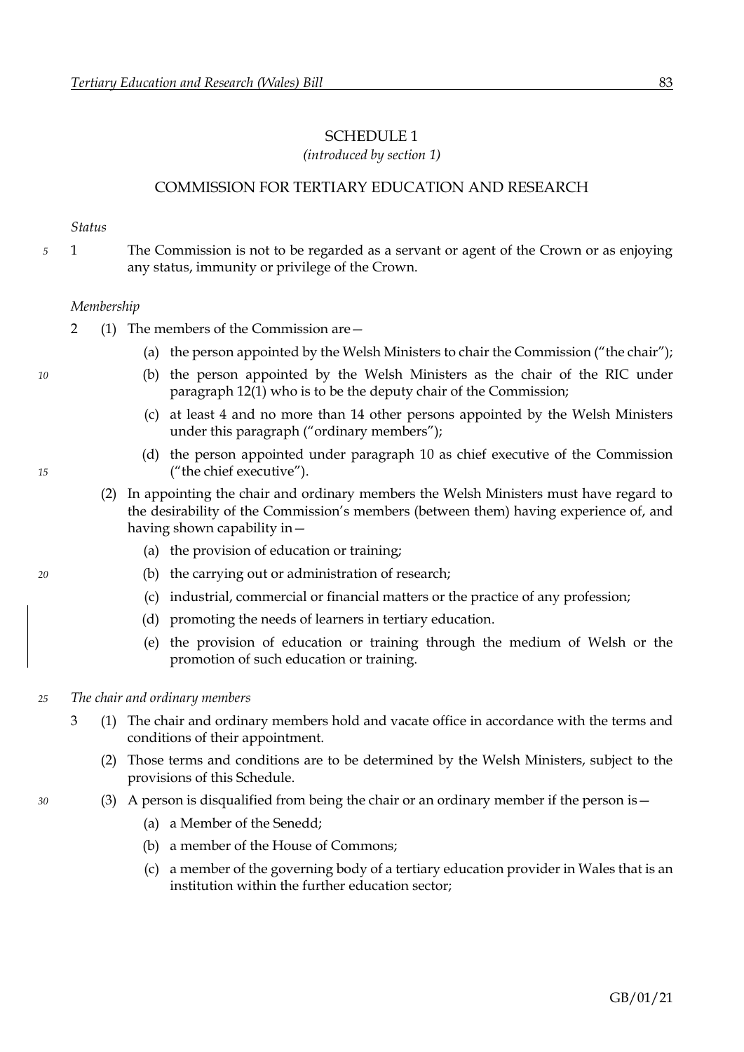# SCHEDULE 1

*(introduced by section 1)*

## COMMISSION FOR TERTIARY EDUCATION AND RESEARCH

*Status*

1 The Commission is not to be regarded as a servant or agent of the Crown or as enjoying any status, immunity or privilege of the Crown.

*Membership*

2 (1) The members of the Commission are—

(a) the person appointed by the Welsh Ministers to chair the Commission ("the chair");

(b) the person appointed by the Welsh Ministers as the chair of the RIC under paragraph 12(1) who is to be the deputy chair of the Commission;

(c) at least 4 and no more than 14 other persons appointed by the Welsh Ministers under this paragraph ("ordinary members");

(d) the person appointed under paragraph 10 as chief executive of the Commission ("the chief executive").

(2) In appointing the chair and ordinary members the Welsh Ministers must have regard to the desirability of the Commission's members (between them) having experience of, and having shown capability in—

(a) the provision of education or training;

(b) the carrying out or administration of research;

(c) industrial, commercial or financial matters or the practice of any profession;

(d) promoting the needs of learners in tertiary education.

(e) the provision of education or training through the medium of Welsh or the promotion of such education or training.

*The chair and ordinary members*

3 (1) The chair and ordinary members hold and vacate office in accordance with the terms and conditions of their appointment.

(2) Those terms and conditions are to be determined by the Welsh Ministers, subject to the provisions of this Schedule.

(3) A person is disqualified from being the chair or an ordinary member if the person is—

(a) a Member of the Senedd;

(b) a member of the House of Commons;

(c) a member of the governing body of a tertiary education provider in Wales that is an institution within the further education sector;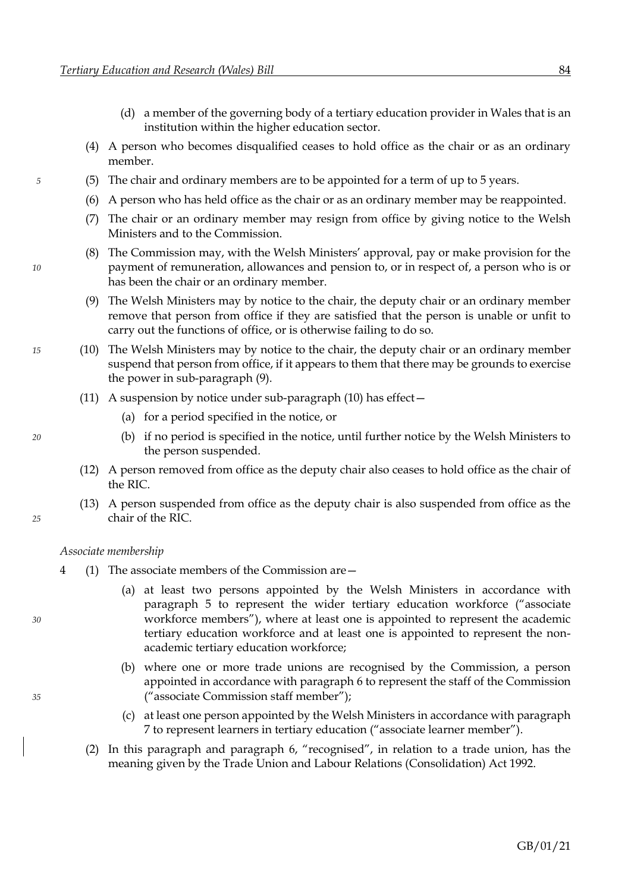(d) a member of the governing body of a tertiary education provider in Wales that is an institution within the higher education sector.

(4) A person who becomes disqualified ceases to hold office as the chair or as an ordinary member.

(5) The chair and ordinary members are to be appointed for a term of up to 5 years.

(6) A person who has held office as the chair or as an ordinary member may be reappointed.

(7) The chair or an ordinary member may resign from office by giving notice to the Welsh Ministers and to the Commission.

(8) The Commission may, with the Welsh Ministers' approval, pay or make provision for the payment of remuneration, allowances and pension to, or in respect of, a person who is or has been the chair or an ordinary member.

(9) The Welsh Ministers may by notice to the chair, the deputy chair or an ordinary member remove that person from office if they are satisfied that the person is unable or unfit to carry out the functions of office, or is otherwise failing to do so.

(10) The Welsh Ministers may by notice to the chair, the deputy chair or an ordinary member suspend that person from office, if it appears to them that there may be grounds to exercise the power in sub-paragraph (9).

(11) A suspension by notice under sub-paragraph (10) has effect—

(a) for a period specified in the notice, or

(b) if no period is specified in the notice, until further notice by the Welsh Ministers to the person suspended.

(12) A person removed from office as the deputy chair also ceases to hold office as the chair of the RIC.

(13) A person suspended from office as the deputy chair is also suspended from office as the chair of the RIC.

*Associate membership*

4 (1) The associate members of the Commission are—

(a) at least two persons appointed by the Welsh Ministers in accordance with paragraph 5 to represent the wider tertiary education workforce ("associate workforce members"), where at least one is appointed to represent the academic tertiary education workforce and at least one is appointed to represent the non-academic tertiary education workforce;

(b) where one or more trade unions are recognised by the Commission, a person appointed in accordance with paragraph 6 to represent the staff of the Commission ("associate Commission staff member");

(c) at least one person appointed by the Welsh Ministers in accordance with paragraph 7 to represent learners in tertiary education ("associate learner member").

(2) In this paragraph and paragraph 6, "recognised", in relation to a trade union, has the meaning given by the Trade Union and Labour Relations (Consolidation) Act 1992.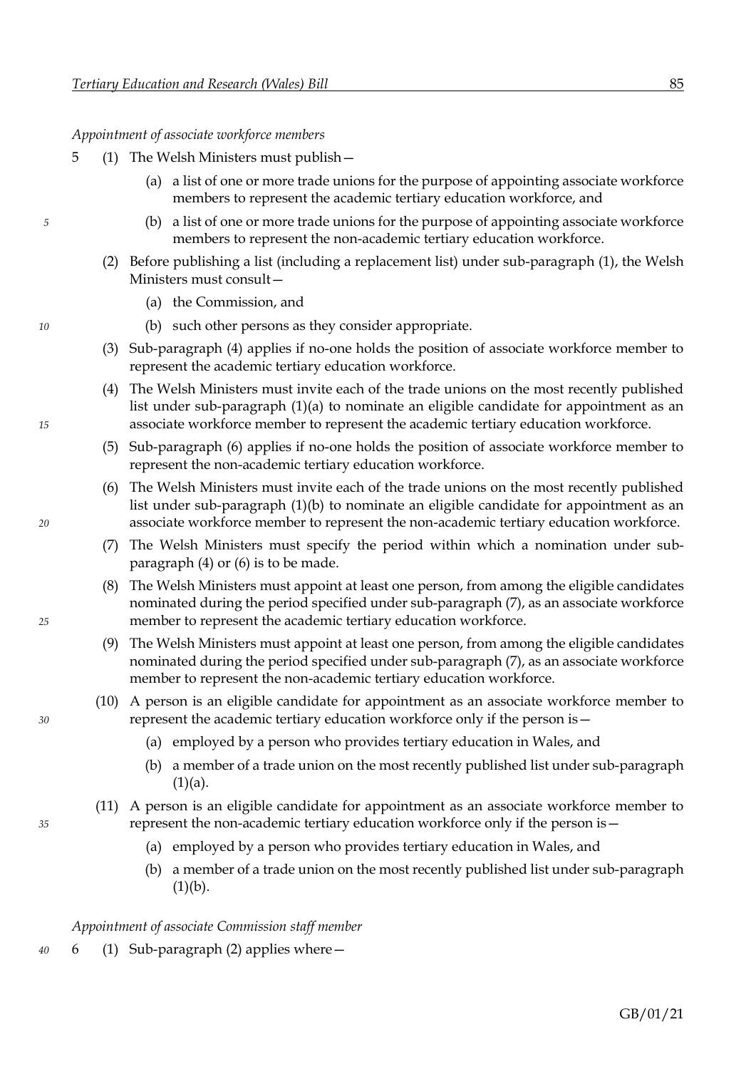*Appointment of associate workforce members*

5 (1) The Welsh Ministers must publish—

(a) a list of one or more trade unions for the purpose of appointing associate workforce members to represent the academic tertiary education workforce, and

(b) a list of one or more trade unions for the purpose of appointing associate workforce members to represent the non-academic tertiary education workforce.

(2) Before publishing a list (including a replacement list) under sub-paragraph (1), the Welsh Ministers must consult—

(a) the Commission, and

(b) such other persons as they consider appropriate.

(3) Sub-paragraph (4) applies if no-one holds the position of associate workforce member to represent the academic tertiary education workforce.

(4) The Welsh Ministers must invite each of the trade unions on the most recently published list under sub-paragraph (1)(a) to nominate an eligible candidate for appointment as an associate workforce member to represent the academic tertiary education workforce.

(5) Sub-paragraph (6) applies if no-one holds the position of associate workforce member to represent the non-academic tertiary education workforce.

(6) The Welsh Ministers must invite each of the trade unions on the most recently published list under sub-paragraph (1)(b) to nominate an eligible candidate for appointment as an associate workforce member to represent the non-academic tertiary education workforce.

(7) The Welsh Ministers must specify the period within which a nomination under sub-paragraph (4) or (6) is to be made.

(8) The Welsh Ministers must appoint at least one person, from among the eligible candidates nominated during the period specified under sub-paragraph (7), as an associate workforce member to represent the academic tertiary education workforce.

(9) The Welsh Ministers must appoint at least one person, from among the eligible candidates nominated during the period specified under sub-paragraph (7), as an associate workforce member to represent the non-academic tertiary education workforce.

(10) A person is an eligible candidate for appointment as an associate workforce member to represent the academic tertiary education workforce only if the person is—

(a) employed by a person who provides tertiary education in Wales, and

(b) a member of a trade union on the most recently published list under sub-paragraph (1)(a).

(11) A person is an eligible candidate for appointment as an associate workforce member to represent the non-academic tertiary education workforce only if the person is—

(a) employed by a person who provides tertiary education in Wales, and

(b) a member of a trade union on the most recently published list under sub-paragraph (1)(b).

*Appointment of associate Commission staff member*

6 (1) Sub-paragraph (2) applies where—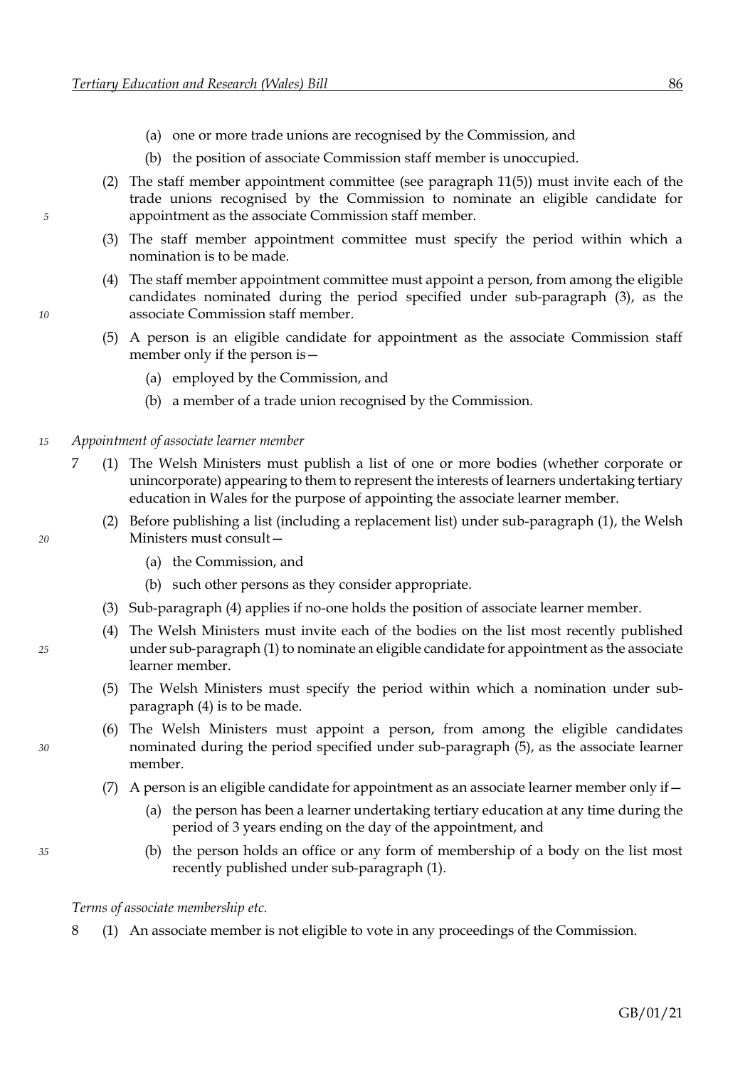(a) one or more trade unions are recognised by the Commission, and

(b) the position of associate Commission staff member is unoccupied.

(2) The staff member appointment committee (see paragraph 11(5)) must invite each of the trade unions recognised by the Commission to nominate an eligible candidate for appointment as the associate Commission staff member.

(3) The staff member appointment committee must specify the period within which a nomination is to be made.

(4) The staff member appointment committee must appoint a person, from among the eligible candidates nominated during the period specified under sub-paragraph (3), as the associate Commission staff member.

(5) A person is an eligible candidate for appointment as the associate Commission staff member only if the person is—

(a) employed by the Commission, and

(b) a member of a trade union recognised by the Commission.

*Appointment of associate learner member*

7 (1) The Welsh Ministers must publish a list of one or more bodies (whether corporate or unincorporate) appearing to them to represent the interests of learners undertaking tertiary education in Wales for the purpose of appointing the associate learner member.

(2) Before publishing a list (including a replacement list) under sub-paragraph (1), the Welsh Ministers must consult—

(a) the Commission, and

(b) such other persons as they consider appropriate.

(3) Sub-paragraph (4) applies if no-one holds the position of associate learner member.

(4) The Welsh Ministers must invite each of the bodies on the list most recently published under sub-paragraph (1) to nominate an eligible candidate for appointment as the associate learner member.

(5) The Welsh Ministers must specify the period within which a nomination under sub-paragraph (4) is to be made.

(6) The Welsh Ministers must appoint a person, from among the eligible candidates nominated during the period specified under sub-paragraph (5), as the associate learner member.

(7) A person is an eligible candidate for appointment as an associate learner member only if—

(a) the person has been a learner undertaking tertiary education at any time during the period of 3 years ending on the day of the appointment, and

(b) the person holds an office or any form of membership of a body on the list most recently published under sub-paragraph (1).

*Terms of associate membership etc.*

8 (1) An associate member is not eligible to vote in any proceedings of the Commission.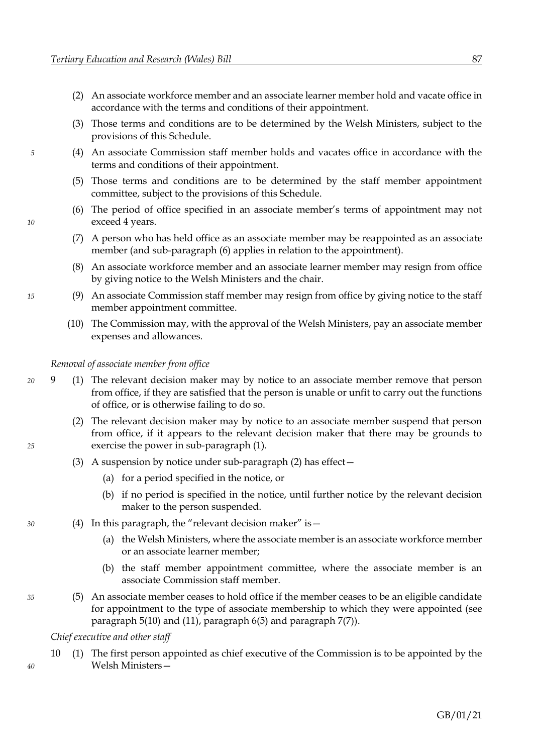(2) An associate workforce member and an associate learner member hold and vacate office in accordance with the terms and conditions of their appointment.

(3) Those terms and conditions are to be determined by the Welsh Ministers, subject to the provisions of this Schedule.

(4) An associate Commission staff member holds and vacates office in accordance with the terms and conditions of their appointment.

(5) Those terms and conditions are to be determined by the staff member appointment committee, subject to the provisions of this Schedule.

(6) The period of office specified in an associate member's terms of appointment may not exceed 4 years.

(7) A person who has held office as an associate member may be reappointed as an associate member (and sub-paragraph (6) applies in relation to the appointment).

(8) An associate workforce member and an associate learner member may resign from office by giving notice to the Welsh Ministers and the chair.

(9) An associate Commission staff member may resign from office by giving notice to the staff member appointment committee.

(10) The Commission may, with the approval of the Welsh Ministers, pay an associate member expenses and allowances.

*Removal of associate member from office*

9 (1) The relevant decision maker may by notice to an associate member remove that person from office, if they are satisfied that the person is unable or unfit to carry out the functions of office, or is otherwise failing to do so.

(2) The relevant decision maker may by notice to an associate member suspend that person from office, if it appears to the relevant decision maker that there may be grounds to exercise the power in sub-paragraph (1).

(3) A suspension by notice under sub-paragraph (2) has effect—

(a) for a period specified in the notice, or

(b) if no period is specified in the notice, until further notice by the relevant decision maker to the person suspended.

(4) In this paragraph, the "relevant decision maker" is—

(a) the Welsh Ministers, where the associate member is an associate workforce member or an associate learner member;

(b) the staff member appointment committee, where the associate member is an associate Commission staff member.

(5) An associate member ceases to hold office if the member ceases to be an eligible candidate for appointment to the type of associate membership to which they were appointed (see paragraph 5(10) and (11), paragraph 6(5) and paragraph 7(7)).

*Chief executive and other staff*

10 (1) The first person appointed as chief executive of the Commission is to be appointed by the Welsh Ministers—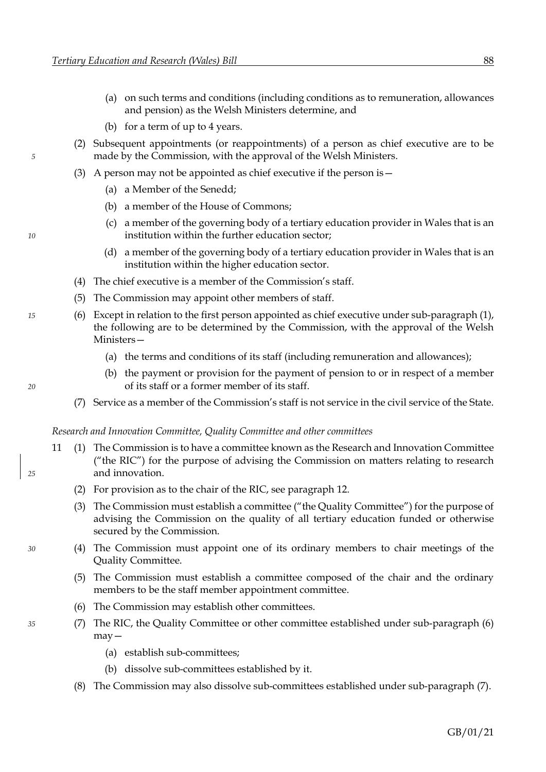(a) on such terms and conditions (including conditions as to remuneration, allowances and pension) as the Welsh Ministers determine, and

(b) for a term of up to 4 years.

(2) Subsequent appointments (or reappointments) of a person as chief executive are to be made by the Commission, with the approval of the Welsh Ministers.

(3) A person may not be appointed as chief executive if the person is—

(a) a Member of the Senedd;

(b) a member of the House of Commons;

(c) a member of the governing body of a tertiary education provider in Wales that is an institution within the further education sector;

(d) a member of the governing body of a tertiary education provider in Wales that is an institution within the higher education sector.

(4) The chief executive is a member of the Commission's staff.

(5) The Commission may appoint other members of staff.

(6) Except in relation to the first person appointed as chief executive under sub-paragraph (1), the following are to be determined by the Commission, with the approval of the Welsh Ministers—

(a) the terms and conditions of its staff (including remuneration and allowances);

(b) the payment or provision for the payment of pension to or in respect of a member of its staff or a former member of its staff.

(7) Service as a member of the Commission's staff is not service in the civil service of the State.

*Research and Innovation Committee, Quality Committee and other committees*

11 (1) The Commission is to have a committee known as the Research and Innovation Committee ("the RIC") for the purpose of advising the Commission on matters relating to research and innovation.

(2) For provision as to the chair of the RIC, see paragraph 12.

(3) The Commission must establish a committee ("the Quality Committee") for the purpose of advising the Commission on the quality of all tertiary education funded or otherwise secured by the Commission.

(4) The Commission must appoint one of its ordinary members to chair meetings of the Quality Committee.

(5) The Commission must establish a committee composed of the chair and the ordinary members to be the staff member appointment committee.

(6) The Commission may establish other committees.

(7) The RIC, the Quality Committee or other committee established under sub-paragraph (6) may—

(a) establish sub-committees;

(b) dissolve sub-committees established by it.

(8) The Commission may also dissolve sub-committees established under sub-paragraph (7).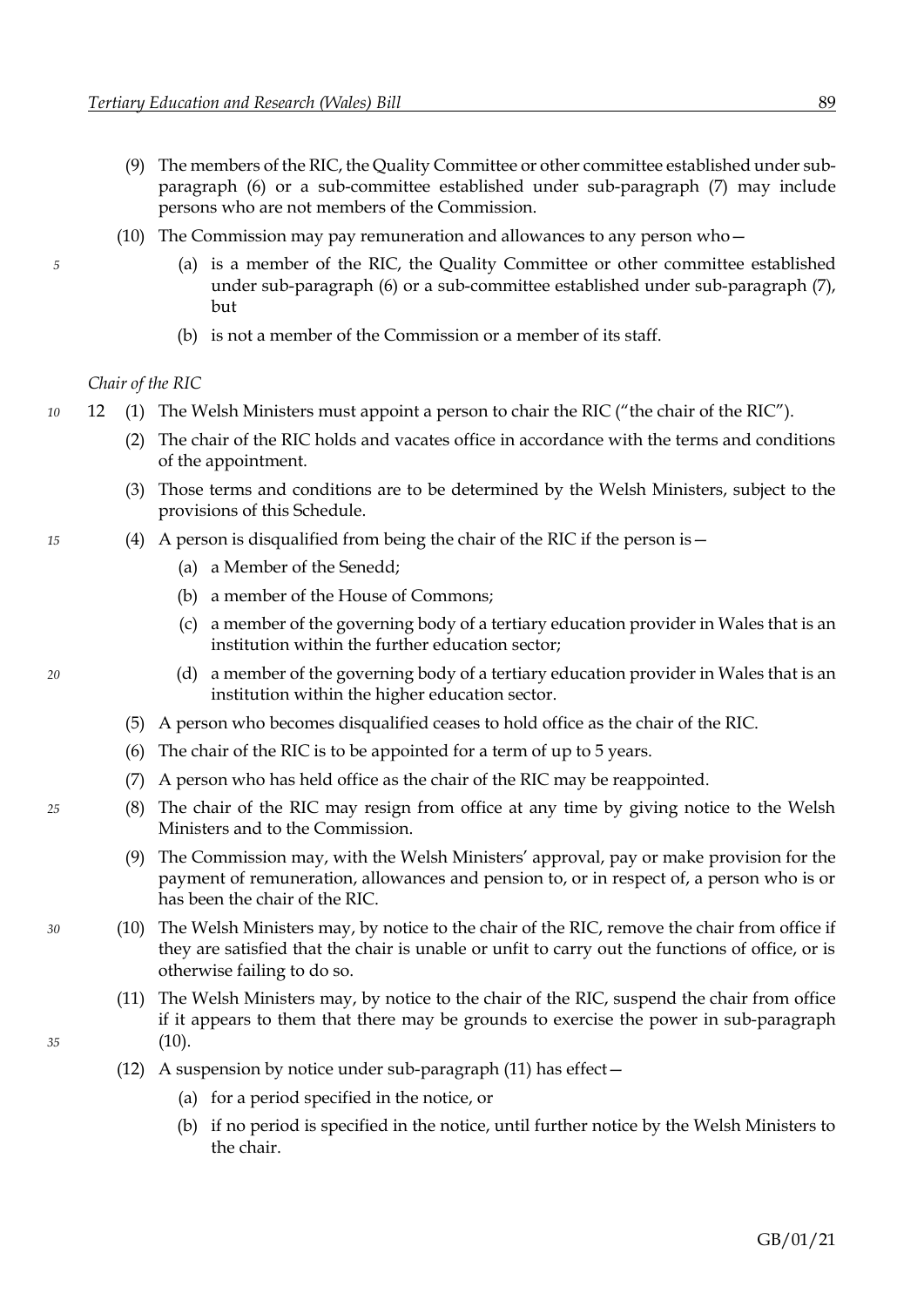(9) The members of the RIC, the Quality Committee or other committee established under sub-paragraph (6) or a sub-committee established under sub-paragraph (7) may include persons who are not members of the Commission.

(10) The Commission may pay remuneration and allowances to any person who—

(a) is a member of the RIC, the Quality Committee or other committee established under sub-paragraph (6) or a sub-committee established under sub-paragraph (7), but

(b) is not a member of the Commission or a member of its staff.

*Chair of the RIC*

12 (1) The Welsh Ministers must appoint a person to chair the RIC ("the chair of the RIC").

(2) The chair of the RIC holds and vacates office in accordance with the terms and conditions of the appointment.

(3) Those terms and conditions are to be determined by the Welsh Ministers, subject to the provisions of this Schedule.

(4) A person is disqualified from being the chair of the RIC if the person is—

(a) a Member of the Senedd;

(b) a member of the House of Commons;

(c) a member of the governing body of a tertiary education provider in Wales that is an institution within the further education sector;

(d) a member of the governing body of a tertiary education provider in Wales that is an institution within the higher education sector.

(5) A person who becomes disqualified ceases to hold office as the chair of the RIC.

(6) The chair of the RIC is to be appointed for a term of up to 5 years.

(7) A person who has held office as the chair of the RIC may be reappointed.

(8) The chair of the RIC may resign from office at any time by giving notice to the Welsh Ministers and to the Commission.

(9) The Commission may, with the Welsh Ministers' approval, pay or make provision for the payment of remuneration, allowances and pension to, or in respect of, a person who is or has been the chair of the RIC.

(10) The Welsh Ministers may, by notice to the chair of the RIC, remove the chair from office if they are satisfied that the chair is unable or unfit to carry out the functions of office, or is otherwise failing to do so.

(11) The Welsh Ministers may, by notice to the chair of the RIC, suspend the chair from office if it appears to them that there may be grounds to exercise the power in sub-paragraph (10).

(12) A suspension by notice under sub-paragraph (11) has effect—

(a) for a period specified in the notice, or

(b) if no period is specified in the notice, until further notice by the Welsh Ministers to the chair.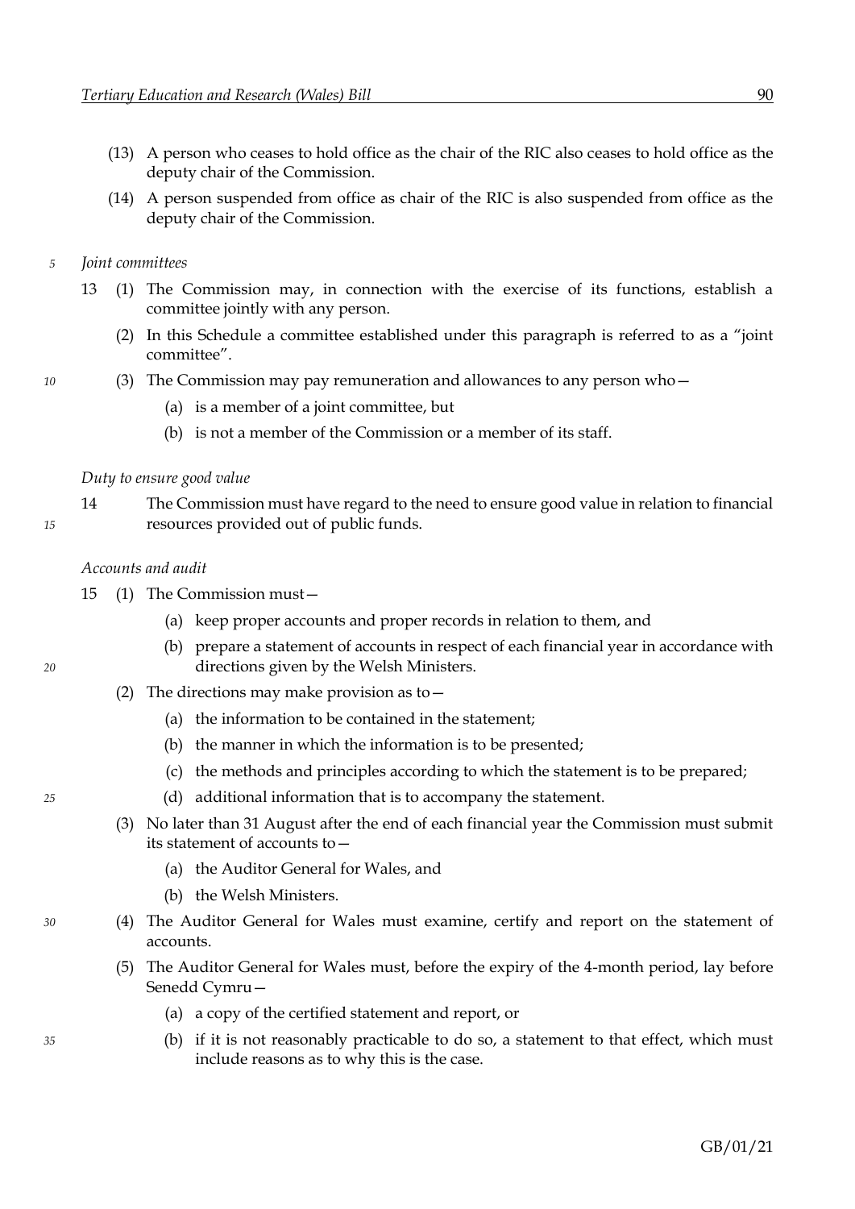(13) A person who ceases to hold office as the chair of the RIC also ceases to hold office as the deputy chair of the Commission.

(14) A person suspended from office as chair of the RIC is also suspended from office as the deputy chair of the Commission.

*Joint committees*

13 (1) The Commission may, in connection with the exercise of its functions, establish a committee jointly with any person.

(2) In this Schedule a committee established under this paragraph is referred to as a "joint committee".

(3) The Commission may pay remuneration and allowances to any person who—

- (a) is a member of a joint committee, but
- (b) is not a member of the Commission or a member of its staff.

*Duty to ensure good value*

14 The Commission must have regard to the need to ensure good value in relation to financial resources provided out of public funds.

*Accounts and audit*

15 (1) The Commission must—

- (a) keep proper accounts and proper records in relation to them, and
- (b) prepare a statement of accounts in respect of each financial year in accordance with directions given by the Welsh Ministers.

(2) The directions may make provision as to—

- (a) the information to be contained in the statement;
- (b) the manner in which the information is to be presented;
- (c) the methods and principles according to which the statement is to be prepared;
- (d) additional information that is to accompany the statement.

(3) No later than 31 August after the end of each financial year the Commission must submit its statement of accounts to—

- (a) the Auditor General for Wales, and
- (b) the Welsh Ministers.

(4) The Auditor General for Wales must examine, certify and report on the statement of accounts.

(5) The Auditor General for Wales must, before the expiry of the 4-month period, lay before Senedd Cymru—

- (a) a copy of the certified statement and report, or
- (b) if it is not reasonably practicable to do so, a statement to that effect, which must include reasons as to why this is the case.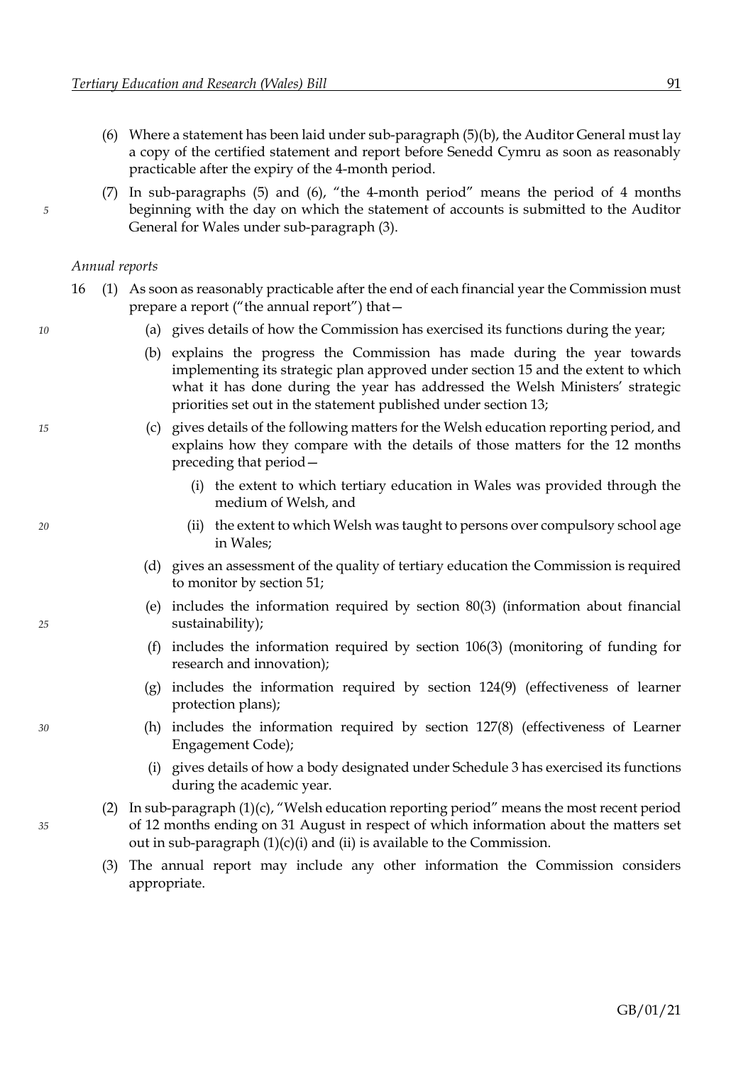(6) Where a statement has been laid under sub-paragraph (5)(b), the Auditor General must lay a copy of the certified statement and report before Senedd Cymru as soon as reasonably practicable after the expiry of the 4-month period.

(7) In sub-paragraphs (5) and (6), "the 4-month period" means the period of 4 months beginning with the day on which the statement of accounts is submitted to the Auditor General for Wales under sub-paragraph (3).

*Annual reports*

16 (1) As soon as reasonably practicable after the end of each financial year the Commission must prepare a report ("the annual report") that—

(a) gives details of how the Commission has exercised its functions during the year;

(b) explains the progress the Commission has made during the year towards implementing its strategic plan approved under section 15 and the extent to which what it has done during the year has addressed the Welsh Ministers' strategic priorities set out in the statement published under section 13;

(c) gives details of the following matters for the Welsh education reporting period, and explains how they compare with the details of those matters for the 12 months preceding that period—

(i) the extent to which tertiary education in Wales was provided through the medium of Welsh, and

(ii) the extent to which Welsh was taught to persons over compulsory school age in Wales;

(d) gives an assessment of the quality of tertiary education the Commission is required to monitor by section 51;

(e) includes the information required by section 80(3) (information about financial sustainability);

(f) includes the information required by section 106(3) (monitoring of funding for research and innovation);

(g) includes the information required by section 124(9) (effectiveness of learner protection plans);

(h) includes the information required by section 127(8) (effectiveness of Learner Engagement Code);

(i) gives details of how a body designated under Schedule 3 has exercised its functions during the academic year.

(2) In sub-paragraph (1)(c), "Welsh education reporting period" means the most recent period of 12 months ending on 31 August in respect of which information about the matters set out in sub-paragraph (1)(c)(i) and (ii) is available to the Commission.

(3) The annual report may include any other information the Commission considers appropriate.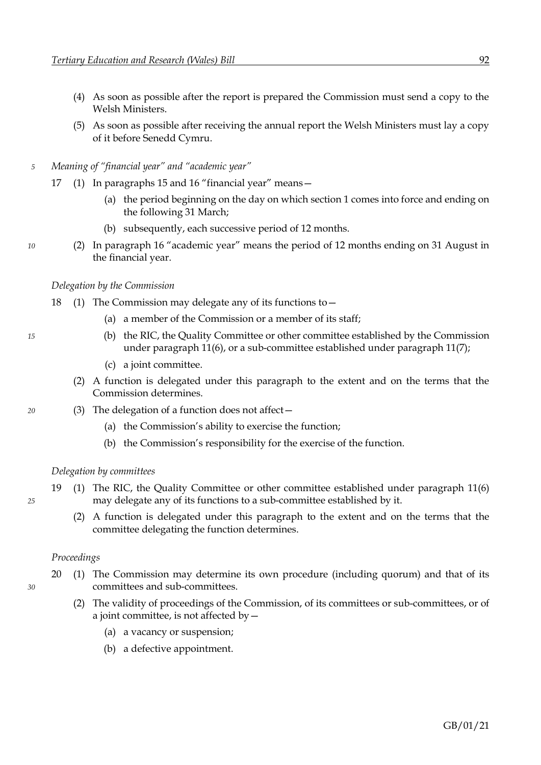(4) As soon as possible after the report is prepared the Commission must send a copy to the Welsh Ministers.

(5) As soon as possible after receiving the annual report the Welsh Ministers must lay a copy of it before Senedd Cymru.

*Meaning of "financial year" and "academic year"*

17 (1) In paragraphs 15 and 16 "financial year" means—

(a) the period beginning on the day on which section 1 comes into force and ending on the following 31 March;

(b) subsequently, each successive period of 12 months.

(2) In paragraph 16 "academic year" means the period of 12 months ending on 31 August in the financial year.

*Delegation by the Commission*

18 (1) The Commission may delegate any of its functions to—

(a) a member of the Commission or a member of its staff;

(b) the RIC, the Quality Committee or other committee established by the Commission under paragraph 11(6), or a sub-committee established under paragraph 11(7);

(c) a joint committee.

(2) A function is delegated under this paragraph to the extent and on the terms that the Commission determines.

(3) The delegation of a function does not affect—

(a) the Commission's ability to exercise the function;

(b) the Commission's responsibility for the exercise of the function.

*Delegation by committees*

19 (1) The RIC, the Quality Committee or other committee established under paragraph 11(6) may delegate any of its functions to a sub-committee established by it.

(2) A function is delegated under this paragraph to the extent and on the terms that the committee delegating the function determines.

*Proceedings*

20 (1) The Commission may determine its own procedure (including quorum) and that of its committees and sub-committees.

(2) The validity of proceedings of the Commission, of its committees or sub-committees, or of a joint committee, is not affected by—

(a) a vacancy or suspension;

(b) a defective appointment.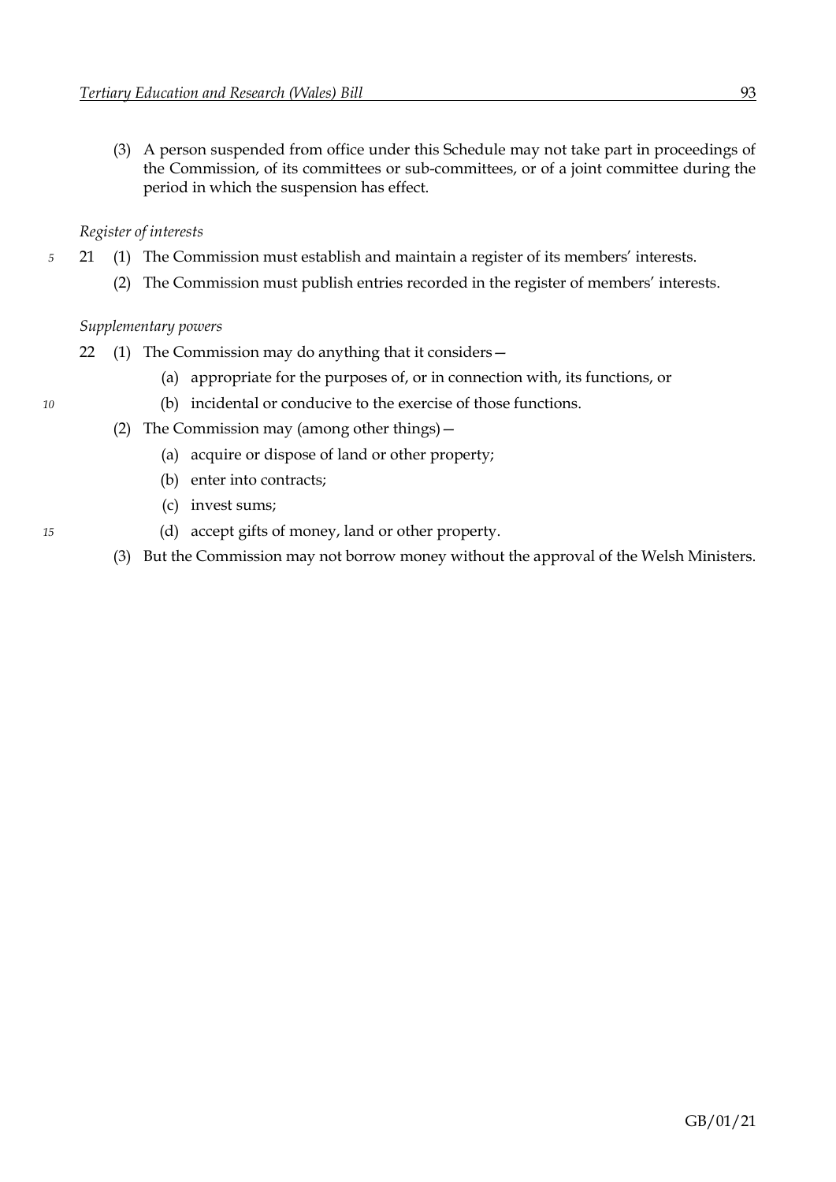(3) A person suspended from office under this Schedule may not take part in proceedings of the Commission, of its committees or sub-committees, or of a joint committee during the period in which the suspension has effect.

*Register of interests*

21 (1) The Commission must establish and maintain a register of its members' interests.

(2) The Commission must publish entries recorded in the register of members' interests.

*Supplementary powers*

22 (1) The Commission may do anything that it considers—

(a) appropriate for the purposes of, or in connection with, its functions, or

(b) incidental or conducive to the exercise of those functions.

(2) The Commission may (among other things)—

(a) acquire or dispose of land or other property;

(b) enter into contracts;

(c) invest sums;

(d) accept gifts of money, land or other property.

(3) But the Commission may not borrow money without the approval of the Welsh Ministers.

GB/01/21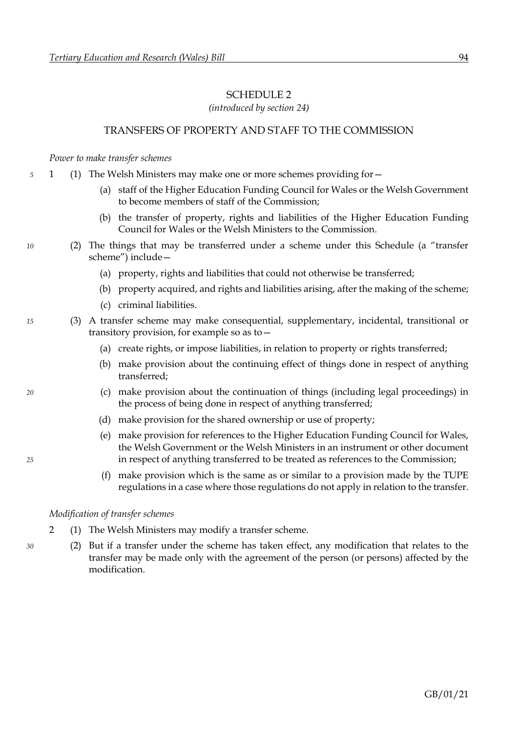# SCHEDULE 2

*(introduced by section 24)*

## TRANSFERS OF PROPERTY AND STAFF TO THE COMMISSION

*Power to make transfer schemes*

1 (1) The Welsh Ministers may make one or more schemes providing for—

(a) staff of the Higher Education Funding Council for Wales or the Welsh Government to become members of staff of the Commission;

(b) the transfer of property, rights and liabilities of the Higher Education Funding Council for Wales or the Welsh Ministers to the Commission.

(2) The things that may be transferred under a scheme under this Schedule (a "transfer scheme") include—

(a) property, rights and liabilities that could not otherwise be transferred;

(b) property acquired, and rights and liabilities arising, after the making of the scheme;

(c) criminal liabilities.

(3) A transfer scheme may make consequential, supplementary, incidental, transitional or transitory provision, for example so as to—

(a) create rights, or impose liabilities, in relation to property or rights transferred;

(b) make provision about the continuing effect of things done in respect of anything transferred;

(c) make provision about the continuation of things (including legal proceedings) in the process of being done in respect of anything transferred;

(d) make provision for the shared ownership or use of property;

(e) make provision for references to the Higher Education Funding Council for Wales, the Welsh Government or the Welsh Ministers in an instrument or other document in respect of anything transferred to be treated as references to the Commission;

(f) make provision which is the same as or similar to a provision made by the TUPE regulations in a case where those regulations do not apply in relation to the transfer.

*Modification of transfer schemes*

2 (1) The Welsh Ministers may modify a transfer scheme.

(2) But if a transfer under the scheme has taken effect, any modification that relates to the transfer may be made only with the agreement of the person (or persons) affected by the modification.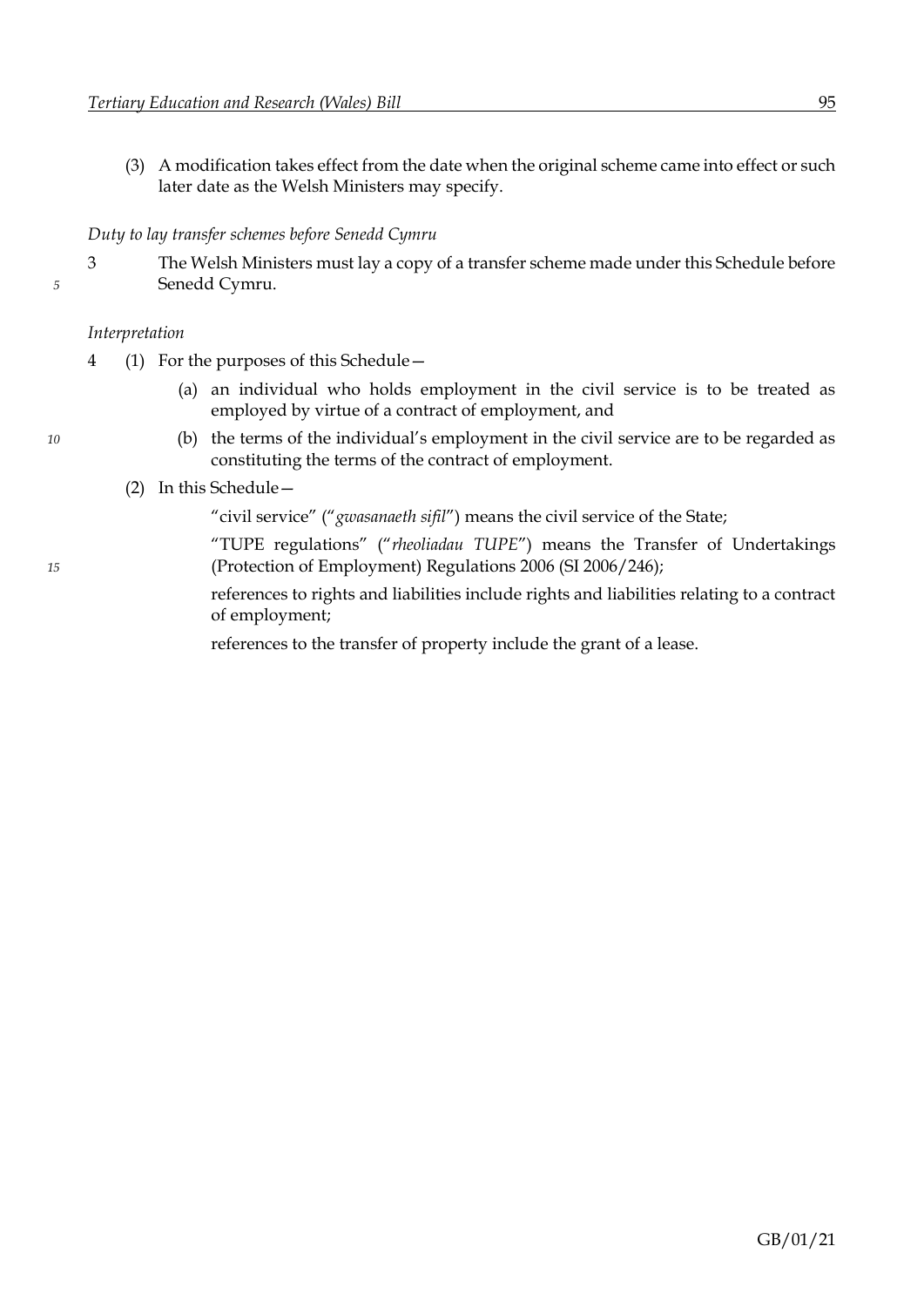(3) A modification takes effect from the date when the original scheme came into effect or such later date as the Welsh Ministers may specify.

*Duty to lay transfer schemes before Senedd Cymru*

3 The Welsh Ministers must lay a copy of a transfer scheme made under this Schedule before Senedd Cymru.

*Interpretation*

4 (1) For the purposes of this Schedule—

(a) an individual who holds employment in the civil service is to be treated as employed by virtue of a contract of employment, and

(b) the terms of the individual's employment in the civil service are to be regarded as constituting the terms of the contract of employment.

(2) In this Schedule—

"civil service" ("*gwasanaeth sifil*") means the civil service of the State;

"TUPE regulations" ("*rheoliadau TUPE*") means the Transfer of Undertakings (Protection of Employment) Regulations 2006 (SI 2006/246);

references to rights and liabilities include rights and liabilities relating to a contract of employment;

references to the transfer of property include the grant of a lease.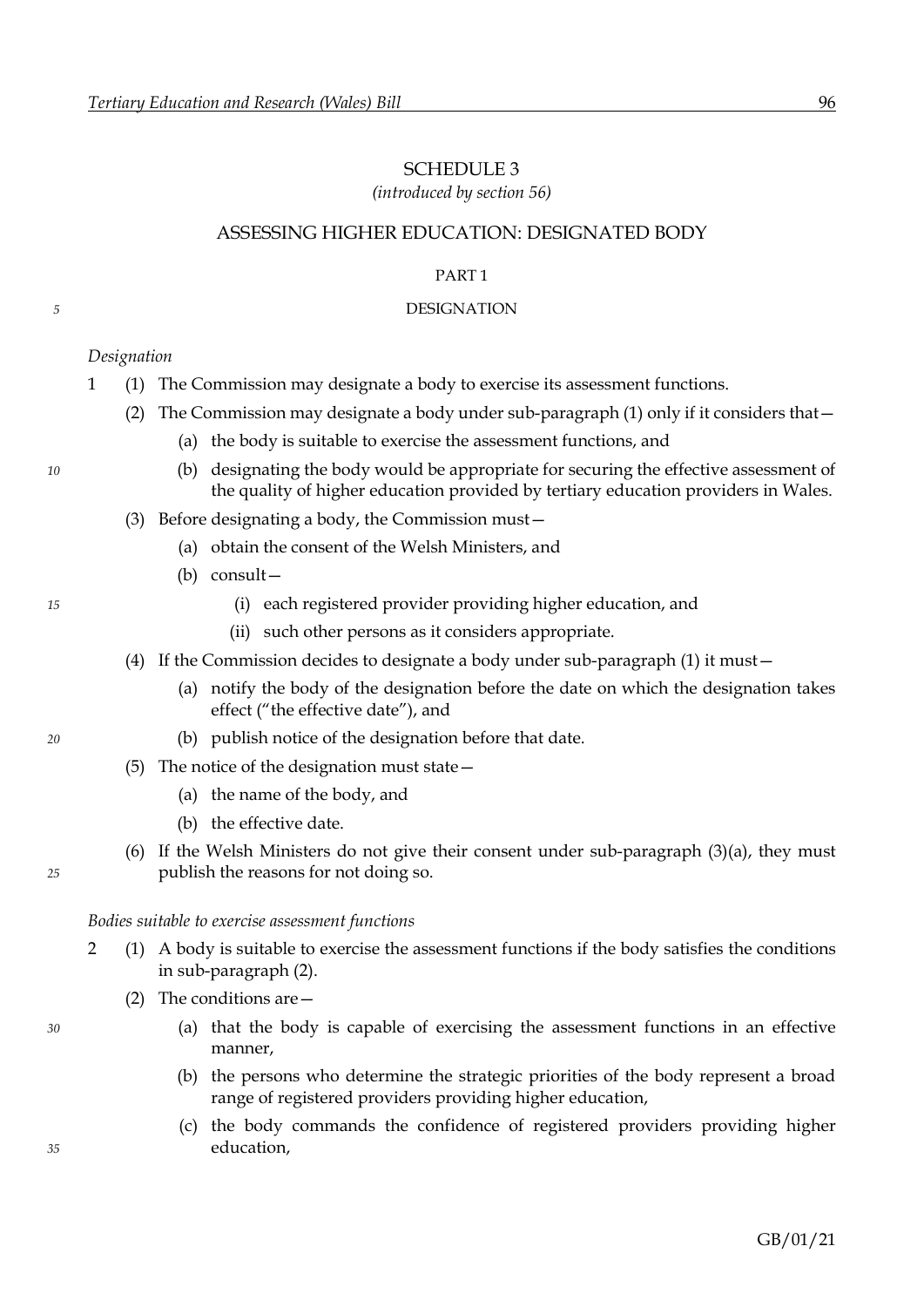# SCHEDULE 3

*(introduced by section 56)*

## ASSESSING HIGHER EDUCATION: DESIGNATED BODY

### PART 1

### DESIGNATION

*Designation*

1 (1) The Commission may designate a body to exercise its assessment functions.

(2) The Commission may designate a body under sub-paragraph (1) only if it considers that—

(a) the body is suitable to exercise the assessment functions, and

(b) designating the body would be appropriate for securing the effective assessment of the quality of higher education provided by tertiary education providers in Wales.

(3) Before designating a body, the Commission must—

(a) obtain the consent of the Welsh Ministers, and

(b) consult—

(i) each registered provider providing higher education, and

(ii) such other persons as it considers appropriate.

(4) If the Commission decides to designate a body under sub-paragraph (1) it must—

(a) notify the body of the designation before the date on which the designation takes effect ("the effective date"), and

(b) publish notice of the designation before that date.

(5) The notice of the designation must state—

(a) the name of the body, and

(b) the effective date.

(6) If the Welsh Ministers do not give their consent under sub-paragraph (3)(a), they must publish the reasons for not doing so.

*Bodies suitable to exercise assessment functions*

2 (1) A body is suitable to exercise the assessment functions if the body satisfies the conditions in sub-paragraph (2).

(2) The conditions are—

(a) that the body is capable of exercising the assessment functions in an effective manner,

(b) the persons who determine the strategic priorities of the body represent a broad range of registered providers providing higher education,

(c) the body commands the confidence of registered providers providing higher education,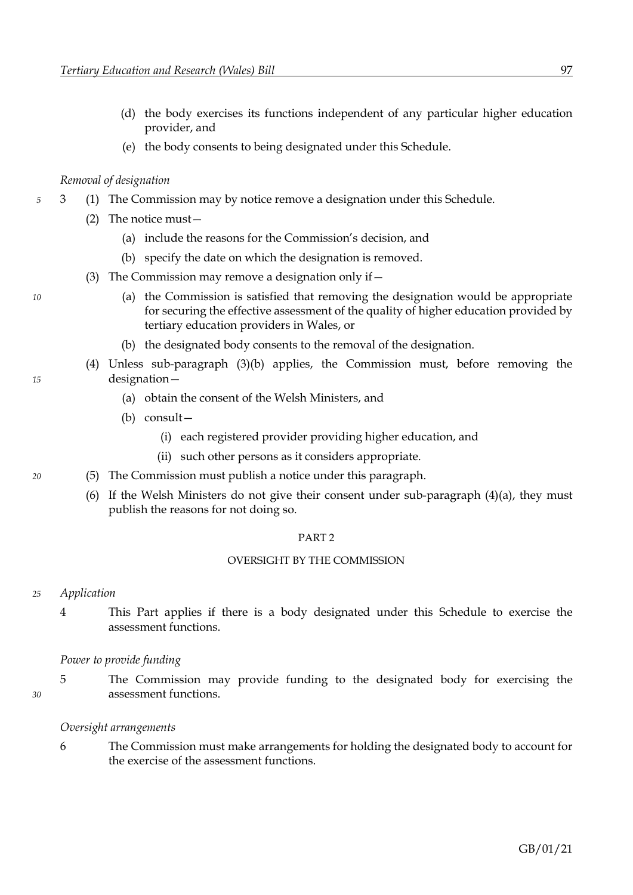(d) the body exercises its functions independent of any particular higher education provider, and

(e) the body consents to being designated under this Schedule.

*Removal of designation*

3 (1) The Commission may by notice remove a designation under this Schedule.

(2) The notice must—

(a) include the reasons for the Commission's decision, and

(b) specify the date on which the designation is removed.

(3) The Commission may remove a designation only if—

(a) the Commission is satisfied that removing the designation would be appropriate for securing the effective assessment of the quality of higher education provided by tertiary education providers in Wales, or

(b) the designated body consents to the removal of the designation.

(4) Unless sub-paragraph (3)(b) applies, the Commission must, before removing the designation—

(a) obtain the consent of the Welsh Ministers, and

(b) consult—

(i) each registered provider providing higher education, and

(ii) such other persons as it considers appropriate.

(5) The Commission must publish a notice under this paragraph.

(6) If the Welsh Ministers do not give their consent under sub-paragraph (4)(a), they must publish the reasons for not doing so.

PART 2

OVERSIGHT BY THE COMMISSION

*Application*

4 This Part applies if there is a body designated under this Schedule to exercise the assessment functions.

*Power to provide funding*

5 The Commission may provide funding to the designated body for exercising the assessment functions.

*Oversight arrangements*

6 The Commission must make arrangements for holding the designated body to account for the exercise of the assessment functions.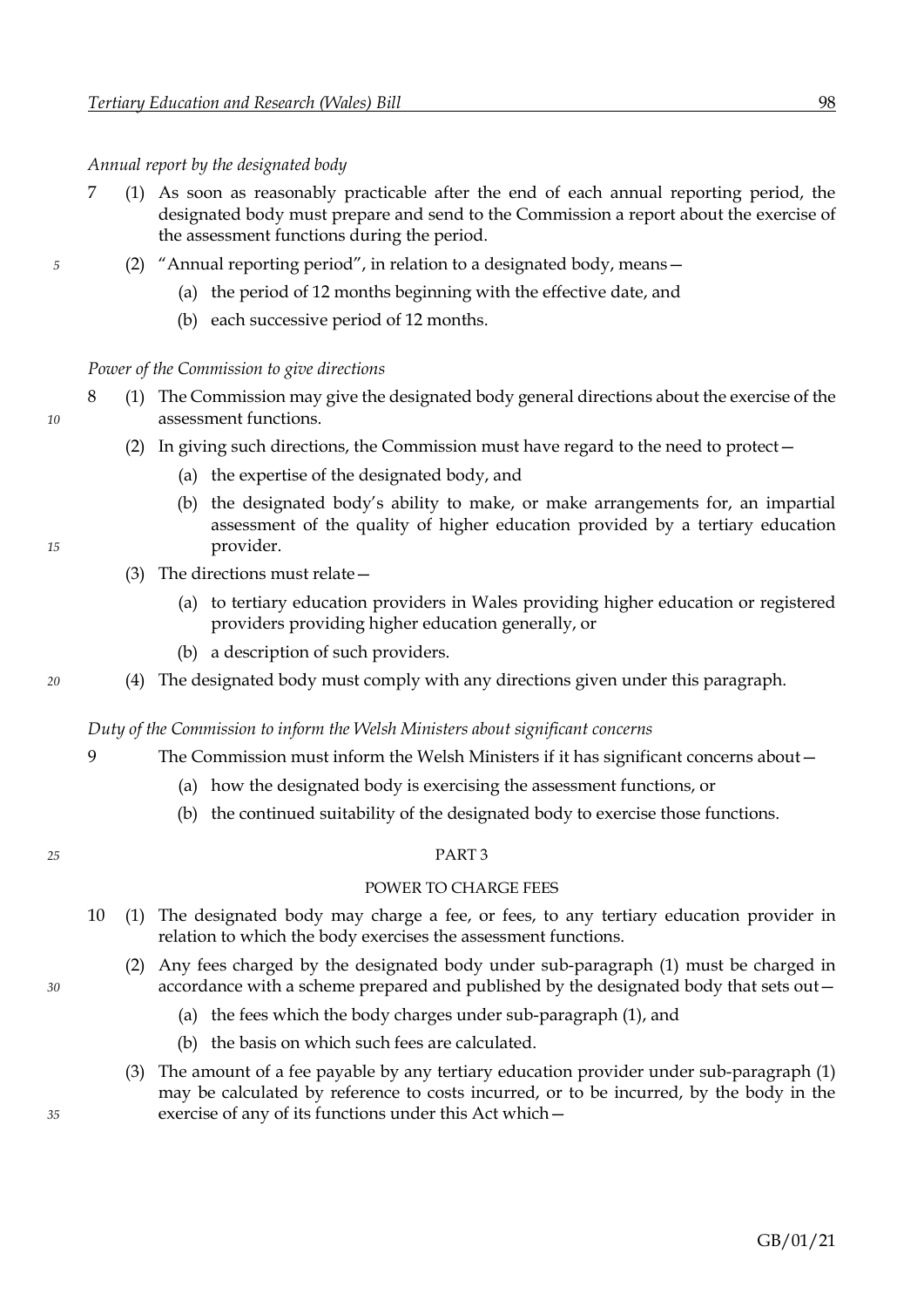*Annual report by the designated body*

7 (1) As soon as reasonably practicable after the end of each annual reporting period, the designated body must prepare and send to the Commission a report about the exercise of the assessment functions during the period.

(2) "Annual reporting period", in relation to a designated body, means—

(a) the period of 12 months beginning with the effective date, and

(b) each successive period of 12 months.

*Power of the Commission to give directions*

8 (1) The Commission may give the designated body general directions about the exercise of the assessment functions.

(2) In giving such directions, the Commission must have regard to the need to protect—

(a) the expertise of the designated body, and

(b) the designated body's ability to make, or make arrangements for, an impartial assessment of the quality of higher education provided by a tertiary education provider.

(3) The directions must relate—

(a) to tertiary education providers in Wales providing higher education or registered providers providing higher education generally, or

(b) a description of such providers.

(4) The designated body must comply with any directions given under this paragraph.

*Duty of the Commission to inform the Welsh Ministers about significant concerns*

9 The Commission must inform the Welsh Ministers if it has significant concerns about—

(a) how the designated body is exercising the assessment functions, or

(b) the continued suitability of the designated body to exercise those functions.

## PART 3

## POWER TO CHARGE FEES

10 (1) The designated body may charge a fee, or fees, to any tertiary education provider in relation to which the body exercises the assessment functions.

(2) Any fees charged by the designated body under sub-paragraph (1) must be charged in accordance with a scheme prepared and published by the designated body that sets out—

(a) the fees which the body charges under sub-paragraph (1), and

(b) the basis on which such fees are calculated.

(3) The amount of a fee payable by any tertiary education provider under sub-paragraph (1) may be calculated by reference to costs incurred, or to be incurred, by the body in the exercise of any of its functions under this Act which—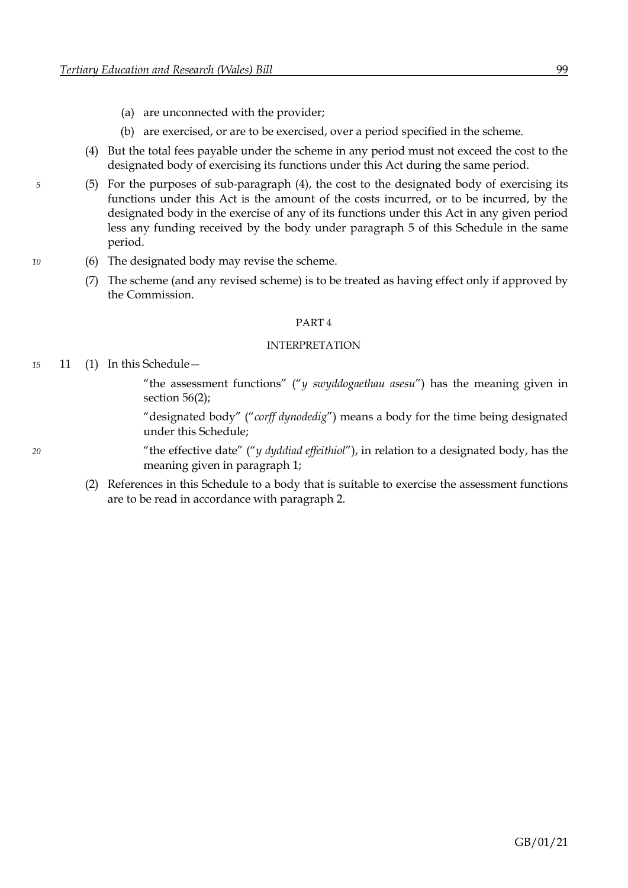(a) are unconnected with the provider;

(b) are exercised, or are to be exercised, over a period specified in the scheme.

(4) But the total fees payable under the scheme in any period must not exceed the cost to the designated body of exercising its functions under this Act during the same period.

(5) For the purposes of sub-paragraph (4), the cost to the designated body of exercising its functions under this Act is the amount of the costs incurred, or to be incurred, by the designated body in the exercise of any of its functions under this Act in any given period less any funding received by the body under paragraph 5 of this Schedule in the same period.

(6) The designated body may revise the scheme.

(7) The scheme (and any revised scheme) is to be treated as having effect only if approved by the Commission.

## PART 4

### INTERPRETATION

11 (1) In this Schedule—

"the assessment functions" ("*y swyddogaethau asesu*") has the meaning given in section 56(2);

"designated body" ("*corff dynodedig*") means a body for the time being designated under this Schedule;

"the effective date" ("*y dyddiad effeithiol*"), in relation to a designated body, has the meaning given in paragraph 1;

(2) References in this Schedule to a body that is suitable to exercise the assessment functions are to be read in accordance with paragraph 2.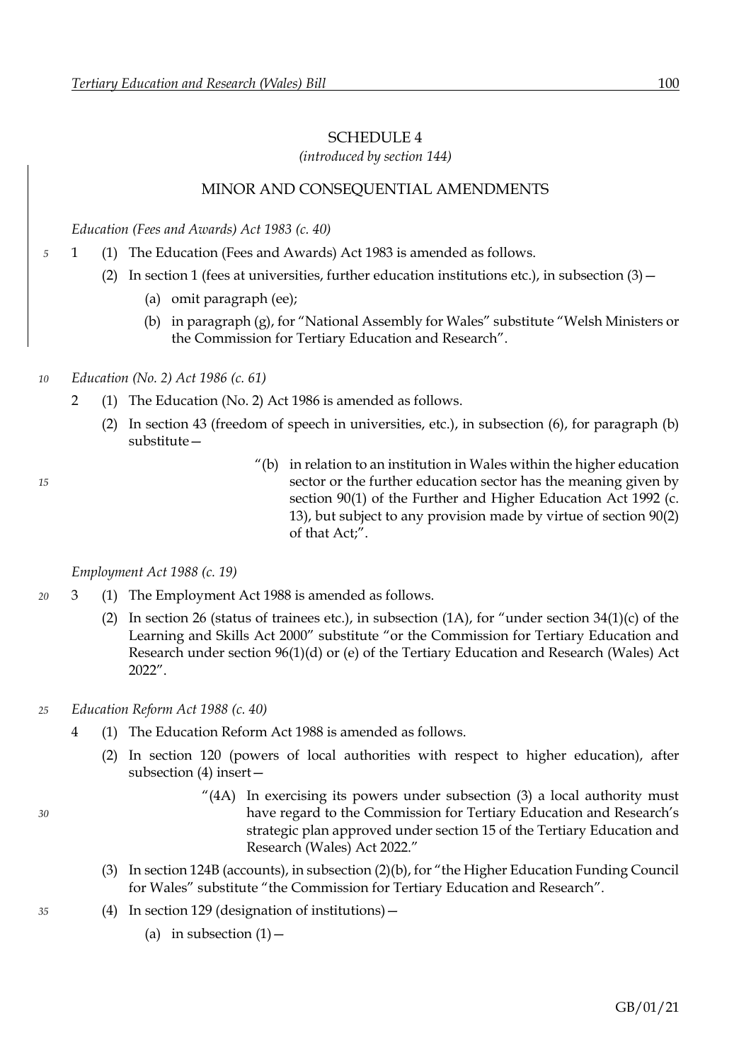# SCHEDULE 4

*(introduced by section 144)*

## MINOR AND CONSEQUENTIAL AMENDMENTS

*Education (Fees and Awards) Act 1983 (c. 40)*

1 (1) The Education (Fees and Awards) Act 1983 is amended as follows.

(2) In section 1 (fees at universities, further education institutions etc.), in subsection (3)—

(a) omit paragraph (ee);

(b) in paragraph (g), for "National Assembly for Wales" substitute "Welsh Ministers or the Commission for Tertiary Education and Research".

*Education (No. 2) Act 1986 (c. 61)*

2 (1) The Education (No. 2) Act 1986 is amended as follows.

(2) In section 43 (freedom of speech in universities, etc.), in subsection (6), for paragraph (b) substitute—

"(b) in relation to an institution in Wales within the higher education sector or the further education sector has the meaning given by section 90(1) of the Further and Higher Education Act 1992 (c. 13), but subject to any provision made by virtue of section 90(2) of that Act;".

*Employment Act 1988 (c. 19)*

3 (1) The Employment Act 1988 is amended as follows.

(2) In section 26 (status of trainees etc.), in subsection (1A), for "under section 34(1)(c) of the Learning and Skills Act 2000" substitute "or the Commission for Tertiary Education and Research under section 96(1)(d) or (e) of the Tertiary Education and Research (Wales) Act 2022".

*Education Reform Act 1988 (c. 40)*

4 (1) The Education Reform Act 1988 is amended as follows.

(2) In section 120 (powers of local authorities with respect to higher education), after subsection (4) insert—

"(4A) In exercising its powers under subsection (3) a local authority must have regard to the Commission for Tertiary Education and Research's strategic plan approved under section 15 of the Tertiary Education and Research (Wales) Act 2022."

(3) In section 124B (accounts), in subsection (2)(b), for "the Higher Education Funding Council for Wales" substitute "the Commission for Tertiary Education and Research".

(4) In section 129 (designation of institutions)—

(a) in subsection (1)—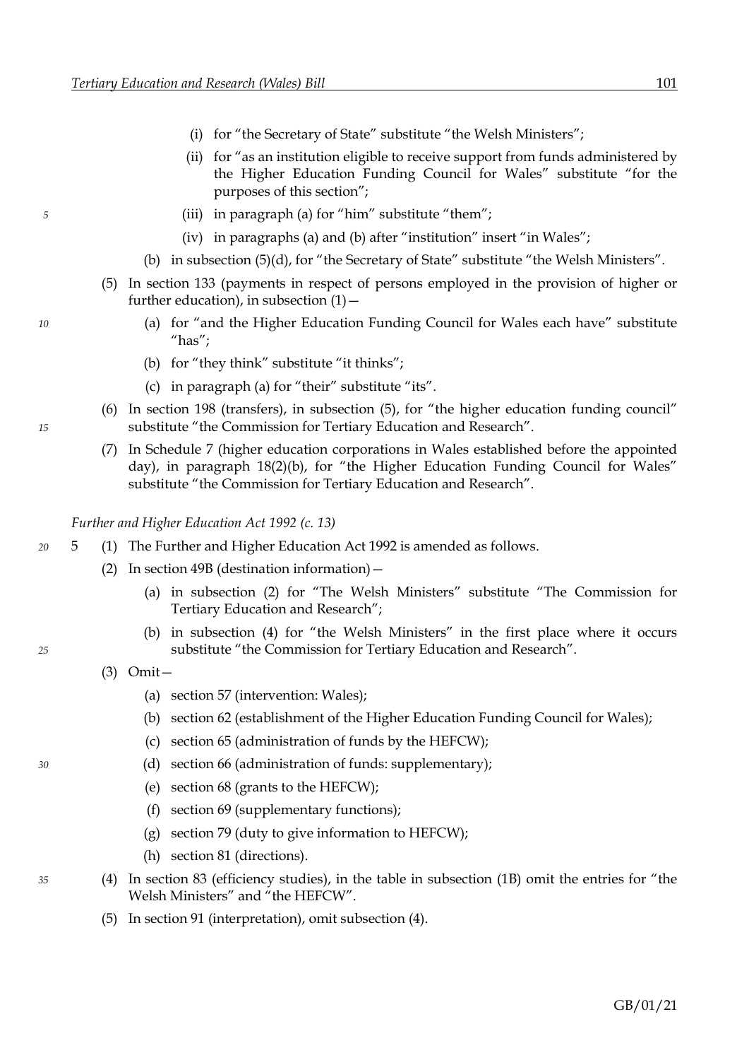(i) for "the Secretary of State" substitute "the Welsh Ministers";

(ii) for "as an institution eligible to receive support from funds administered by the Higher Education Funding Council for Wales" substitute "for the purposes of this section";

(iii) in paragraph (a) for "him" substitute "them";

(iv) in paragraphs (a) and (b) after "institution" insert "in Wales";

(b) in subsection (5)(d), for "the Secretary of State" substitute "the Welsh Ministers".

(5) In section 133 (payments in respect of persons employed in the provision of higher or further education), in subsection (1)—

(a) for "and the Higher Education Funding Council for Wales each have" substitute "has";

(b) for "they think" substitute "it thinks";

(c) in paragraph (a) for "their" substitute "its".

(6) In section 198 (transfers), in subsection (5), for "the higher education funding council" substitute "the Commission for Tertiary Education and Research".

(7) In Schedule 7 (higher education corporations in Wales established before the appointed day), in paragraph 18(2)(b), for "the Higher Education Funding Council for Wales" substitute "the Commission for Tertiary Education and Research".

*Further and Higher Education Act 1992 (c. 13)*

5 (1) The Further and Higher Education Act 1992 is amended as follows.

(2) In section 49B (destination information)—

(a) in subsection (2) for "The Welsh Ministers" substitute "The Commission for Tertiary Education and Research";

(b) in subsection (4) for "the Welsh Ministers" in the first place where it occurs substitute "the Commission for Tertiary Education and Research".

(3) Omit—

(a) section 57 (intervention: Wales);

(b) section 62 (establishment of the Higher Education Funding Council for Wales);

(c) section 65 (administration of funds by the HEFCW);

(d) section 66 (administration of funds: supplementary);

(e) section 68 (grants to the HEFCW);

(f) section 69 (supplementary functions);

(g) section 79 (duty to give information to HEFCW);

(h) section 81 (directions).

(4) In section 83 (efficiency studies), in the table in subsection (1B) omit the entries for "the Welsh Ministers" and "the HEFCW".

(5) In section 91 (interpretation), omit subsection (4).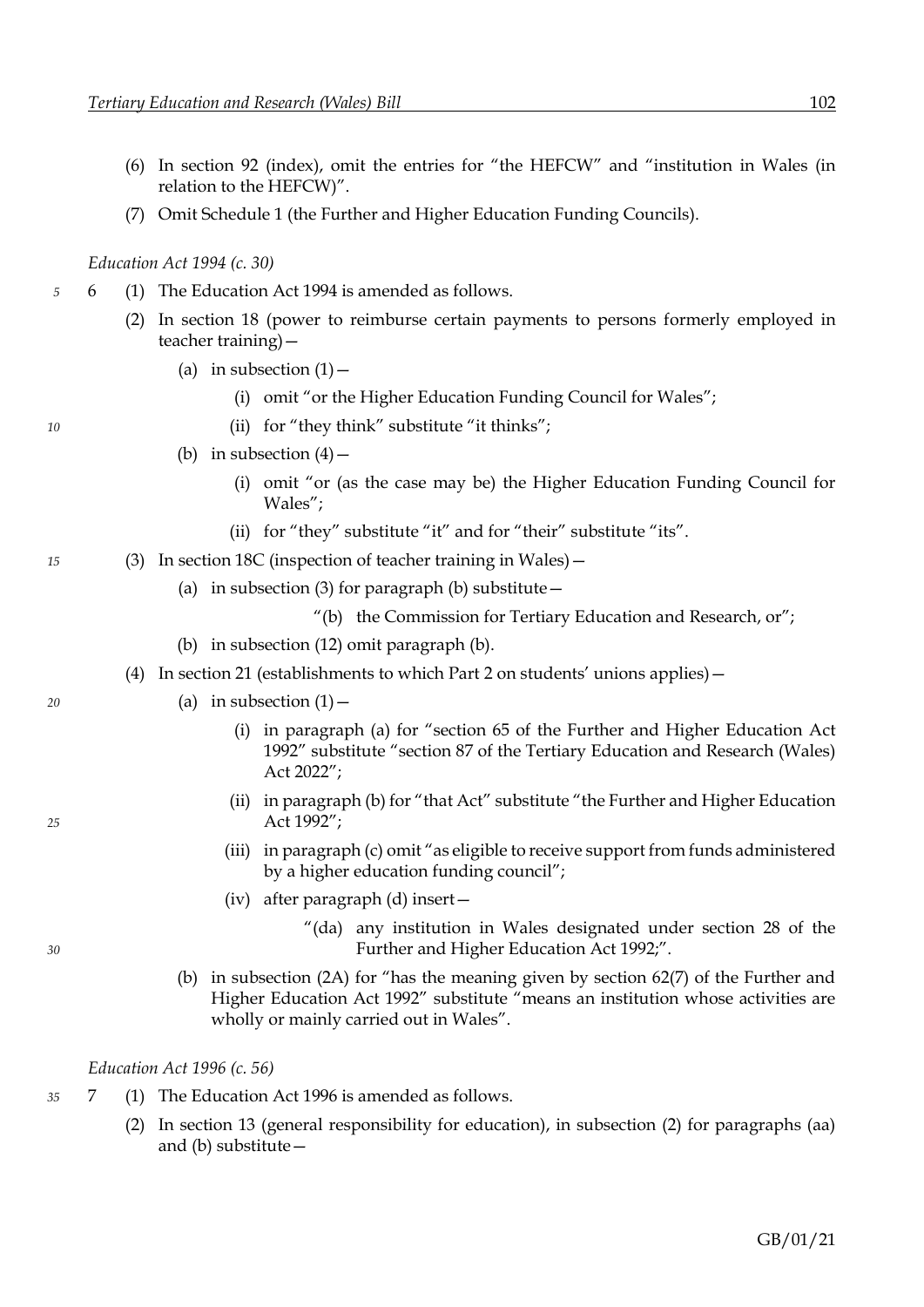(6) In section 92 (index), omit the entries for "the HEFCW" and "institution in Wales (in relation to the HEFCW)".

(7) Omit Schedule 1 (the Further and Higher Education Funding Councils).

*Education Act 1994 (c. 30)*

6 (1) The Education Act 1994 is amended as follows.

(2) In section 18 (power to reimburse certain payments to persons formerly employed in teacher training)—

(a) in subsection (1)—

(i) omit "or the Higher Education Funding Council for Wales";

(ii) for "they think" substitute "it thinks";

(b) in subsection (4)—

(i) omit "or (as the case may be) the Higher Education Funding Council for Wales";

(ii) for "they" substitute "it" and for "their" substitute "its".

(3) In section 18C (inspection of teacher training in Wales)—

(a) in subsection (3) for paragraph (b) substitute—

"(b) the Commission for Tertiary Education and Research, or";

(b) in subsection (12) omit paragraph (b).

(4) In section 21 (establishments to which Part 2 on students' unions applies)—

(a) in subsection (1)—

(i) in paragraph (a) for "section 65 of the Further and Higher Education Act 1992" substitute "section 87 of the Tertiary Education and Research (Wales) Act 2022";

(ii) in paragraph (b) for "that Act" substitute "the Further and Higher Education Act 1992";

(iii) in paragraph (c) omit "as eligible to receive support from funds administered by a higher education funding council";

(iv) after paragraph (d) insert—

"(da) any institution in Wales designated under section 28 of the Further and Higher Education Act 1992;".

(b) in subsection (2A) for "has the meaning given by section 62(7) of the Further and Higher Education Act 1992" substitute "means an institution whose activities are wholly or mainly carried out in Wales".

*Education Act 1996 (c. 56)*

7 (1) The Education Act 1996 is amended as follows.

(2) In section 13 (general responsibility for education), in subsection (2) for paragraphs (aa) and (b) substitute—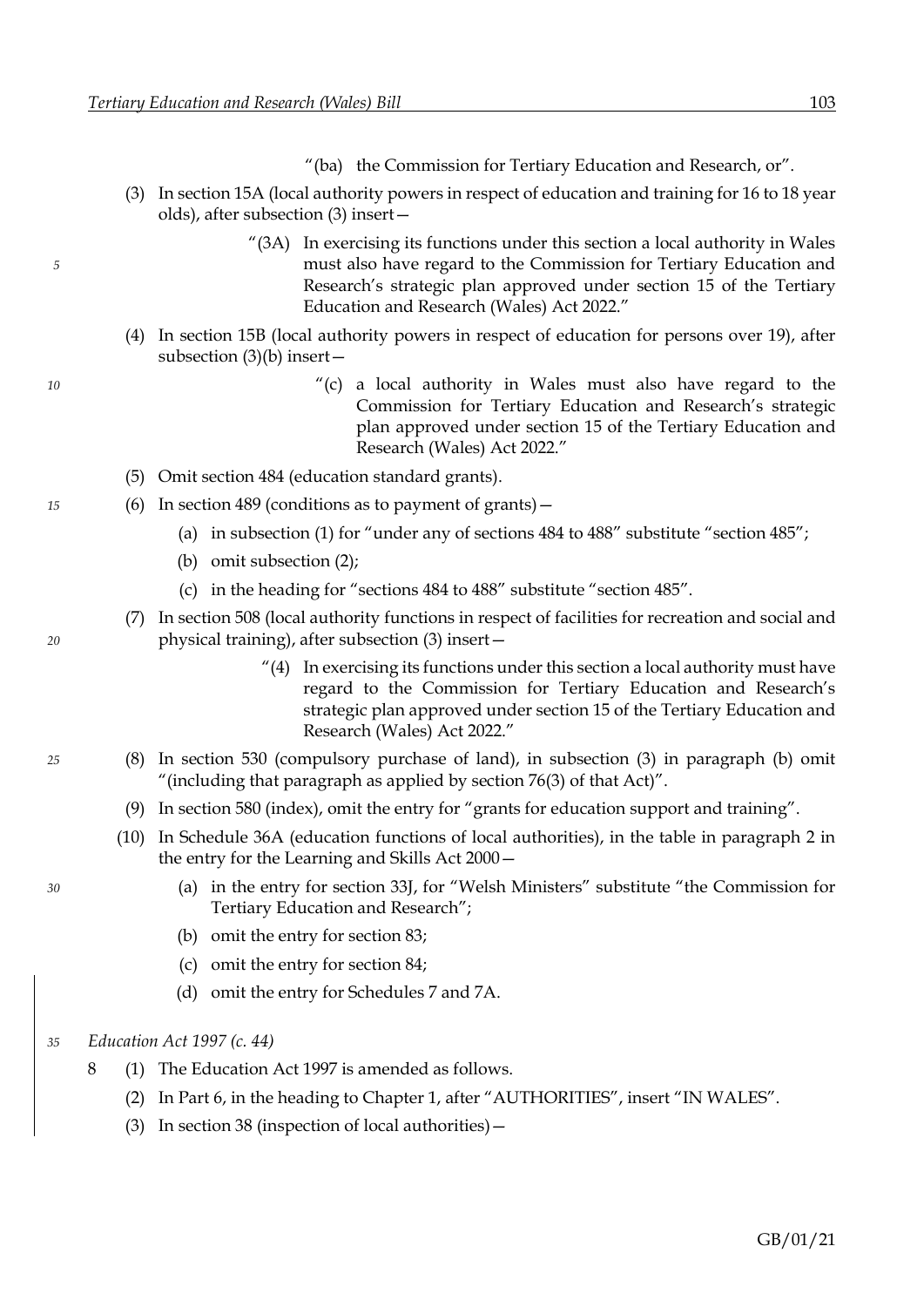"(ba) the Commission for Tertiary Education and Research, or".

(3) In section 15A (local authority powers in respect of education and training for 16 to 18 year olds), after subsection (3) insert—

> "(3A) In exercising its functions under this section a local authority in Wales must also have regard to the Commission for Tertiary Education and Research's strategic plan approved under section 15 of the Tertiary Education and Research (Wales) Act 2022."

(4) In section 15B (local authority powers in respect of education for persons over 19), after subsection (3)(b) insert—

> "(c) a local authority in Wales must also have regard to the Commission for Tertiary Education and Research's strategic plan approved under section 15 of the Tertiary Education and Research (Wales) Act 2022."

(5) Omit section 484 (education standard grants).

(6) In section 489 (conditions as to payment of grants)—

- (a) in subsection (1) for "under any of sections 484 to 488" substitute "section 485";
- (b) omit subsection (2);
- (c) in the heading for "sections 484 to 488" substitute "section 485".

(7) In section 508 (local authority functions in respect of facilities for recreation and social and physical training), after subsection (3) insert—

> "(4) In exercising its functions under this section a local authority must have regard to the Commission for Tertiary Education and Research's strategic plan approved under section 15 of the Tertiary Education and Research (Wales) Act 2022."

(8) In section 530 (compulsory purchase of land), in subsection (3) in paragraph (b) omit "(including that paragraph as applied by section 76(3) of that Act)".

(9) In section 580 (index), omit the entry for "grants for education support and training".

(10) In Schedule 36A (education functions of local authorities), in the table in paragraph 2 in the entry for the Learning and Skills Act 2000—

- (a) in the entry for section 33J, for "Welsh Ministers" substitute "the Commission for Tertiary Education and Research";
- (b) omit the entry for section 83;
- (c) omit the entry for section 84;
- (d) omit the entry for Schedules 7 and 7A.

*Education Act 1997 (c. 44)*

8 (1) The Education Act 1997 is amended as follows.

(2) In Part 6, in the heading to Chapter 1, after "AUTHORITIES", insert "IN WALES".

(3) In section 38 (inspection of local authorities)—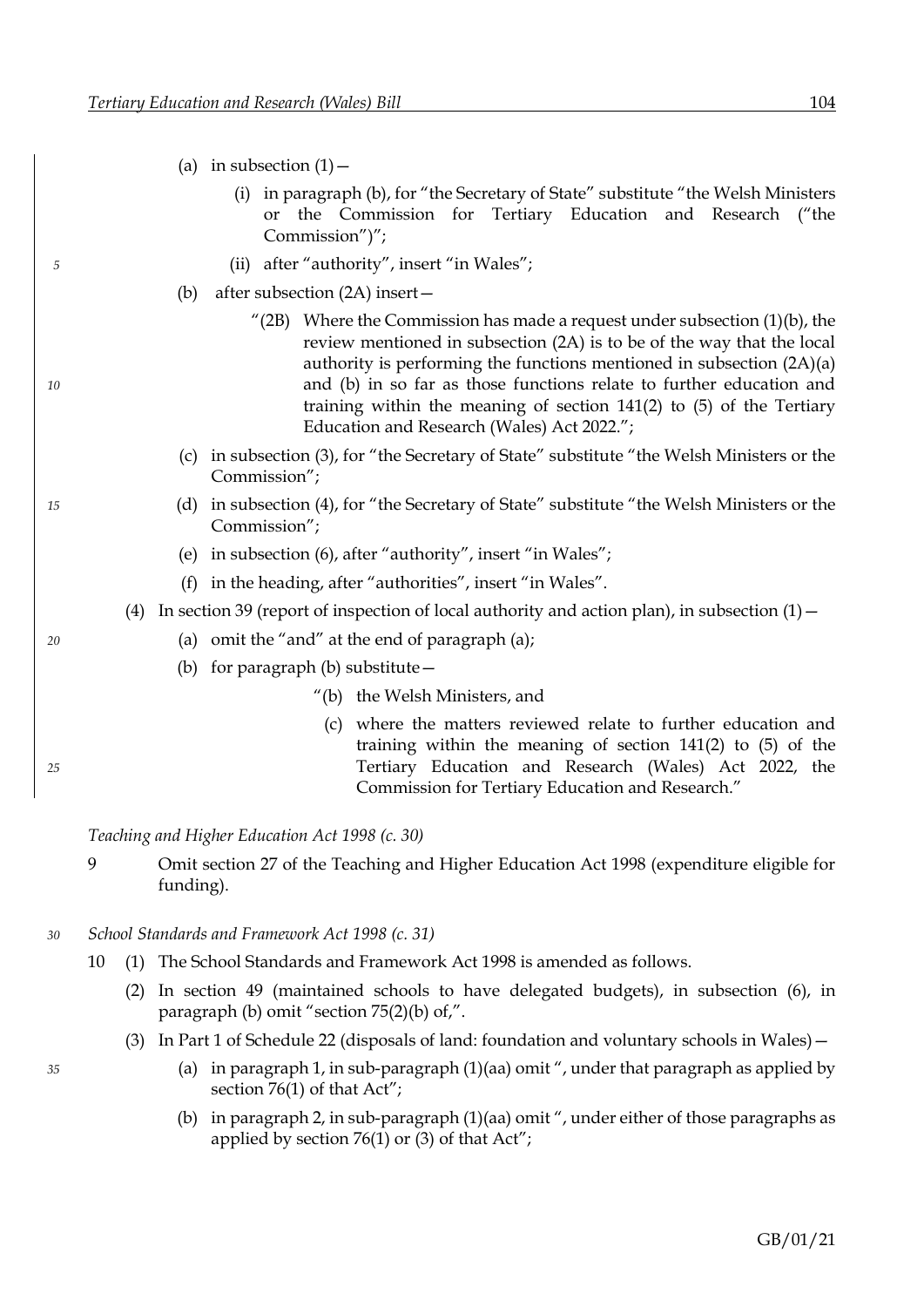(a) in subsection (1)—

(i) in paragraph (b), for "the Secretary of State" substitute "the Welsh Ministers or the Commission for Tertiary Education and Research ("the Commission")";

(ii) after "authority", insert "in Wales";

(b) after subsection (2A) insert—

"(2B) Where the Commission has made a request under subsection (1)(b), the review mentioned in subsection (2A) is to be of the way that the local authority is performing the functions mentioned in subsection (2A)(a) and (b) in so far as those functions relate to further education and training within the meaning of section 141(2) to (5) of the Tertiary Education and Research (Wales) Act 2022.";

(c) in subsection (3), for "the Secretary of State" substitute "the Welsh Ministers or the Commission";

(d) in subsection (4), for "the Secretary of State" substitute "the Welsh Ministers or the Commission";

(e) in subsection (6), after "authority", insert "in Wales";

(f) in the heading, after "authorities", insert "in Wales".

(4) In section 39 (report of inspection of local authority and action plan), in subsection (1)—

(a) omit the "and" at the end of paragraph (a);

(b) for paragraph (b) substitute—

"(b) the Welsh Ministers, and

(c) where the matters reviewed relate to further education and training within the meaning of section 141(2) to (5) of the Tertiary Education and Research (Wales) Act 2022, the Commission for Tertiary Education and Research."

*Teaching and Higher Education Act 1998 (c. 30)*

9 Omit section 27 of the Teaching and Higher Education Act 1998 (expenditure eligible for funding).

*School Standards and Framework Act 1998 (c. 31)*

10 (1) The School Standards and Framework Act 1998 is amended as follows.

(2) In section 49 (maintained schools to have delegated budgets), in subsection (6), in paragraph (b) omit "section 75(2)(b) of,".

(3) In Part 1 of Schedule 22 (disposals of land: foundation and voluntary schools in Wales)—

(a) in paragraph 1, in sub-paragraph (1)(aa) omit ", under that paragraph as applied by section 76(1) of that Act";

(b) in paragraph 2, in sub-paragraph (1)(aa) omit ", under either of those paragraphs as applied by section 76(1) or (3) of that Act";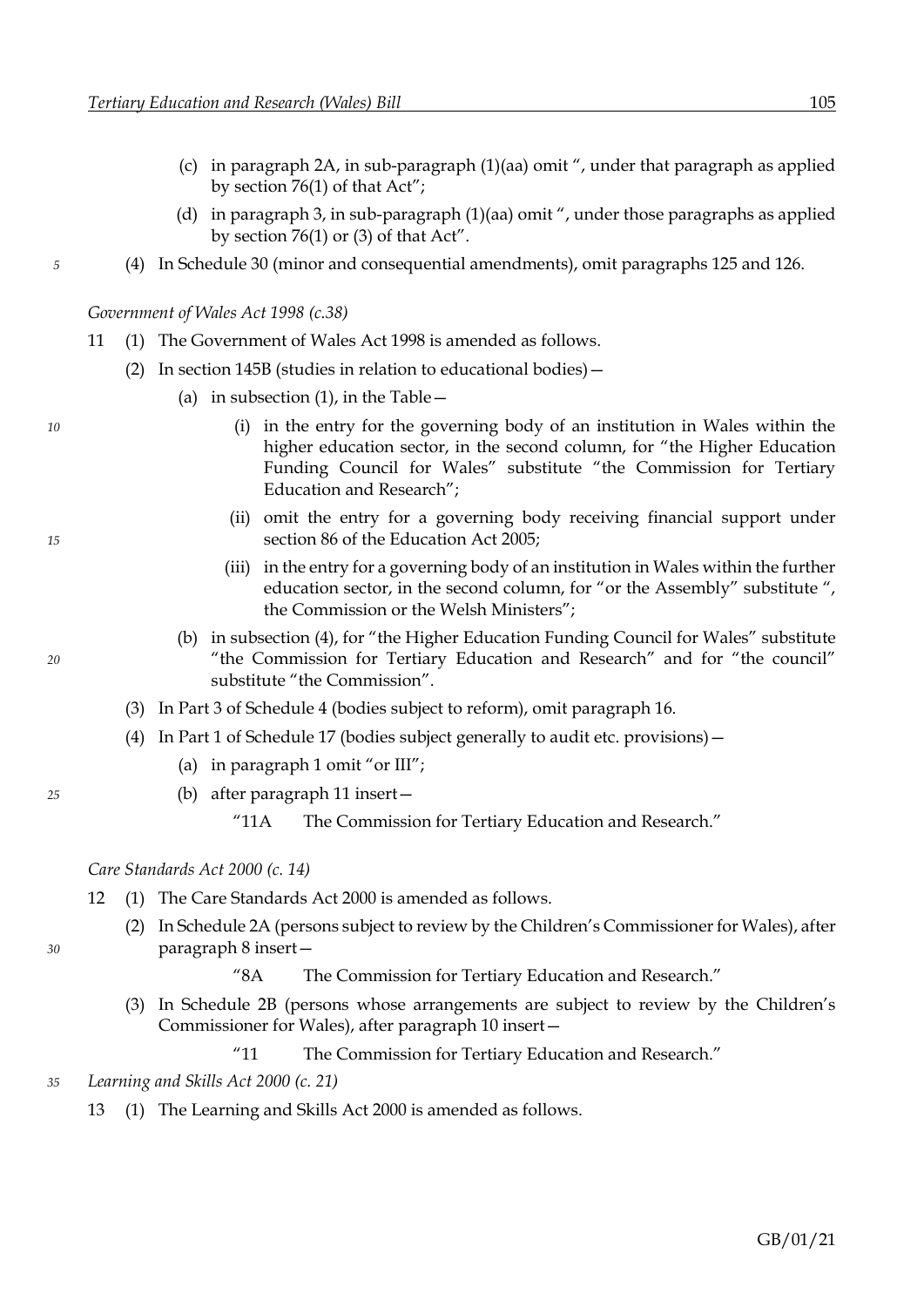(c) in paragraph 2A, in sub-paragraph (1)(aa) omit ", under that paragraph as applied by section 76(1) of that Act";

(d) in paragraph 3, in sub-paragraph (1)(aa) omit ", under those paragraphs as applied by section 76(1) or (3) of that Act".

(4) In Schedule 30 (minor and consequential amendments), omit paragraphs 125 and 126.

*Government of Wales Act 1998 (c.38)*

11 (1) The Government of Wales Act 1998 is amended as follows.

(2) In section 145B (studies in relation to educational bodies)—

(a) in subsection (1), in the Table—

(i) in the entry for the governing body of an institution in Wales within the higher education sector, in the second column, for "the Higher Education Funding Council for Wales" substitute "the Commission for Tertiary Education and Research";

(ii) omit the entry for a governing body receiving financial support under section 86 of the Education Act 2005;

(iii) in the entry for a governing body of an institution in Wales within the further education sector, in the second column, for "or the Assembly" substitute ", the Commission or the Welsh Ministers";

(b) in subsection (4), for "the Higher Education Funding Council for Wales" substitute "the Commission for Tertiary Education and Research" and for "the council" substitute "the Commission".

(3) In Part 3 of Schedule 4 (bodies subject to reform), omit paragraph 16.

(4) In Part 1 of Schedule 17 (bodies subject generally to audit etc. provisions)—

(a) in paragraph 1 omit "or III";

(b) after paragraph 11 insert—

"11A The Commission for Tertiary Education and Research."

*Care Standards Act 2000 (c. 14)*

12 (1) The Care Standards Act 2000 is amended as follows.

(2) In Schedule 2A (persons subject to review by the Children's Commissioner for Wales), after paragraph 8 insert—

"8A The Commission for Tertiary Education and Research."

(3) In Schedule 2B (persons whose arrangements are subject to review by the Children's Commissioner for Wales), after paragraph 10 insert—

"11 The Commission for Tertiary Education and Research."

*Learning and Skills Act 2000 (c. 21)*

13 (1) The Learning and Skills Act 2000 is amended as follows.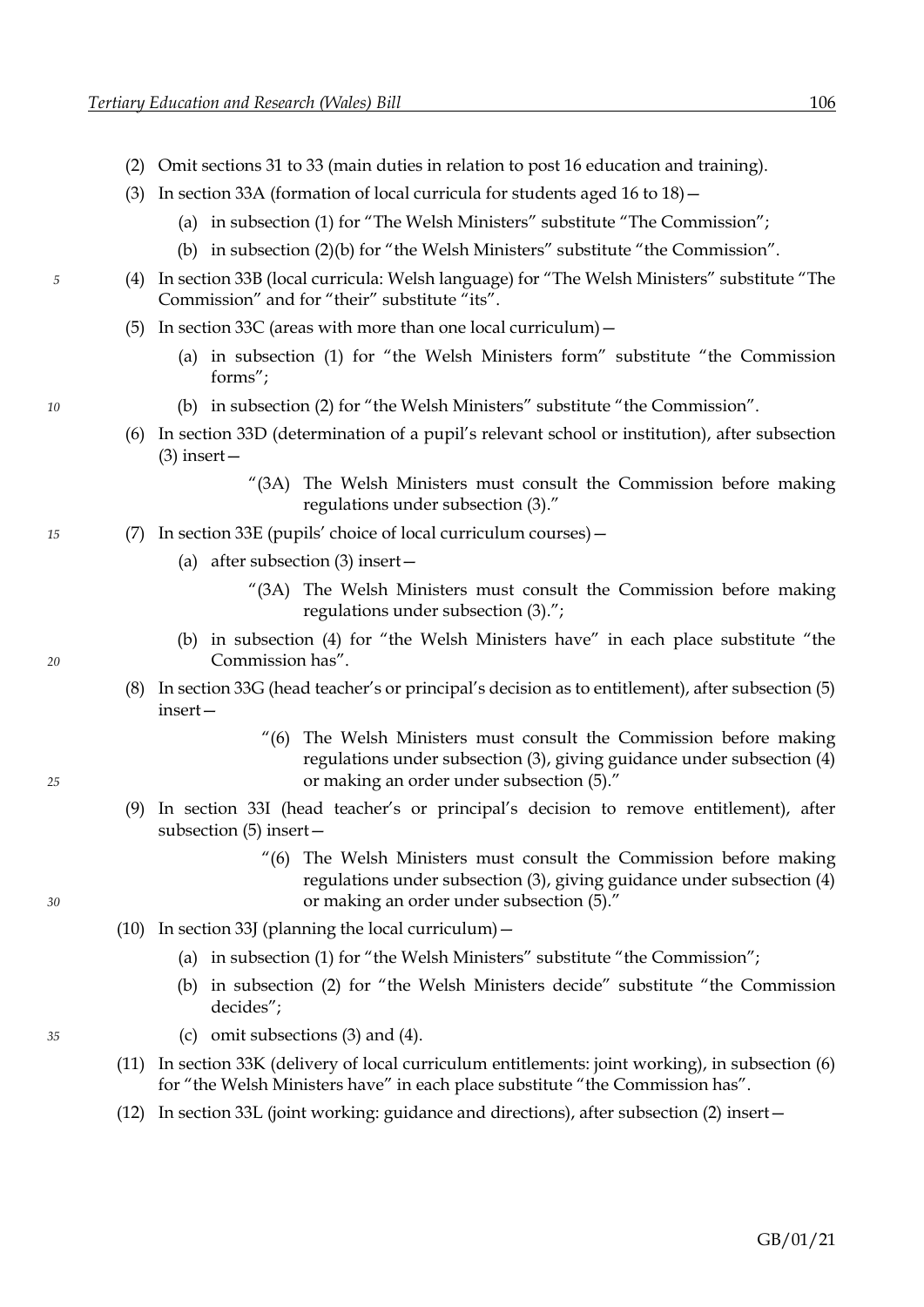(2) Omit sections 31 to 33 (main duties in relation to post 16 education and training).

(3) In section 33A (formation of local curricula for students aged 16 to 18)—

(a) in subsection (1) for "The Welsh Ministers" substitute "The Commission";

(b) in subsection (2)(b) for "the Welsh Ministers" substitute "the Commission".

(4) In section 33B (local curricula: Welsh language) for "The Welsh Ministers" substitute "The Commission" and for "their" substitute "its".

(5) In section 33C (areas with more than one local curriculum)—

(a) in subsection (1) for "the Welsh Ministers form" substitute "the Commission forms";

(b) in subsection (2) for "the Welsh Ministers" substitute "the Commission".

(6) In section 33D (determination of a pupil's relevant school or institution), after subsection (3) insert—

> "(3A) The Welsh Ministers must consult the Commission before making regulations under subsection (3)."

(7) In section 33E (pupils' choice of local curriculum courses)—

(a) after subsection (3) insert—

> "(3A) The Welsh Ministers must consult the Commission before making regulations under subsection (3).";

(b) in subsection (4) for "the Welsh Ministers have" in each place substitute "the Commission has".

(8) In section 33G (head teacher's or principal's decision as to entitlement), after subsection (5) insert—

> "(6) The Welsh Ministers must consult the Commission before making regulations under subsection (3), giving guidance under subsection (4) or making an order under subsection (5)."

(9) In section 33I (head teacher's or principal's decision to remove entitlement), after subsection (5) insert—

> "(6) The Welsh Ministers must consult the Commission before making regulations under subsection (3), giving guidance under subsection (4) or making an order under subsection (5)."

(10) In section 33J (planning the local curriculum)—

(a) in subsection (1) for "the Welsh Ministers" substitute "the Commission";

(b) in subsection (2) for "the Welsh Ministers decide" substitute "the Commission decides";

(c) omit subsections (3) and (4).

(11) In section 33K (delivery of local curriculum entitlements: joint working), in subsection (6) for "the Welsh Ministers have" in each place substitute "the Commission has".

(12) In section 33L (joint working: guidance and directions), after subsection (2) insert—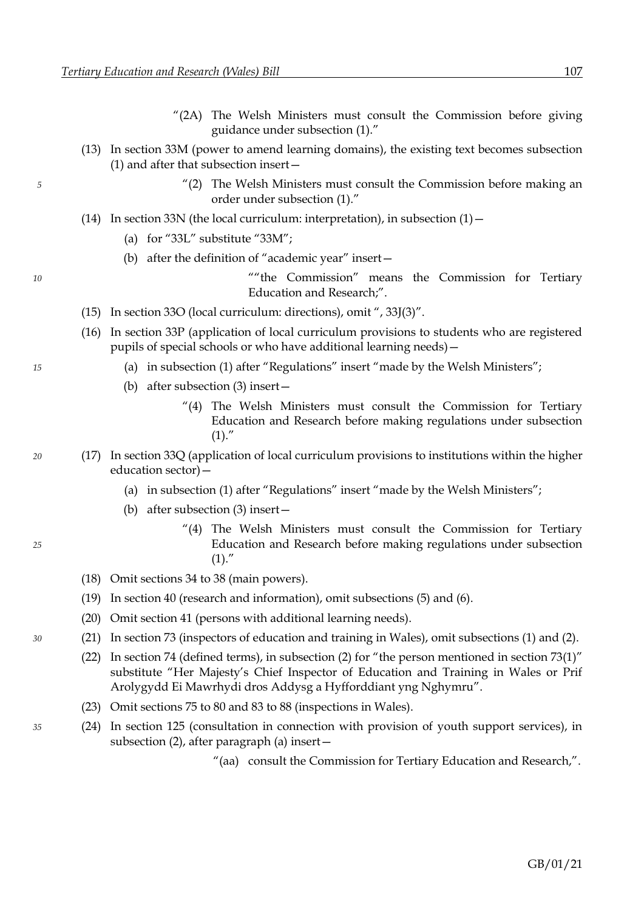"(2A) The Welsh Ministers must consult the Commission before giving guidance under subsection (1)."

(13) In section 33M (power to amend learning domains), the existing text becomes subsection (1) and after that subsection insert—

"(2) The Welsh Ministers must consult the Commission before making an order under subsection (1)."

(14) In section 33N (the local curriculum: interpretation), in subsection (1)—

(a) for "33L" substitute "33M";

(b) after the definition of "academic year" insert—

""the Commission" means the Commission for Tertiary Education and Research;".

(15) In section 33O (local curriculum: directions), omit ", 33J(3)".

(16) In section 33P (application of local curriculum provisions to students who are registered pupils of special schools or who have additional learning needs)—

(a) in subsection (1) after "Regulations" insert "made by the Welsh Ministers";

(b) after subsection (3) insert—

"(4) The Welsh Ministers must consult the Commission for Tertiary Education and Research before making regulations under subsection (1)."

(17) In section 33Q (application of local curriculum provisions to institutions within the higher education sector)—

(a) in subsection (1) after "Regulations" insert "made by the Welsh Ministers";

(b) after subsection (3) insert—

"(4) The Welsh Ministers must consult the Commission for Tertiary Education and Research before making regulations under subsection (1)."

(18) Omit sections 34 to 38 (main powers).

(19) In section 40 (research and information), omit subsections (5) and (6).

(20) Omit section 41 (persons with additional learning needs).

(21) In section 73 (inspectors of education and training in Wales), omit subsections (1) and (2).

(22) In section 74 (defined terms), in subsection (2) for "the person mentioned in section 73(1)" substitute "Her Majesty's Chief Inspector of Education and Training in Wales or Prif Arolygydd Ei Mawrhydi dros Addysg a Hyfforddiant yng Nghymru".

(23) Omit sections 75 to 80 and 83 to 88 (inspections in Wales).

(24) In section 125 (consultation in connection with provision of youth support services), in subsection (2), after paragraph (a) insert—

"(aa) consult the Commission for Tertiary Education and Research,".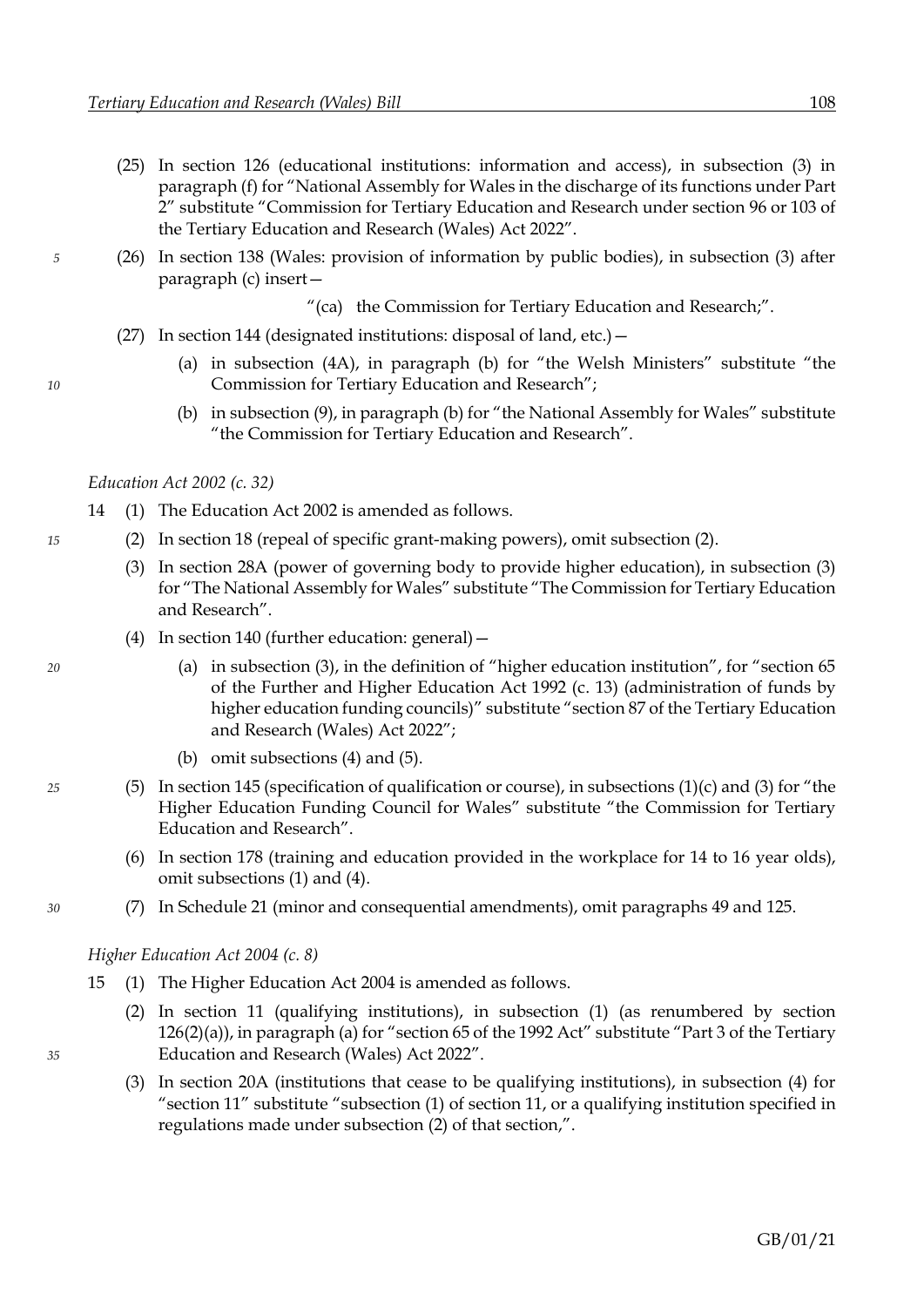(25) In section 126 (educational institutions: information and access), in subsection (3) in paragraph (f) for "National Assembly for Wales in the discharge of its functions under Part 2" substitute "Commission for Tertiary Education and Research under section 96 or 103 of the Tertiary Education and Research (Wales) Act 2022".

(26) In section 138 (Wales: provision of information by public bodies), in subsection (3) after paragraph (c) insert—

"(ca) the Commission for Tertiary Education and Research;".

(27) In section 144 (designated institutions: disposal of land, etc.)—

(a) in subsection (4A), in paragraph (b) for "the Welsh Ministers" substitute "the Commission for Tertiary Education and Research";

(b) in subsection (9), in paragraph (b) for "the National Assembly for Wales" substitute "the Commission for Tertiary Education and Research".

*Education Act 2002 (c. 32)*

14 (1) The Education Act 2002 is amended as follows.

(2) In section 18 (repeal of specific grant-making powers), omit subsection (2).

(3) In section 28A (power of governing body to provide higher education), in subsection (3) for "The National Assembly for Wales" substitute "The Commission for Tertiary Education and Research".

(4) In section 140 (further education: general)—

(a) in subsection (3), in the definition of "higher education institution", for "section 65 of the Further and Higher Education Act 1992 (c. 13) (administration of funds by higher education funding councils)" substitute "section 87 of the Tertiary Education and Research (Wales) Act 2022";

(b) omit subsections (4) and (5).

(5) In section 145 (specification of qualification or course), in subsections (1)(c) and (3) for "the Higher Education Funding Council for Wales" substitute "the Commission for Tertiary Education and Research".

(6) In section 178 (training and education provided in the workplace for 14 to 16 year olds), omit subsections (1) and (4).

(7) In Schedule 21 (minor and consequential amendments), omit paragraphs 49 and 125.

*Higher Education Act 2004 (c. 8)*

15 (1) The Higher Education Act 2004 is amended as follows.

(2) In section 11 (qualifying institutions), in subsection (1) (as renumbered by section 126(2)(a)), in paragraph (a) for "section 65 of the 1992 Act" substitute "Part 3 of the Tertiary Education and Research (Wales) Act 2022".

(3) In section 20A (institutions that cease to be qualifying institutions), in subsection (4) for "section 11" substitute "subsection (1) of section 11, or a qualifying institution specified in regulations made under subsection (2) of that section,".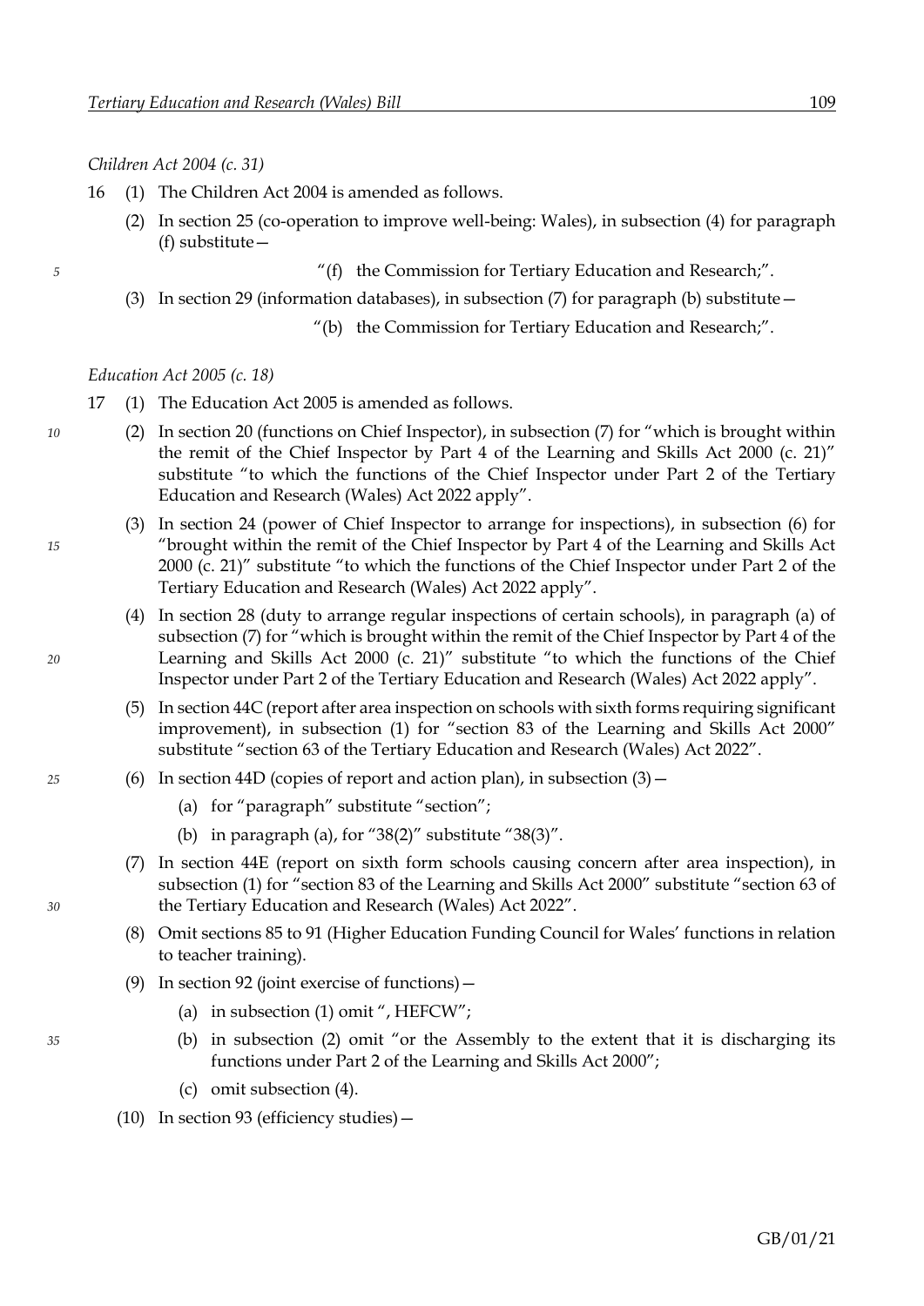*Children Act 2004 (c. 31)*

16 (1) The Children Act 2004 is amended as follows.

(2) In section 25 (co-operation to improve well-being: Wales), in subsection (4) for paragraph (f) substitute—

"(f) the Commission for Tertiary Education and Research;".

(3) In section 29 (information databases), in subsection (7) for paragraph (b) substitute—

"(b) the Commission for Tertiary Education and Research;".

*Education Act 2005 (c. 18)*

17 (1) The Education Act 2005 is amended as follows.

(2) In section 20 (functions on Chief Inspector), in subsection (7) for "which is brought within the remit of the Chief Inspector by Part 4 of the Learning and Skills Act 2000 (c. 21)" substitute "to which the functions of the Chief Inspector under Part 2 of the Tertiary Education and Research (Wales) Act 2022 apply".

(3) In section 24 (power of Chief Inspector to arrange for inspections), in subsection (6) for "brought within the remit of the Chief Inspector by Part 4 of the Learning and Skills Act 2000 (c. 21)" substitute "to which the functions of the Chief Inspector under Part 2 of the Tertiary Education and Research (Wales) Act 2022 apply".

(4) In section 28 (duty to arrange regular inspections of certain schools), in paragraph (a) of subsection (7) for "which is brought within the remit of the Chief Inspector by Part 4 of the Learning and Skills Act 2000 (c. 21)" substitute "to which the functions of the Chief Inspector under Part 2 of the Tertiary Education and Research (Wales) Act 2022 apply".

(5) In section 44C (report after area inspection on schools with sixth forms requiring significant improvement), in subsection (1) for "section 83 of the Learning and Skills Act 2000" substitute "section 63 of the Tertiary Education and Research (Wales) Act 2022".

(6) In section 44D (copies of report and action plan), in subsection (3)—

(a) for "paragraph" substitute "section";

(b) in paragraph (a), for "38(2)" substitute "38(3)".

(7) In section 44E (report on sixth form schools causing concern after area inspection), in subsection (1) for "section 83 of the Learning and Skills Act 2000" substitute "section 63 of the Tertiary Education and Research (Wales) Act 2022".

(8) Omit sections 85 to 91 (Higher Education Funding Council for Wales' functions in relation to teacher training).

(9) In section 92 (joint exercise of functions)—

(a) in subsection (1) omit ", HEFCW";

(b) in subsection (2) omit "or the Assembly to the extent that it is discharging its functions under Part 2 of the Learning and Skills Act 2000";

(c) omit subsection (4).

(10) In section 93 (efficiency studies)—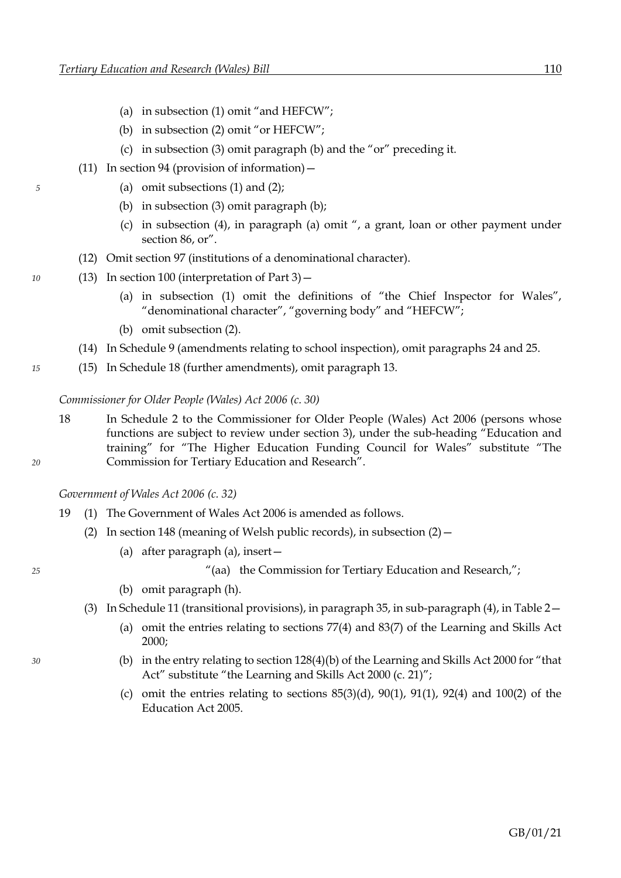(a) in subsection (1) omit "and HEFCW";

(b) in subsection (2) omit "or HEFCW";

(c) in subsection (3) omit paragraph (b) and the "or" preceding it.

(11) In section 94 (provision of information)—

(a) omit subsections (1) and (2);

(b) in subsection (3) omit paragraph (b);

(c) in subsection (4), in paragraph (a) omit ", a grant, loan or other payment under section 86, or".

(12) Omit section 97 (institutions of a denominational character).

(13) In section 100 (interpretation of Part 3)—

(a) in subsection (1) omit the definitions of "the Chief Inspector for Wales", "denominational character", "governing body" and "HEFCW";

(b) omit subsection (2).

(14) In Schedule 9 (amendments relating to school inspection), omit paragraphs 24 and 25.

(15) In Schedule 18 (further amendments), omit paragraph 13.

*Commissioner for Older People (Wales) Act 2006 (c. 30)*

18 In Schedule 2 to the Commissioner for Older People (Wales) Act 2006 (persons whose functions are subject to review under section 3), under the sub-heading "Education and training" for "The Higher Education Funding Council for Wales" substitute "The Commission for Tertiary Education and Research".

*Government of Wales Act 2006 (c. 32)*

19 (1) The Government of Wales Act 2006 is amended as follows.

(2) In section 148 (meaning of Welsh public records), in subsection (2)—

(a) after paragraph (a), insert—

"(aa) the Commission for Tertiary Education and Research,";

(b) omit paragraph (h).

(3) In Schedule 11 (transitional provisions), in paragraph 35, in sub-paragraph (4), in Table 2—

(a) omit the entries relating to sections 77(4) and 83(7) of the Learning and Skills Act 2000;

(b) in the entry relating to section 128(4)(b) of the Learning and Skills Act 2000 for "that Act" substitute "the Learning and Skills Act 2000 (c. 21)";

(c) omit the entries relating to sections 85(3)(d), 90(1), 91(1), 92(4) and 100(2) of the Education Act 2005.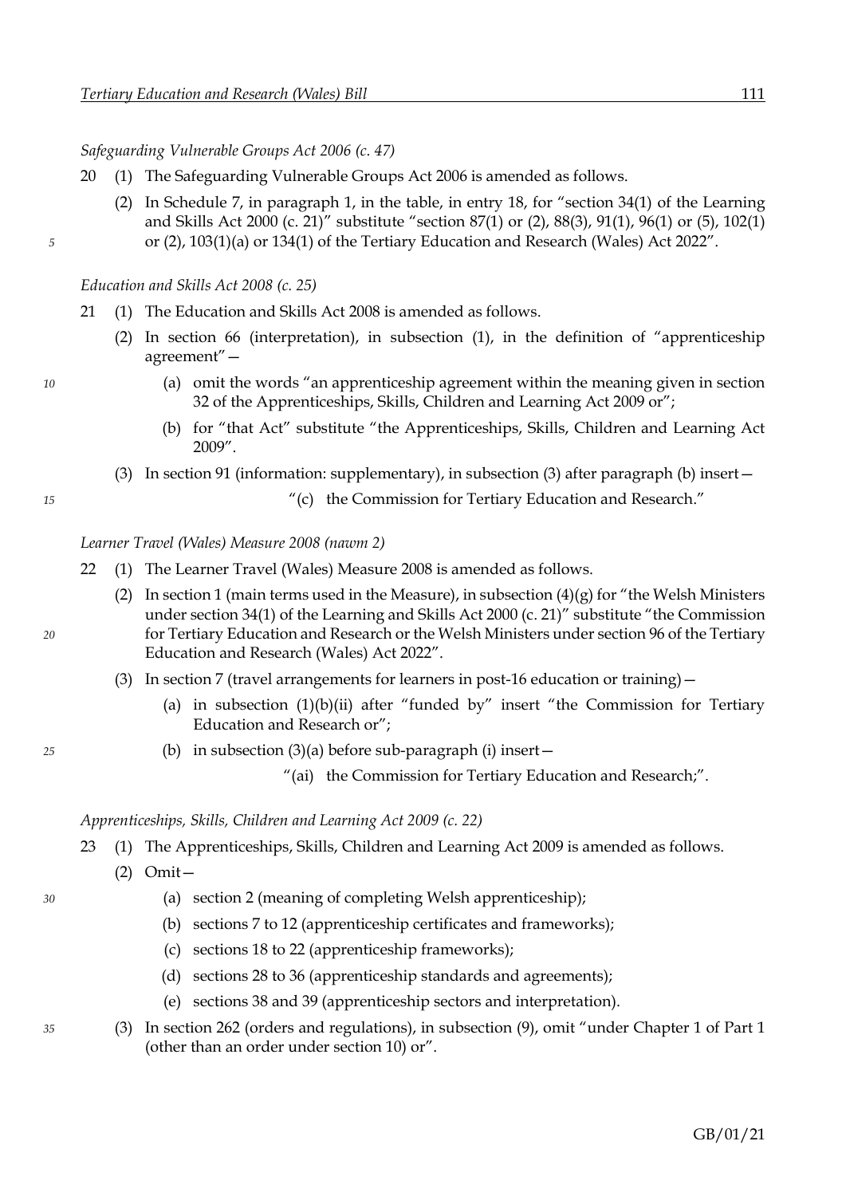*Safeguarding Vulnerable Groups Act 2006 (c. 47)*

20 (1) The Safeguarding Vulnerable Groups Act 2006 is amended as follows.

(2) In Schedule 7, in paragraph 1, in the table, in entry 18, for "section 34(1) of the Learning and Skills Act 2000 (c. 21)" substitute "section 87(1) or (2), 88(3), 91(1), 96(1) or (5), 102(1) or (2), 103(1)(a) or 134(1) of the Tertiary Education and Research (Wales) Act 2022".

*Education and Skills Act 2008 (c. 25)*

21 (1) The Education and Skills Act 2008 is amended as follows.

(2) In section 66 (interpretation), in subsection (1), in the definition of "apprenticeship agreement"—

(a) omit the words "an apprenticeship agreement within the meaning given in section 32 of the Apprenticeships, Skills, Children and Learning Act 2009 or";

(b) for "that Act" substitute "the Apprenticeships, Skills, Children and Learning Act 2009".

(3) In section 91 (information: supplementary), in subsection (3) after paragraph (b) insert—

"(c) the Commission for Tertiary Education and Research."

*Learner Travel (Wales) Measure 2008 (nawm 2)*

22 (1) The Learner Travel (Wales) Measure 2008 is amended as follows.

(2) In section 1 (main terms used in the Measure), in subsection (4)(g) for "the Welsh Ministers under section 34(1) of the Learning and Skills Act 2000 (c. 21)" substitute "the Commission for Tertiary Education and Research or the Welsh Ministers under section 96 of the Tertiary Education and Research (Wales) Act 2022".

(3) In section 7 (travel arrangements for learners in post-16 education or training)—

(a) in subsection (1)(b)(ii) after "funded by" insert "the Commission for Tertiary Education and Research or";

(b) in subsection (3)(a) before sub-paragraph (i) insert—

"(ai) the Commission for Tertiary Education and Research;".

*Apprenticeships, Skills, Children and Learning Act 2009 (c. 22)*

23 (1) The Apprenticeships, Skills, Children and Learning Act 2009 is amended as follows.

(2) Omit—

(a) section 2 (meaning of completing Welsh apprenticeship);

(b) sections 7 to 12 (apprenticeship certificates and frameworks);

(c) sections 18 to 22 (apprenticeship frameworks);

(d) sections 28 to 36 (apprenticeship standards and agreements);

(e) sections 38 and 39 (apprenticeship sectors and interpretation).

(3) In section 262 (orders and regulations), in subsection (9), omit "under Chapter 1 of Part 1 (other than an order under section 10) or".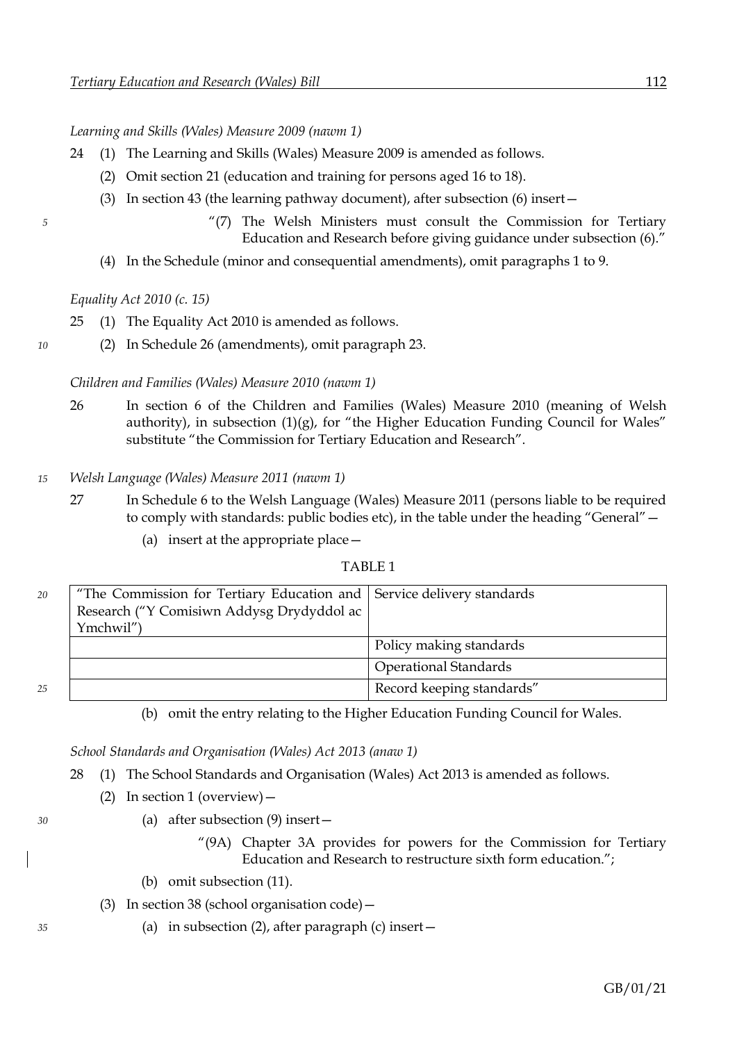*Learning and Skills (Wales) Measure 2009 (nawm 1)*

24 (1) The Learning and Skills (Wales) Measure 2009 is amended as follows.

(2) Omit section 21 (education and training for persons aged 16 to 18).

(3) In section 43 (the learning pathway document), after subsection (6) insert—

"(7) The Welsh Ministers must consult the Commission for Tertiary Education and Research before giving guidance under subsection (6)."

(4) In the Schedule (minor and consequential amendments), omit paragraphs 1 to 9.

*Equality Act 2010 (c. 15)*

25 (1) The Equality Act 2010 is amended as follows.

(2) In Schedule 26 (amendments), omit paragraph 23.

*Children and Families (Wales) Measure 2010 (nawm 1)*

26 In section 6 of the Children and Families (Wales) Measure 2010 (meaning of Welsh authority), in subsection (1)(g), for "the Higher Education Funding Council for Wales" substitute "the Commission for Tertiary Education and Research".

*Welsh Language (Wales) Measure 2011 (nawm 1)*

27 In Schedule 6 to the Welsh Language (Wales) Measure 2011 (persons liable to be required to comply with standards: public bodies etc), in the table under the heading "General"—

(a) insert at the appropriate place—

TABLE 1

| "The Commission for Tertiary Education and Research ("Y Comisiwn Addysg Drydyddol ac Ymchwil") | Service delivery standards |
|---|---|
| | Policy making standards |
| | Operational Standards |
| | Record keeping standards" |

(b) omit the entry relating to the Higher Education Funding Council for Wales.

*School Standards and Organisation (Wales) Act 2013 (anaw 1)*

28 (1) The School Standards and Organisation (Wales) Act 2013 is amended as follows.

(2) In section 1 (overview)—

(a) after subsection (9) insert—

"(9A) Chapter 3A provides for powers for the Commission for Tertiary Education and Research to restructure sixth form education.";

(b) omit subsection (11).

(3) In section 38 (school organisation code)—

(a) in subsection (2), after paragraph (c) insert—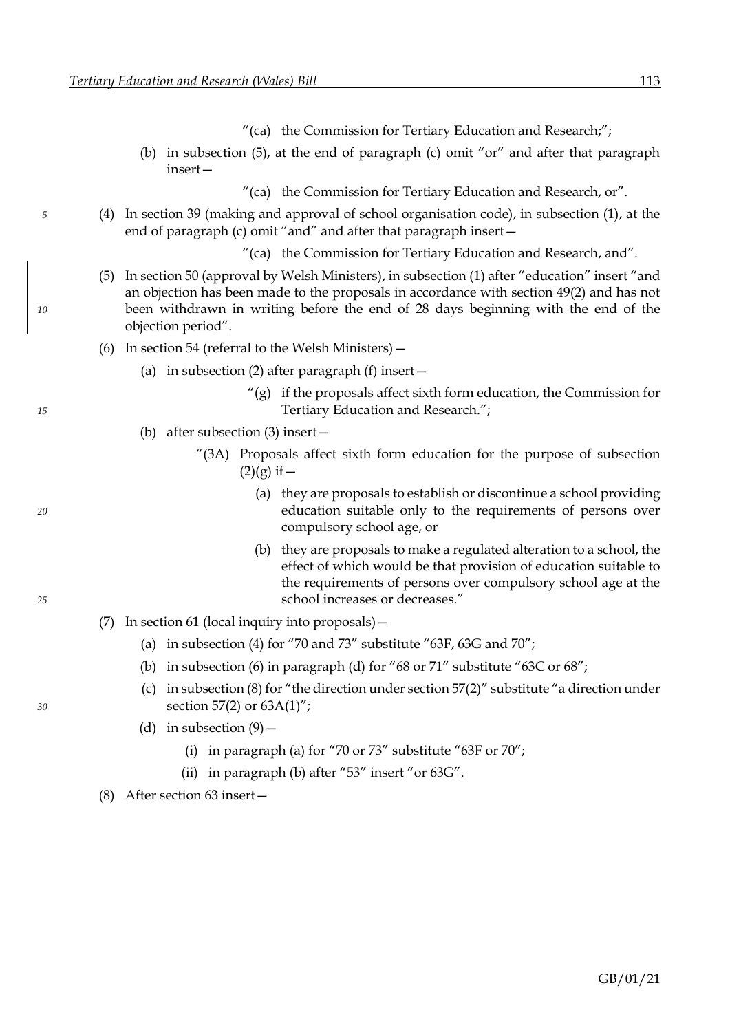"(ca) the Commission for Tertiary Education and Research;";

(b) in subsection (5), at the end of paragraph (c) omit "or" and after that paragraph insert—

"(ca) the Commission for Tertiary Education and Research, or".

(4) In section 39 (making and approval of school organisation code), in subsection (1), at the end of paragraph (c) omit "and" and after that paragraph insert—

"(ca) the Commission for Tertiary Education and Research, and".

(5) In section 50 (approval by Welsh Ministers), in subsection (1) after "education" insert "and an objection has been made to the proposals in accordance with section 49(2) and has not been withdrawn in writing before the end of 28 days beginning with the end of the objection period".

(6) In section 54 (referral to the Welsh Ministers)—

(a) in subsection (2) after paragraph (f) insert—

"(g) if the proposals affect sixth form education, the Commission for Tertiary Education and Research.";

(b) after subsection (3) insert—

"(3A) Proposals affect sixth form education for the purpose of subsection (2)(g) if—

(a) they are proposals to establish or discontinue a school providing education suitable only to the requirements of persons over compulsory school age, or

(b) they are proposals to make a regulated alteration to a school, the effect of which would be that provision of education suitable to the requirements of persons over compulsory school age at the school increases or decreases."

(7) In section 61 (local inquiry into proposals)—

(a) in subsection (4) for "70 and 73" substitute "63F, 63G and 70";

(b) in subsection (6) in paragraph (d) for "68 or 71" substitute "63C or 68";

(c) in subsection (8) for "the direction under section 57(2)" substitute "a direction under section 57(2) or 63A(1)";

(d) in subsection (9)—

(i) in paragraph (a) for "70 or 73" substitute "63F or 70";

(ii) in paragraph (b) after "53" insert "or 63G".

(8) After section 63 insert—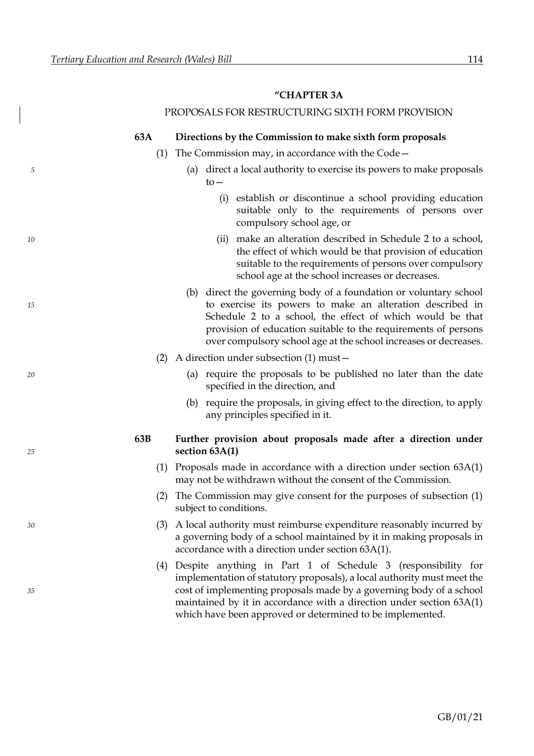## "CHAPTER 3A

### PROPOSALS FOR RESTRUCTURING SIXTH FORM PROVISION

**63A Directions by the Commission to make sixth form proposals**

(1) The Commission may, in accordance with the Code—

(a) direct a local authority to exercise its powers to make proposals to—

(i) establish or discontinue a school providing education suitable only to the requirements of persons over compulsory school age, or

(ii) make an alteration described in Schedule 2 to a school, the effect of which would be that provision of education suitable to the requirements of persons over compulsory school age at the school increases or decreases.

(b) direct the governing body of a foundation or voluntary school to exercise its powers to make an alteration described in Schedule 2 to a school, the effect of which would be that provision of education suitable to the requirements of persons over compulsory school age at the school increases or decreases.

(2) A direction under subsection (1) must—

(a) require the proposals to be published no later than the date specified in the direction, and

(b) require the proposals, in giving effect to the direction, to apply any principles specified in it.

**63B Further provision about proposals made after a direction under section 63A(1)**

(1) Proposals made in accordance with a direction under section 63A(1) may not be withdrawn without the consent of the Commission.

(2) The Commission may give consent for the purposes of subsection (1) subject to conditions.

(3) A local authority must reimburse expenditure reasonably incurred by a governing body of a school maintained by it in making proposals in accordance with a direction under section 63A(1).

(4) Despite anything in Part 1 of Schedule 3 (responsibility for implementation of statutory proposals), a local authority must meet the cost of implementing proposals made by a governing body of a school maintained by it in accordance with a direction under section 63A(1) which have been approved or determined to be implemented.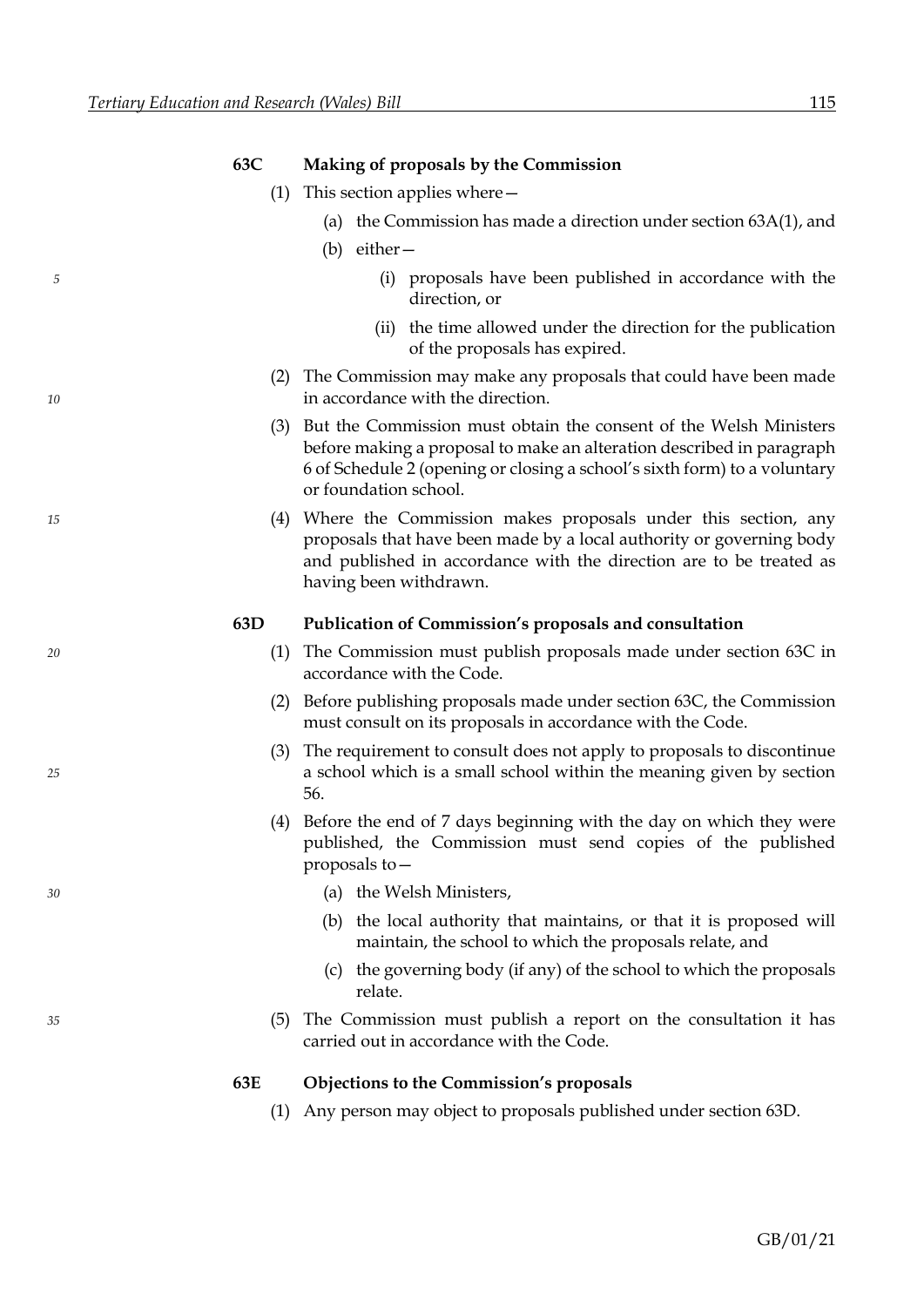### 63C Making of proposals by the Commission

(1) This section applies where—

(a) the Commission has made a direction under section 63A(1), and

(b) either—

(i) proposals have been published in accordance with the direction, or

(ii) the time allowed under the direction for the publication of the proposals has expired.

(2) The Commission may make any proposals that could have been made in accordance with the direction.

(3) But the Commission must obtain the consent of the Welsh Ministers before making a proposal to make an alteration described in paragraph 6 of Schedule 2 (opening or closing a school's sixth form) to a voluntary or foundation school.

(4) Where the Commission makes proposals under this section, any proposals that have been made by a local authority or governing body and published in accordance with the direction are to be treated as having been withdrawn.

### 63D Publication of Commission's proposals and consultation

(1) The Commission must publish proposals made under section 63C in accordance with the Code.

(2) Before publishing proposals made under section 63C, the Commission must consult on its proposals in accordance with the Code.

(3) The requirement to consult does not apply to proposals to discontinue a school which is a small school within the meaning given by section 56.

(4) Before the end of 7 days beginning with the day on which they were published, the Commission must send copies of the published proposals to—

(a) the Welsh Ministers,

(b) the local authority that maintains, or that it is proposed will maintain, the school to which the proposals relate, and

(c) the governing body (if any) of the school to which the proposals relate.

(5) The Commission must publish a report on the consultation it has carried out in accordance with the Code.

### 63E Objections to the Commission's proposals

(1) Any person may object to proposals published under section 63D.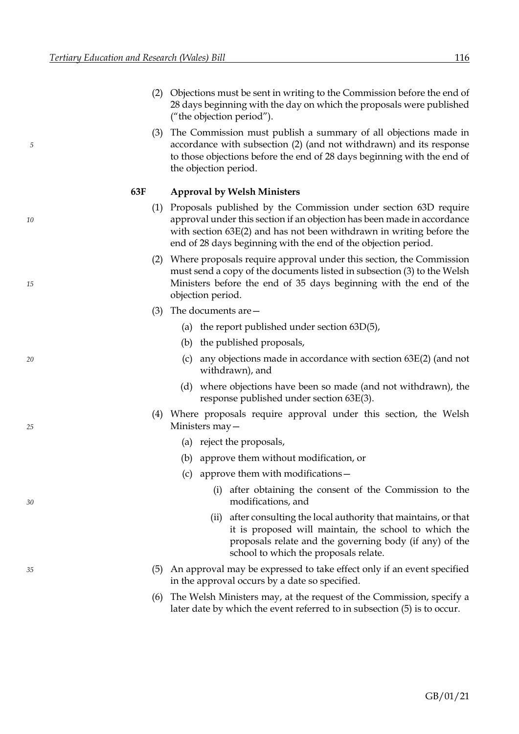(2) Objections must be sent in writing to the Commission before the end of 28 days beginning with the day on which the proposals were published ("the objection period").

(3) The Commission must publish a summary of all objections made in accordance with subsection (2) (and not withdrawn) and its response to those objections before the end of 28 days beginning with the end of the objection period.

**63F Approval by Welsh Ministers**

(1) Proposals published by the Commission under section 63D require approval under this section if an objection has been made in accordance with section 63E(2) and has not been withdrawn in writing before the end of 28 days beginning with the end of the objection period.

(2) Where proposals require approval under this section, the Commission must send a copy of the documents listed in subsection (3) to the Welsh Ministers before the end of 35 days beginning with the end of the objection period.

(3) The documents are—

- (a) the report published under section 63D(5),
- (b) the published proposals,
- (c) any objections made in accordance with section 63E(2) (and not withdrawn), and
- (d) where objections have been so made (and not withdrawn), the response published under section 63E(3).

(4) Where proposals require approval under this section, the Welsh Ministers may—

- (a) reject the proposals,
- (b) approve them without modification, or
- (c) approve them with modifications—
  - (i) after obtaining the consent of the Commission to the modifications, and
  - (ii) after consulting the local authority that maintains, or that it is proposed will maintain, the school to which the proposals relate and the governing body (if any) of the school to which the proposals relate.

(5) An approval may be expressed to take effect only if an event specified in the approval occurs by a date so specified.

(6) The Welsh Ministers may, at the request of the Commission, specify a later date by which the event referred to in subsection (5) is to occur.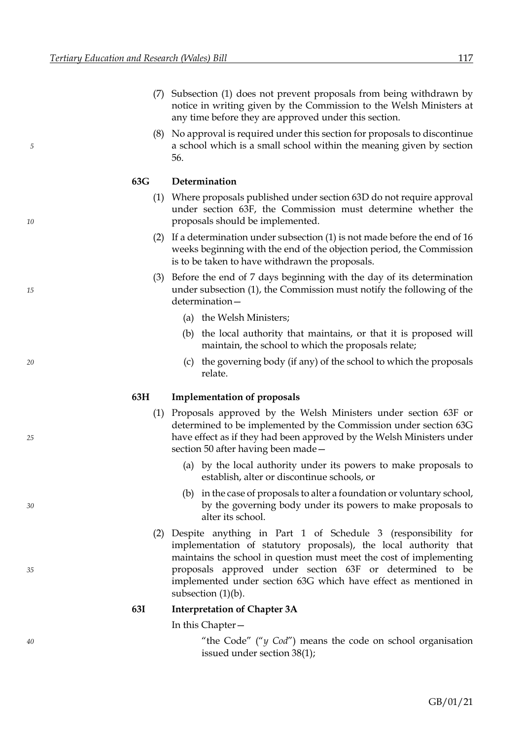(7) Subsection (1) does not prevent proposals from being withdrawn by notice in writing given by the Commission to the Welsh Ministers at any time before they are approved under this section.

(8) No approval is required under this section for proposals to discontinue a school which is a small school within the meaning given by section 56.

### 63G Determination

(1) Where proposals published under section 63D do not require approval under section 63F, the Commission must determine whether the proposals should be implemented.

(2) If a determination under subsection (1) is not made before the end of 16 weeks beginning with the end of the objection period, the Commission is to be taken to have withdrawn the proposals.

(3) Before the end of 7 days beginning with the day of its determination under subsection (1), the Commission must notify the following of the determination—

- (a) the Welsh Ministers;
- (b) the local authority that maintains, or that it is proposed will maintain, the school to which the proposals relate;
- (c) the governing body (if any) of the school to which the proposals relate.

### 63H Implementation of proposals

(1) Proposals approved by the Welsh Ministers under section 63F or determined to be implemented by the Commission under section 63G have effect as if they had been approved by the Welsh Ministers under section 50 after having been made—

- (a) by the local authority under its powers to make proposals to establish, alter or discontinue schools, or
- (b) in the case of proposals to alter a foundation or voluntary school, by the governing body under its powers to make proposals to alter its school.

(2) Despite anything in Part 1 of Schedule 3 (responsibility for implementation of statutory proposals), the local authority that maintains the school in question must meet the cost of implementing proposals approved under section 63F or determined to be implemented under section 63G which have effect as mentioned in subsection (1)(b).

### 63I Interpretation of Chapter 3A

In this Chapter—

"the Code" ("*y Cod*") means the code on school organisation issued under section 38(1);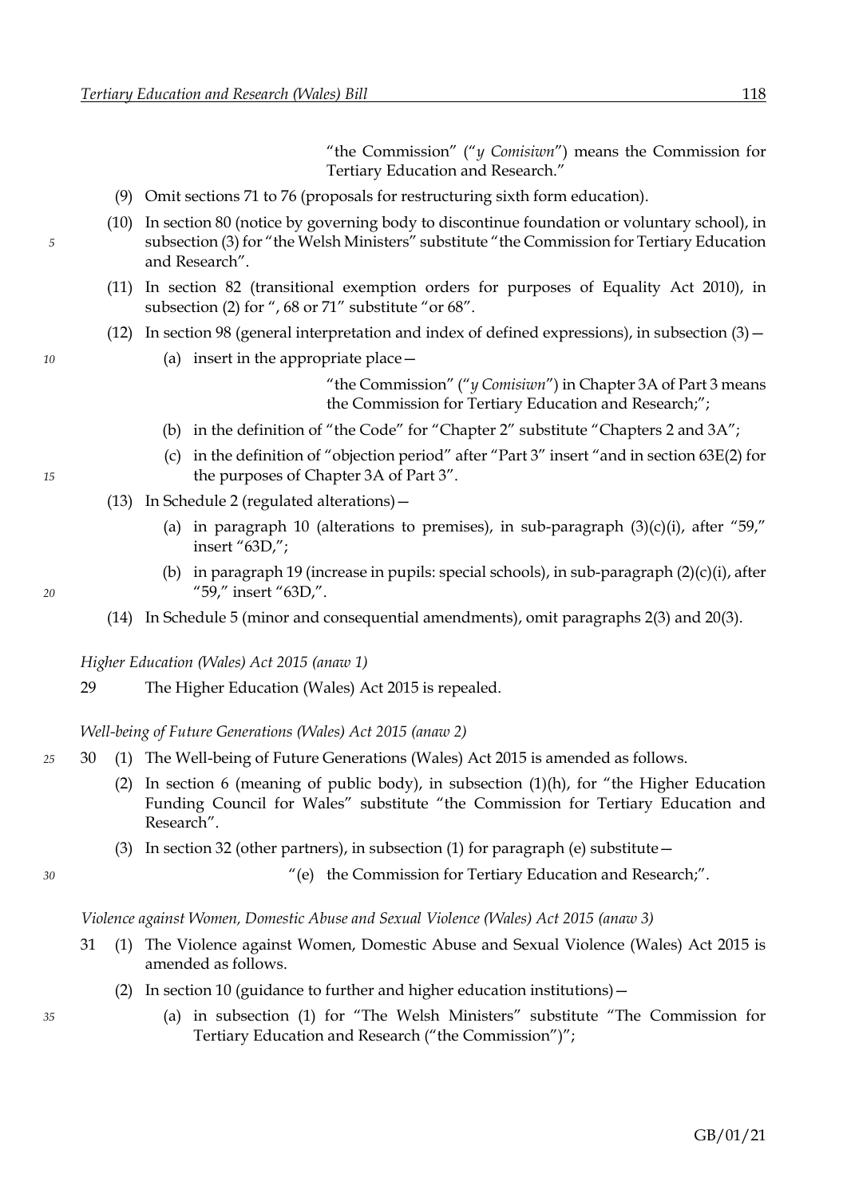"the Commission" ("*y Comisiwn*") means the Commission for Tertiary Education and Research."

(9) Omit sections 71 to 76 (proposals for restructuring sixth form education).

(10) In section 80 (notice by governing body to discontinue foundation or voluntary school), in subsection (3) for "the Welsh Ministers" substitute "the Commission for Tertiary Education and Research".

(11) In section 82 (transitional exemption orders for purposes of Equality Act 2010), in subsection (2) for ", 68 or 71" substitute "or 68".

(12) In section 98 (general interpretation and index of defined expressions), in subsection (3)—

(a) insert in the appropriate place—

"the Commission" ("*y Comisiwn*") in Chapter 3A of Part 3 means the Commission for Tertiary Education and Research;";

(b) in the definition of "the Code" for "Chapter 2" substitute "Chapters 2 and 3A";

(c) in the definition of "objection period" after "Part 3" insert "and in section 63E(2) for the purposes of Chapter 3A of Part 3".

(13) In Schedule 2 (regulated alterations)—

(a) in paragraph 10 (alterations to premises), in sub-paragraph (3)(c)(i), after "59," insert "63D,";

(b) in paragraph 19 (increase in pupils: special schools), in sub-paragraph (2)(c)(i), after "59," insert "63D,".

(14) In Schedule 5 (minor and consequential amendments), omit paragraphs 2(3) and 20(3).

*Higher Education (Wales) Act 2015 (anaw 1)*

29 The Higher Education (Wales) Act 2015 is repealed.

*Well-being of Future Generations (Wales) Act 2015 (anaw 2)*

30 (1) The Well-being of Future Generations (Wales) Act 2015 is amended as follows.

(2) In section 6 (meaning of public body), in subsection (1)(h), for "the Higher Education Funding Council for Wales" substitute "the Commission for Tertiary Education and Research".

(3) In section 32 (other partners), in subsection (1) for paragraph (e) substitute—

"(e) the Commission for Tertiary Education and Research;".

*Violence against Women, Domestic Abuse and Sexual Violence (Wales) Act 2015 (anaw 3)*

31 (1) The Violence against Women, Domestic Abuse and Sexual Violence (Wales) Act 2015 is amended as follows.

(2) In section 10 (guidance to further and higher education institutions)—

(a) in subsection (1) for "The Welsh Ministers" substitute "The Commission for Tertiary Education and Research ("the Commission")";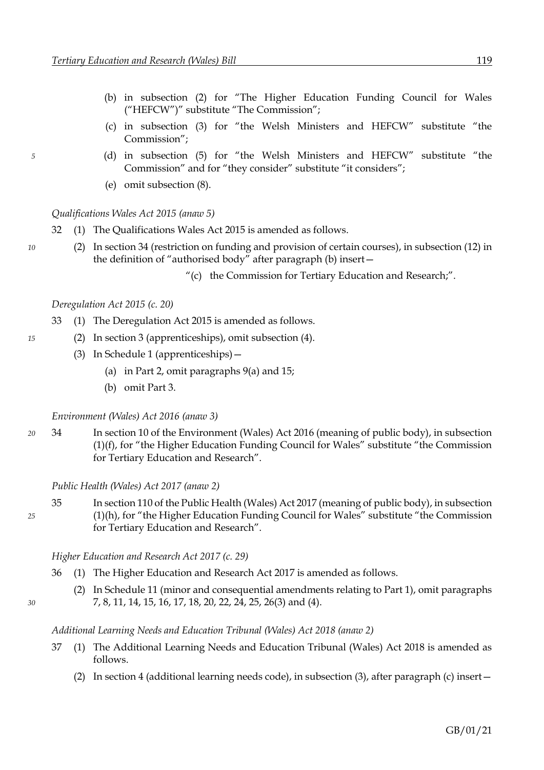(b) in subsection (2) for "The Higher Education Funding Council for Wales ("HEFCW")" substitute "The Commission";

(c) in subsection (3) for "the Welsh Ministers and HEFCW" substitute "the Commission";

(d) in subsection (5) for "the Welsh Ministers and HEFCW" substitute "the Commission" and for "they consider" substitute "it considers";

(e) omit subsection (8).

*Qualifications Wales Act 2015 (anaw 5)*

32 (1) The Qualifications Wales Act 2015 is amended as follows.

(2) In section 34 (restriction on funding and provision of certain courses), in subsection (12) in the definition of "authorised body" after paragraph (b) insert—

"(c) the Commission for Tertiary Education and Research;".

*Deregulation Act 2015 (c. 20)*

33 (1) The Deregulation Act 2015 is amended as follows.

(2) In section 3 (apprenticeships), omit subsection (4).

(3) In Schedule 1 (apprenticeships)—

(a) in Part 2, omit paragraphs 9(a) and 15;

(b) omit Part 3.

*Environment (Wales) Act 2016 (anaw 3)*

34 In section 10 of the Environment (Wales) Act 2016 (meaning of public body), in subsection (1)(f), for "the Higher Education Funding Council for Wales" substitute "the Commission for Tertiary Education and Research".

*Public Health (Wales) Act 2017 (anaw 2)*

35 In section 110 of the Public Health (Wales) Act 2017 (meaning of public body), in subsection (1)(h), for "the Higher Education Funding Council for Wales" substitute "the Commission for Tertiary Education and Research".

*Higher Education and Research Act 2017 (c. 29)*

36 (1) The Higher Education and Research Act 2017 is amended as follows.

(2) In Schedule 11 (minor and consequential amendments relating to Part 1), omit paragraphs 7, 8, 11, 14, 15, 16, 17, 18, 20, 22, 24, 25, 26(3) and (4).

*Additional Learning Needs and Education Tribunal (Wales) Act 2018 (anaw 2)*

37 (1) The Additional Learning Needs and Education Tribunal (Wales) Act 2018 is amended as follows.

(2) In section 4 (additional learning needs code), in subsection (3), after paragraph (c) insert—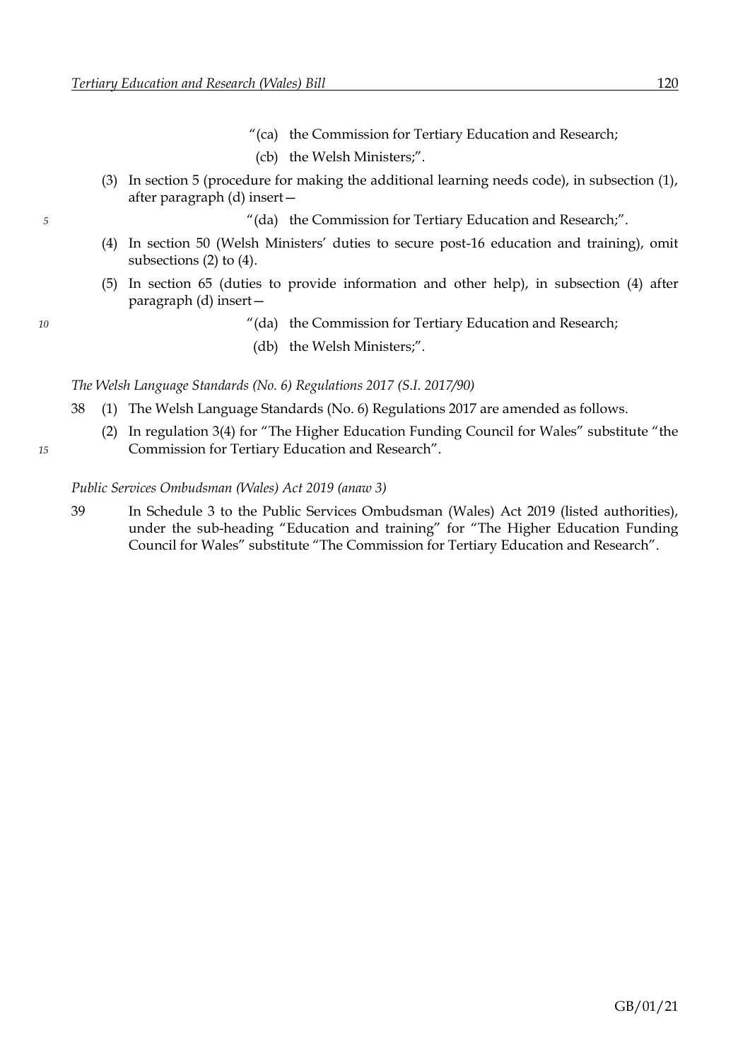"(ca) the Commission for Tertiary Education and Research;

(cb) the Welsh Ministers;".

(3) In section 5 (procedure for making the additional learning needs code), in subsection (1), after paragraph (d) insert—

"(da) the Commission for Tertiary Education and Research;".

(4) In section 50 (Welsh Ministers' duties to secure post-16 education and training), omit subsections (2) to (4).

(5) In section 65 (duties to provide information and other help), in subsection (4) after paragraph (d) insert—

"(da) the Commission for Tertiary Education and Research;

(db) the Welsh Ministers;".

*The Welsh Language Standards (No. 6) Regulations 2017 (S.I. 2017/90)*

38 (1) The Welsh Language Standards (No. 6) Regulations 2017 are amended as follows.

(2) In regulation 3(4) for "The Higher Education Funding Council for Wales" substitute "the Commission for Tertiary Education and Research".

*Public Services Ombudsman (Wales) Act 2019 (anaw 3)*

39 In Schedule 3 to the Public Services Ombudsman (Wales) Act 2019 (listed authorities), under the sub-heading "Education and training" for "The Higher Education Funding Council for Wales" substitute "The Commission for Tertiary Education and Research".

GB/01/21